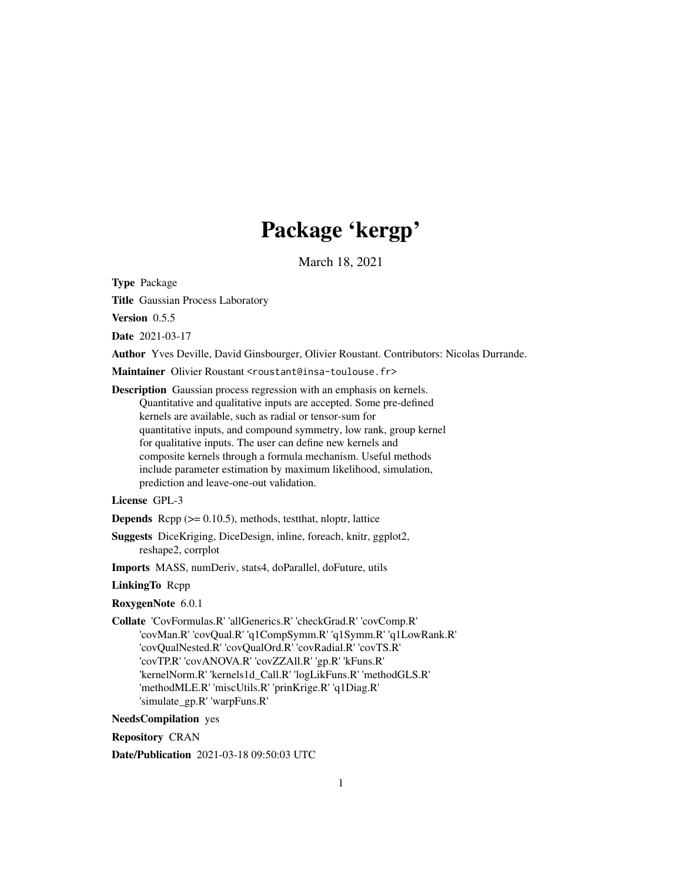# Package 'kergp'

March 18, 2021

**Type** Package

**Title** Gaussian Process Laboratory

**Version** 0.5.5

**Date** 2021-03-17

**Author** Yves Deville, David Ginsbourger, Olivier Roustant. Contributors: Nicolas Durrande.

**Maintainer** Olivier Roustant <roustant@insa-toulouse.fr>

**Description** Gaussian process regression with an emphasis on kernels. Quantitative and qualitative inputs are accepted. Some pre-defined kernels are available, such as radial or tensor-sum for quantitative inputs, and compound symmetry, low rank, group kernel for qualitative inputs. The user can define new kernels and composite kernels through a formula mechanism. Useful methods include parameter estimation by maximum likelihood, simulation, prediction and leave-one-out validation.

**License** GPL-3

**Depends** Rcpp (>= 0.10.5), methods, testthat, nloptr, lattice

**Suggests** DiceKriging, DiceDesign, inline, foreach, knitr, ggplot2, reshape2, corrplot

**Imports** MASS, numDeriv, stats4, doParallel, doFuture, utils

**LinkingTo** Rcpp

**RoxygenNote** 6.0.1

**Collate** 'CovFormulas.R' 'allGenerics.R' 'checkGrad.R' 'covComp.R' 'covMan.R' 'covQual.R' 'q1CompSymm.R' 'q1Symm.R' 'q1LowRank.R' 'covQualNested.R' 'covQualOrd.R' 'covRadial.R' 'covTS.R' 'covTP.R' 'covANOVA.R' 'covZZAll.R' 'gp.R' 'kFuns.R' 'kernelNorm.R' 'kernels1d_Call.R' 'logLikFuns.R' 'methodGLS.R' 'methodMLE.R' 'miscUtils.R' 'prinKrige.R' 'q1Diag.R' 'simulate_gp.R' 'warpFuns.R'

**NeedsCompilation** yes

**Repository** CRAN

**Date/Publication** 2021-03-18 09:50:03 UTC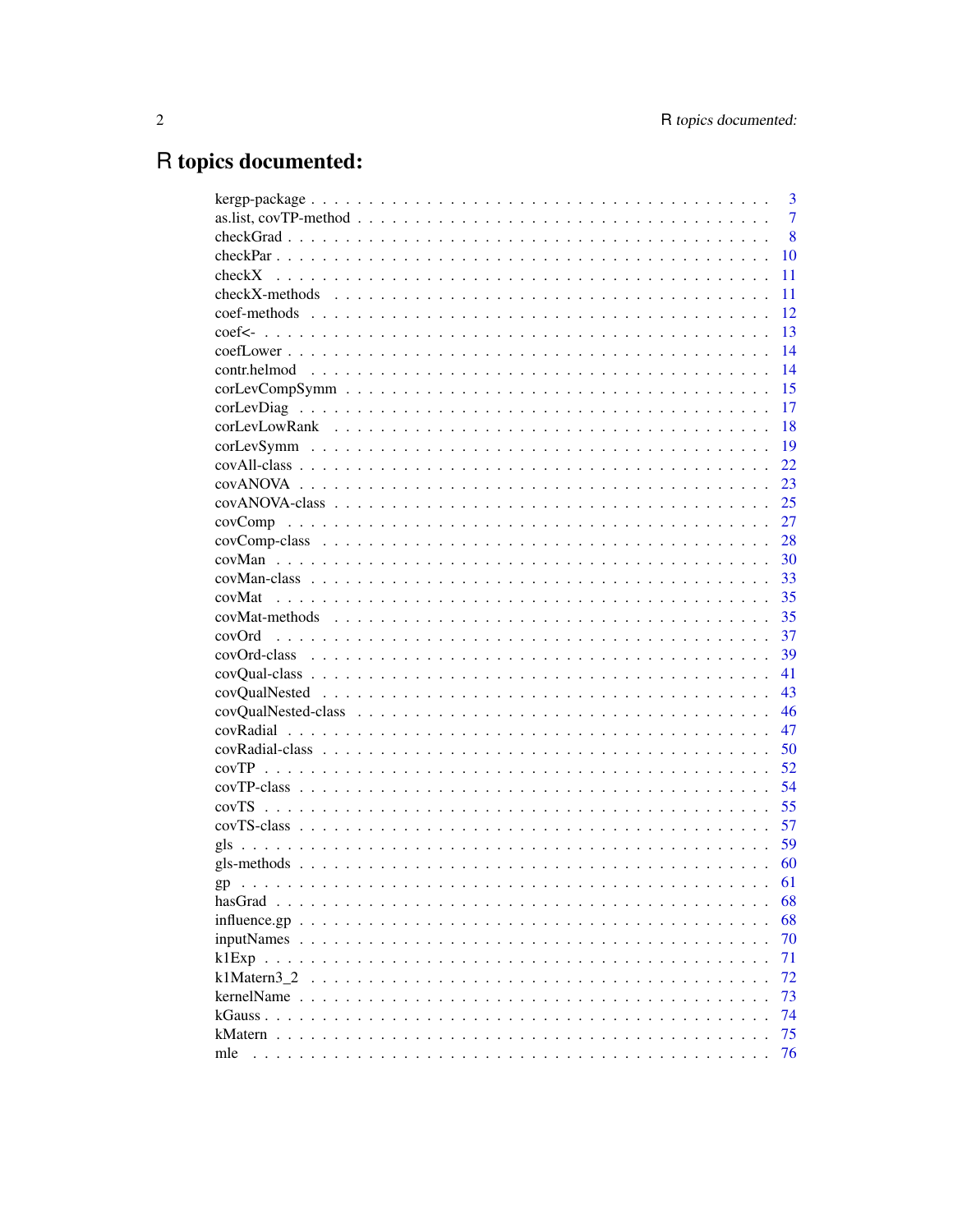# R topics documented:

| | |
|---|---|
| kergp-package | 3 |
| as.list, covTP-method | 7 |
| checkGrad | 8 |
| checkPar | 10 |
| checkX | 11 |
| checkX-methods | 11 |
| coef-methods | 12 |
| coef<- | 13 |
| coefLower | 14 |
| contr.helmod | 14 |
| corLevCompSymm | 15 |
| corLevDiag | 17 |
| corLevLowRank | 18 |
| corLevSymm | 19 |
| covAll-class | 22 |
| covANOVA | 23 |
| covANOVA-class | 25 |
| covComp | 27 |
| covComp-class | 28 |
| covMan | 30 |
| covMan-class | 33 |
| covMat | 35 |
| covMat-methods | 35 |
| covOrd | 37 |
| covOrd-class | 39 |
| covQual-class | 41 |
| covQualNested | 43 |
| covQualNested-class | 46 |
| covRadial | 47 |
| covRadial-class | 50 |
| covTP | 52 |
| covTP-class | 54 |
| covTS | 55 |
| covTS-class | 57 |
| gls | 59 |
| gls-methods | 60 |
| gp | 61 |
| hasGrad | 68 |
| influence.gp | 68 |
| inputNames | 70 |
| k1Exp | 71 |
| k1Matern3_2 | 72 |
| kernelName | 73 |
| kGauss | 74 |
| kMatern | 75 |
| mle | 76 |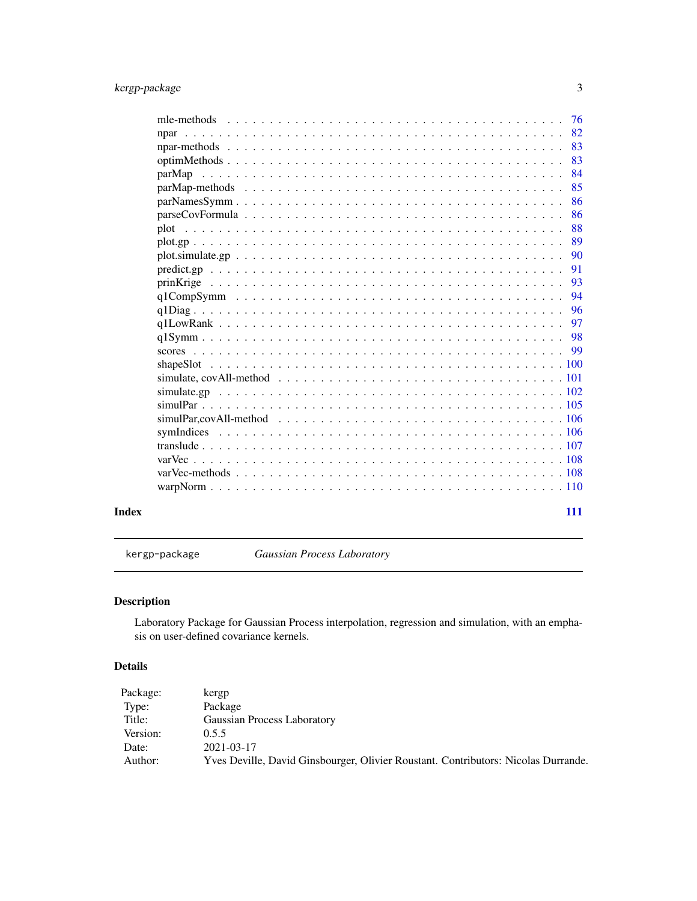| | |
|---|---|
| mle-methods | 76 |
| npar | 82 |
| npar-methods | 83 |
| optimMethods | 83 |
| parMap | 84 |
| parMap-methods | 85 |
| parNamesSymm | 86 |
| parseCovFormula | 86 |
| plot | 88 |
| plot.gp | 89 |
| plot.simulate.gp | 90 |
| predict.gp | 91 |
| prinKrige | 93 |
| q1CompSymm | 94 |
| q1Diag | 96 |
| q1LowRank | 97 |
| q1Symm | 98 |
| scores | 99 |
| shapeSlot | 100 |
| simulate, covAll-method | 101 |
| simulate.gp | 102 |
| simulPar | 105 |
| simulPar,covAll-method | 106 |
| symIndices | 106 |
| translude | 107 |
| varVec | 108 |
| varVec-methods | 108 |
| warpNorm | 110 |

**Index** **111**

---

`kergp-package` *Gaussian Process Laboratory*

---

## Description

Laboratory Package for Gaussian Process interpolation, regression and simulation, with an emphasis on user-defined covariance kernels.

## Details

| | |
|---|---|
| Package: | kergp |
| Type: | Package |
| Title: | Gaussian Process Laboratory |
| Version: | 0.5.5 |
| Date: | 2021-03-17 |
| Author: | Yves Deville, David Ginsbourger, Olivier Roustant. Contributors: Nicolas Durrande. |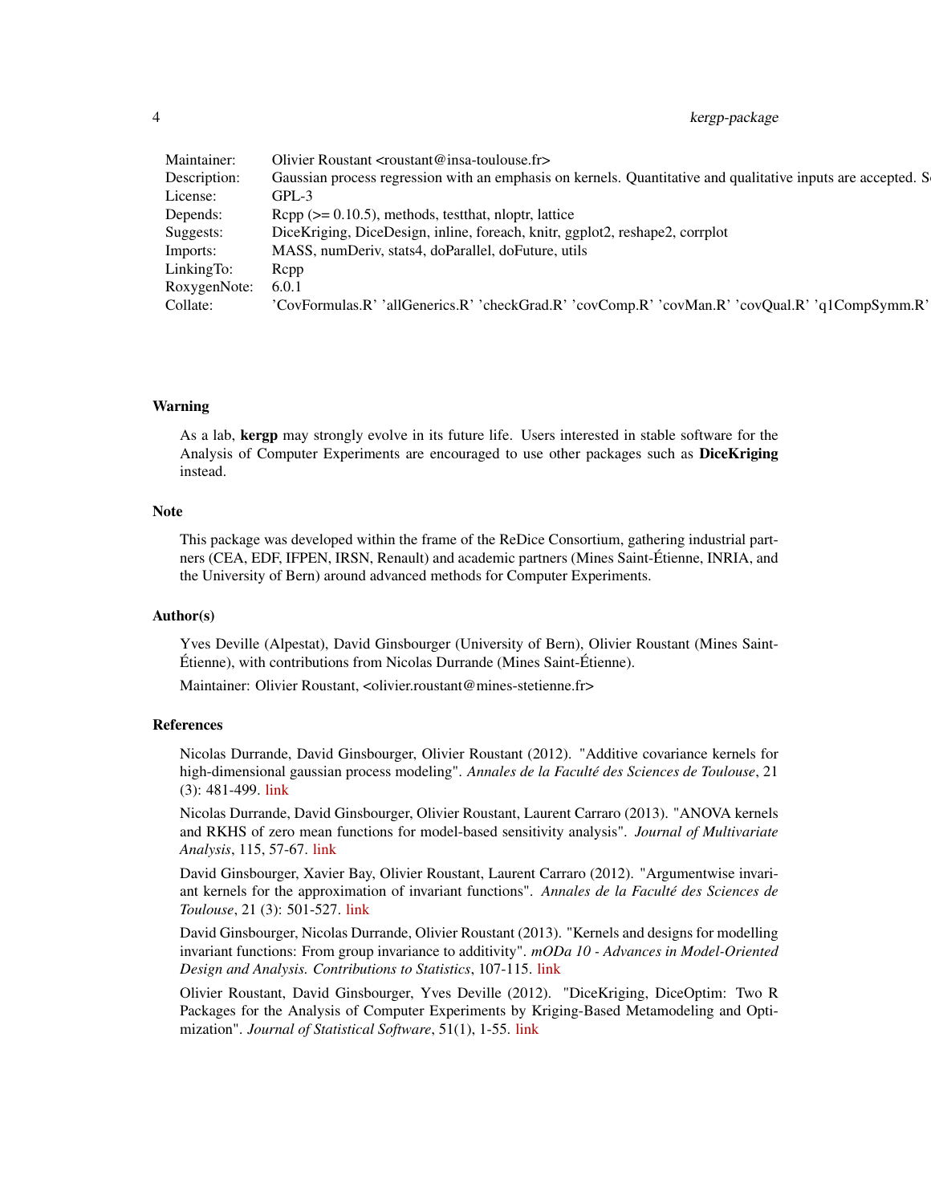| | |
|---|---|
| Maintainer: | Olivier Roustant <roustant@insa-toulouse.fr> |
| Description: | Gaussian process regression with an emphasis on kernels. Quantitative and qualitative inputs are accepted. S |
| License: | GPL-3 |
| Depends: | Rcpp (>= 0.10.5), methods, testthat, nloptr, lattice |
| Suggests: | DiceKriging, DiceDesign, inline, foreach, knitr, ggplot2, reshape2, corrplot |
| Imports: | MASS, numDeriv, stats4, doParallel, doFuture, utils |
| LinkingTo: | Rcpp |
| RoxygenNote: | 6.0.1 |
| Collate: | 'CovFormulas.R' 'allGenerics.R' 'checkGrad.R' 'covComp.R' 'covMan.R' 'covQual.R' 'q1CompSymm.R' |

## Warning

As a lab, **kergp** may strongly evolve in its future life. Users interested in stable software for the Analysis of Computer Experiments are encouraged to use other packages such as **DiceKriging** instead.

## Note

This package was developed within the frame of the ReDice Consortium, gathering industrial partners (CEA, EDF, IFPEN, IRSN, Renault) and academic partners (Mines Saint-Étienne, INRIA, and the University of Bern) around advanced methods for Computer Experiments.

## Author(s)

Yves Deville (Alpestat), David Ginsbourger (University of Bern), Olivier Roustant (Mines Saint-Étienne), with contributions from Nicolas Durrande (Mines Saint-Étienne).

Maintainer: Olivier Roustant, <olivier.roustant@mines-stetienne.fr>

## References

Nicolas Durrande, David Ginsbourger, Olivier Roustant (2012). "Additive covariance kernels for high-dimensional gaussian process modeling". *Annales de la Faculté des Sciences de Toulouse*, 21 (3): 481-499. link

Nicolas Durrande, David Ginsbourger, Olivier Roustant, Laurent Carraro (2013). "ANOVA kernels and RKHS of zero mean functions for model-based sensitivity analysis". *Journal of Multivariate Analysis*, 115, 57-67. link

David Ginsbourger, Xavier Bay, Olivier Roustant, Laurent Carraro (2012). "Argumentwise invariant kernels for the approximation of invariant functions". *Annales de la Faculté des Sciences de Toulouse*, 21 (3): 501-527. link

David Ginsbourger, Nicolas Durrande, Olivier Roustant (2013). "Kernels and designs for modelling invariant functions: From group invariance to additivity". *mODa 10 - Advances in Model-Oriented Design and Analysis. Contributions to Statistics*, 107-115. link

Olivier Roustant, David Ginsbourger, Yves Deville (2012). "DiceKriging, DiceOptim: Two R Packages for the Analysis of Computer Experiments by Kriging-Based Metamodeling and Optimization". *Journal of Statistical Software*, 51(1), 1-55. link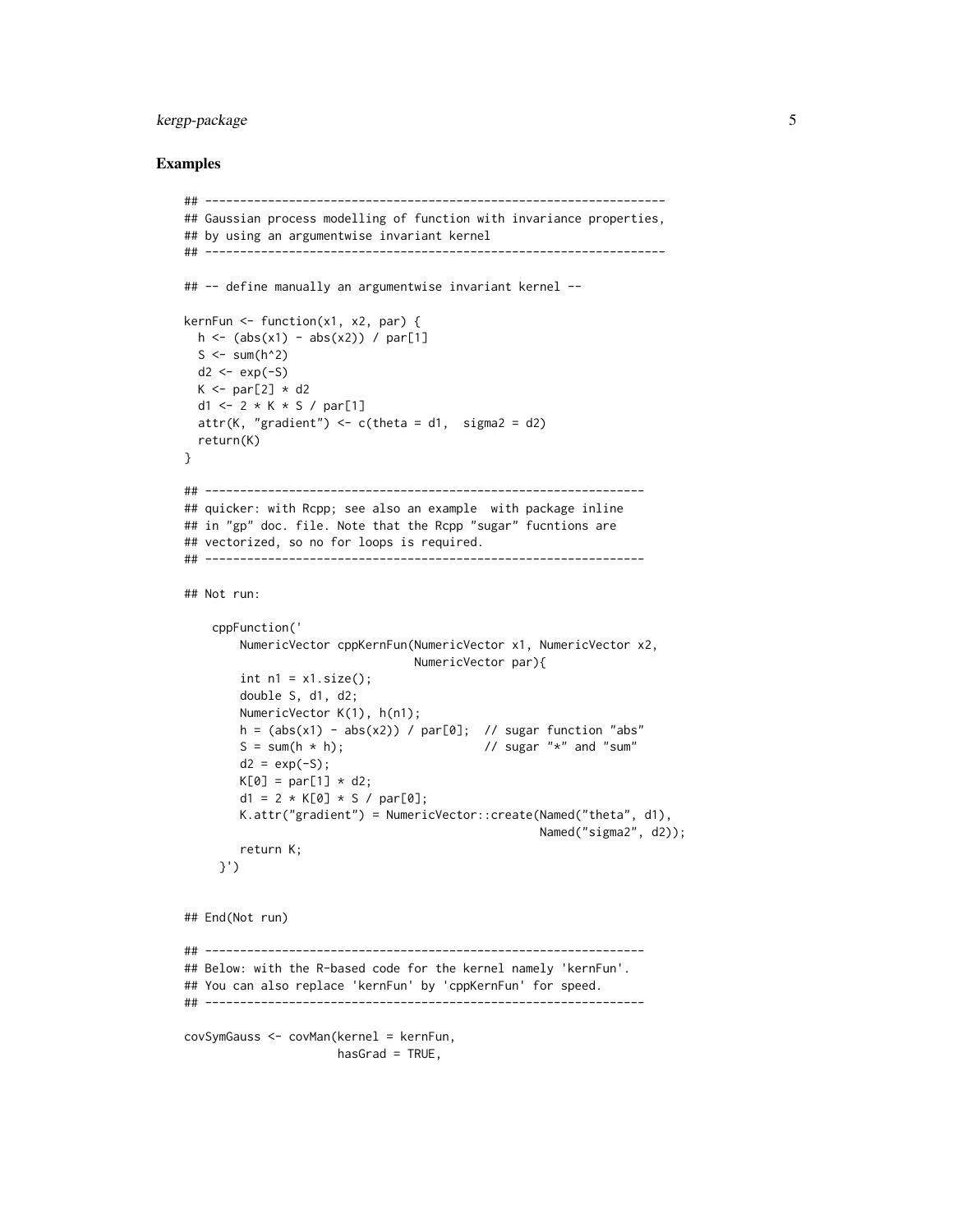### Examples

```
## ------------------------------------------------------------------
## Gaussian process modelling of function with invariance properties,
## by using an argumentwise invariant kernel
## ------------------------------------------------------------------

## -- define manually an argumentwise invariant kernel --

kernFun <- function(x1, x2, par) {
  h <- (abs(x1) - abs(x2)) / par[1]
  S <- sum(h^2)
  d2 <- exp(-S)
  K <- par[2] * d2
  d1 <- 2 * K * S / par[1]
  attr(K, "gradient") <- c(theta = d1,  sigma2 = d2)
  return(K)
}

## ---------------------------------------------------------------
## quicker: with Rcpp; see also an example  with package inline
## in "gp" doc. file. Note that the Rcpp "sugar" fucntions are
## vectorized, so no for loops is required.
## ---------------------------------------------------------------

## Not run:

    cppFunction('
        NumericVector cppKernFun(NumericVector x1, NumericVector x2,
                                 NumericVector par){
        int n1 = x1.size();
        double S, d1, d2;
        NumericVector K(1), h(n1);
        h = (abs(x1) - abs(x2)) / par[0];  // sugar function "abs"
        S = sum(h * h);                    // sugar "*" and "sum"
        d2 = exp(-S);
        K[0] = par[1] * d2;
        d1 = 2 * K[0] * S / par[0];
        K.attr("gradient") = NumericVector::create(Named("theta", d1),
                                                   Named("sigma2", d2));
        return K;
     }')


## End(Not run)

## ---------------------------------------------------------------
## Below: with the R-based code for the kernel namely 'kernFun'.
## You can also replace 'kernFun' by 'cppKernFun' for speed.
## ---------------------------------------------------------------

covSymGauss <- covMan(kernel = kernFun,
                      hasGrad = TRUE,
```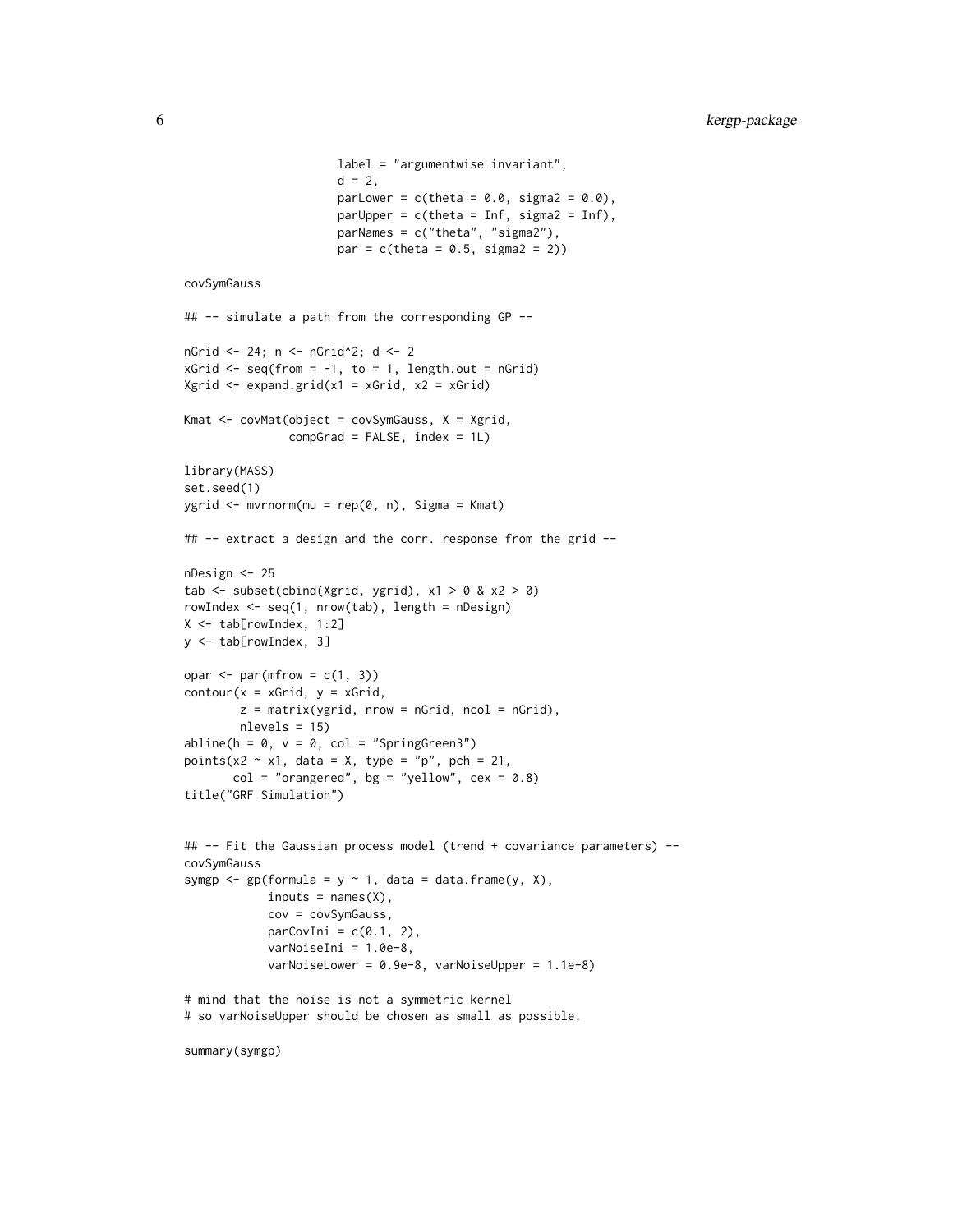```
                   label = "argumentwise invariant",
                   d = 2,
                   parLower = c(theta = 0.0, sigma2 = 0.0),
                   parUpper = c(theta = Inf, sigma2 = Inf),
                   parNames = c("theta", "sigma2"),
                   par = c(theta = 0.5, sigma2 = 2))

covSymGauss

## -- simulate a path from the corresponding GP --

nGrid <- 24; n <- nGrid^2; d <- 2
xGrid <- seq(from = -1, to = 1, length.out = nGrid)
Xgrid <- expand.grid(x1 = xGrid, x2 = xGrid)

Kmat <- covMat(object = covSymGauss, X = Xgrid,
               compGrad = FALSE, index = 1L)

library(MASS)
set.seed(1)
ygrid <- mvrnorm(mu = rep(0, n), Sigma = Kmat)

## -- extract a design and the corr. response from the grid --

nDesign <- 25
tab <- subset(cbind(Xgrid, ygrid), x1 > 0 & x2 > 0)
rowIndex <- seq(1, nrow(tab), length = nDesign)
X <- tab[rowIndex, 1:2]
y <- tab[rowIndex, 3]

opar <- par(mfrow = c(1, 3))
contour(x = xGrid, y = xGrid,
        z = matrix(ygrid, nrow = nGrid, ncol = nGrid),
        nlevels = 15)
abline(h = 0, v = 0, col = "SpringGreen3")
points(x2 ~ x1, data = X, type = "p", pch = 21,
       col = "orangered", bg = "yellow", cex = 0.8)
title("GRF Simulation")


## -- Fit the Gaussian process model (trend + covariance parameters) --
covSymGauss
symgp <- gp(formula = y ~ 1, data = data.frame(y, X),
            inputs = names(X),
            cov = covSymGauss,
            parCovIni = c(0.1, 2),
            varNoiseIni = 1.0e-8,
            varNoiseLower = 0.9e-8, varNoiseUpper = 1.1e-8)

# mind that the noise is not a symmetric kernel
# so varNoiseUpper should be chosen as small as possible.

summary(symgp)
```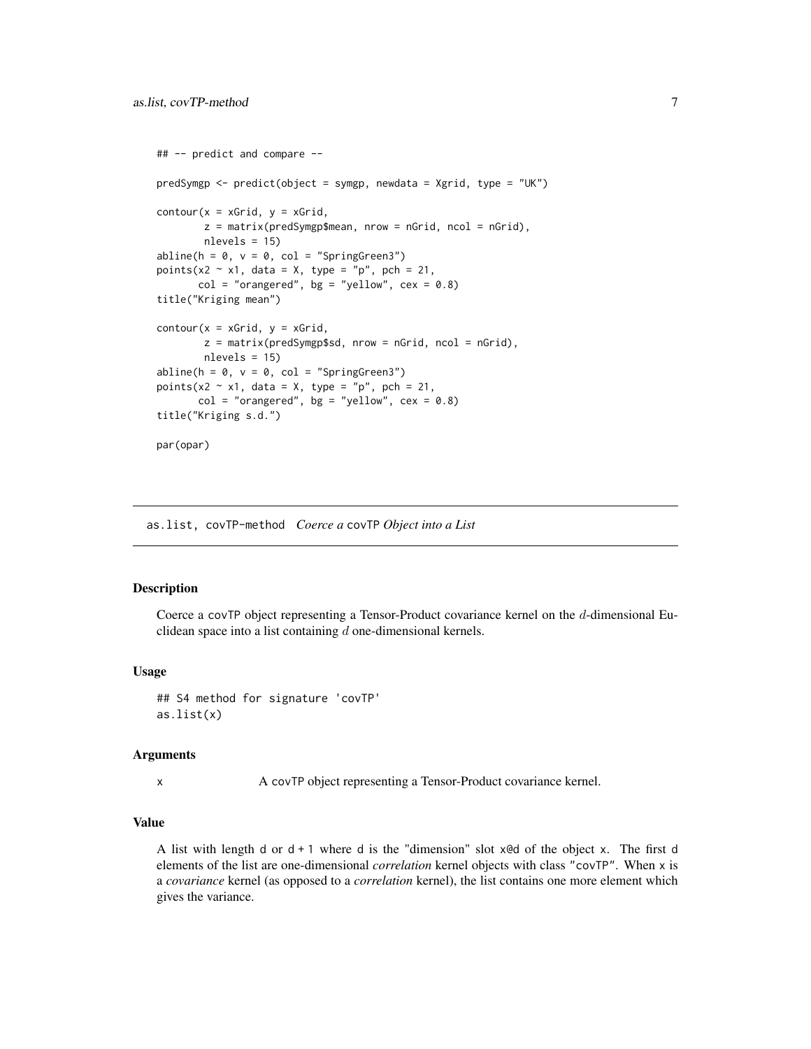```
## -- predict and compare --

predSymgp <- predict(object = symgp, newdata = Xgrid, type = "UK")

contour(x = xGrid, y = xGrid,
        z = matrix(predSymgp$mean, nrow = nGrid, ncol = nGrid),
        nlevels = 15)
abline(h = 0, v = 0, col = "SpringGreen3")
points(x2 ~ x1, data = X, type = "p", pch = 21,
       col = "orangered", bg = "yellow", cex = 0.8)
title("Kriging mean")

contour(x = xGrid, y = xGrid,
        z = matrix(predSymgp$sd, nrow = nGrid, ncol = nGrid),
        nlevels = 15)
abline(h = 0, v = 0, col = "SpringGreen3")
points(x2 ~ x1, data = X, type = "p", pch = 21,
       col = "orangered", bg = "yellow", cex = 0.8)
title("Kriging s.d.")

par(opar)
```

---

## as.list, covTP-method *Coerce a* covTP *Object into a List*

### Description

Coerce a covTP object representing a Tensor-Product covariance kernel on the $d$-dimensional Euclidean space into a list containing $d$ one-dimensional kernels.

### Usage

```
## S4 method for signature 'covTP'
as.list(x)
```

### Arguments

x A covTP object representing a Tensor-Product covariance kernel.

### Value

A list with length d or d + 1 where d is the "dimension" slot x@d of the object x. The first d elements of the list are one-dimensional *correlation* kernel objects with class "covTP". When x is a *covariance* kernel (as opposed to a *correlation* kernel), the list contains one more element which gives the variance.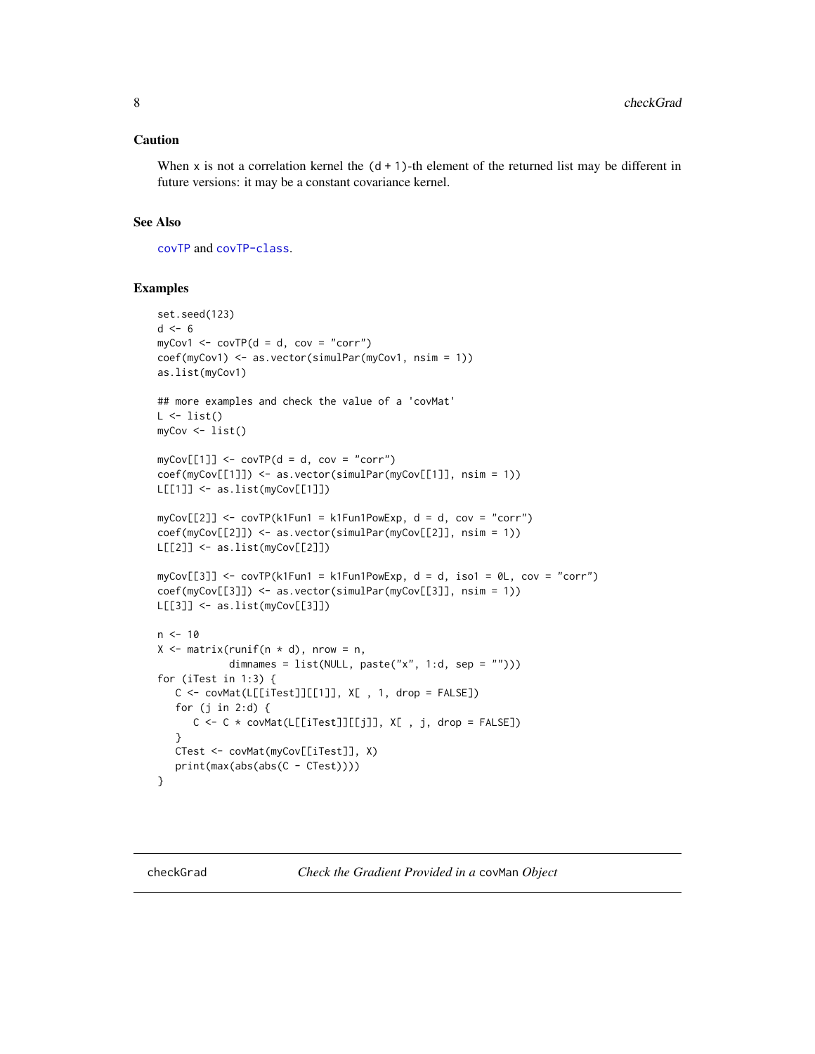## Caution

When `x` is not a correlation kernel the `(d + 1)`-th element of the returned list may be different in future versions: it may be a constant covariance kernel.

## See Also

`covTP` and `covTP-class`.

## Examples

```
set.seed(123)
d <- 6
myCov1 <- covTP(d = d, cov = "corr")
coef(myCov1) <- as.vector(simulPar(myCov1, nsim = 1))
as.list(myCov1)

## more examples and check the value of a 'covMat'
L <- list()
myCov <- list()

myCov[[1]] <- covTP(d = d, cov = "corr")
coef(myCov[[1]]) <- as.vector(simulPar(myCov[[1]], nsim = 1))
L[[1]] <- as.list(myCov[[1]])

myCov[[2]] <- covTP(k1Fun1 = k1Fun1PowExp, d = d, cov = "corr")
coef(myCov[[2]]) <- as.vector(simulPar(myCov[[2]], nsim = 1))
L[[2]] <- as.list(myCov[[2]])

myCov[[3]] <- covTP(k1Fun1 = k1Fun1PowExp, d = d, iso1 = 0L, cov = "corr")
coef(myCov[[3]]) <- as.vector(simulPar(myCov[[3]], nsim = 1))
L[[3]] <- as.list(myCov[[3]])

n <- 10
X <- matrix(runif(n * d), nrow = n,
            dimnames = list(NULL, paste("x", 1:d, sep = "")))
for (iTest in 1:3) {
   C <- covMat(L[[iTest]][[1]], X[ , 1, drop = FALSE])
   for (j in 2:d) {
      C <- C * covMat(L[[iTest]][[j]], X[ , j, drop = FALSE])
   }
   CTest <- covMat(myCov[[iTest]], X)
   print(max(abs(abs(C - CTest))))
}
```

---

# checkGrad — *Check the Gradient Provided in a* `covMan` *Object*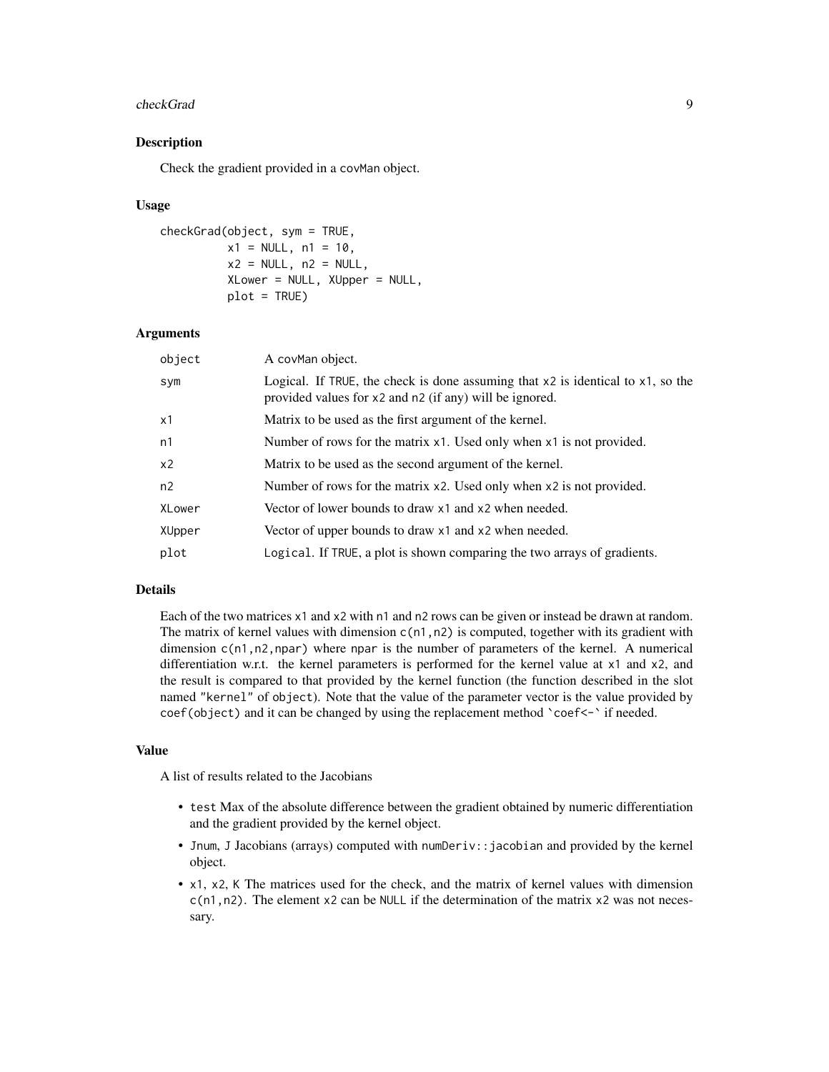## Description

Check the gradient provided in a covMan object.

## Usage

```
checkGrad(object, sym = TRUE,
          x1 = NULL, n1 = 10,
          x2 = NULL, n2 = NULL,
          XLower = NULL, XUpper = NULL,
          plot = TRUE)
```

## Arguments

| | |
|---|---|
| object | A covMan object. |
| sym | Logical. If TRUE, the check is done assuming that x2 is identical to x1, so the provided values for x2 and n2 (if any) will be ignored. |
| x1 | Matrix to be used as the first argument of the kernel. |
| n1 | Number of rows for the matrix x1. Used only when x1 is not provided. |
| x2 | Matrix to be used as the second argument of the kernel. |
| n2 | Number of rows for the matrix x2. Used only when x2 is not provided. |
| XLower | Vector of lower bounds to draw x1 and x2 when needed. |
| XUpper | Vector of upper bounds to draw x1 and x2 when needed. |
| plot | Logical. If TRUE, a plot is shown comparing the two arrays of gradients. |

## Details

Each of the two matrices x1 and x2 with n1 and n2 rows can be given or instead be drawn at random. The matrix of kernel values with dimension c(n1,n2) is computed, together with its gradient with dimension c(n1,n2,npar) where npar is the number of parameters of the kernel. A numerical differentiation w.r.t. the kernel parameters is performed for the kernel value at x1 and x2, and the result is compared to that provided by the kernel function (the function described in the slot named "kernel" of object). Note that the value of the parameter vector is the value provided by coef(object) and it can be changed by using the replacement method `coef<-` if needed.

## Value

A list of results related to the Jacobians

- test Max of the absolute difference between the gradient obtained by numeric differentiation and the gradient provided by the kernel object.
- Jnum, J Jacobians (arrays) computed with numDeriv::jacobian and provided by the kernel object.
- x1, x2, K The matrices used for the check, and the matrix of kernel values with dimension c(n1,n2). The element x2 can be NULL if the determination of the matrix x2 was not necessary.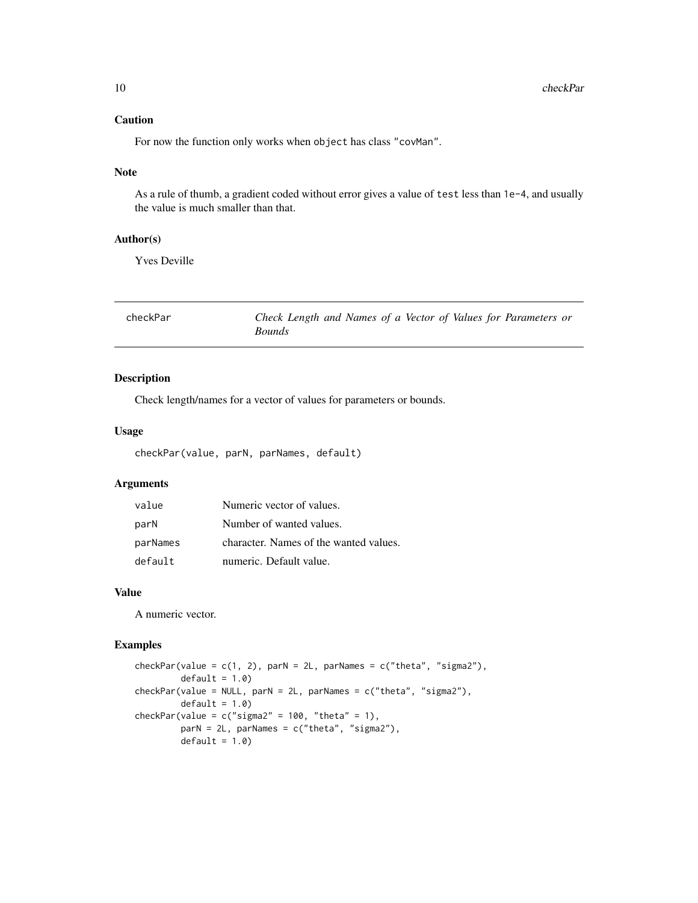### Caution

For now the function only works when `object` has class `"covMan"`.

### Note

As a rule of thumb, a gradient coded without error gives a value of `test` less than `1e-4`, and usually the value is much smaller than that.

### Author(s)

Yves Deville

---

## checkPar — *Check Length and Names of a Vector of Values for Parameters or Bounds*

---

### Description

Check length/names for a vector of values for parameters or bounds.

### Usage

```
checkPar(value, parN, parNames, default)
```

### Arguments

| | |
|---|---|
| `value` | Numeric vector of values. |
| `parN` | Number of wanted values. |
| `parNames` | character. Names of the wanted values. |
| `default` | numeric. Default value. |

### Value

A numeric vector.

### Examples

```
checkPar(value = c(1, 2), parN = 2L, parNames = c("theta", "sigma2"),
         default = 1.0)
checkPar(value = NULL, parN = 2L, parNames = c("theta", "sigma2"),
         default = 1.0)
checkPar(value = c("sigma2" = 100, "theta" = 1),
         parN = 2L, parNames = c("theta", "sigma2"),
         default = 1.0)
```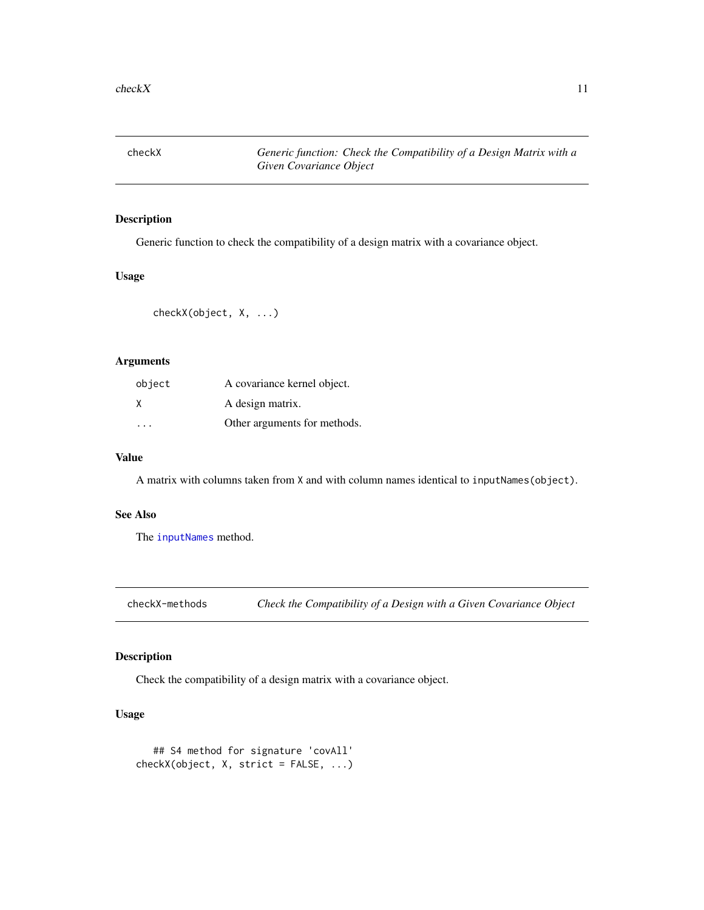## checkX — *Generic function: Check the Compatibility of a Design Matrix with a Given Covariance Object*

### Description

Generic function to check the compatibility of a design matrix with a covariance object.

### Usage

```
checkX(object, X, ...)
```

### Arguments

| | |
|---|---|
| `object` | A covariance kernel object. |
| `X` | A design matrix. |
| `...` | Other arguments for methods. |

### Value

A matrix with columns taken from `X` and with column names identical to `inputNames(object)`.

### See Also

The `inputNames` method.

## checkX-methods — *Check the Compatibility of a Design with a Given Covariance Object*

### Description

Check the compatibility of a design matrix with a covariance object.

### Usage

```
   ## S4 method for signature 'covAll'
checkX(object, X, strict = FALSE, ...)
```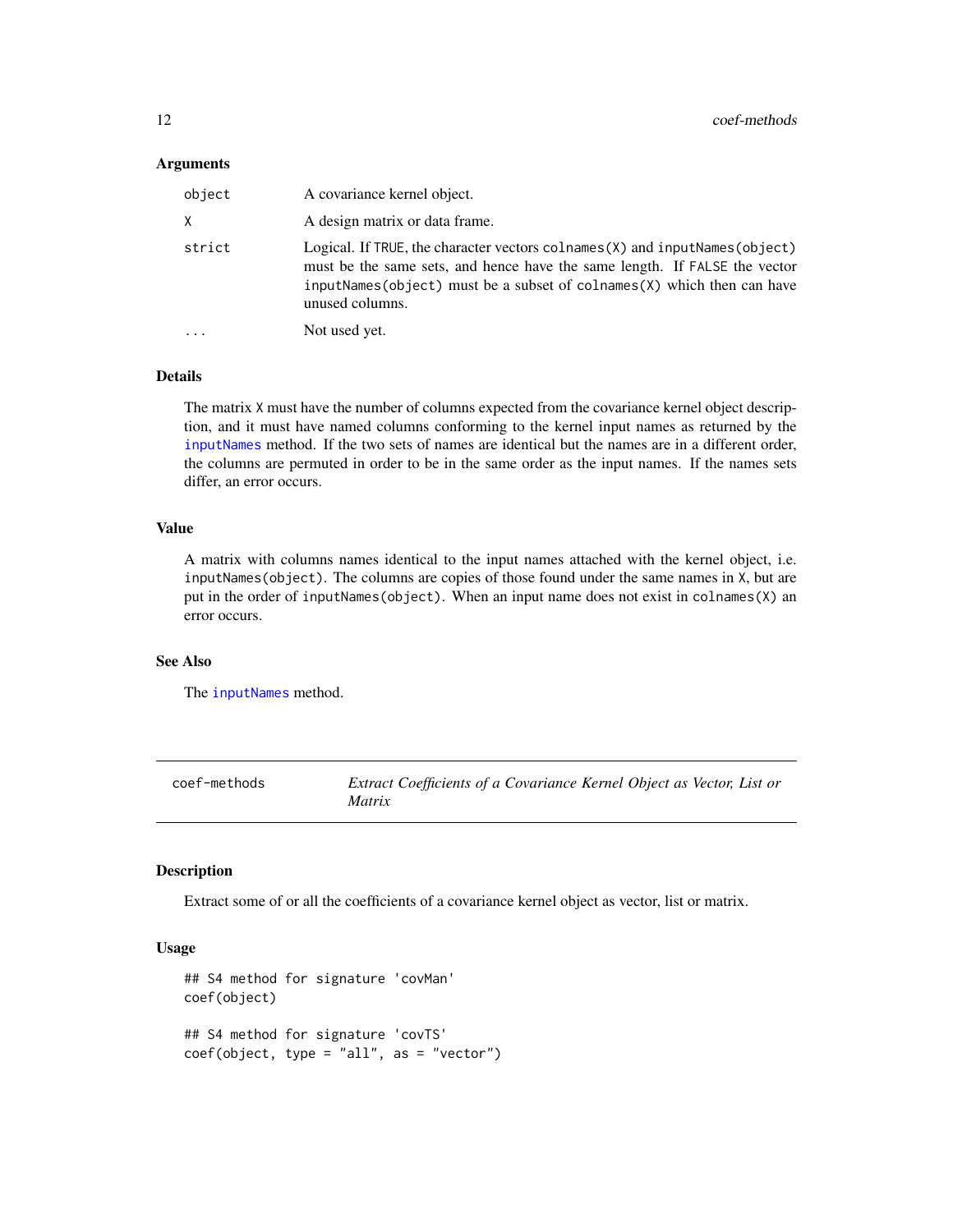### Arguments

| | |
|---|---|
| `object` | A covariance kernel object. |
| `X` | A design matrix or data frame. |
| `strict` | Logical. If `TRUE`, the character vectors `colnames(X)` and `inputNames(object)` must be the same sets, and hence have the same length. If `FALSE` the vector `inputNames(object)` must be a subset of `colnames(X)` which then can have unused columns. |
| `...` | Not used yet. |

### Details

The matrix `X` must have the number of columns expected from the covariance kernel object description, and it must have named columns conforming to the kernel input names as returned by the `inputNames` method. If the two sets of names are identical but the names are in a different order, the columns are permuted in order to be in the same order as the input names. If the names sets differ, an error occurs.

### Value

A matrix with columns names identical to the input names attached with the kernel object, i.e. `inputNames(object)`. The columns are copies of those found under the same names in `X`, but are put in the order of `inputNames(object)`. When an input name does not exist in `colnames(X)` an error occurs.

### See Also

The `inputNames` method.

---

## coef-methods — *Extract Coefficients of a Covariance Kernel Object as Vector, List or Matrix*

---

### Description

Extract some of or all the coefficients of a covariance kernel object as vector, list or matrix.

### Usage

```
## S4 method for signature 'covMan'
coef(object)

## S4 method for signature 'covTS'
coef(object, type = "all", as = "vector")
```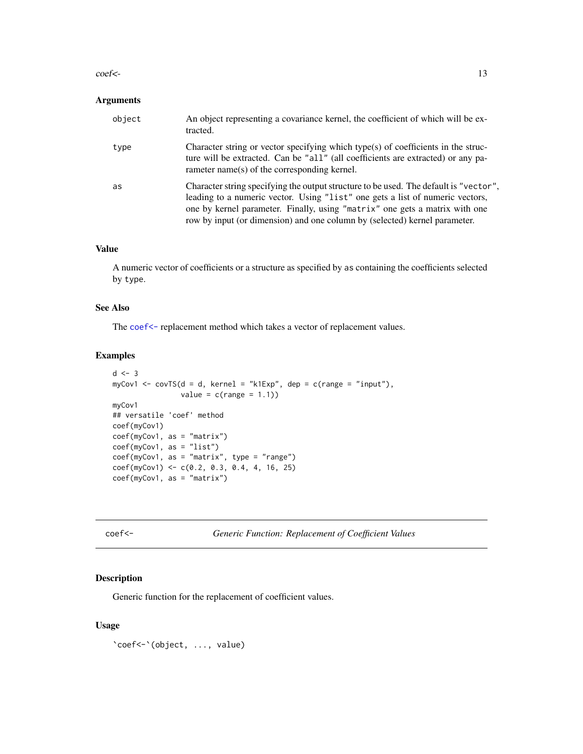### Arguments

| | |
|---|---|
| `object` | An object representing a covariance kernel, the coefficient of which will be extracted. |
| `type` | Character string or vector specifying which type(s) of coefficients in the structure will be extracted. Can be `"all"` (all coefficients are extracted) or any parameter name(s) of the corresponding kernel. |
| `as` | Character string specifying the output structure to be used. The default is `"vector"`, leading to a numeric vector. Using `"list"` one gets a list of numeric vectors, one by kernel parameter. Finally, using `"matrix"` one gets a matrix with one row by input (or dimension) and one column by (selected) kernel parameter. |

### Value

A numeric vector of coefficients or a structure as specified by `as` containing the coefficients selected by `type`.

### See Also

The `coef<-` replacement method which takes a vector of replacement values.

### Examples

```
d <- 3
myCov1 <- covTS(d = d, kernel = "k1Exp", dep = c(range = "input"),
                value = c(range = 1.1))
myCov1
## versatile 'coef' method
coef(myCov1)
coef(myCov1, as = "matrix")
coef(myCov1, as = "list")
coef(myCov1, as = "matrix", type = "range")
coef(myCov1) <- c(0.2, 0.3, 0.4, 4, 16, 25)
coef(myCov1, as = "matrix")
```

---

## coef<- *Generic Function: Replacement of Coefficient Values*

### Description

Generic function for the replacement of coefficient values.

### Usage

```
`coef<-`(object, ..., value)
```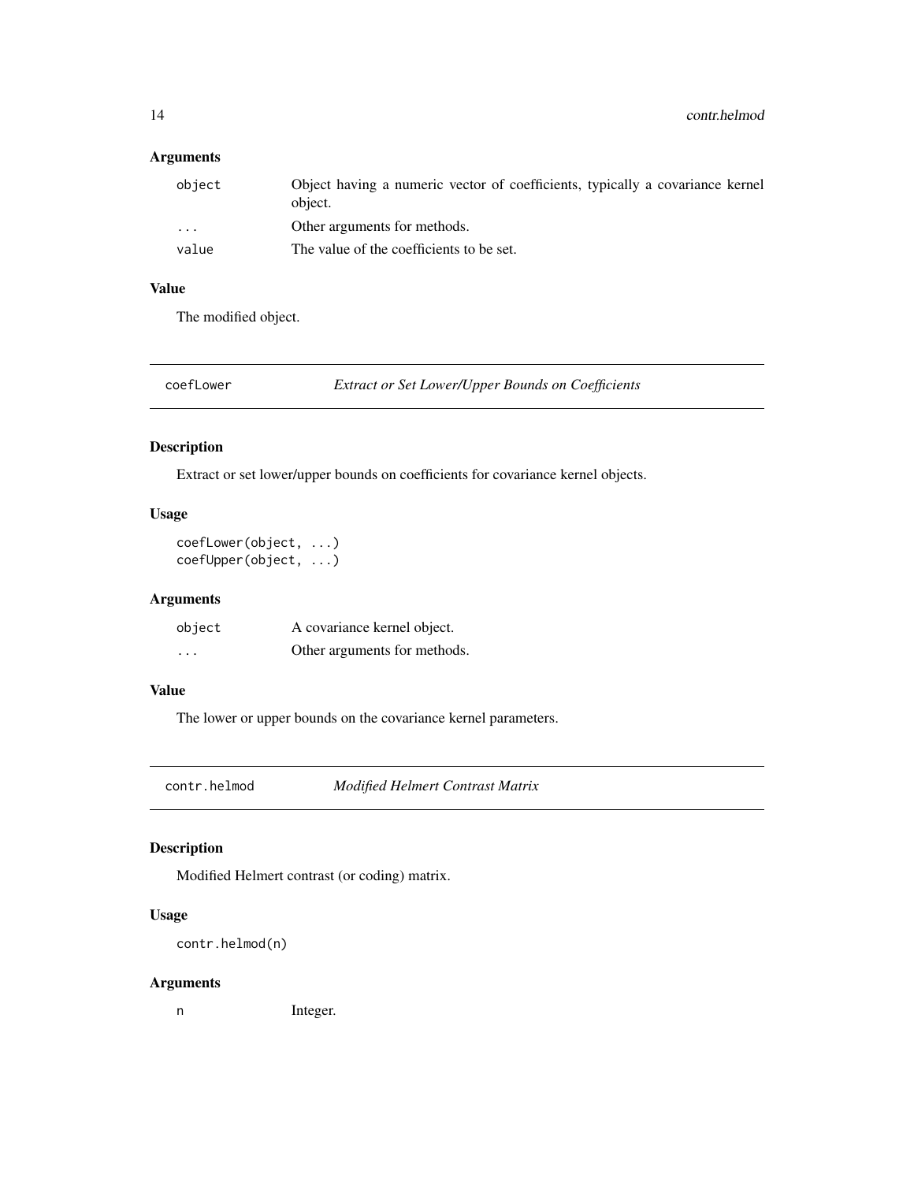### Arguments

| | |
|---|---|
| object | Object having a numeric vector of coefficients, typically a covariance kernel object. |
| ... | Other arguments for methods. |
| value | The value of the coefficients to be set. |

### Value

The modified object.

---

## coefLower — *Extract or Set Lower/Upper Bounds on Coefficients*

### Description

Extract or set lower/upper bounds on coefficients for covariance kernel objects.

### Usage

```
coefLower(object, ...)
coefUpper(object, ...)
```

### Arguments

| | |
|---|---|
| object | A covariance kernel object. |
| ... | Other arguments for methods. |

### Value

The lower or upper bounds on the covariance kernel parameters.

---

## contr.helmod — *Modified Helmert Contrast Matrix*

### Description

Modified Helmert contrast (or coding) matrix.

### Usage

```
contr.helmod(n)
```

### Arguments

| | |
|---|---|
| n | Integer. |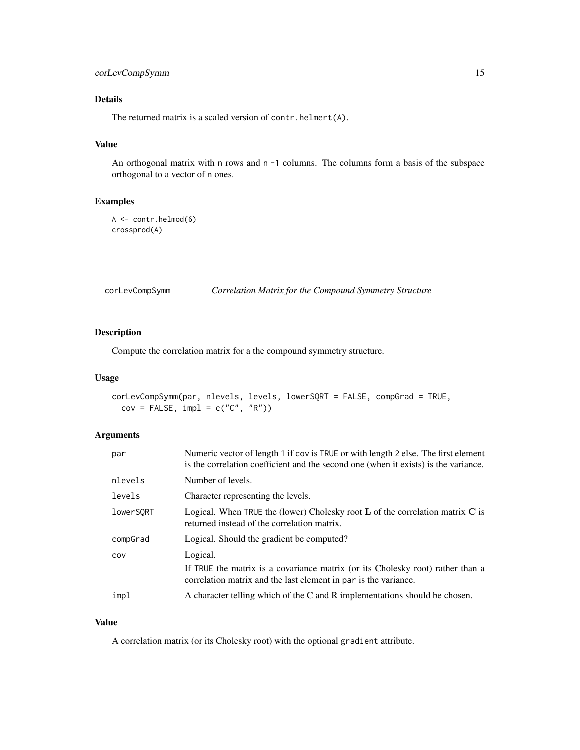### Details

The returned matrix is a scaled version of `contr.helmert(A)`.

### Value

An orthogonal matrix with `n` rows and `n -1` columns. The columns form a basis of the subspace orthogonal to a vector of `n` ones.

### Examples

```
A <- contr.helmod(6)
crossprod(A)
```

---

## corLevCompSymm — *Correlation Matrix for the Compound Symmetry Structure*

### Description

Compute the correlation matrix for a the compound symmetry structure.

### Usage

```
corLevCompSymm(par, nlevels, levels, lowerSQRT = FALSE, compGrad = TRUE,
  cov = FALSE, impl = c("C", "R"))
```

### Arguments

| | |
|---|---|
| `par` | Numeric vector of length 1 if `cov` is `TRUE` or with length 2 else. The first element is the correlation coefficient and the second one (when it exists) is the variance. |
| `nlevels` | Number of levels. |
| `levels` | Character representing the levels. |
| `lowerSQRT` | Logical. When `TRUE` the (lower) Cholesky root $\mathbf{L}$ of the correlation matrix $\mathbf{C}$ is returned instead of the correlation matrix. |
| `compGrad` | Logical. Should the gradient be computed? |
| `cov` | Logical. If `TRUE` the matrix is a covariance matrix (or its Cholesky root) rather than a correlation matrix and the last element in `par` is the variance. |
| `impl` | A character telling which of the C and R implementations should be chosen. |

### Value

A correlation matrix (or its Cholesky root) with the optional `gradient` attribute.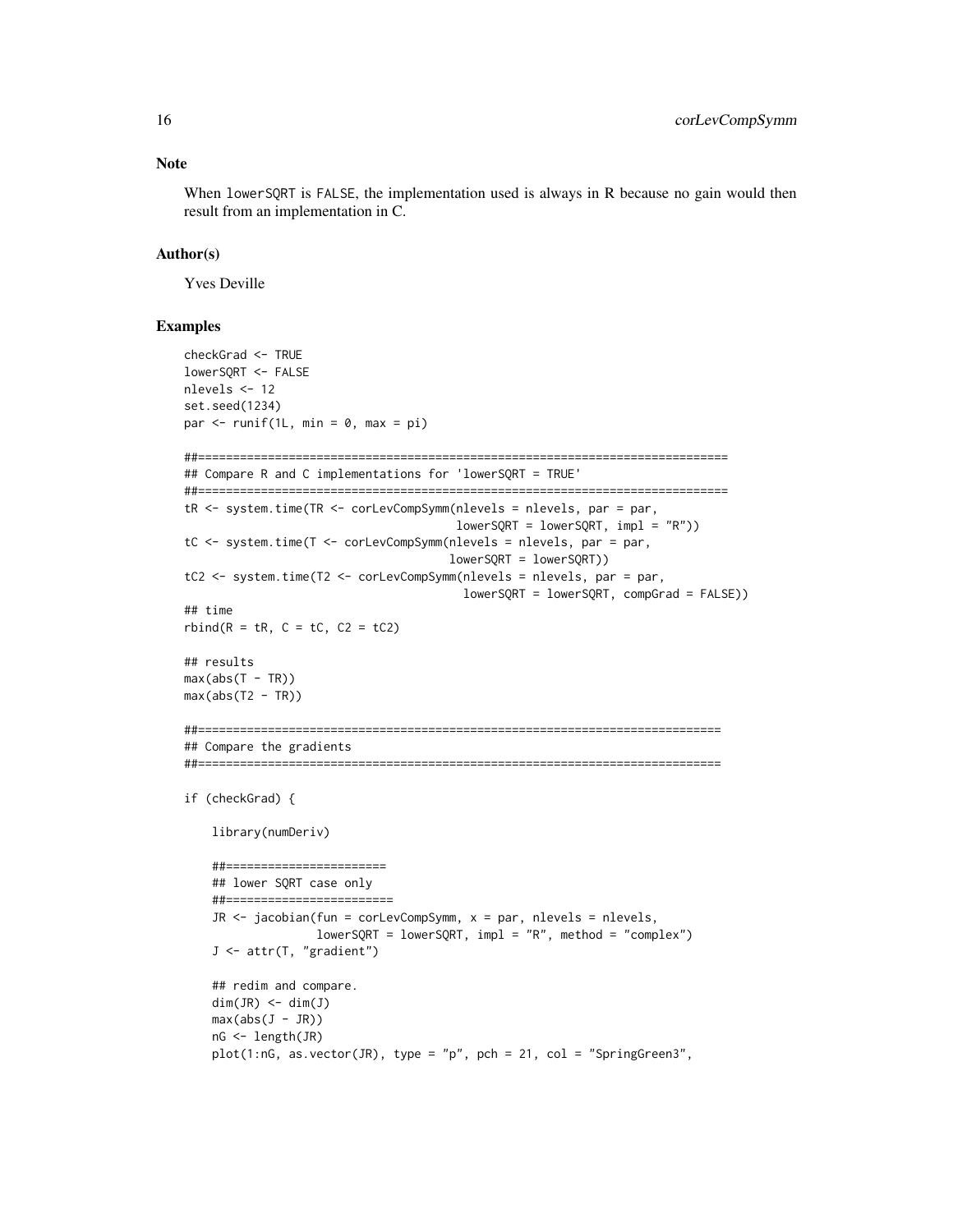### Note

When `lowerSQRT` is `FALSE`, the implementation used is always in R because no gain would then result from an implementation in C.

### Author(s)

Yves Deville

### Examples

```
checkGrad <- TRUE
lowerSQRT <- FALSE
nlevels <- 12
set.seed(1234)
par <- runif(1L, min = 0, max = pi)

##===========================================================================
## Compare R and C implementations for 'lowerSQRT = TRUE'
##===========================================================================
tR <- system.time(TR <- corLevCompSymm(nlevels = nlevels, par = par,
                                       lowerSQRT = lowerSQRT, impl = "R"))
tC <- system.time(T <- corLevCompSymm(nlevels = nlevels, par = par,
                                      lowerSQRT = lowerSQRT))
tC2 <- system.time(T2 <- corLevCompSymm(nlevels = nlevels, par = par,
                                        lowerSQRT = lowerSQRT, compGrad = FALSE))
## time
rbind(R = tR, C = tC, C2 = tC2)

## results
max(abs(T - TR))
max(abs(T2 - TR))

##===========================================================================
## Compare the gradients
##===========================================================================

if (checkGrad) {

    library(numDeriv)

    ##=======================
    ## lower SQRT case only
    ##========================
    JR <- jacobian(fun = corLevCompSymm, x = par, nlevels = nlevels,
                   lowerSQRT = lowerSQRT, impl = "R", method = "complex")
    J <- attr(T, "gradient")

    ## redim and compare.
    dim(JR) <- dim(J)
    max(abs(J - JR))
    nG <- length(JR)
    plot(1:nG, as.vector(JR), type = "p", pch = 21, col = "SpringGreen3",
```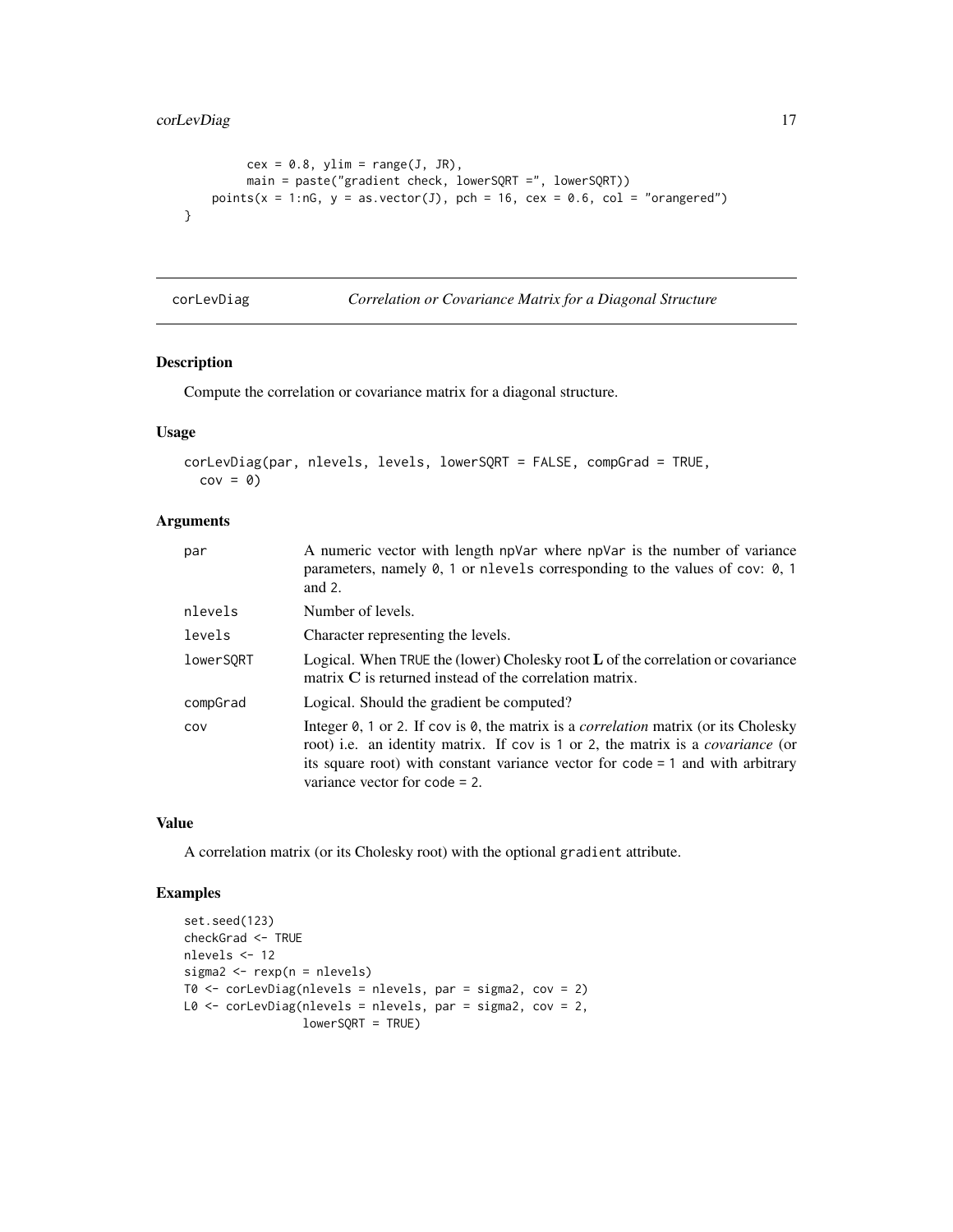```
        cex = 0.8, ylim = range(J, JR),
        main = paste("gradient check, lowerSQRT =", lowerSQRT))
    points(x = 1:nG, y = as.vector(J), pch = 16, cex = 0.6, col = "orangered")
}
```

## corLevDiag — *Correlation or Covariance Matrix for a Diagonal Structure*

### Description

Compute the correlation or covariance matrix for a diagonal structure.

### Usage

```
corLevDiag(par, nlevels, levels, lowerSQRT = FALSE, compGrad = TRUE,
  cov = 0)
```

### Arguments

| Argument | Description |
|---|---|
| `par` | A numeric vector with length `npVar` where `npVar` is the number of variance parameters, namely `0`, `1` or `nlevels` corresponding to the values of `cov`: `0`, `1` and `2`. |
| `nlevels` | Number of levels. |
| `levels` | Character representing the levels. |
| `lowerSQRT` | Logical. When `TRUE` the (lower) Cholesky root **L** of the correlation or covariance matrix **C** is returned instead of the correlation matrix. |
| `compGrad` | Logical. Should the gradient be computed? |
| `cov` | Integer `0`, `1` or `2`. If `cov` is `0`, the matrix is a *correlation* matrix (or its Cholesky root) i.e. an identity matrix. If `cov` is `1` or `2`, the matrix is a *covariance* (or its square root) with constant variance vector for `code = 1` and with arbitrary variance vector for `code = 2`. |

### Value

A correlation matrix (or its Cholesky root) with the optional `gradient` attribute.

### Examples

```
set.seed(123)
checkGrad <- TRUE
nlevels <- 12
sigma2 <- rexp(n = nlevels)
T0 <- corLevDiag(nlevels = nlevels, par = sigma2, cov = 2)
L0 <- corLevDiag(nlevels = nlevels, par = sigma2, cov = 2,
                 lowerSQRT = TRUE)
```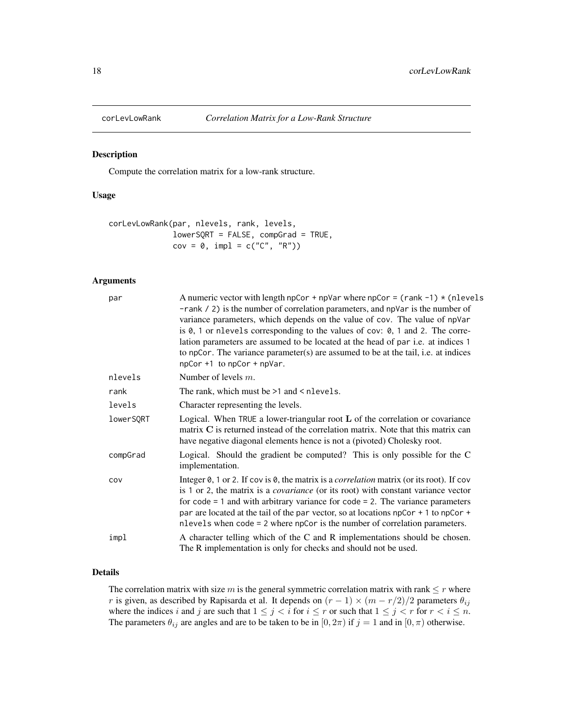# corLevLowRank *Correlation Matrix for a Low-Rank Structure*

## Description

Compute the correlation matrix for a low-rank structure.

## Usage

```
corLevLowRank(par, nlevels, rank, levels,
              lowerSQRT = FALSE, compGrad = TRUE,
              cov = 0, impl = c("C", "R"))
```

## Arguments

| | |
|---|---|
| par | A numeric vector with length `npCor + npVar` where `npCor = (rank -1) * (nlevels -rank / 2)` is the number of correlation parameters, and `npVar` is the number of variance parameters, which depends on the value of `cov`. The value of `npVar` is `0`, `1` or `nlevels` corresponding to the values of `cov`: `0`, `1` and `2`. The correlation parameters are assumed to be located at the head of `par` i.e. at indices `1` to `npCor`. The variance parameter(s) are assumed to be at the tail, i.e. at indices `npCor +1` to `npCor + npVar`. |
| nlevels | Number of levels $m$. |
| rank | The rank, which must be `>1` and `< nlevels`. |
| levels | Character representing the levels. |
| lowerSQRT | Logical. When `TRUE` a lower-triangular root $\mathbf{L}$ of the correlation or covariance matrix $\mathbf{C}$ is returned instead of the correlation matrix. Note that this matrix can have negative diagonal elements hence is not a (pivoted) Cholesky root. |
| compGrad | Logical. Should the gradient be computed? This is only possible for the C implementation. |
| cov | Integer `0`, `1` or `2`. If `cov` is `0`, the matrix is a *correlation* matrix (or its root). If `cov` is `1` or `2`, the matrix is a *covariance* (or its root) with constant variance vector for `code = 1` and with arbitrary variance for `code = 2`. The variance parameters `par` are located at the tail of the `par` vector, so at locations `npCor + 1` to `npCor + nlevels` when `code = 2` where `npCor` is the number of correlation parameters. |
| impl | A character telling which of the C and R implementations should be chosen. The R implementation is only for checks and should not be used. |

## Details

The correlation matrix with size $m$ is the general symmetric correlation matrix with rank $\leq r$ where $r$ is given, as described by Rapisarda et al. It depends on $(r-1) \times (m - r/2)/2$ parameters $\theta_{ij}$ where the indices $i$ and $j$ are such that $1 \leq j < i$ for $i \leq r$ or such that $1 \leq j < r$ for $r < i \leq n$. The parameters $\theta_{ij}$ are angles and are to be taken to be in $[0, 2\pi)$ if $j = 1$ and in $[0, \pi)$ otherwise.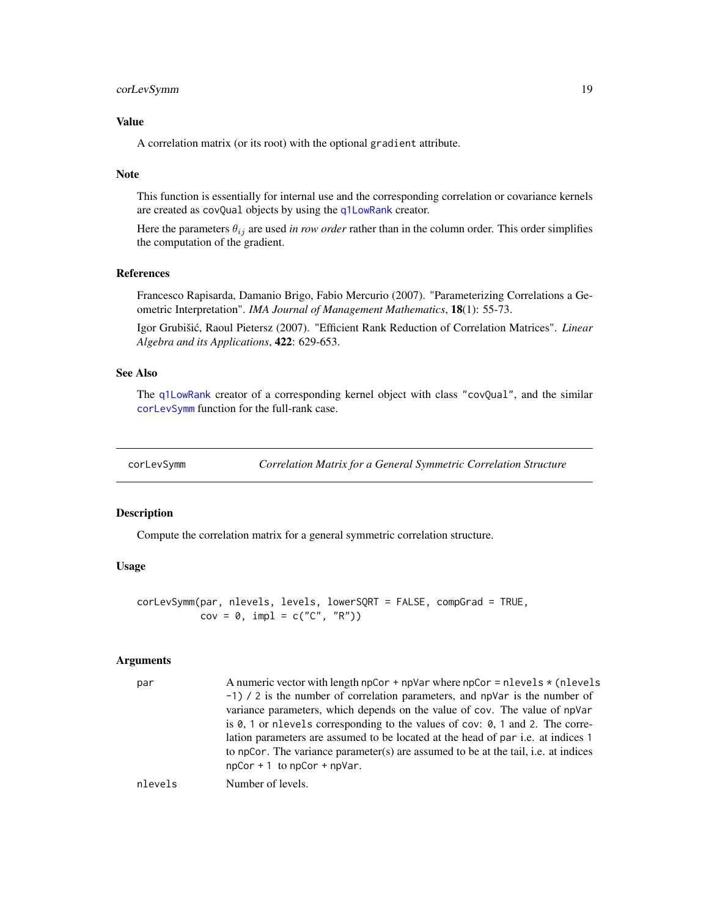### Value

A correlation matrix (or its root) with the optional `gradient` attribute.

### Note

This function is essentially for internal use and the corresponding correlation or covariance kernels are created as `covQual` objects by using the `q1LowRank` creator.

Here the parameters $\theta_{ij}$ are used *in row order* rather than in the column order. This order simplifies the computation of the gradient.

### References

Francesco Rapisarda, Damanio Brigo, Fabio Mercurio (2007). "Parameterizing Correlations a Geometric Interpretation". *IMA Journal of Management Mathematics*, **18**(1): 55-73.

Igor Grubišić, Raoul Pietersz (2007). "Efficient Rank Reduction of Correlation Matrices". *Linear Algebra and its Applications*, **422**: 629-653.

### See Also

The `q1LowRank` creator of a corresponding kernel object with class `"covQual"`, and the similar `corLevSymm` function for the full-rank case.

---

## corLevSymm — *Correlation Matrix for a General Symmetric Correlation Structure*

### Description

Compute the correlation matrix for a general symmetric correlation structure.

### Usage

```
corLevSymm(par, nlevels, levels, lowerSQRT = FALSE, compGrad = TRUE,
           cov = 0, impl = c("C", "R"))
```

### Arguments

| | |
|---|---|
| `par` | A numeric vector with length `npCor + npVar` where `npCor = nlevels * (nlevels -1) / 2` is the number of correlation parameters, and `npVar` is the number of variance parameters, which depends on the value of `cov`. The value of `npVar` is `0`, `1` or `nlevels` corresponding to the values of `cov`: `0`, `1` and `2`. The correlation parameters are assumed to be located at the head of `par` i.e. at indices 1 to `npCor`. The variance parameter(s) are assumed to be at the tail, i.e. at indices `npCor + 1` to `npCor + npVar`. |
| `nlevels` | Number of levels. |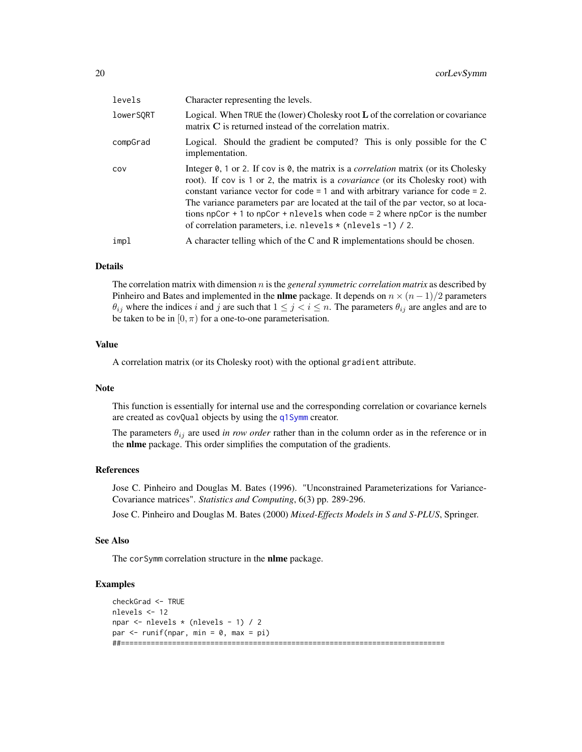| | |
|---|---|
| levels | Character representing the levels. |
| lowerSQRT | Logical. When TRUE the (lower) Cholesky root **L** of the correlation or covariance matrix **C** is returned instead of the correlation matrix. |
| compGrad | Logical. Should the gradient be computed? This is only possible for the C implementation. |
| cov | Integer 0, 1 or 2. If cov is 0, the matrix is a *correlation* matrix (or its Cholesky root). If cov is 1 or 2, the matrix is a *covariance* (or its Cholesky root) with constant variance vector for code = 1 and with arbitrary variance for code = 2. The variance parameters par are located at the tail of the par vector, so at locations npCor + 1 to npCor + nlevels when code = 2 where npCor is the number of correlation parameters, i.e. nlevels * (nlevels -1) / 2. |
| impl | A character telling which of the C and R implementations should be chosen. |

## Details

The correlation matrix with dimension $n$ is the *general symmetric correlation matrix* as described by Pinheiro and Bates and implemented in the **nlme** package. It depends on $n \times (n-1)/2$ parameters $\theta_{ij}$ where the indices $i$ and $j$ are such that $1 \leq j < i \leq n$. The parameters $\theta_{ij}$ are angles and are to be taken to be in $[0, \pi)$ for a one-to-one parameterisation.

## Value

A correlation matrix (or its Cholesky root) with the optional gradient attribute.

## Note

This function is essentially for internal use and the corresponding correlation or covariance kernels are created as covQual objects by using the q1Symm creator.

The parameters $\theta_{ij}$ are used *in row order* rather than in the column order as in the reference or in the **nlme** package. This order simplifies the computation of the gradients.

## References

Jose C. Pinheiro and Douglas M. Bates (1996). "Unconstrained Parameterizations for Variance-Covariance matrices". *Statistics and Computing*, 6(3) pp. 289-296.

Jose C. Pinheiro and Douglas M. Bates (2000) *Mixed-Effects Models in S and S-PLUS*, Springer.

## See Also

The corSymm correlation structure in the **nlme** package.

## Examples

```
checkGrad <- TRUE
nlevels <- 12
npar <- nlevels * (nlevels - 1) / 2
par <- runif(npar, min = 0, max = pi)
##===========================================================================
```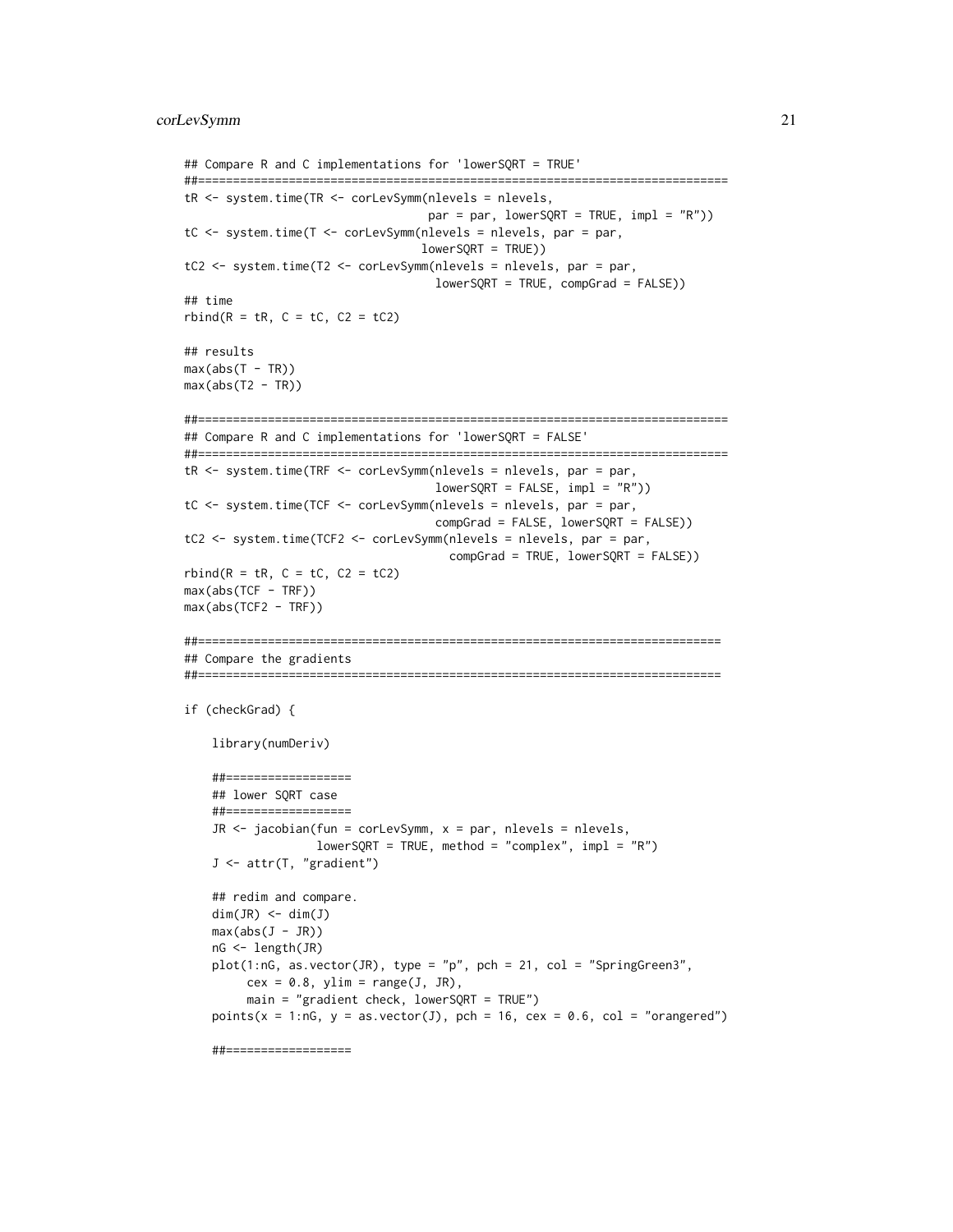```
## Compare R and C implementations for 'lowerSQRT = TRUE'
##=============================================================================
tR <- system.time(TR <- corLevSymm(nlevels = nlevels,
                                   par = par, lowerSQRT = TRUE, impl = "R"))
tC <- system.time(T <- corLevSymm(nlevels = nlevels, par = par,
                                  lowerSQRT = TRUE))
tC2 <- system.time(T2 <- corLevSymm(nlevels = nlevels, par = par,
                                    lowerSQRT = TRUE, compGrad = FALSE))
## time
rbind(R = tR, C = tC, C2 = tC2)

## results
max(abs(T - TR))
max(abs(T2 - TR))

##=============================================================================
## Compare R and C implementations for 'lowerSQRT = FALSE'
##=============================================================================
tR <- system.time(TRF <- corLevSymm(nlevels = nlevels, par = par,
                                    lowerSQRT = FALSE, impl = "R"))
tC <- system.time(TCF <- corLevSymm(nlevels = nlevels, par = par,
                                    compGrad = FALSE, lowerSQRT = FALSE))
tC2 <- system.time(TCF2 <- corLevSymm(nlevels = nlevels, par = par,
                                      compGrad = TRUE, lowerSQRT = FALSE))
rbind(R = tR, C = tC, C2 = tC2)
max(abs(TCF - TRF))
max(abs(TCF2 - TRF))

##============================================================================
## Compare the gradients
##============================================================================

if (checkGrad) {

    library(numDeriv)

    ##==================
    ## lower SQRT case
    ##==================
    JR <- jacobian(fun = corLevSymm, x = par, nlevels = nlevels,
                   lowerSQRT = TRUE, method = "complex", impl = "R")
    J <- attr(T, "gradient")

    ## redim and compare.
    dim(JR) <- dim(J)
    max(abs(J - JR))
    nG <- length(JR)
    plot(1:nG, as.vector(JR), type = "p", pch = 21, col = "SpringGreen3",
         cex = 0.8, ylim = range(J, JR),
         main = "gradient check, lowerSQRT = TRUE")
    points(x = 1:nG, y = as.vector(J), pch = 16, cex = 0.6, col = "orangered")

    ##==================
```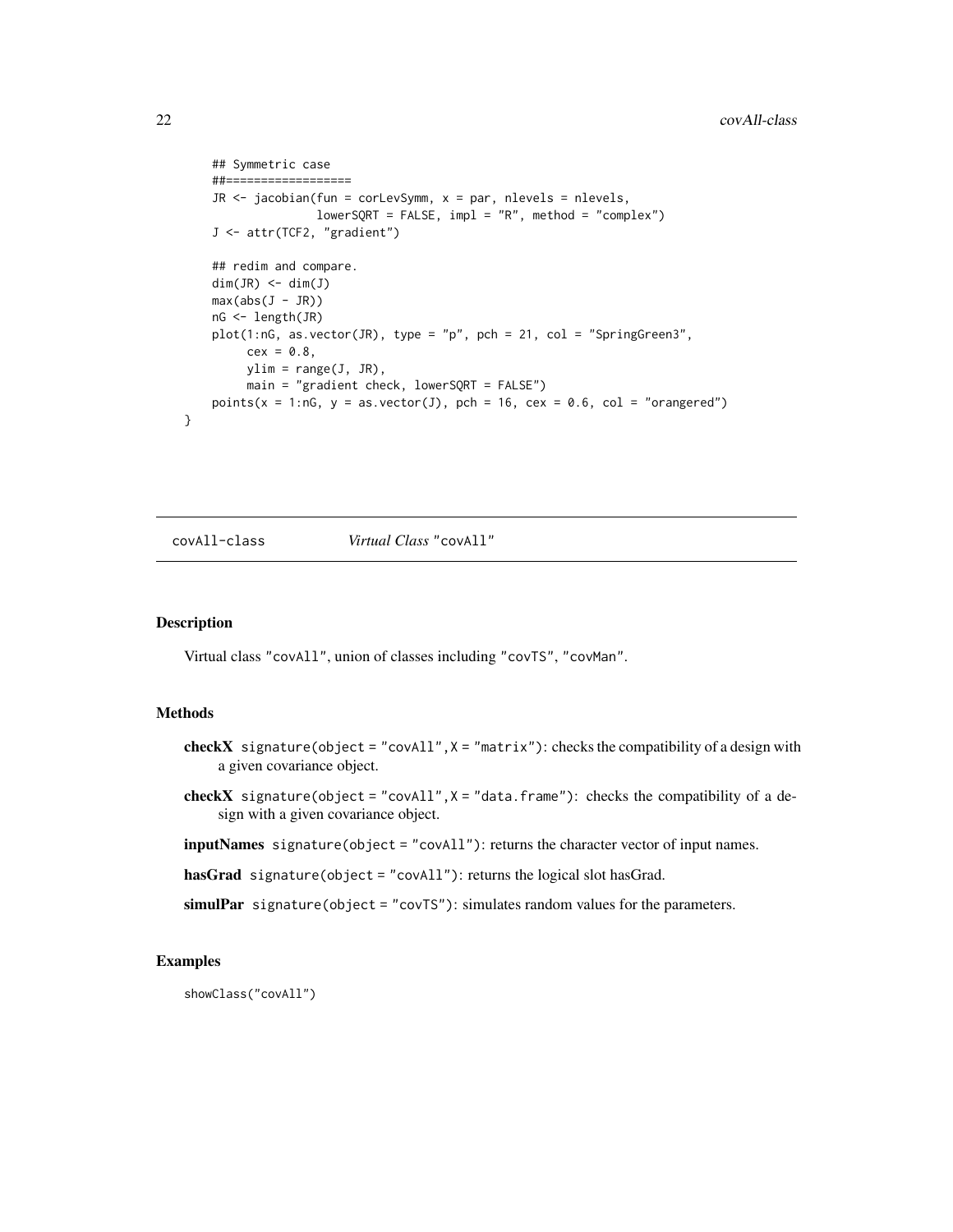```
    ## Symmetric case
    ##==================
    JR <- jacobian(fun = corLevSymm, x = par, nlevels = nlevels,
                   lowerSQRT = FALSE, impl = "R", method = "complex")
    J <- attr(TCF2, "gradient")

    ## redim and compare.
    dim(JR) <- dim(J)
    max(abs(J - JR))
    nG <- length(JR)
    plot(1:nG, as.vector(JR), type = "p", pch = 21, col = "SpringGreen3",
         cex = 0.8,
         ylim = range(J, JR),
         main = "gradient check, lowerSQRT = FALSE")
    points(x = 1:nG, y = as.vector(J), pch = 16, cex = 0.6, col = "orangered")
}
```

## covAll-class    *Virtual Class* "covAll"

### Description

Virtual class "covAll", union of classes including "covTS", "covMan".

### Methods

**checkX** signature(object = "covAll", X = "matrix"): checks the compatibility of a design with a given covariance object.

**checkX** signature(object = "covAll", X = "data.frame"): checks the compatibility of a design with a given covariance object.

**inputNames** signature(object = "covAll"): returns the character vector of input names.

**hasGrad** signature(object = "covAll"): returns the logical slot hasGrad.

**simulPar** signature(object = "covTS"): simulates random values for the parameters.

### Examples

```
showClass("covAll")
```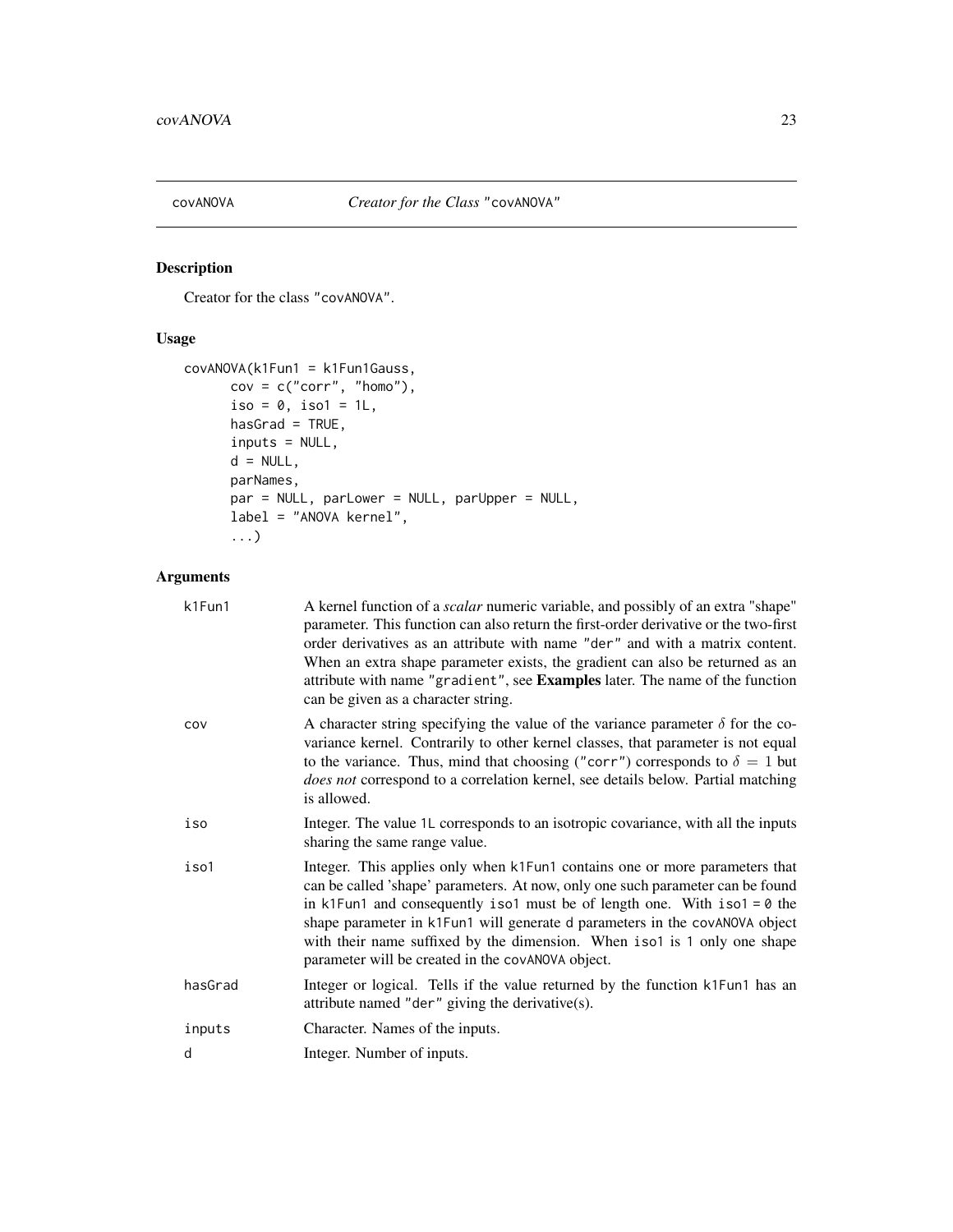# covANOVA *Creator for the Class "covANOVA"*

## Description

Creator for the class "covANOVA".

## Usage

```
covANOVA(k1Fun1 = k1Fun1Gauss,
      cov = c("corr", "homo"),
      iso = 0, iso1 = 1L,
      hasGrad = TRUE,
      inputs = NULL,
      d = NULL,
      parNames,
      par = NULL, parLower = NULL, parUpper = NULL,
      label = "ANOVA kernel",
      ...)
```

## Arguments

| | |
|---|---|
| k1Fun1 | A kernel function of a *scalar* numeric variable, and possibly of an extra "shape" parameter. This function can also return the first-order derivative or the two-first order derivatives as an attribute with name "der" and with a matrix content. When an extra shape parameter exists, the gradient can also be returned as an attribute with name "gradient", see **Examples** later. The name of the function can be given as a character string. |
| cov | A character string specifying the value of the variance parameter $\delta$ for the covariance kernel. Contrarily to other kernel classes, that parameter is not equal to the variance. Thus, mind that choosing ("corr") corresponds to $\delta = 1$ but *does not* correspond to a correlation kernel, see details below. Partial matching is allowed. |
| iso | Integer. The value 1L corresponds to an isotropic covariance, with all the inputs sharing the same range value. |
| iso1 | Integer. This applies only when k1Fun1 contains one or more parameters that can be called 'shape' parameters. At now, only one such parameter can be found in k1Fun1 and consequently iso1 must be of length one. With iso1 = 0 the shape parameter in k1Fun1 will generate d parameters in the covANOVA object with their name suffixed by the dimension. When iso1 is 1 only one shape parameter will be created in the covANOVA object. |
| hasGrad | Integer or logical. Tells if the value returned by the function k1Fun1 has an attribute named "der" giving the derivative(s). |
| inputs | Character. Names of the inputs. |
| d | Integer. Number of inputs. |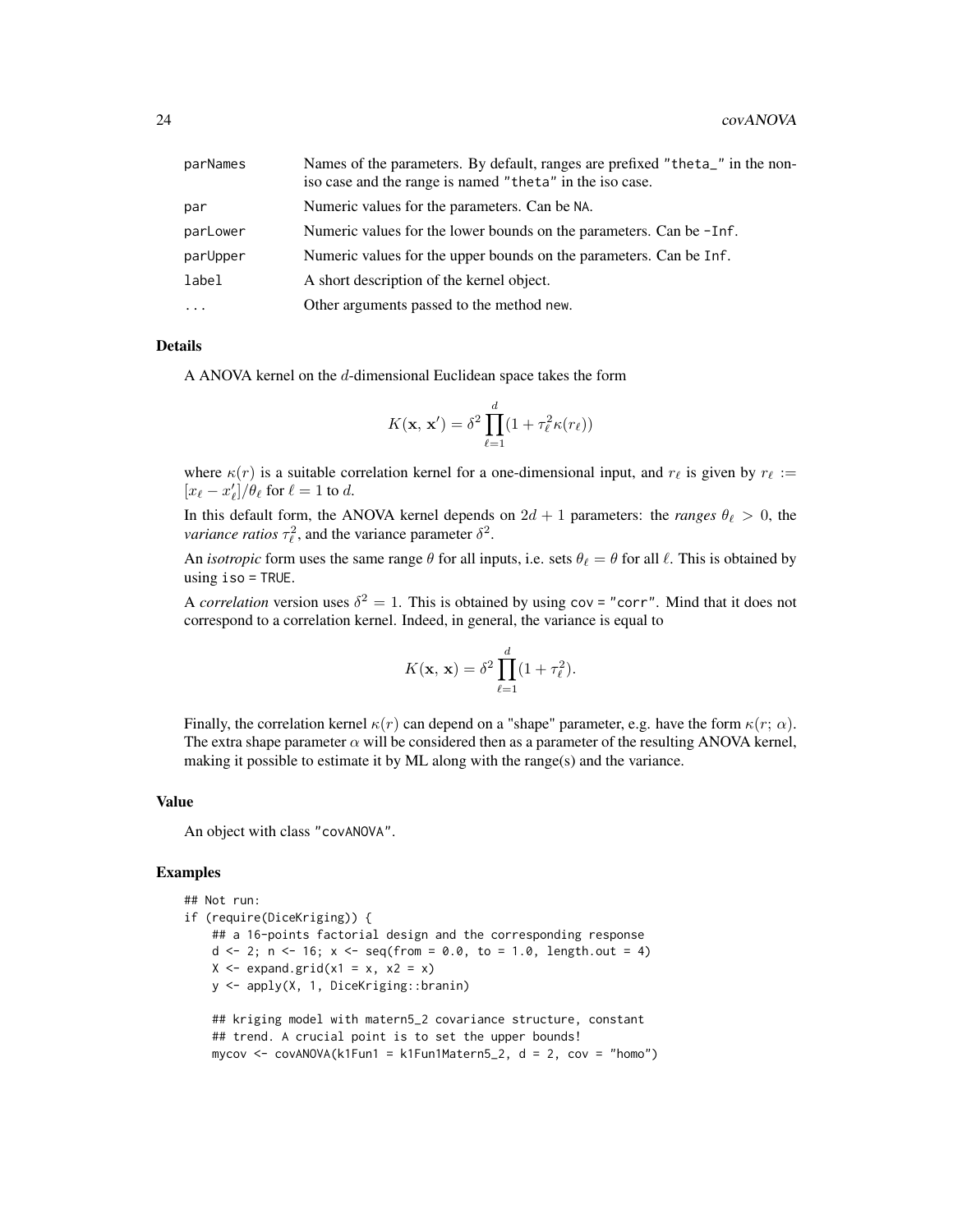| | |
|---|---|
| parNames | Names of the parameters. By default, ranges are prefixed "theta_" in the non-iso case and the range is named "theta" in the iso case. |
| par | Numeric values for the parameters. Can be NA. |
| parLower | Numeric values for the lower bounds on the parameters. Can be -Inf. |
| parUpper | Numeric values for the upper bounds on the parameters. Can be Inf. |
| label | A short description of the kernel object. |
| ... | Other arguments passed to the method new. |

### Details

A ANOVA kernel on the $d$-dimensional Euclidean space takes the form

$$K(\mathbf{x}, \mathbf{x}') = \delta^2 \prod_{\ell=1}^{d} (1 + \tau_\ell^2 \kappa(r_\ell))$$

where $\kappa(r)$ is a suitable correlation kernel for a one-dimensional input, and $r_\ell$ is given by $r_\ell := [x_\ell - x'_\ell]/\theta_\ell$ for $\ell = 1$ to $d$.

In this default form, the ANOVA kernel depends on $2d + 1$ parameters: the *ranges* $\theta_\ell > 0$, the *variance ratios* $\tau_\ell^2$, and the variance parameter $\delta^2$.

An *isotropic* form uses the same range $\theta$ for all inputs, i.e. sets $\theta_\ell = \theta$ for all $\ell$. This is obtained by using iso = TRUE.

A *correlation* version uses $\delta^2 = 1$. This is obtained by using cov = "corr". Mind that it does not correspond to a correlation kernel. Indeed, in general, the variance is equal to

$$K(\mathbf{x}, \mathbf{x}) = \delta^2 \prod_{\ell=1}^{d} (1 + \tau_\ell^2).$$

Finally, the correlation kernel $\kappa(r)$ can depend on a "shape" parameter, e.g. have the form $\kappa(r; \alpha)$. The extra shape parameter $\alpha$ will be considered then as a parameter of the resulting ANOVA kernel, making it possible to estimate it by ML along with the range(s) and the variance.

### Value

An object with class "covANOVA".

### Examples

```
## Not run:
if (require(DiceKriging)) {
    ## a 16-points factorial design and the corresponding response
    d <- 2; n <- 16; x <- seq(from = 0.0, to = 1.0, length.out = 4)
    X <- expand.grid(x1 = x, x2 = x)
    y <- apply(X, 1, DiceKriging::branin)

    ## kriging model with matern5_2 covariance structure, constant
    ## trend. A crucial point is to set the upper bounds!
    mycov <- covANOVA(k1Fun1 = k1Fun1Matern5_2, d = 2, cov = "homo")
```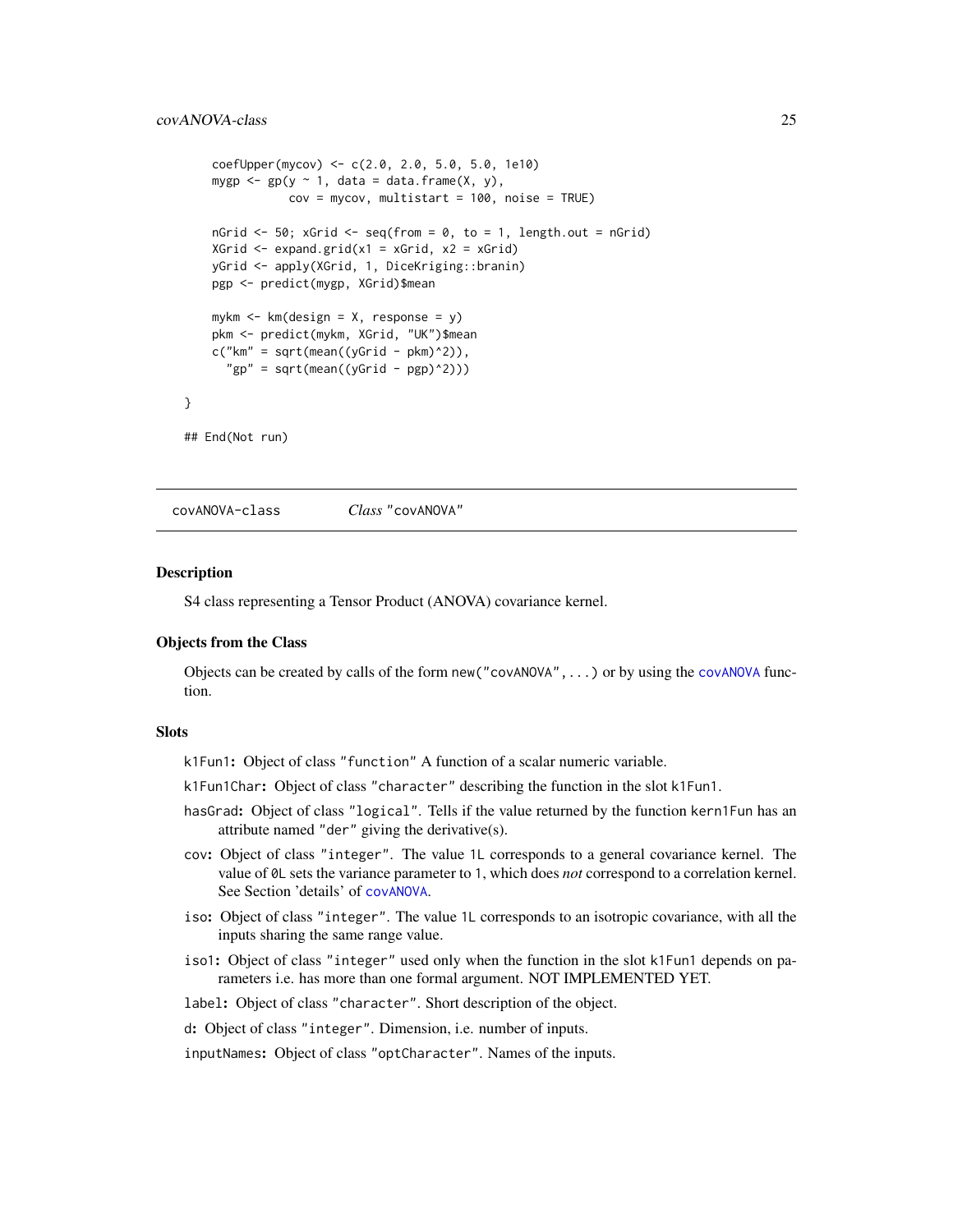```
    coefUpper(mycov) <- c(2.0, 2.0, 5.0, 5.0, 1e10)
    mygp <- gp(y ~ 1, data = data.frame(X, y),
               cov = mycov, multistart = 100, noise = TRUE)

    nGrid <- 50; xGrid <- seq(from = 0, to = 1, length.out = nGrid)
    XGrid <- expand.grid(x1 = xGrid, x2 = xGrid)
    yGrid <- apply(XGrid, 1, DiceKriging::branin)
    pgp <- predict(mygp, XGrid)$mean

    mykm <- km(design = X, response = y)
    pkm <- predict(mykm, XGrid, "UK")$mean
    c("km" = sqrt(mean((yGrid - pkm)^2)),
      "gp" = sqrt(mean((yGrid - pgp)^2)))

}

## End(Not run)
```

---

covANOVA-class *Class* "covANOVA"

---

## Description

S4 class representing a Tensor Product (ANOVA) covariance kernel.

## Objects from the Class

Objects can be created by calls of the form `new("covANOVA", ...)` or by using the `covANOVA` function.

## Slots

`k1Fun1`: Object of class `"function"` A function of a scalar numeric variable.

`k1Fun1Char`: Object of class `"character"` describing the function in the slot `k1Fun1`.

`hasGrad`: Object of class `"logical"`. Tells if the value returned by the function `kern1Fun` has an attribute named `"der"` giving the derivative(s).

`cov`: Object of class `"integer"`. The value `1L` corresponds to a general covariance kernel. The value of `0L` sets the variance parameter to 1, which does *not* correspond to a correlation kernel. See Section 'details' of `covANOVA`.

`iso`: Object of class `"integer"`. The value `1L` corresponds to an isotropic covariance, with all the inputs sharing the same range value.

`iso1`: Object of class `"integer"` used only when the function in the slot `k1Fun1` depends on parameters i.e. has more than one formal argument. NOT IMPLEMENTED YET.

`label`: Object of class `"character"`. Short description of the object.

`d`: Object of class `"integer"`. Dimension, i.e. number of inputs.

`inputNames`: Object of class `"optCharacter"`. Names of the inputs.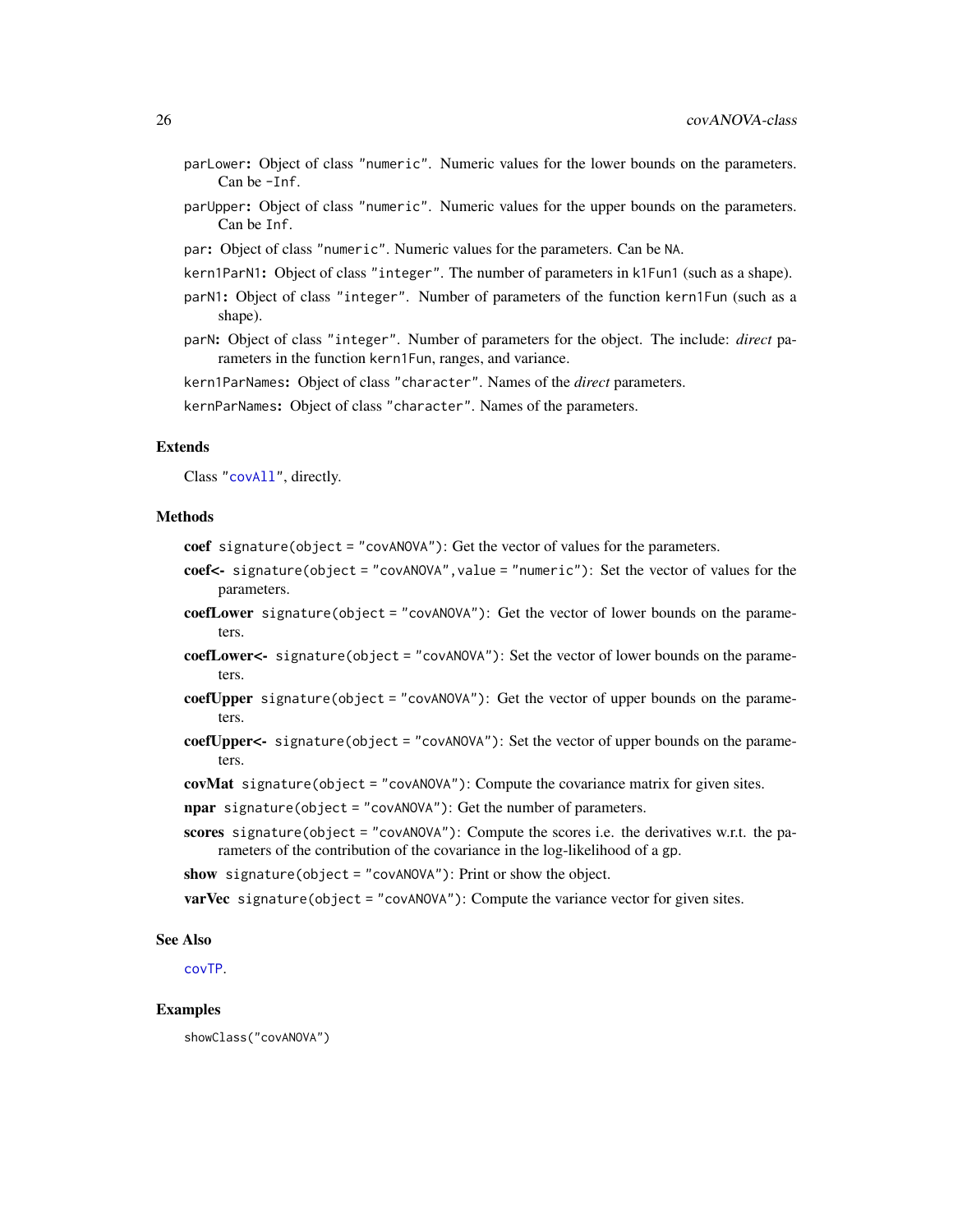parLower**:** Object of class "numeric". Numeric values for the lower bounds on the parameters. Can be -Inf.

parUpper**:** Object of class "numeric". Numeric values for the upper bounds on the parameters. Can be Inf.

par**:** Object of class "numeric". Numeric values for the parameters. Can be NA.

kern1ParN1**:** Object of class "integer". The number of parameters in k1Fun1 (such as a shape).

parN1**:** Object of class "integer". Number of parameters of the function kern1Fun (such as a shape).

parN**:** Object of class "integer". Number of parameters for the object. The include: *direct* parameters in the function kern1Fun, ranges, and variance.

kern1ParNames**:** Object of class "character". Names of the *direct* parameters.

kernParNames**:** Object of class "character". Names of the parameters.

## Extends

Class "covAll", directly.

## Methods

**coef** signature(object = "covANOVA"): Get the vector of values for the parameters.

**coef<-** signature(object = "covANOVA", value = "numeric"): Set the vector of values for the parameters.

**coefLower** signature(object = "covANOVA"): Get the vector of lower bounds on the parameters.

**coefLower<-** signature(object = "covANOVA"): Set the vector of lower bounds on the parameters.

**coefUpper** signature(object = "covANOVA"): Get the vector of upper bounds on the parameters.

**coefUpper<-** signature(object = "covANOVA"): Set the vector of upper bounds on the parameters.

**covMat** signature(object = "covANOVA"): Compute the covariance matrix for given sites.

**npar** signature(object = "covANOVA"): Get the number of parameters.

**scores** signature(object = "covANOVA"): Compute the scores i.e. the derivatives w.r.t. the parameters of the contribution of the covariance in the log-likelihood of a gp.

**show** signature(object = "covANOVA"): Print or show the object.

**varVec** signature(object = "covANOVA"): Compute the variance vector for given sites.

## See Also

covTP.

## Examples

```
showClass("covANOVA")
```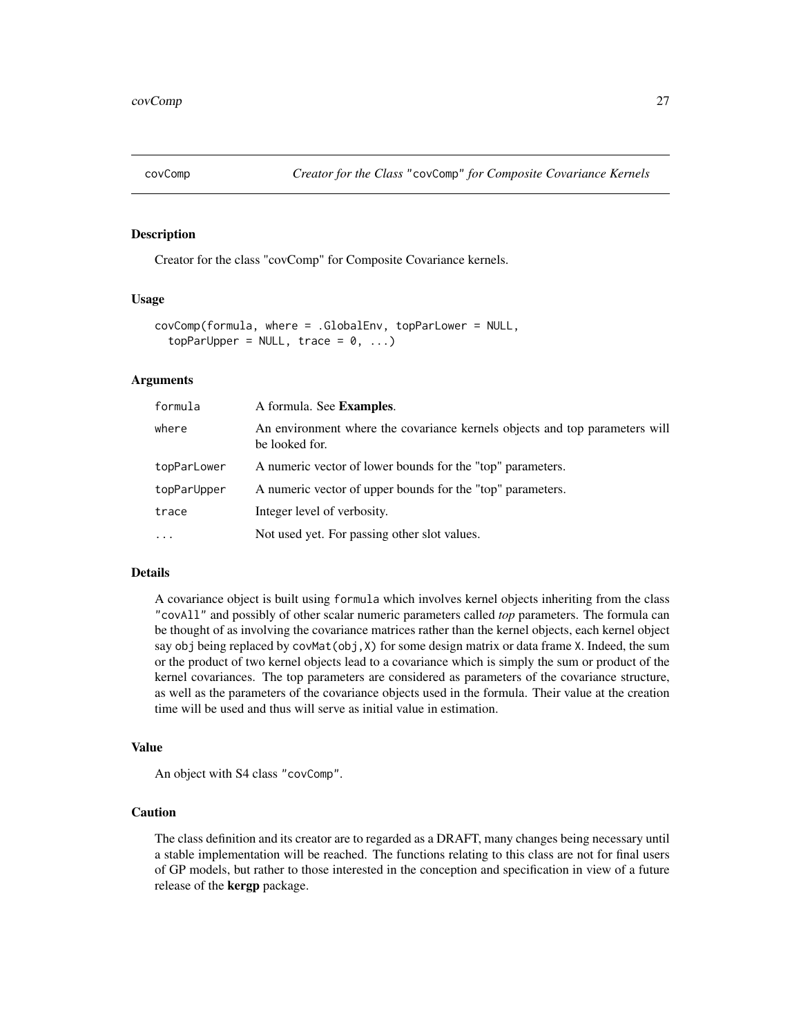covComp    *Creator for the Class "covComp" for Composite Covariance Kernels*

## Description

Creator for the class "covComp" for Composite Covariance kernels.

## Usage

```
covComp(formula, where = .GlobalEnv, topParLower = NULL,
  topParUpper = NULL, trace = 0, ...)
```

## Arguments

| | |
|---|---|
| `formula` | A formula. See **Examples**. |
| `where` | An environment where the covariance kernels objects and top parameters will be looked for. |
| `topParLower` | A numeric vector of lower bounds for the "top" parameters. |
| `topParUpper` | A numeric vector of upper bounds for the "top" parameters. |
| `trace` | Integer level of verbosity. |
| `...` | Not used yet. For passing other slot values. |

## Details

A covariance object is built using `formula` which involves kernel objects inheriting from the class `"covAll"` and possibly of other scalar numeric parameters called *top* parameters. The formula can be thought of as involving the covariance matrices rather than the kernel objects, each kernel object say `obj` being replaced by `covMat(obj,X)` for some design matrix or data frame `X`. Indeed, the sum or the product of two kernel objects lead to a covariance which is simply the sum or product of the kernel covariances. The top parameters are considered as parameters of the covariance structure, as well as the parameters of the covariance objects used in the formula. Their value at the creation time will be used and thus will serve as initial value in estimation.

## Value

An object with S4 class `"covComp"`.

## Caution

The class definition and its creator are to regarded as a DRAFT, many changes being necessary until a stable implementation will be reached. The functions relating to this class are not for final users of GP models, but rather to those interested in the conception and specification in view of a future release of the **kergp** package.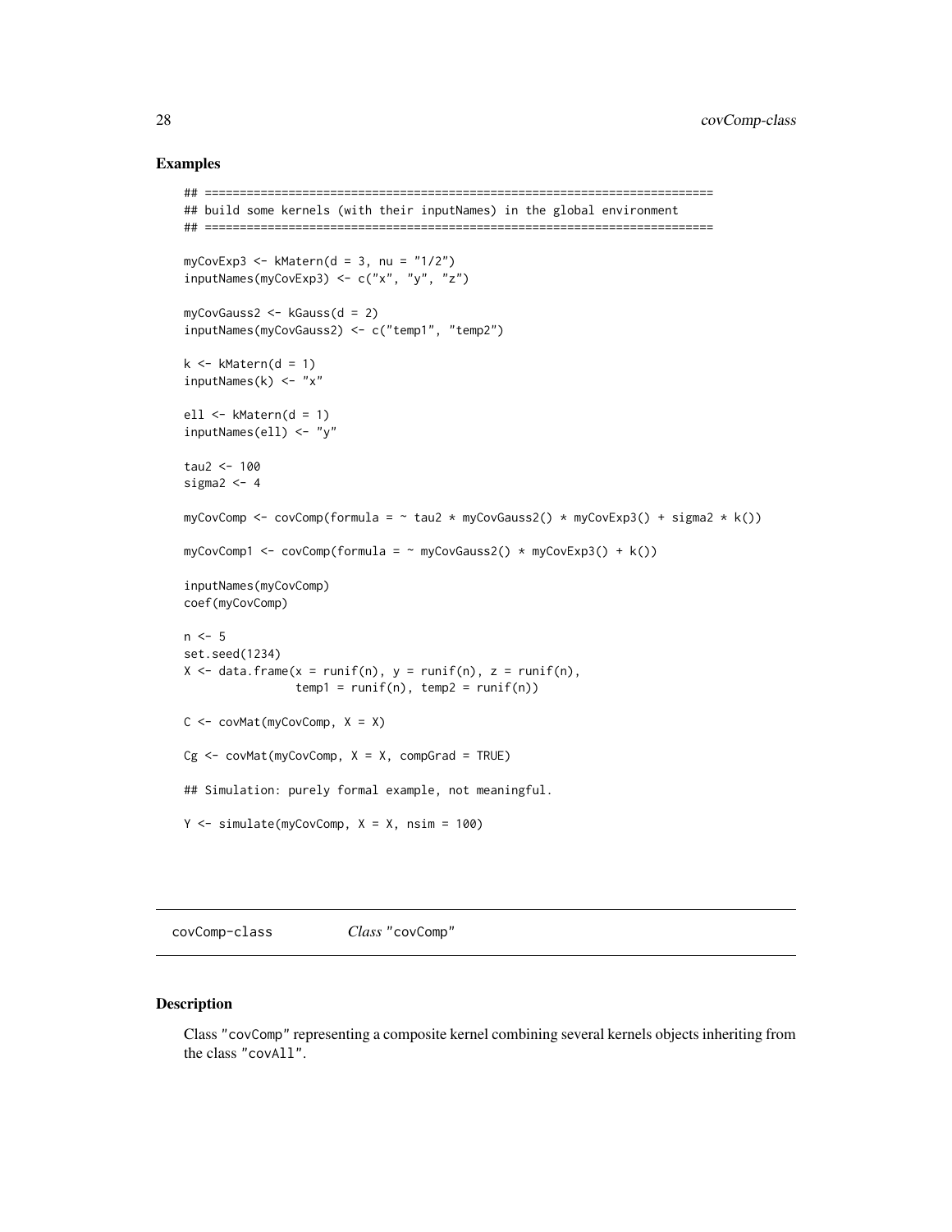## Examples

```
## =======================================================================
## build some kernels (with their inputNames) in the global environment
## =======================================================================

myCovExp3 <- kMatern(d = 3, nu = "1/2")
inputNames(myCovExp3) <- c("x", "y", "z")

myCovGauss2 <- kGauss(d = 2)
inputNames(myCovGauss2) <- c("temp1", "temp2")

k <- kMatern(d = 1)
inputNames(k) <- "x"

ell <- kMatern(d = 1)
inputNames(ell) <- "y"

tau2 <- 100
sigma2 <- 4

myCovComp <- covComp(formula = ~ tau2 * myCovGauss2() * myCovExp3() + sigma2 * k())

myCovComp1 <- covComp(formula = ~ myCovGauss2() * myCovExp3() + k())

inputNames(myCovComp)
coef(myCovComp)

n <- 5
set.seed(1234)
X <- data.frame(x = runif(n), y = runif(n), z = runif(n),
                temp1 = runif(n), temp2 = runif(n))

C <- covMat(myCovComp, X = X)

Cg <- covMat(myCovComp, X = X, compGrad = TRUE)

## Simulation: purely formal example, not meaningful.

Y <- simulate(myCovComp, X = X, nsim = 100)
```

---

covComp-class *Class* "covComp"

---

## Description

Class "covComp" representing a composite kernel combining several kernels objects inheriting from the class "covAll".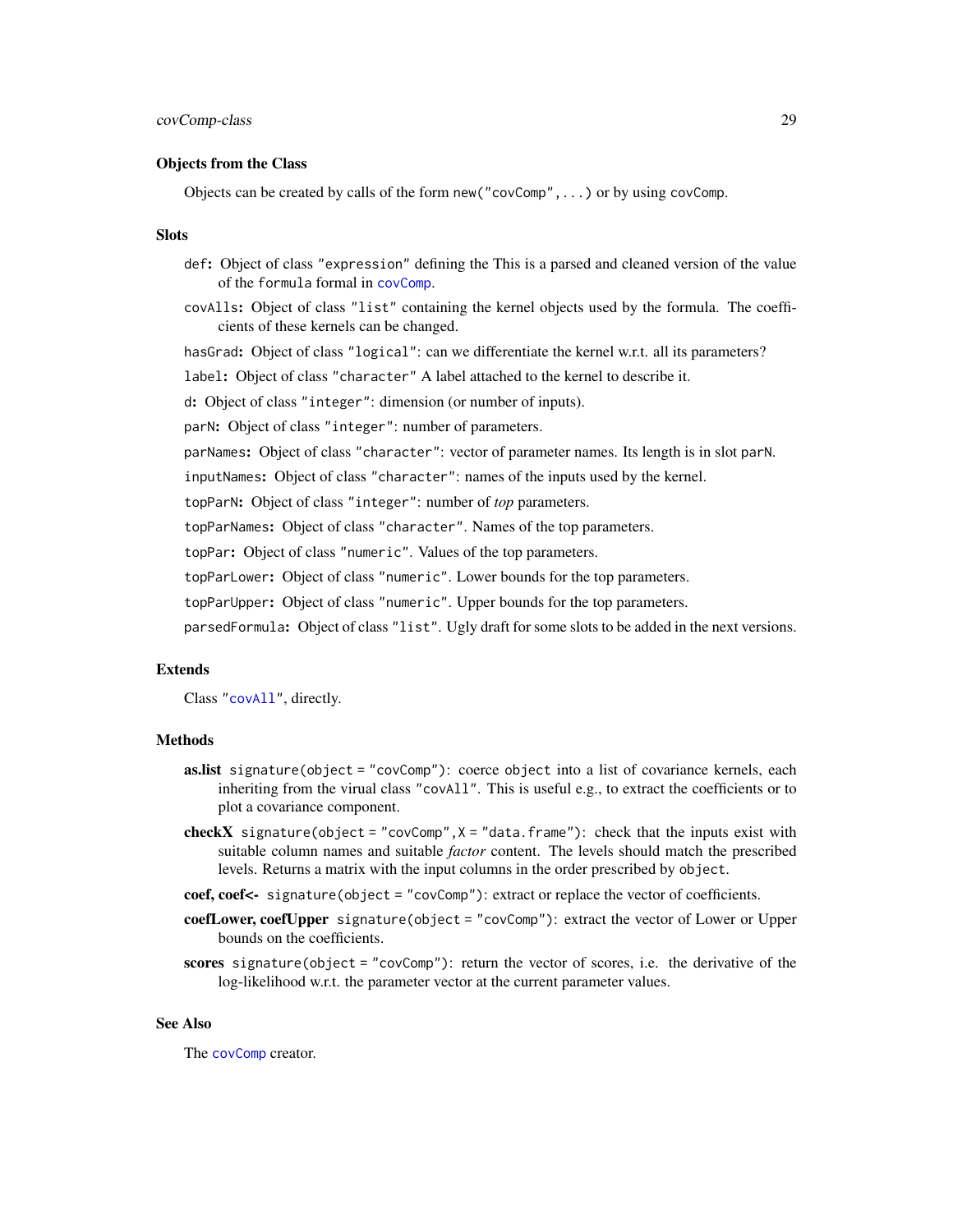### Objects from the Class

Objects can be created by calls of the form `new("covComp",...)` or by using `covComp`.

### Slots

- `def`: Object of class `"expression"` defining the This is a parsed and cleaned version of the value of the `formula` formal in `covComp`.
- `covAlls`: Object of class `"list"` containing the kernel objects used by the formula. The coefficients of these kernels can be changed.
- `hasGrad`: Object of class `"logical"`: can we differentiate the kernel w.r.t. all its parameters?
- `label`: Object of class `"character"` A label attached to the kernel to describe it.
- `d`: Object of class `"integer"`: dimension (or number of inputs).
- `parN`: Object of class `"integer"`: number of parameters.
- `parNames`: Object of class `"character"`: vector of parameter names. Its length is in slot `parN`.
- `inputNames`: Object of class `"character"`: names of the inputs used by the kernel.
- `topParN`: Object of class `"integer"`: number of *top* parameters.
- `topParNames`: Object of class `"character"`. Names of the top parameters.
- `topPar`: Object of class `"numeric"`. Values of the top parameters.
- `topParLower`: Object of class `"numeric"`. Lower bounds for the top parameters.
- `topParUpper`: Object of class `"numeric"`. Upper bounds for the top parameters.
- `parsedFormula`: Object of class `"list"`. Ugly draft for some slots to be added in the next versions.

### Extends

Class `"covAll"`, directly.

### Methods

- **as.list** `signature(object = "covComp")`: coerce `object` into a list of covariance kernels, each inheriting from the virual class `"covAll"`. This is useful e.g., to extract the coefficients or to plot a covariance component.
- **checkX** `signature(object = "covComp",X = "data.frame")`: check that the inputs exist with suitable column names and suitable *factor* content. The levels should match the prescribed levels. Returns a matrix with the input columns in the order prescribed by `object`.
- **coef, coef<-** `signature(object = "covComp")`: extract or replace the vector of coefficients.
- **coefLower, coefUpper** `signature(object = "covComp")`: extract the vector of Lower or Upper bounds on the coefficients.
- **scores** `signature(object = "covComp")`: return the vector of scores, i.e. the derivative of the log-likelihood w.r.t. the parameter vector at the current parameter values.

### See Also

The `covComp` creator.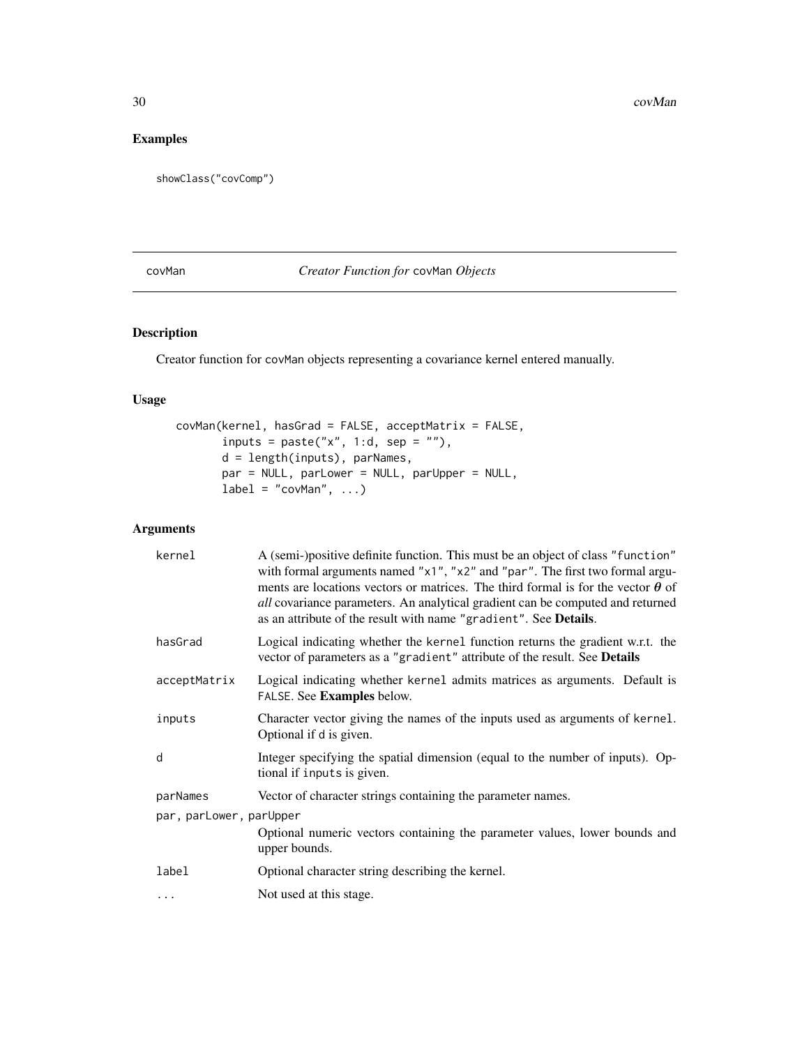## Examples

```
showClass("covComp")
```

---

# covMan — *Creator Function for* covMan *Objects*

## Description

Creator function for covMan objects representing a covariance kernel entered manually.

## Usage

```
covMan(kernel, hasGrad = FALSE, acceptMatrix = FALSE,
       inputs = paste("x", 1:d, sep = ""),
       d = length(inputs), parNames,
       par = NULL, parLower = NULL, parUpper = NULL,
       label = "covMan", ...)
```

## Arguments

| | |
|---|---|
| `kernel` | A (semi-)positive definite function. This must be an object of class `"function"` with formal arguments named `"x1"`, `"x2"` and `"par"`. The first two formal arguments are locations vectors or matrices. The third formal is for the vector $\boldsymbol{\theta}$ of *all* covariance parameters. An analytical gradient can be computed and returned as an attribute of the result with name `"gradient"`. See **Details**. |
| `hasGrad` | Logical indicating whether the `kernel` function returns the gradient w.r.t. the vector of parameters as a `"gradient"` attribute of the result. See **Details** |
| `acceptMatrix` | Logical indicating whether `kernel` admits matrices as arguments. Default is `FALSE`. See **Examples** below. |
| `inputs` | Character vector giving the names of the inputs used as arguments of `kernel`. Optional if `d` is given. |
| `d` | Integer specifying the spatial dimension (equal to the number of inputs). Optional if `inputs` is given. |
| `parNames` | Vector of character strings containing the parameter names. |
| `par, parLower, parUpper` | Optional numeric vectors containing the parameter values, lower bounds and upper bounds. |
| `label` | Optional character string describing the kernel. |
| `...` | Not used at this stage. |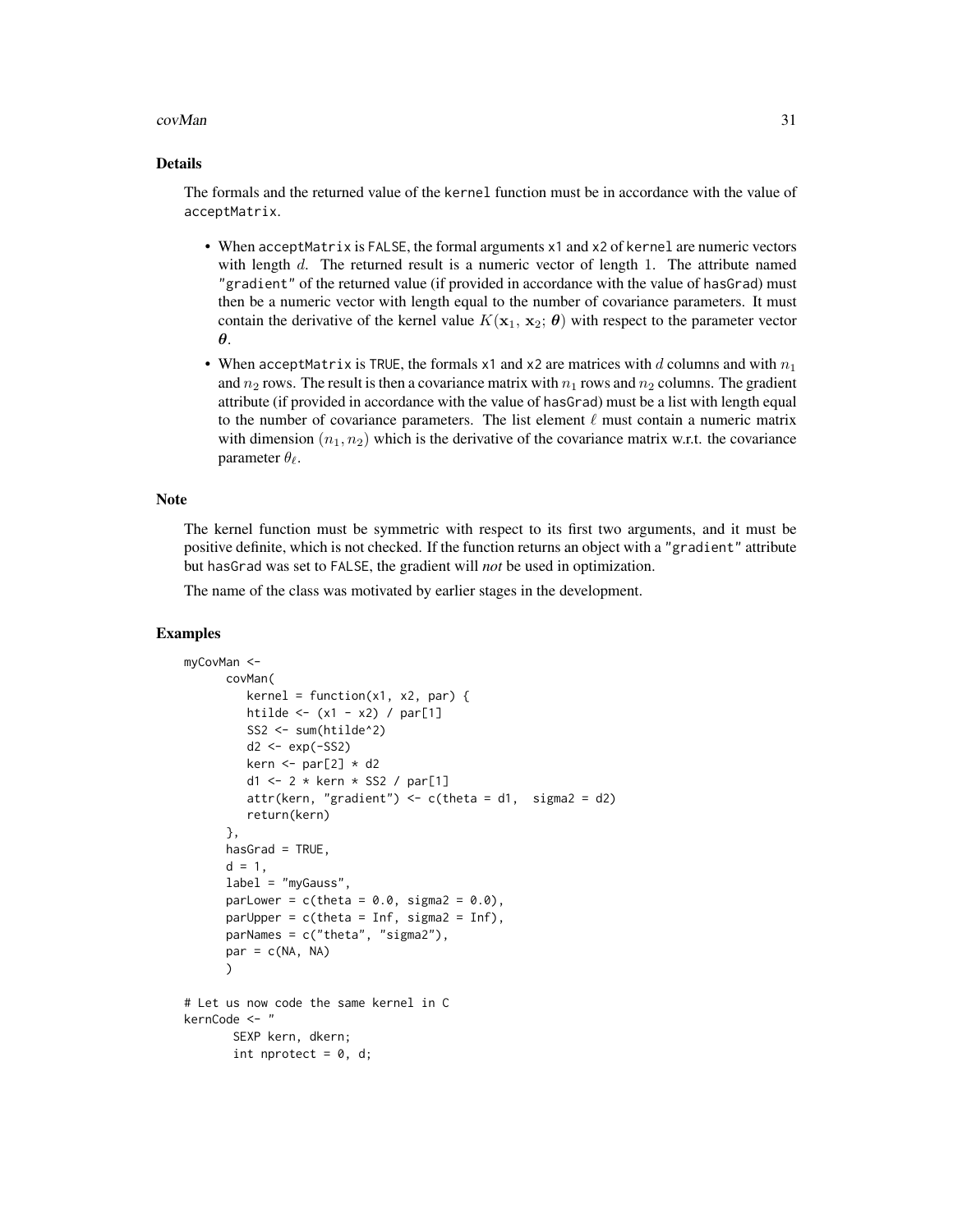## Details

The formals and the returned value of the `kernel` function must be in accordance with the value of `acceptMatrix`.

- When `acceptMatrix` is `FALSE`, the formal arguments `x1` and `x2` of `kernel` are numeric vectors with length $d$. The returned result is a numeric vector of length 1. The attribute named `"gradient"` of the returned value (if provided in accordance with the value of `hasGrad`) must then be a numeric vector with length equal to the number of covariance parameters. It must contain the derivative of the kernel value $K(\mathbf{x}_1,\, \mathbf{x}_2;\, \boldsymbol{\theta})$ with respect to the parameter vector $\boldsymbol{\theta}$.
- When `acceptMatrix` is `TRUE`, the formals `x1` and `x2` are matrices with $d$ columns and with $n_1$ and $n_2$ rows. The result is then a covariance matrix with $n_1$ rows and $n_2$ columns. The gradient attribute (if provided in accordance with the value of `hasGrad`) must be a list with length equal to the number of covariance parameters. The list element $\ell$ must contain a numeric matrix with dimension $(n_1, n_2)$ which is the derivative of the covariance matrix w.r.t. the covariance parameter $\theta_\ell$.

## Note

The kernel function must be symmetric with respect to its first two arguments, and it must be positive definite, which is not checked. If the function returns an object with a `"gradient"` attribute but `hasGrad` was set to `FALSE`, the gradient will *not* be used in optimization.

The name of the class was motivated by earlier stages in the development.

## Examples

```
myCovMan <-
      covMan(
         kernel = function(x1, x2, par) {
         htilde <- (x1 - x2) / par[1]
         SS2 <- sum(htilde^2)
         d2 <- exp(-SS2)
         kern <- par[2] * d2
         d1 <- 2 * kern * SS2 / par[1]
         attr(kern, "gradient") <- c(theta = d1,  sigma2 = d2)
         return(kern)
      },
      hasGrad = TRUE,
      d = 1,
      label = "myGauss",
      parLower = c(theta = 0.0, sigma2 = 0.0),
      parUpper = c(theta = Inf, sigma2 = Inf),
      parNames = c("theta", "sigma2"),
      par = c(NA, NA)
      )

# Let us now code the same kernel in C
kernCode <- "
       SEXP kern, dkern;
       int nprotect = 0, d;
```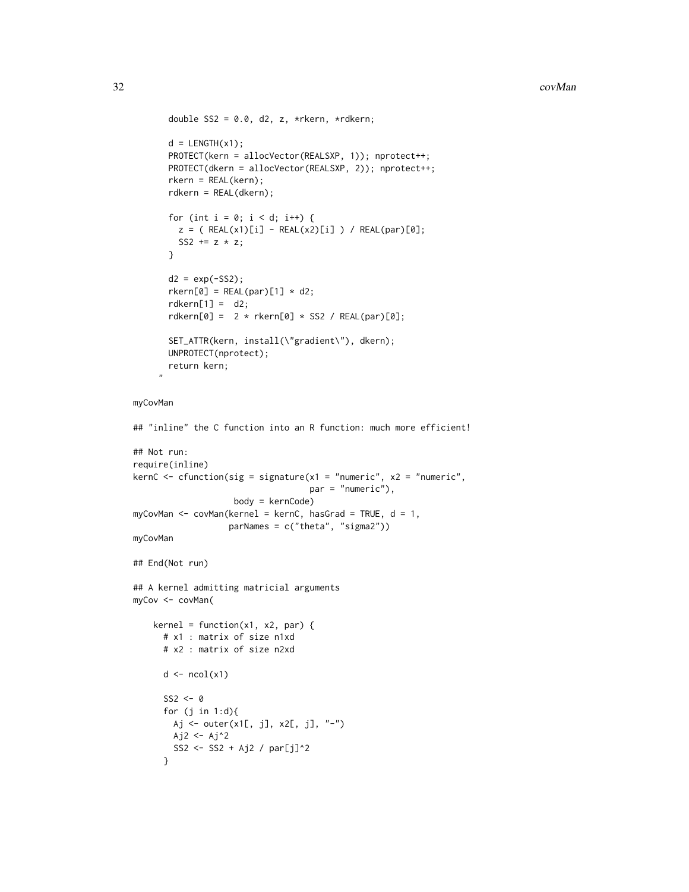```
       double SS2 = 0.0, d2, z, *rkern, *rdkern;

       d = LENGTH(x1);
       PROTECT(kern = allocVector(REALSXP, 1)); nprotect++;
       PROTECT(dkern = allocVector(REALSXP, 2)); nprotect++;
       rkern = REAL(kern);
       rdkern = REAL(dkern);

       for (int i = 0; i < d; i++) {
         z = ( REAL(x1)[i] - REAL(x2)[i] ) / REAL(par)[0];
         SS2 += z * z;
       }

       d2 = exp(-SS2);
       rkern[0] = REAL(par)[1] * d2;
       rdkern[1] =  d2;
       rdkern[0] =  2 * rkern[0] * SS2 / REAL(par)[0];

       SET_ATTR(kern, install(\"gradient\"), dkern);
       UNPROTECT(nprotect);
       return kern;
     "

myCovMan

## "inline" the C function into an R function: much more efficient!

## Not run:
require(inline)
kernC <- cfunction(sig = signature(x1 = "numeric", x2 = "numeric",
                                   par = "numeric"),
                    body = kernCode)
myCovMan <- covMan(kernel = kernC, hasGrad = TRUE, d = 1,
                   parNames = c("theta", "sigma2"))
myCovMan

## End(Not run)

## A kernel admitting matricial arguments
myCov <- covMan(

    kernel = function(x1, x2, par) {
      # x1 : matrix of size n1xd
      # x2 : matrix of size n2xd

      d <- ncol(x1)

      SS2 <- 0
      for (j in 1:d){
        Aj <- outer(x1[, j], x2[, j], "-")
        Aj2 <- Aj^2
        SS2 <- SS2 + Aj2 / par[j]^2
      }
```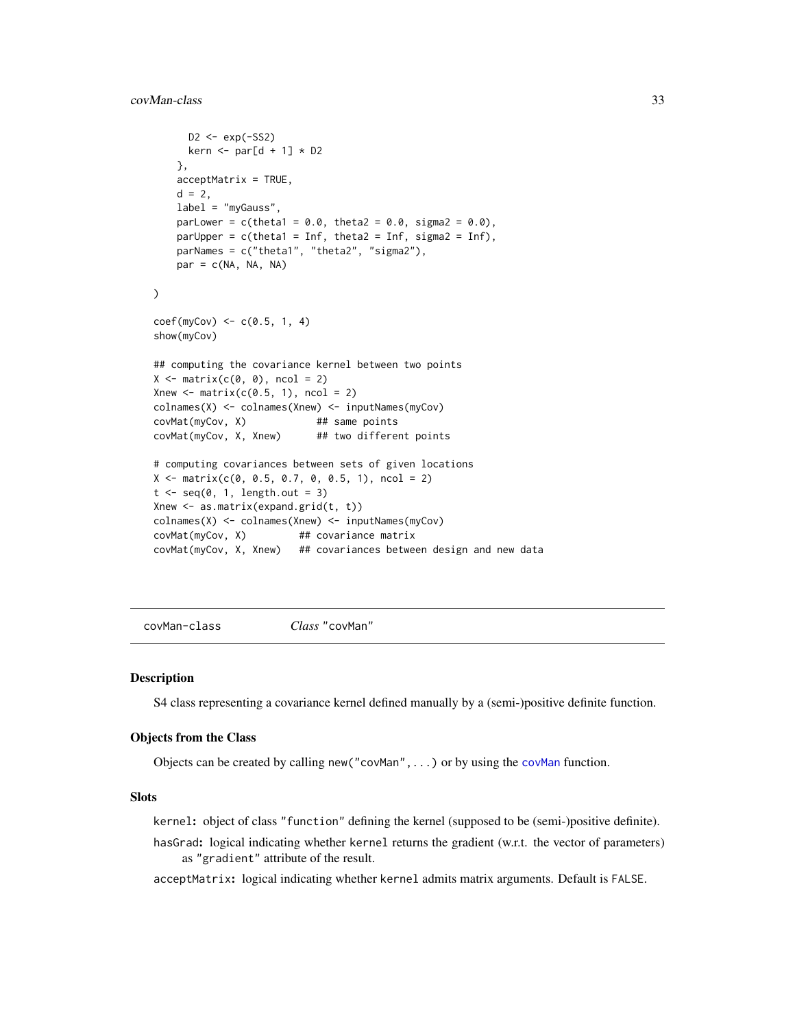```
    D2 <- exp(-SS2)
    kern <- par[d + 1] * D2
  },
  acceptMatrix = TRUE,
  d = 2,
  label = "myGauss",
  parLower = c(theta1 = 0.0, theta2 = 0.0, sigma2 = 0.0),
  parUpper = c(theta1 = Inf, theta2 = Inf, sigma2 = Inf),
  parNames = c("theta1", "theta2", "sigma2"),
  par = c(NA, NA, NA)

)

coef(myCov) <- c(0.5, 1, 4)
show(myCov)

## computing the covariance kernel between two points
X <- matrix(c(0, 0), ncol = 2)
Xnew <- matrix(c(0.5, 1), ncol = 2)
colnames(X) <- colnames(Xnew) <- inputNames(myCov)
covMat(myCov, X)            ## same points
covMat(myCov, X, Xnew)      ## two different points

# computing covariances between sets of given locations
X <- matrix(c(0, 0.5, 0.7, 0, 0.5, 1), ncol = 2)
t <- seq(0, 1, length.out = 3)
Xnew <- as.matrix(expand.grid(t, t))
colnames(X) <- colnames(Xnew) <- inputNames(myCov)
covMat(myCov, X)         ## covariance matrix
covMat(myCov, X, Xnew)   ## covariances between design and new data
```

---

`covMan-class` *Class* `"covMan"`

---

### Description

S4 class representing a covariance kernel defined manually by a (semi-)positive definite function.

### Objects from the Class

Objects can be created by calling `new("covMan",...)` or by using the `covMan` function.

### Slots

`kernel`: object of class `"function"` defining the kernel (supposed to be (semi-)positive definite).

`hasGrad`: logical indicating whether `kernel` returns the gradient (w.r.t. the vector of parameters) as `"gradient"` attribute of the result.

`acceptMatrix`: logical indicating whether `kernel` admits matrix arguments. Default is `FALSE`.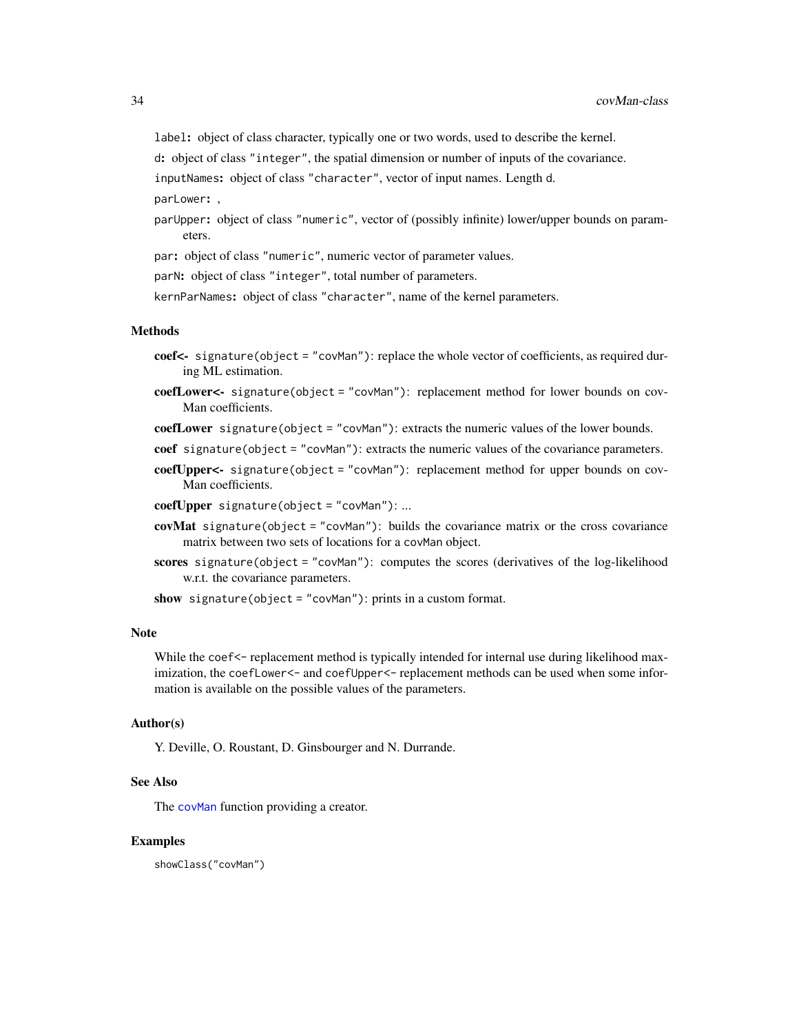`label`: object of class character, typically one or two words, used to describe the kernel.

`d`: object of class `"integer"`, the spatial dimension or number of inputs of the covariance.

`inputNames`: object of class `"character"`, vector of input names. Length `d`.

`parLower`: ,

`parUpper`: object of class `"numeric"`, vector of (possibly infinite) lower/upper bounds on parameters.

`par`: object of class `"numeric"`, numeric vector of parameter values.

`parN`: object of class `"integer"`, total number of parameters.

`kernParNames`: object of class `"character"`, name of the kernel parameters.

### Methods

**coef<-** `signature(object = "covMan")`: replace the whole vector of coefficients, as required during ML estimation.

**coefLower<-** `signature(object = "covMan")`: replacement method for lower bounds on covMan coefficients.

**coefLower** `signature(object = "covMan")`: extracts the numeric values of the lower bounds.

**coef** `signature(object = "covMan")`: extracts the numeric values of the covariance parameters.

**coefUpper<-** `signature(object = "covMan")`: replacement method for upper bounds on covMan coefficients.

**coefUpper** `signature(object = "covMan")`: ...

**covMat** `signature(object = "covMan")`: builds the covariance matrix or the cross covariance matrix between two sets of locations for a `covMan` object.

**scores** `signature(object = "covMan")`: computes the scores (derivatives of the log-likelihood w.r.t. the covariance parameters.

**show** `signature(object = "covMan")`: prints in a custom format.

### Note

While the `coef<-` replacement method is typically intended for internal use during likelihood maximization, the `coefLower<-` and `coefUpper<-` replacement methods can be used when some information is available on the possible values of the parameters.

### Author(s)

Y. Deville, O. Roustant, D. Ginsbourger and N. Durrande.

### See Also

The `covMan` function providing a creator.

### Examples

```
showClass("covMan")
```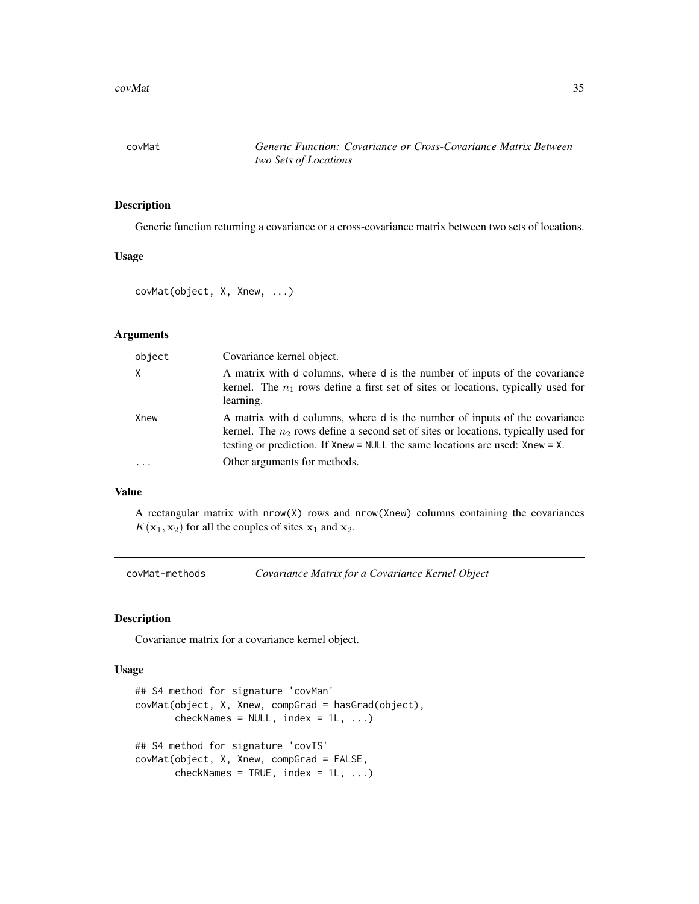# covMat — *Generic Function: Covariance or Cross-Covariance Matrix Between two Sets of Locations*

## Description

Generic function returning a covariance or a cross-covariance matrix between two sets of locations.

## Usage

```
covMat(object, X, Xnew, ...)
```

## Arguments

| | |
|---|---|
| object | Covariance kernel object. |
| X | A matrix with d columns, where d is the number of inputs of the covariance kernel. The $n_1$ rows define a first set of sites or locations, typically used for learning. |
| Xnew | A matrix with d columns, where d is the number of inputs of the covariance kernel. The $n_2$ rows define a second set of sites or locations, typically used for testing or prediction. If Xnew = NULL the same locations are used: Xnew = X. |
| ... | Other arguments for methods. |

## Value

A rectangular matrix with nrow(X) rows and nrow(Xnew) columns containing the covariances $K(\mathbf{x}_1, \mathbf{x}_2)$ for all the couples of sites $\mathbf{x}_1$ and $\mathbf{x}_2$.

# covMat-methods — *Covariance Matrix for a Covariance Kernel Object*

## Description

Covariance matrix for a covariance kernel object.

## Usage

```
## S4 method for signature 'covMan'
covMat(object, X, Xnew, compGrad = hasGrad(object),
       checkNames = NULL, index = 1L, ...)

## S4 method for signature 'covTS'
covMat(object, X, Xnew, compGrad = FALSE,
       checkNames = TRUE, index = 1L, ...)
```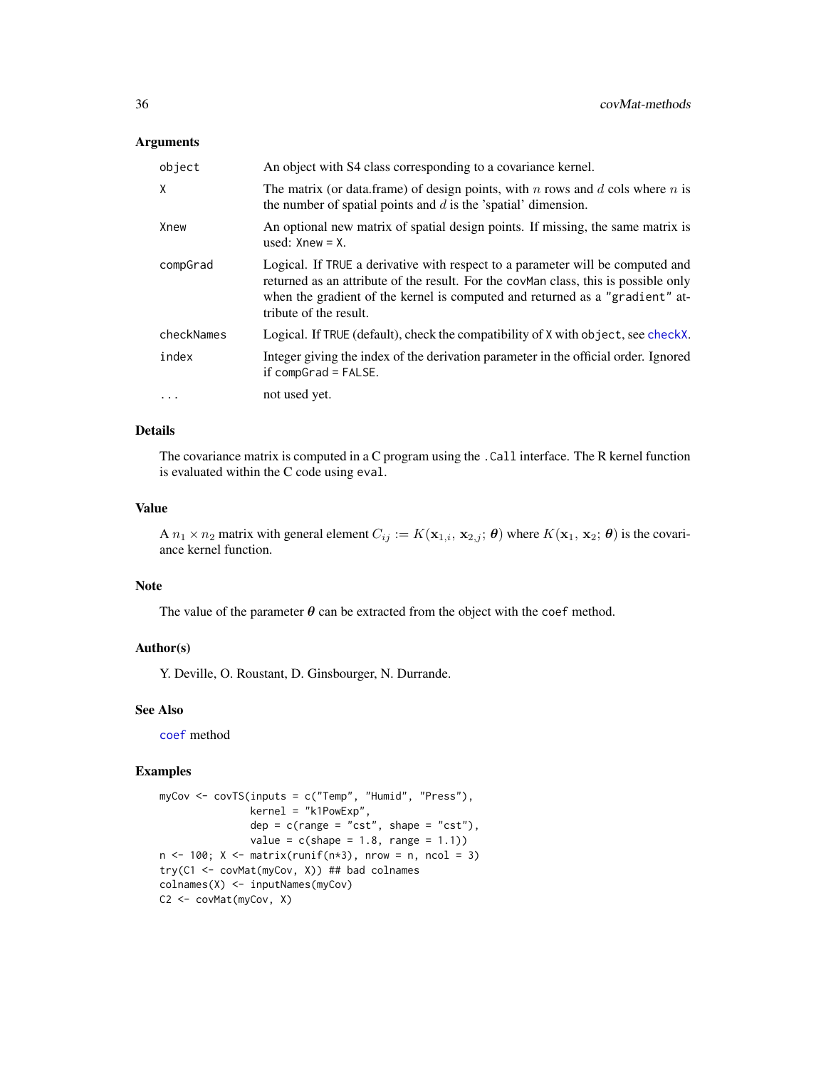## Arguments

| | |
|---|---|
| object | An object with S4 class corresponding to a covariance kernel. |
| X | The matrix (or data.frame) of design points, with $n$ rows and $d$ cols where $n$ is the number of spatial points and $d$ is the 'spatial' dimension. |
| Xnew | An optional new matrix of spatial design points. If missing, the same matrix is used: Xnew = X. |
| compGrad | Logical. If TRUE a derivative with respect to a parameter will be computed and returned as an attribute of the result. For the covMan class, this is possible only when the gradient of the kernel is computed and returned as a "gradient" attribute of the result. |
| checkNames | Logical. If TRUE (default), check the compatibility of X with object, see checkX. |
| index | Integer giving the index of the derivation parameter in the official order. Ignored if compGrad = FALSE. |
| ... | not used yet. |

## Details

The covariance matrix is computed in a C program using the .Call interface. The R kernel function is evaluated within the C code using eval.

## Value

A $n_1 \times n_2$ matrix with general element $C_{ij} := K(\mathbf{x}_{1,i},\, \mathbf{x}_{2,j};\, \boldsymbol{\theta})$ where $K(\mathbf{x}_1,\, \mathbf{x}_2;\, \boldsymbol{\theta})$ is the covariance kernel function.

## Note

The value of the parameter $\boldsymbol{\theta}$ can be extracted from the object with the coef method.

## Author(s)

Y. Deville, O. Roustant, D. Ginsbourger, N. Durrande.

## See Also

coef method

## Examples

```
myCov <- covTS(inputs = c("Temp", "Humid", "Press"),
               kernel = "k1PowExp",
               dep = c(range = "cst", shape = "cst"),
               value = c(shape = 1.8, range = 1.1))
n <- 100; X <- matrix(runif(n*3), nrow = n, ncol = 3)
try(C1 <- covMat(myCov, X)) ## bad colnames
colnames(X) <- inputNames(myCov)
C2 <- covMat(myCov, X)
```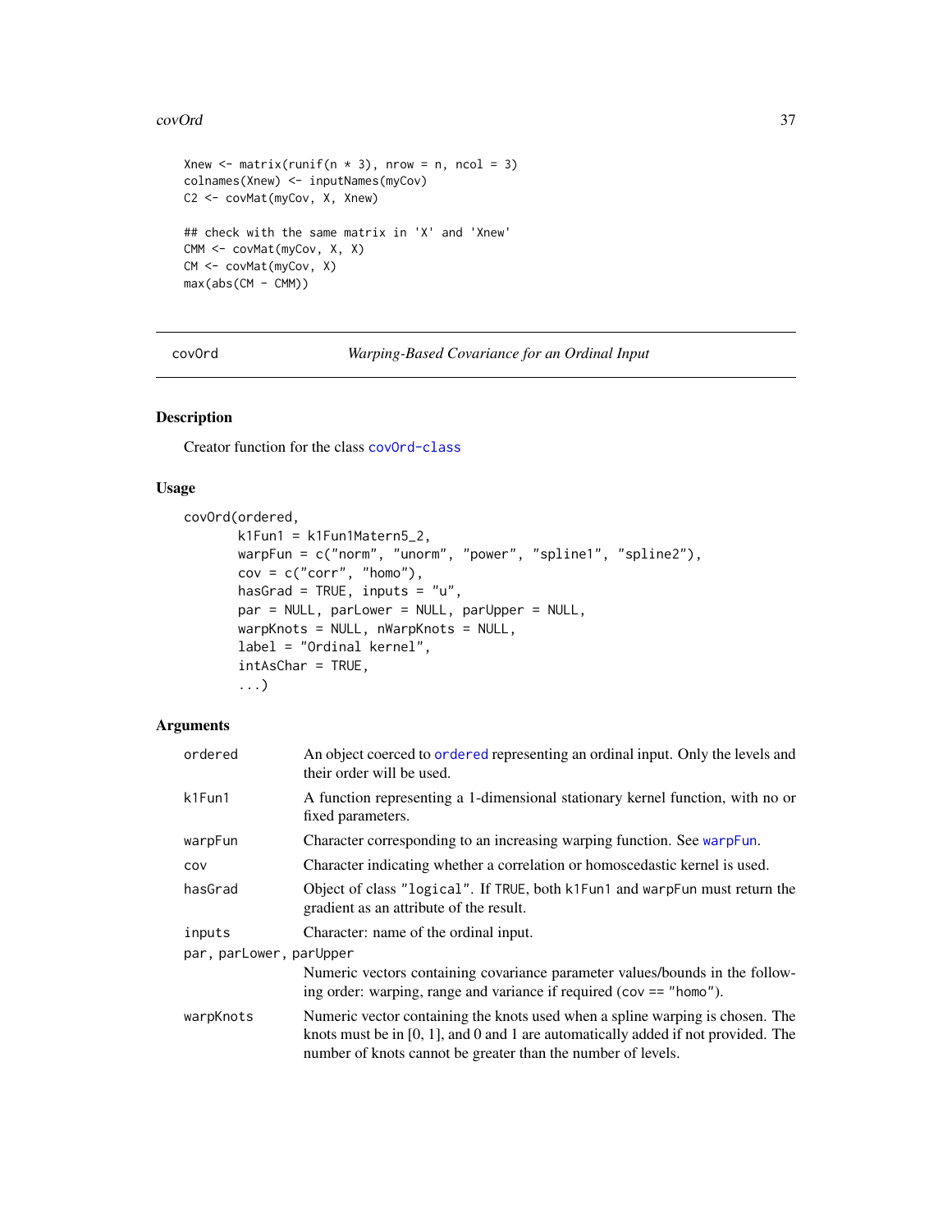```
Xnew <- matrix(runif(n * 3), nrow = n, ncol = 3)
colnames(Xnew) <- inputNames(myCov)
C2 <- covMat(myCov, X, Xnew)

## check with the same matrix in 'X' and 'Xnew'
CMM <- covMat(myCov, X, X)
CM <- covMat(myCov, X)
max(abs(CM - CMM))
```

## covOrd — *Warping-Based Covariance for an Ordinal Input*

### Description

Creator function for the class covOrd-class

### Usage

```
covOrd(ordered,
       k1Fun1 = k1Fun1Matern5_2,
       warpFun = c("norm", "unorm", "power", "spline1", "spline2"),
       cov = c("corr", "homo"),
       hasGrad = TRUE, inputs = "u",
       par = NULL, parLower = NULL, parUpper = NULL,
       warpKnots = NULL, nWarpKnots = NULL,
       label = "Ordinal kernel",
       intAsChar = TRUE,
       ...)
```

### Arguments

| | |
|---|---|
| ordered | An object coerced to ordered representing an ordinal input. Only the levels and their order will be used. |
| k1Fun1 | A function representing a 1-dimensional stationary kernel function, with no or fixed parameters. |
| warpFun | Character corresponding to an increasing warping function. See warpFun. |
| cov | Character indicating whether a correlation or homoscedastic kernel is used. |
| hasGrad | Object of class "logical". If TRUE, both k1Fun1 and warpFun must return the gradient as an attribute of the result. |
| inputs | Character: name of the ordinal input. |
| par, parLower, parUpper | Numeric vectors containing covariance parameter values/bounds in the following order: warping, range and variance if required (cov == "homo"). |
| warpKnots | Numeric vector containing the knots used when a spline warping is chosen. The knots must be in [0, 1], and 0 and 1 are automatically added if not provided. The number of knots cannot be greater than the number of levels. |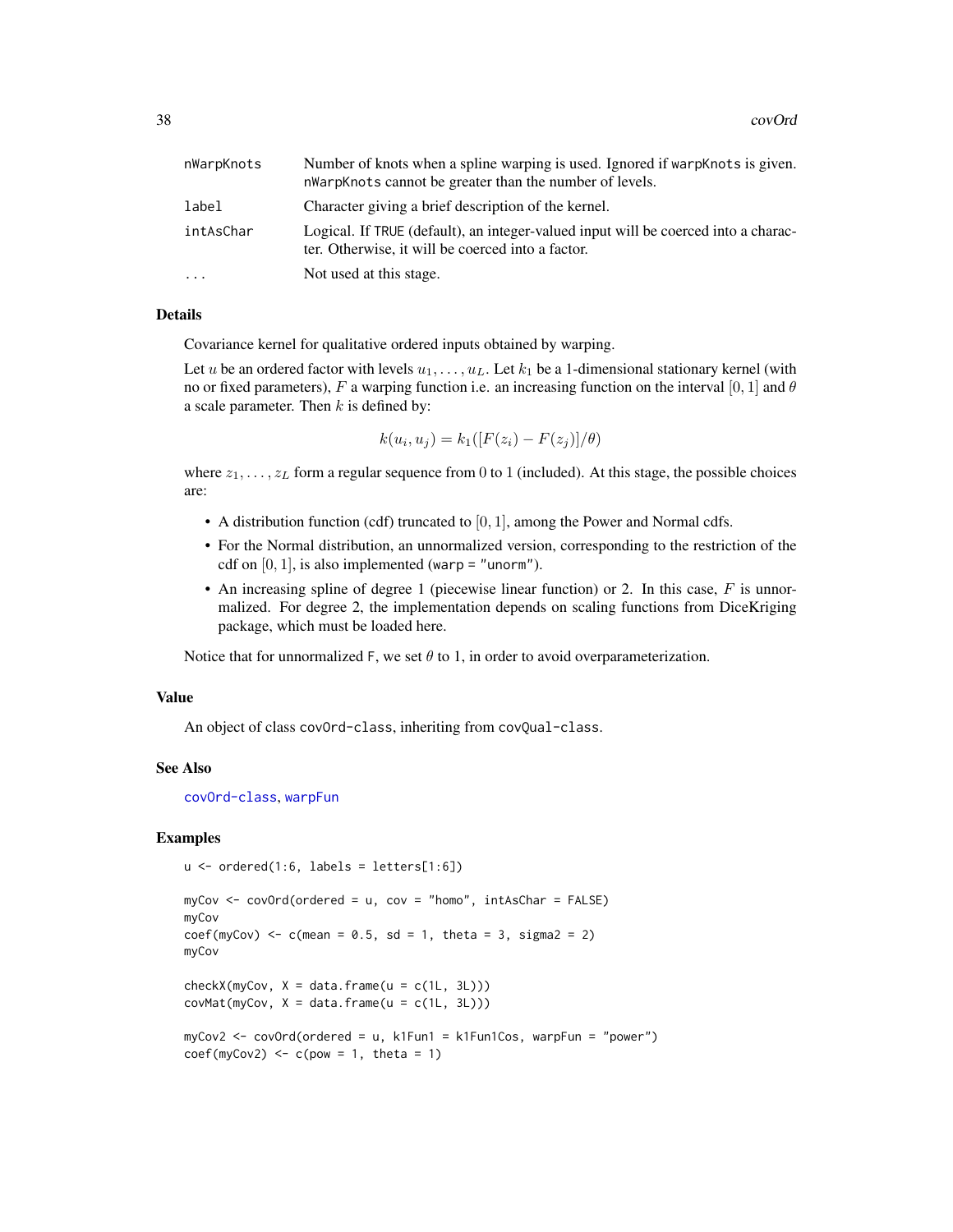| | |
|---|---|
| nWarpKnots | Number of knots when a spline warping is used. Ignored if warpKnots is given. nWarpKnots cannot be greater than the number of levels. |
| label | Character giving a brief description of the kernel. |
| intAsChar | Logical. If TRUE (default), an integer-valued input will be coerced into a character. Otherwise, it will be coerced into a factor. |
| ... | Not used at this stage. |

## Details

Covariance kernel for qualitative ordered inputs obtained by warping.

Let $u$ be an ordered factor with levels $u_1, \dots, u_L$. Let $k_1$ be a 1-dimensional stationary kernel (with no or fixed parameters), $F$ a warping function i.e. an increasing function on the interval $[0, 1]$ and $\theta$ a scale parameter. Then $k$ is defined by:

$$k(u_i, u_j) = k_1([F(z_i) - F(z_j)]/\theta)$$

where $z_1, \dots, z_L$ form a regular sequence from 0 to 1 (included). At this stage, the possible choices are:

- A distribution function (cdf) truncated to $[0, 1]$, among the Power and Normal cdfs.
- For the Normal distribution, an unnormalized version, corresponding to the restriction of the cdf on $[0, 1]$, is also implemented (warp = "unorm").
- An increasing spline of degree 1 (piecewise linear function) or 2. In this case, $F$ is unnormalized. For degree 2, the implementation depends on scaling functions from DiceKriging package, which must be loaded here.

Notice that for unnormalized F, we set $\theta$ to 1, in order to avoid overparameterization.

## Value

An object of class covOrd-class, inheriting from covQual-class.

## See Also

covOrd-class, warpFun

## Examples

```
u <- ordered(1:6, labels = letters[1:6])

myCov <- covOrd(ordered = u, cov = "homo", intAsChar = FALSE)
myCov
coef(myCov) <- c(mean = 0.5, sd = 1, theta = 3, sigma2 = 2)
myCov

checkX(myCov, X = data.frame(u = c(1L, 3L)))
covMat(myCov, X = data.frame(u = c(1L, 3L)))

myCov2 <- covOrd(ordered = u, k1Fun1 = k1Fun1Cos, warpFun = "power")
coef(myCov2) <- c(pow = 1, theta = 1)
```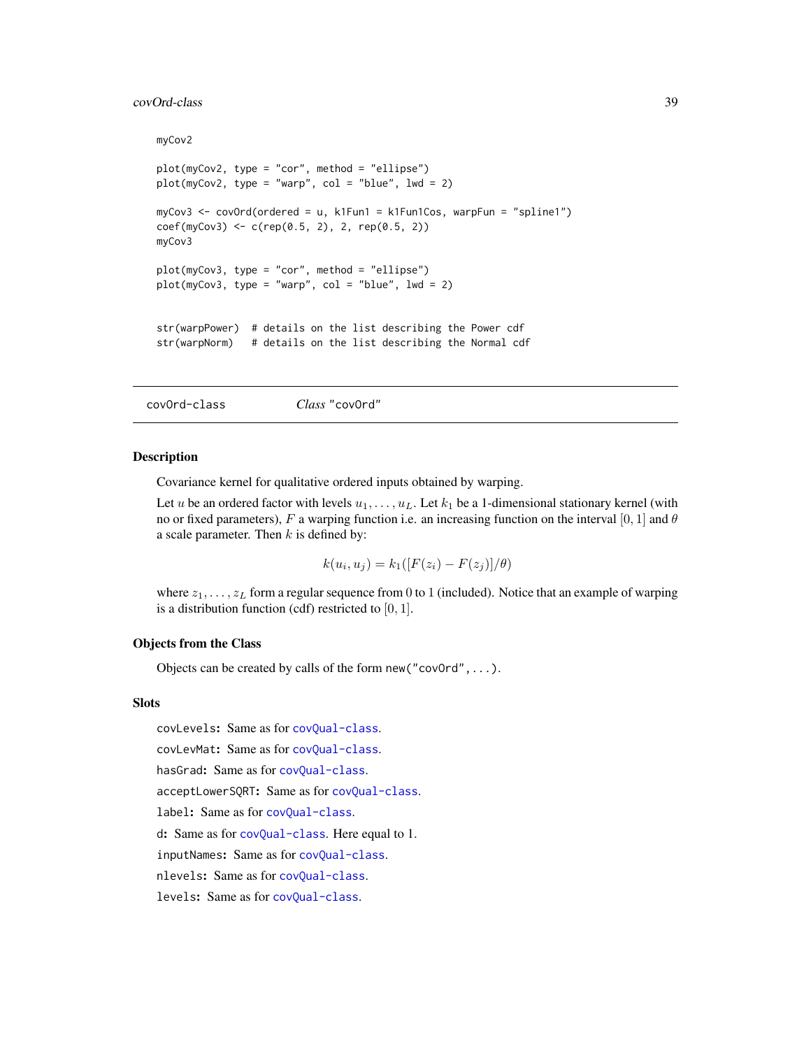```
myCov2

plot(myCov2, type = "cor", method = "ellipse")
plot(myCov2, type = "warp", col = "blue", lwd = 2)

myCov3 <- covOrd(ordered = u, k1Fun1 = k1Fun1Cos, warpFun = "spline1")
coef(myCov3) <- c(rep(0.5, 2), 2, rep(0.5, 2))
myCov3

plot(myCov3, type = "cor", method = "ellipse")
plot(myCov3, type = "warp", col = "blue", lwd = 2)


str(warpPower)  # details on the list describing the Power cdf
str(warpNorm)   # details on the list describing the Normal cdf
```

---

## covOrd-class &nbsp;&nbsp;&nbsp;&nbsp; *Class* "covOrd"

### Description

Covariance kernel for qualitative ordered inputs obtained by warping.

Let $u$ be an ordered factor with levels $u_1, \dots, u_L$. Let $k_1$ be a 1-dimensional stationary kernel (with no or fixed parameters), $F$ a warping function i.e. an increasing function on the interval $[0, 1]$ and $\theta$ a scale parameter. Then $k$ is defined by:

$$k(u_i, u_j) = k_1([F(z_i) - F(z_j)]/\theta)$$

where $z_1, \dots, z_L$ form a regular sequence from 0 to 1 (included). Notice that an example of warping is a distribution function (cdf) restricted to $[0, 1]$.

### Objects from the Class

Objects can be created by calls of the form `new("covOrd",...)`.

### Slots

`covLevels`: Same as for `covQual-class`.

`covLevMat`: Same as for `covQual-class`.

`hasGrad`: Same as for `covQual-class`.

`acceptLowerSQRT`: Same as for `covQual-class`.

`label`: Same as for `covQual-class`.

`d`: Same as for `covQual-class`. Here equal to 1.

`inputNames`: Same as for `covQual-class`.

`nlevels`: Same as for `covQual-class`.

`levels`: Same as for `covQual-class`.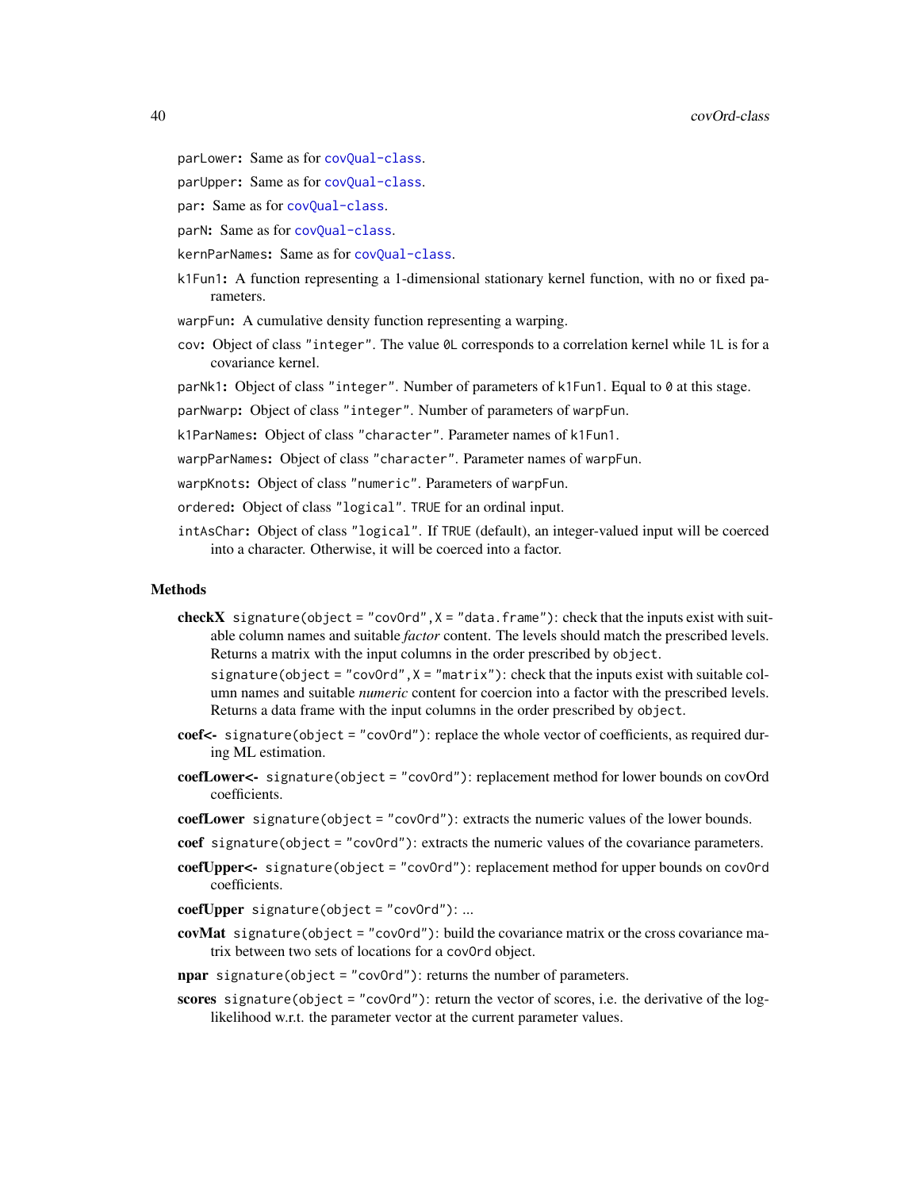parLower: Same as for covQual-class.

parUpper: Same as for covQual-class.

par: Same as for covQual-class.

parN: Same as for covQual-class.

kernParNames: Same as for covQual-class.

k1Fun1: A function representing a 1-dimensional stationary kernel function, with no or fixed parameters.

warpFun: A cumulative density function representing a warping.

cov: Object of class "integer". The value 0L corresponds to a correlation kernel while 1L is for a covariance kernel.

parNk1: Object of class "integer". Number of parameters of k1Fun1. Equal to 0 at this stage.

parNwarp: Object of class "integer". Number of parameters of warpFun.

k1ParNames: Object of class "character". Parameter names of k1Fun1.

warpParNames: Object of class "character". Parameter names of warpFun.

warpKnots: Object of class "numeric". Parameters of warpFun.

ordered: Object of class "logical". TRUE for an ordinal input.

intAsChar: Object of class "logical". If TRUE (default), an integer-valued input will be coerced into a character. Otherwise, it will be coerced into a factor.

## Methods

**checkX** signature(object = "covOrd", X = "data.frame"): check that the inputs exist with suitable column names and suitable *factor* content. The levels should match the prescribed levels. Returns a matrix with the input columns in the order prescribed by object.

signature(object = "covOrd", X = "matrix"): check that the inputs exist with suitable column names and suitable *numeric* content for coercion into a factor with the prescribed levels. Returns a data frame with the input columns in the order prescribed by object.

**coef<-** signature(object = "covOrd"): replace the whole vector of coefficients, as required during ML estimation.

**coefLower<-** signature(object = "covOrd"): replacement method for lower bounds on covOrd coefficients.

**coefLower** signature(object = "covOrd"): extracts the numeric values of the lower bounds.

**coef** signature(object = "covOrd"): extracts the numeric values of the covariance parameters.

**coefUpper<-** signature(object = "covOrd"): replacement method for upper bounds on covOrd coefficients.

**coefUpper** signature(object = "covOrd"): ...

**covMat** signature(object = "covOrd"): build the covariance matrix or the cross covariance matrix between two sets of locations for a covOrd object.

**npar** signature(object = "covOrd"): returns the number of parameters.

**scores** signature(object = "covOrd"): return the vector of scores, i.e. the derivative of the log-likelihood w.r.t. the parameter vector at the current parameter values.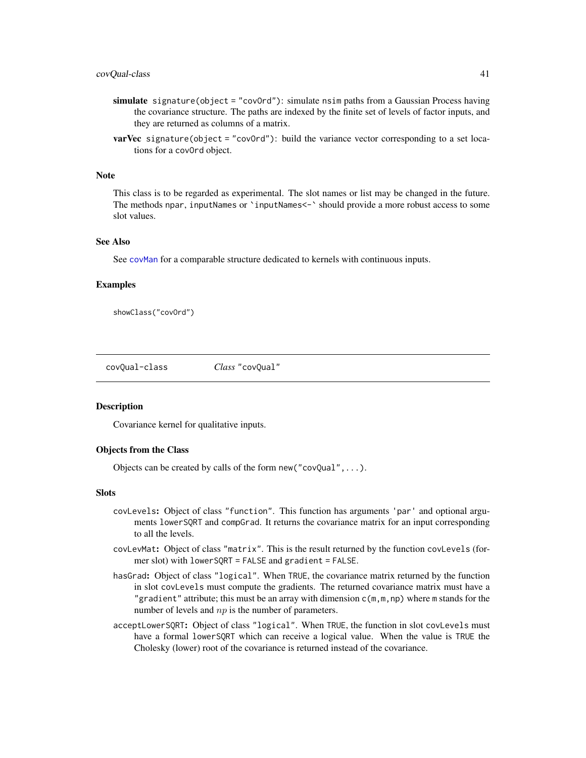**simulate** `signature(object = "covOrd")`: simulate `nsim` paths from a Gaussian Process having the covariance structure. The paths are indexed by the finite set of levels of factor inputs, and they are returned as columns of a matrix.

**varVec** `signature(object = "covOrd")`: build the variance vector corresponding to a set locations for a `covOrd` object.

### Note

This class is to be regarded as experimental. The slot names or list may be changed in the future. The methods `npar`, `inputNames` or `` `inputNames<-` `` should provide a more robust access to some slot values.

### See Also

See `covMan` for a comparable structure dedicated to kernels with continuous inputs.

### Examples

```
showClass("covOrd")
```

---

## covQual-class — *Class* "covQual"

### Description

Covariance kernel for qualitative inputs.

### Objects from the Class

Objects can be created by calls of the form `new("covQual",...)`.

### Slots

`covLevels`**:** Object of class `"function"`. This function has arguments `'par'` and optional arguments `lowerSQRT` and `compGrad`. It returns the covariance matrix for an input corresponding to all the levels.

`covLevMat`**:** Object of class `"matrix"`. This is the result returned by the function `covLevels` (former slot) with `lowerSQRT = FALSE` and `gradient = FALSE`.

`hasGrad`**:** Object of class `"logical"`. When `TRUE`, the covariance matrix returned by the function in slot `covLevels` must compute the gradients. The returned covariance matrix must have a `"gradient"` attribute; this must be an array with dimension `c(m,m,np)` where `m` stands for the number of levels and $np$ is the number of parameters.

`acceptLowerSQRT`**:** Object of class `"logical"`. When `TRUE`, the function in slot `covLevels` must have a formal `lowerSQRT` which can receive a logical value. When the value is `TRUE` the Cholesky (lower) root of the covariance is returned instead of the covariance.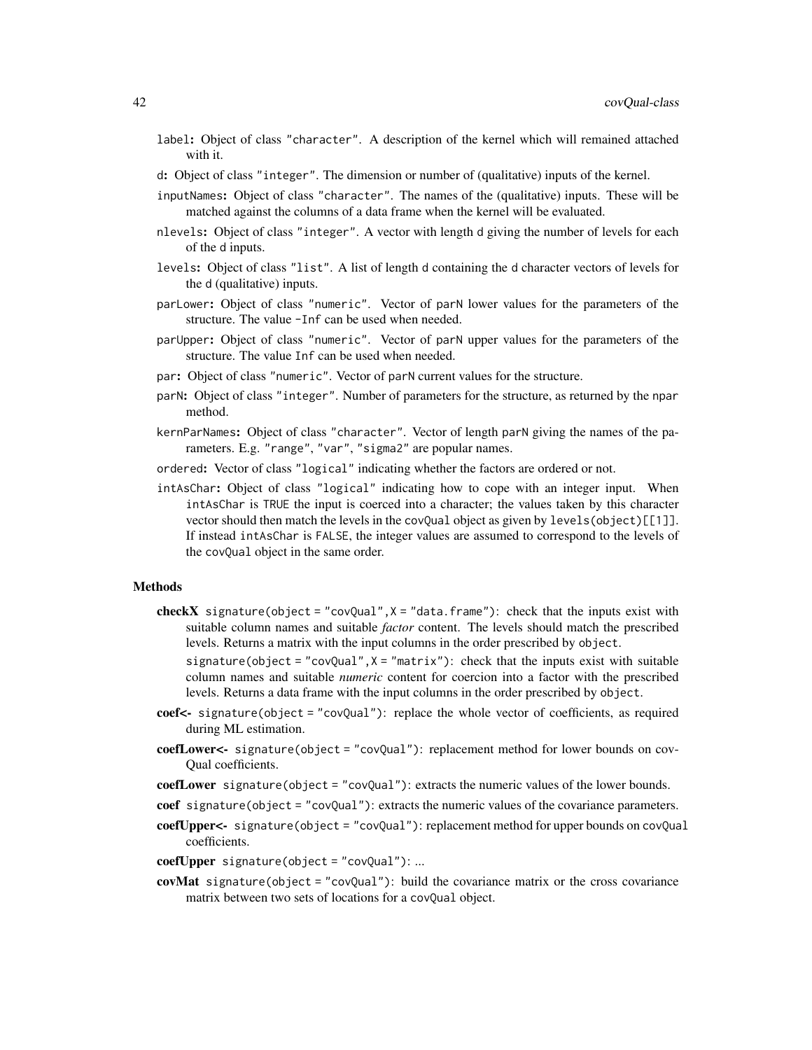label: Object of class "character". A description of the kernel which will remained attached with it.

d: Object of class "integer". The dimension or number of (qualitative) inputs of the kernel.

inputNames: Object of class "character". The names of the (qualitative) inputs. These will be matched against the columns of a data frame when the kernel will be evaluated.

nlevels: Object of class "integer". A vector with length d giving the number of levels for each of the d inputs.

levels: Object of class "list". A list of length d containing the d character vectors of levels for the d (qualitative) inputs.

parLower: Object of class "numeric". Vector of parN lower values for the parameters of the structure. The value -Inf can be used when needed.

parUpper: Object of class "numeric". Vector of parN upper values for the parameters of the structure. The value Inf can be used when needed.

par: Object of class "numeric". Vector of parN current values for the structure.

parN: Object of class "integer". Number of parameters for the structure, as returned by the npar method.

kernParNames: Object of class "character". Vector of length parN giving the names of the parameters. E.g. "range", "var", "sigma2" are popular names.

ordered: Vector of class "logical" indicating whether the factors are ordered or not.

intAsChar: Object of class "logical" indicating how to cope with an integer input. When intAsChar is TRUE the input is coerced into a character; the values taken by this character vector should then match the levels in the covQual object as given by levels(object)[[1]]. If instead intAsChar is FALSE, the integer values are assumed to correspond to the levels of the covQual object in the same order.

## Methods

**checkX** signature(object = "covQual",X = "data.frame"): check that the inputs exist with suitable column names and suitable *factor* content. The levels should match the prescribed levels. Returns a matrix with the input columns in the order prescribed by object.

signature(object = "covQual",X = "matrix"): check that the inputs exist with suitable column names and suitable *numeric* content for coercion into a factor with the prescribed levels. Returns a data frame with the input columns in the order prescribed by object.

**coef<-** signature(object = "covQual"): replace the whole vector of coefficients, as required during ML estimation.

**coefLower<-** signature(object = "covQual"): replacement method for lower bounds on covQual coefficients.

**coefLower** signature(object = "covQual"): extracts the numeric values of the lower bounds.

**coef** signature(object = "covQual"): extracts the numeric values of the covariance parameters.

**coefUpper<-** signature(object = "covQual"): replacement method for upper bounds on covQual coefficients.

**coefUpper** signature(object = "covQual"): ...

**covMat** signature(object = "covQual"): build the covariance matrix or the cross covariance matrix between two sets of locations for a covQual object.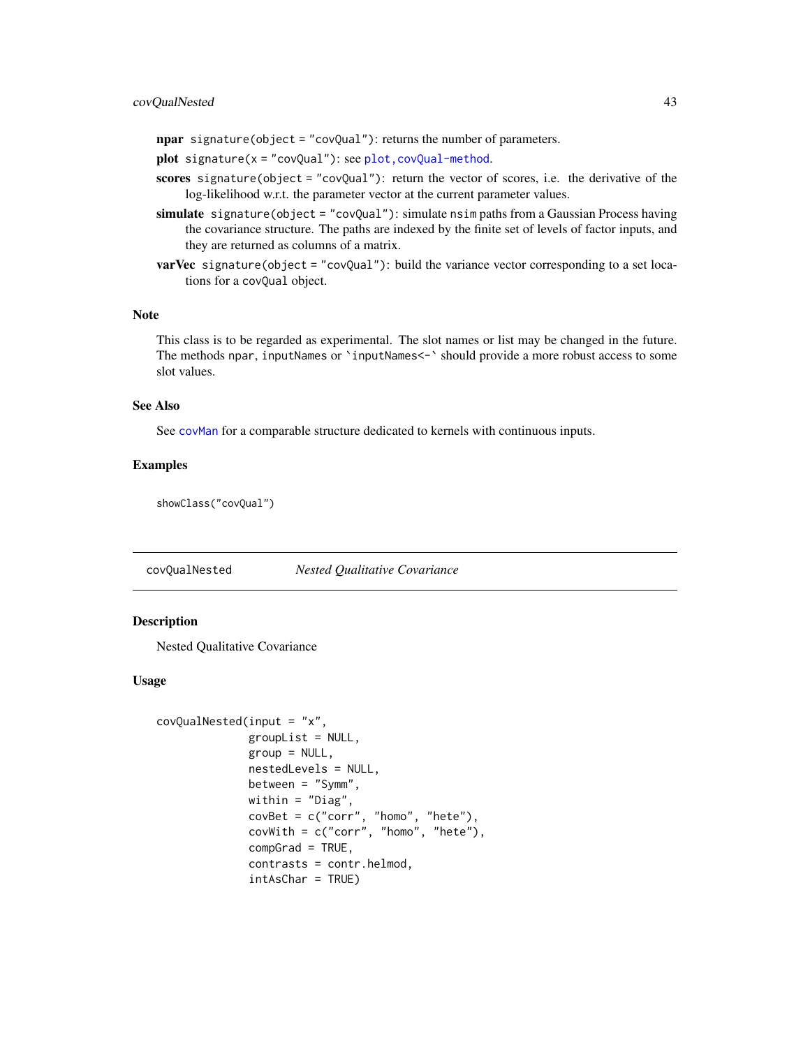**npar** `signature(object = "covQual")`: returns the number of parameters.

**plot** `signature(x = "covQual")`: see `plot,covQual-method`.

**scores** `signature(object = "covQual")`: return the vector of scores, i.e. the derivative of the log-likelihood w.r.t. the parameter vector at the current parameter values.

**simulate** `signature(object = "covQual")`: simulate `nsim` paths from a Gaussian Process having the covariance structure. The paths are indexed by the finite set of levels of factor inputs, and they are returned as columns of a matrix.

**varVec** `signature(object = "covQual")`: build the variance vector corresponding to a set locations for a `covQual` object.

## Note

This class is to be regarded as experimental. The slot names or list may be changed in the future. The methods `npar`, `inputNames` or `` `inputNames<-` `` should provide a more robust access to some slot values.

## See Also

See `covMan` for a comparable structure dedicated to kernels with continuous inputs.

## Examples

```
showClass("covQual")
```

---

# covQualNested — *Nested Qualitative Covariance*

---

## Description

Nested Qualitative Covariance

## Usage

```
covQualNested(input = "x",
              groupList = NULL,
              group = NULL,
              nestedLevels = NULL,
              between = "Symm",
              within = "Diag",
              covBet = c("corr", "homo", "hete"),
              covWith = c("corr", "homo", "hete"),
              compGrad = TRUE,
              contrasts = contr.helmod,
              intAsChar = TRUE)
```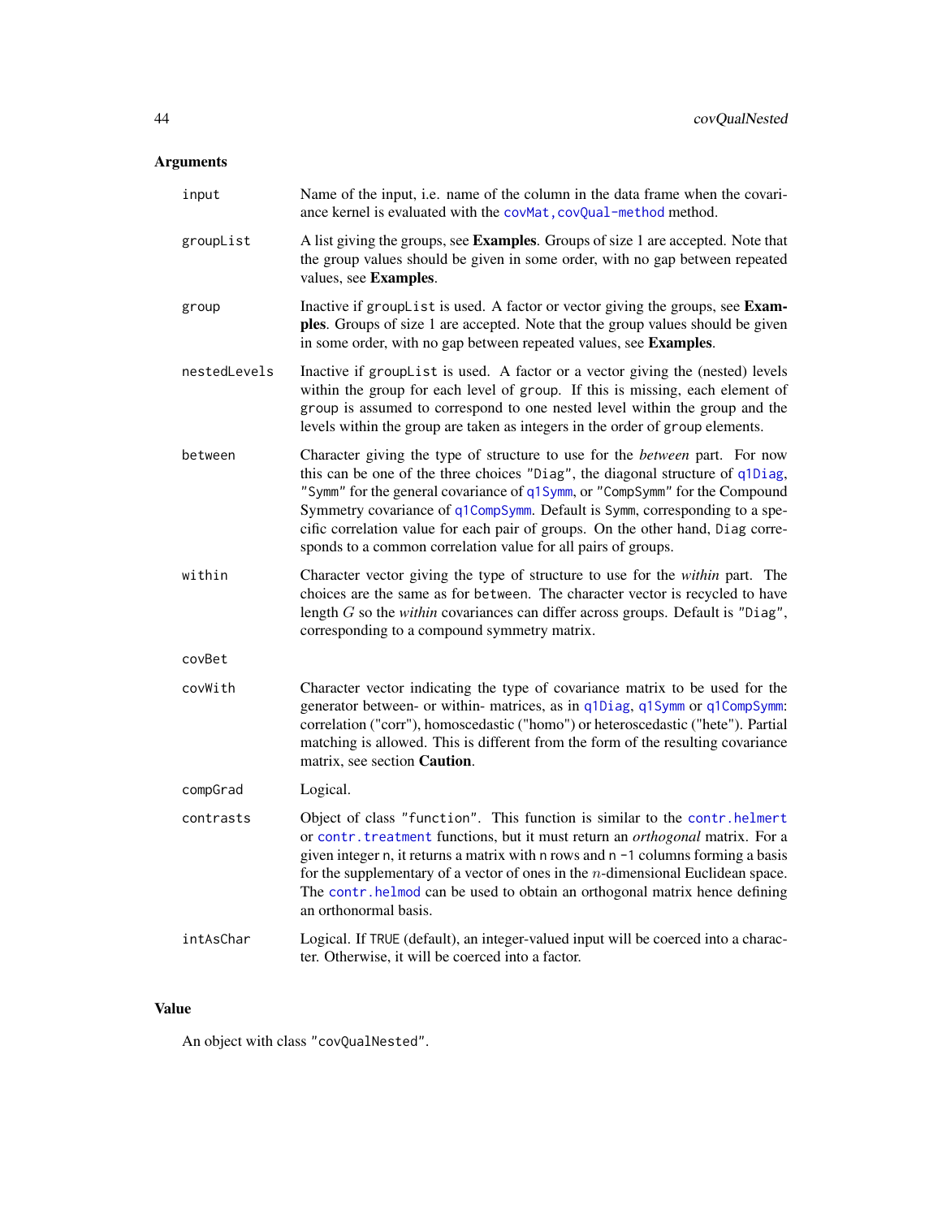## Arguments

`input`
: Name of the input, i.e. name of the column in the data frame when the covariance kernel is evaluated with the `covMat,covQual-method` method.

`groupList`
: A list giving the groups, see **Examples**. Groups of size 1 are accepted. Note that the group values should be given in some order, with no gap between repeated values, see **Examples**.

`group`
: Inactive if `groupList` is used. A factor or vector giving the groups, see **Examples**. Groups of size 1 are accepted. Note that the group values should be given in some order, with no gap between repeated values, see **Examples**.

`nestedLevels`
: Inactive if `groupList` is used. A factor or a vector giving the (nested) levels within the group for each level of `group`. If this is missing, each element of `group` is assumed to correspond to one nested level within the group and the levels within the group are taken as integers in the order of `group` elements.

`between`
: Character giving the type of structure to use for the *between* part. For now this can be one of the three choices `"Diag"`, the diagonal structure of `q1Diag`, `"Symm"` for the general covariance of `q1Symm`, or `"CompSymm"` for the Compound Symmetry covariance of `q1CompSymm`. Default is `Symm`, corresponding to a specific correlation value for each pair of groups. On the other hand, `Diag` corresponds to a common correlation value for all pairs of groups.

`within`
: Character vector giving the type of structure to use for the *within* part. The choices are the same as for `between`. The character vector is recycled to have length $G$ so the *within* covariances can differ across groups. Default is `"Diag"`, corresponding to a compound symmetry matrix.

`covBet`

`covWith`
: Character vector indicating the type of covariance matrix to be used for the generator between- or within- matrices, as in `q1Diag`, `q1Symm` or `q1CompSymm`: correlation ("corr"), homoscedastic ("homo") or heteroscedastic ("hete"). Partial matching is allowed. This is different from the form of the resulting covariance matrix, see section **Caution**.

`compGrad`
: Logical.

`contrasts`
: Object of class `"function"`. This function is similar to the `contr.helmert` or `contr.treatment` functions, but it must return an *orthogonal* matrix. For a given integer `n`, it returns a matrix with `n` rows and `n -1` columns forming a basis for the supplementary of a vector of ones in the $n$-dimensional Euclidean space. The `contr.helmod` can be used to obtain an orthogonal matrix hence defining an orthonormal basis.

`intAsChar`
: Logical. If `TRUE` (default), an integer-valued input will be coerced into a character. Otherwise, it will be coerced into a factor.

## Value

An object with class `"covQualNested"`.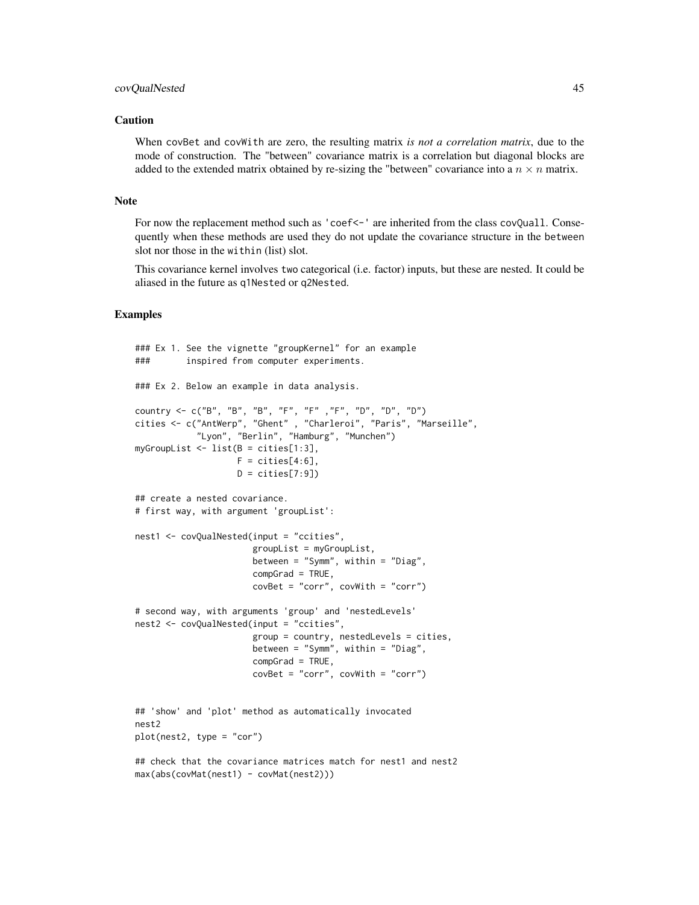## Caution

When covBet and covWith are zero, the resulting matrix *is not a correlation matrix*, due to the mode of construction. The "between" covariance matrix is a correlation but diagonal blocks are added to the extended matrix obtained by re-sizing the "between" covariance into a $n \times n$ matrix.

## Note

For now the replacement method such as 'coef<-' are inherited from the class covQual1. Consequently when these methods are used they do not update the covariance structure in the between slot nor those in the within (list) slot.

This covariance kernel involves two categorical (i.e. factor) inputs, but these are nested. It could be aliased in the future as q1Nested or q2Nested.

## Examples

```
### Ex 1. See the vignette "groupKernel" for an example
###       inspired from computer experiments.

### Ex 2. Below an example in data analysis.

country <- c("B", "B", "B", "F", "F" ,"F", "D", "D", "D")
cities <- c("AntWerp", "Ghent" , "Charleroi", "Paris", "Marseille",
            "Lyon", "Berlin", "Hamburg", "Munchen")
myGroupList <- list(B = cities[1:3],
                    F = cities[4:6],
                    D = cities[7:9])

## create a nested covariance.
# first way, with argument 'groupList':

nest1 <- covQualNested(input = "ccities",
                       groupList = myGroupList,
                       between = "Symm", within = "Diag",
                       compGrad = TRUE,
                       covBet = "corr", covWith = "corr")

# second way, with arguments 'group' and 'nestedLevels'
nest2 <- covQualNested(input = "ccities",
                       group = country, nestedLevels = cities,
                       between = "Symm", within = "Diag",
                       compGrad = TRUE,
                       covBet = "corr", covWith = "corr")


## 'show' and 'plot' method as automatically invocated
nest2
plot(nest2, type = "cor")

## check that the covariance matrices match for nest1 and nest2
max(abs(covMat(nest1) - covMat(nest2)))
```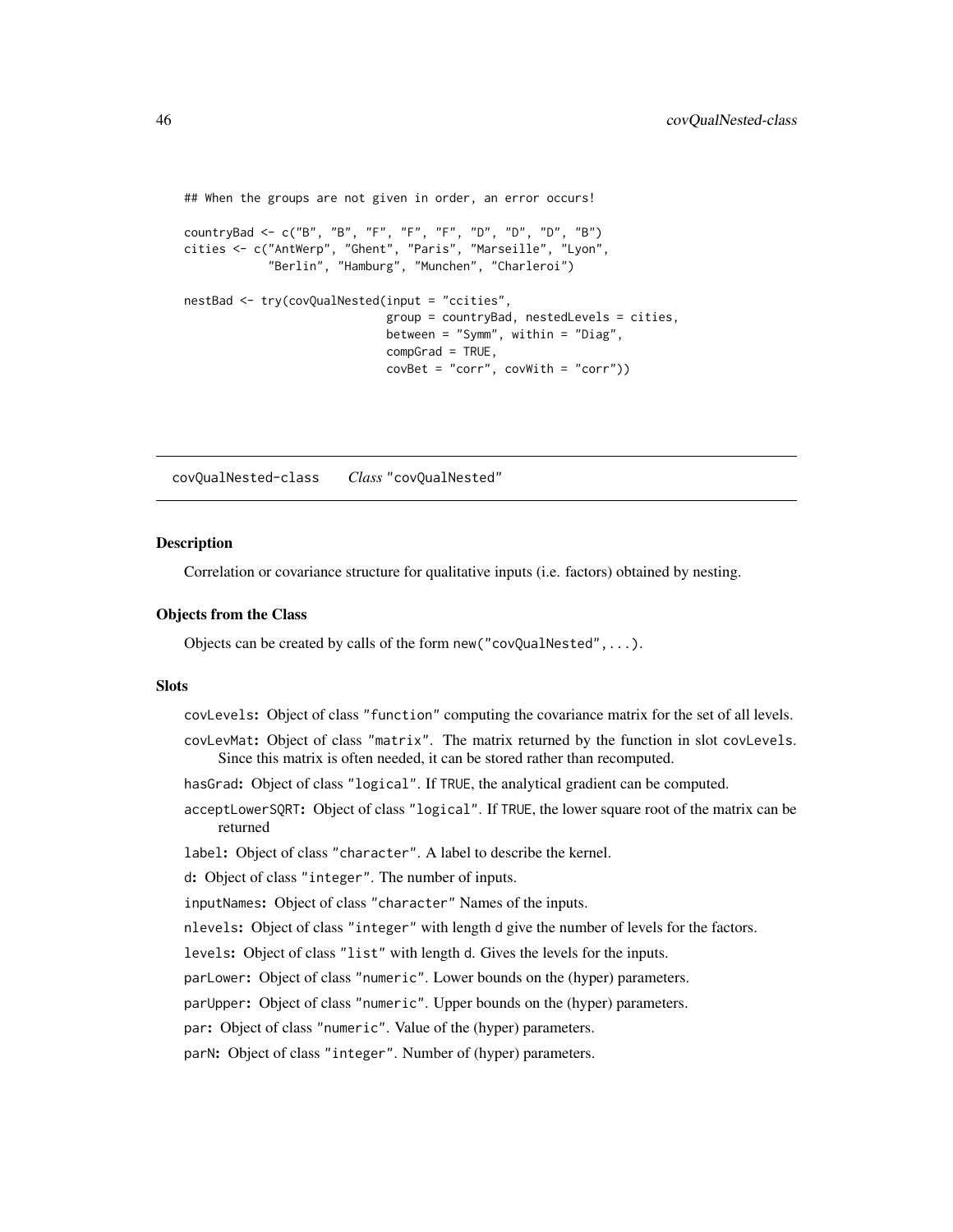```
## When the groups are not given in order, an error occurs!

countryBad <- c("B", "B", "F", "F", "F", "D", "D", "D", "B")
cities <- c("AntWerp", "Ghent", "Paris", "Marseille", "Lyon",
            "Berlin", "Hamburg", "Munchen", "Charleroi")

nestBad <- try(covQualNested(input = "ccities",
                             group = countryBad, nestedLevels = cities,
                             between = "Symm", within = "Diag",
                             compGrad = TRUE,
                             covBet = "corr", covWith = "corr"))
```

---

## covQualNested-class &nbsp;&nbsp;&nbsp; *Class* "covQualNested"

### Description

Correlation or covariance structure for qualitative inputs (i.e. factors) obtained by nesting.

### Objects from the Class

Objects can be created by calls of the form `new("covQualNested",...)`.

### Slots

- `covLevels`: Object of class `"function"` computing the covariance matrix for the set of all levels.
- `covLevMat`: Object of class `"matrix"`. The matrix returned by the function in slot `covLevels`. Since this matrix is often needed, it can be stored rather than recomputed.
- `hasGrad`: Object of class `"logical"`. If `TRUE`, the analytical gradient can be computed.
- `acceptLowerSQRT`: Object of class `"logical"`. If `TRUE`, the lower square root of the matrix can be returned
- `label`: Object of class `"character"`. A label to describe the kernel.
- `d`: Object of class `"integer"`. The number of inputs.
- `inputNames`: Object of class `"character"` Names of the inputs.
- `nlevels`: Object of class `"integer"` with length `d` give the number of levels for the factors.
- `levels`: Object of class `"list"` with length `d`. Gives the levels for the inputs.
- `parLower`: Object of class `"numeric"`. Lower bounds on the (hyper) parameters.
- `parUpper`: Object of class `"numeric"`. Upper bounds on the (hyper) parameters.
- `par`: Object of class `"numeric"`. Value of the (hyper) parameters.
- `parN`: Object of class `"integer"`. Number of (hyper) parameters.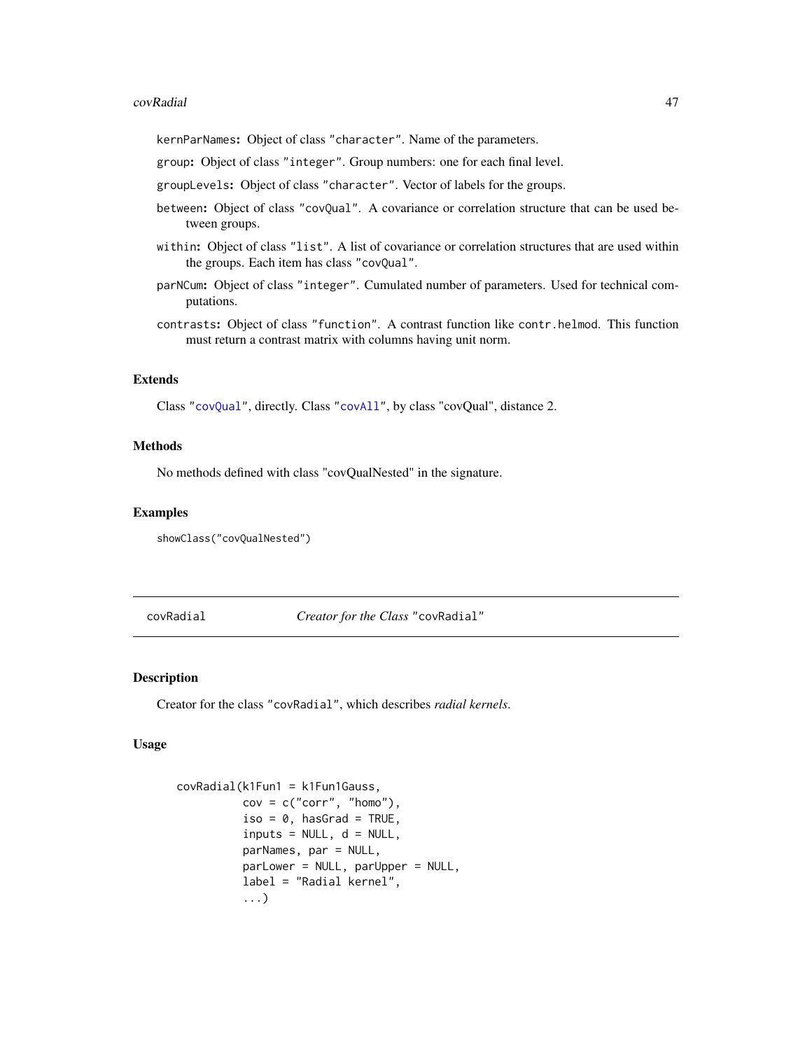`kernParNames`**:** Object of class `"character"`. Name of the parameters.

`group`**:** Object of class `"integer"`. Group numbers: one for each final level.

`groupLevels`**:** Object of class `"character"`. Vector of labels for the groups.

`between`**:** Object of class `"covQual"`. A covariance or correlation structure that can be used between groups.

`within`**:** Object of class `"list"`. A list of covariance or correlation structures that are used within the groups. Each item has class `"covQual"`.

`parNCum`**:** Object of class `"integer"`. Cumulated number of parameters. Used for technical computations.

`contrasts`**:** Object of class `"function"`. A contrast function like `contr.helmod`. This function must return a contrast matrix with columns having unit norm.

### Extends

Class `"covQual"`, directly. Class `"covAll"`, by class "covQual", distance 2.

### Methods

No methods defined with class "covQualNested" in the signature.

### Examples

```
showClass("covQualNested")
```

---

## covRadial — *Creator for the Class* `"covRadial"`

---

### Description

Creator for the class `"covRadial"`, which describes *radial kernels*.

### Usage

```
covRadial(k1Fun1 = k1Fun1Gauss,
          cov = c("corr", "homo"),
          iso = 0, hasGrad = TRUE,
          inputs = NULL, d = NULL,
          parNames, par = NULL,
          parLower = NULL, parUpper = NULL,
          label = "Radial kernel",
          ...)
```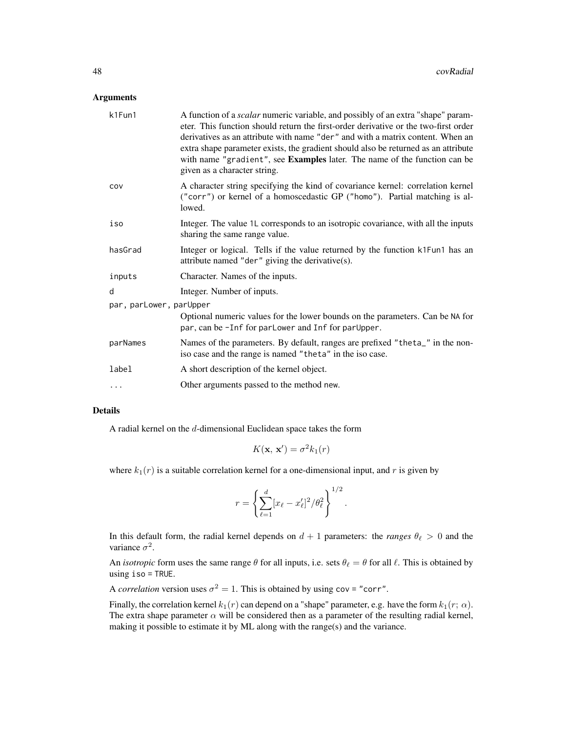## Arguments

| | |
|---|---|
| k1Fun1 | A function of a *scalar* numeric variable, and possibly of an extra "shape" parameter. This function should return the first-order derivative or the two-first order derivatives as an attribute with name "der" and with a matrix content. When an extra shape parameter exists, the gradient should also be returned as an attribute with name "gradient", see **Examples** later. The name of the function can be given as a character string. |
| cov | A character string specifying the kind of covariance kernel: correlation kernel ("corr") or kernel of a homoscedastic GP ("homo"). Partial matching is allowed. |
| iso | Integer. The value 1L corresponds to an isotropic covariance, with all the inputs sharing the same range value. |
| hasGrad | Integer or logical. Tells if the value returned by the function k1Fun1 has an attribute named "der" giving the derivative(s). |
| inputs | Character. Names of the inputs. |
| d | Integer. Number of inputs. |
| par, parLower, parUpper | Optional numeric values for the lower bounds on the parameters. Can be NA for par, can be -Inf for parLower and Inf for parUpper. |
| parNames | Names of the parameters. By default, ranges are prefixed "theta_" in the non-iso case and the range is named "theta" in the iso case. |
| label | A short description of the kernel object. |
| ... | Other arguments passed to the method new. |

## Details

A radial kernel on the $d$-dimensional Euclidean space takes the form

$$K(\mathbf{x},\, \mathbf{x}') = \sigma^2 k_1(r)$$

where $k_1(r)$ is a suitable correlation kernel for a one-dimensional input, and $r$ is given by

$$r = \left\{ \sum_{\ell=1}^{d} [x_\ell - x'_\ell]^2 / \theta_\ell^2 \right\}^{1/2}.$$

In this default form, the radial kernel depends on $d+1$ parameters: the *ranges* $\theta_\ell > 0$ and the variance $\sigma^2$.

An *isotropic* form uses the same range $\theta$ for all inputs, i.e. sets $\theta_\ell = \theta$ for all $\ell$. This is obtained by using iso = TRUE.

A *correlation* version uses $\sigma^2 = 1$. This is obtained by using cov = "corr".

Finally, the correlation kernel $k_1(r)$ can depend on a "shape" parameter, e.g. have the form $k_1(r;\, \alpha)$. The extra shape parameter $\alpha$ will be considered then as a parameter of the resulting radial kernel, making it possible to estimate it by ML along with the range(s) and the variance.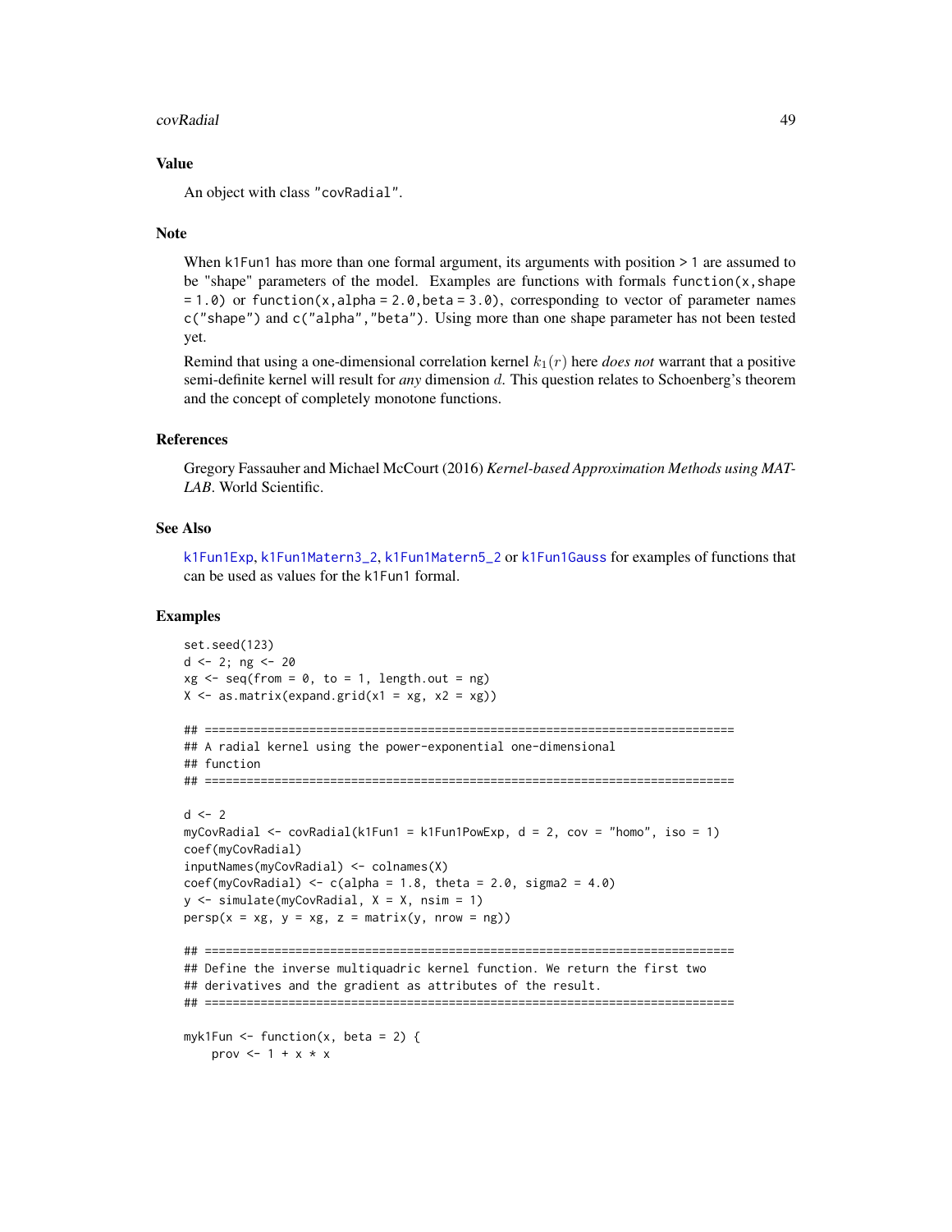## Value

An object with class "covRadial".

## Note

When k1Fun1 has more than one formal argument, its arguments with position > 1 are assumed to be "shape" parameters of the model. Examples are functions with formals function(x,shape = 1.0) or function(x,alpha = 2.0,beta = 3.0), corresponding to vector of parameter names c("shape") and c("alpha","beta"). Using more than one shape parameter has not been tested yet.

Remind that using a one-dimensional correlation kernel $k_1(r)$ here *does not* warrant that a positive semi-definite kernel will result for *any* dimension $d$. This question relates to Schoenberg's theorem and the concept of completely monotone functions.

## References

Gregory Fassauher and Michael McCourt (2016) *Kernel-based Approximation Methods using MATLAB*. World Scientific.

## See Also

k1Fun1Exp, k1Fun1Matern3_2, k1Fun1Matern5_2 or k1Fun1Gauss for examples of functions that can be used as values for the k1Fun1 formal.

## Examples

```
set.seed(123)
d <- 2; ng <- 20
xg <- seq(from = 0, to = 1, length.out = ng)
X <- as.matrix(expand.grid(x1 = xg, x2 = xg))

## ============================================================================
## A radial kernel using the power-exponential one-dimensional
## function
## ============================================================================

d <- 2
myCovRadial <- covRadial(k1Fun1 = k1Fun1PowExp, d = 2, cov = "homo", iso = 1)
coef(myCovRadial)
inputNames(myCovRadial) <- colnames(X)
coef(myCovRadial) <- c(alpha = 1.8, theta = 2.0, sigma2 = 4.0)
y <- simulate(myCovRadial, X = X, nsim = 1)
persp(x = xg, y = xg, z = matrix(y, nrow = ng))

## ============================================================================
## Define the inverse multiquadric kernel function. We return the first two
## derivatives and the gradient as attributes of the result.
## ============================================================================

myk1Fun <- function(x, beta = 2) {
    prov <- 1 + x * x
```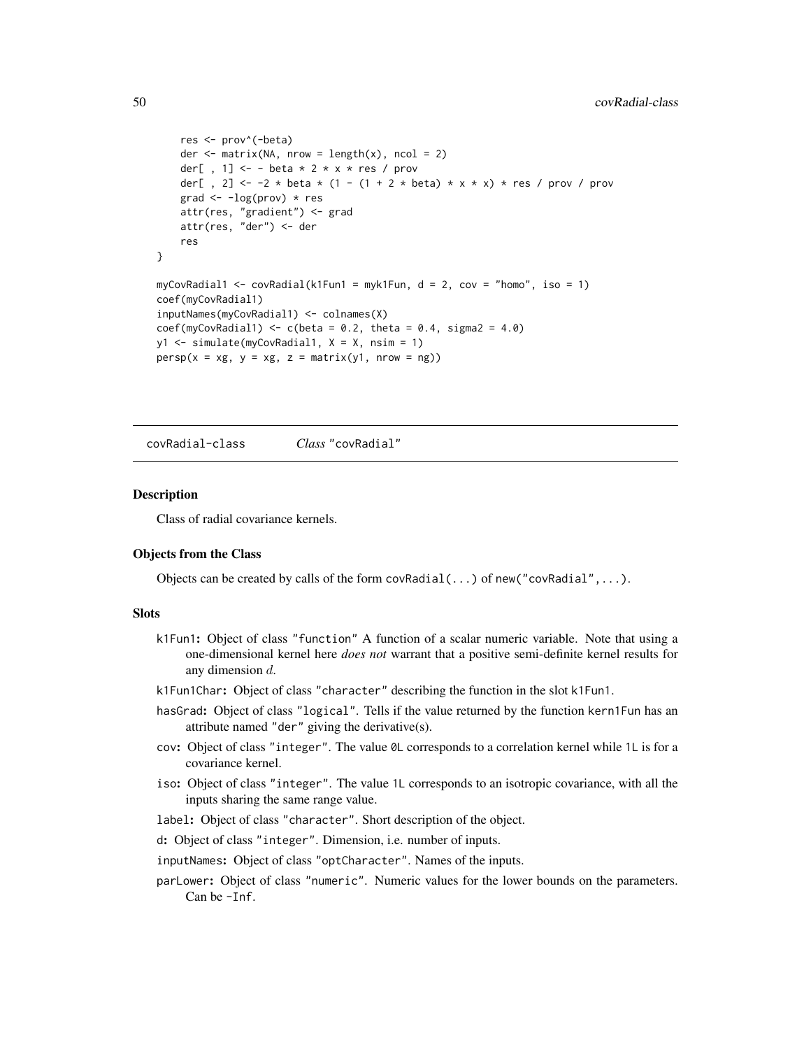```
    res <- prov^(-beta)
    der <- matrix(NA, nrow = length(x), ncol = 2)
    der[ , 1] <- - beta * 2 * x * res / prov
    der[ , 2] <- -2 * beta * (1 - (1 + 2 * beta) * x * x) * res / prov / prov
    grad <- -log(prov) * res
    attr(res, "gradient") <- grad
    attr(res, "der") <- der
    res
}

myCovRadial1 <- covRadial(k1Fun1 = myk1Fun, d = 2, cov = "homo", iso = 1)
coef(myCovRadial1)
inputNames(myCovRadial1) <- colnames(X)
coef(myCovRadial1) <- c(beta = 0.2, theta = 0.4, sigma2 = 4.0)
y1 <- simulate(myCovRadial1, X = X, nsim = 1)
persp(x = xg, y = xg, z = matrix(y1, nrow = ng))
```

---

covRadial-class &emsp;&emsp; *Class* "covRadial"

---

## Description

Class of radial covariance kernels.

## Objects from the Class

Objects can be created by calls of the form `covRadial(...)` of `new("covRadial",...)`.

## Slots

- **`k1Fun1`:** Object of class `"function"` A function of a scalar numeric variable. Note that using a one-dimensional kernel here *does not* warrant that a positive semi-definite kernel results for any dimension $d$.
- **`k1Fun1Char`:** Object of class `"character"` describing the function in the slot `k1Fun1`.
- **`hasGrad`:** Object of class `"logical"`. Tells if the value returned by the function `kern1Fun` has an attribute named `"der"` giving the derivative(s).
- **`cov`:** Object of class `"integer"`. The value `0L` corresponds to a correlation kernel while `1L` is for a covariance kernel.
- **`iso`:** Object of class `"integer"`. The value `1L` corresponds to an isotropic covariance, with all the inputs sharing the same range value.
- **`label`:** Object of class `"character"`. Short description of the object.
- **`d`:** Object of class `"integer"`. Dimension, i.e. number of inputs.
- **`inputNames`:** Object of class `"optCharacter"`. Names of the inputs.
- **`parLower`:** Object of class `"numeric"`. Numeric values for the lower bounds on the parameters. Can be `-Inf`.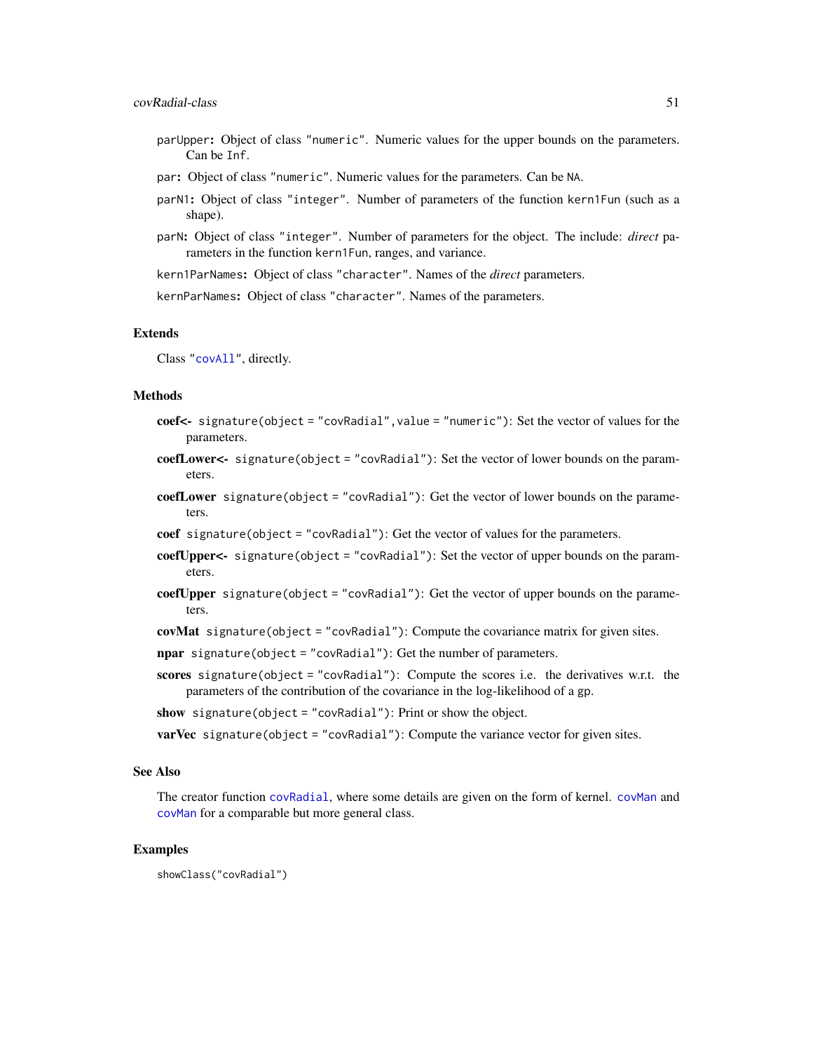`parUpper`**:** Object of class `"numeric"`. Numeric values for the upper bounds on the parameters. Can be `Inf`.

`par`**:** Object of class `"numeric"`. Numeric values for the parameters. Can be `NA`.

`parN1`**:** Object of class `"integer"`. Number of parameters of the function `kern1Fun` (such as a shape).

`parN`**:** Object of class `"integer"`. Number of parameters for the object. The include: *direct* parameters in the function `kern1Fun`, ranges, and variance.

`kern1ParNames`**:** Object of class `"character"`. Names of the *direct* parameters.

`kernParNames`**:** Object of class `"character"`. Names of the parameters.

## Extends

Class `"covAll"`, directly.

## Methods

**coef<-** `signature(object = "covRadial", value = "numeric")`: Set the vector of values for the parameters.

**coefLower<-** `signature(object = "covRadial")`: Set the vector of lower bounds on the parameters.

**coefLower** `signature(object = "covRadial")`: Get the vector of lower bounds on the parameters.

**coef** `signature(object = "covRadial")`: Get the vector of values for the parameters.

**coefUpper<-** `signature(object = "covRadial")`: Set the vector of upper bounds on the parameters.

**coefUpper** `signature(object = "covRadial")`: Get the vector of upper bounds on the parameters.

**covMat** `signature(object = "covRadial")`: Compute the covariance matrix for given sites.

**npar** `signature(object = "covRadial")`: Get the number of parameters.

**scores** `signature(object = "covRadial")`: Compute the scores i.e. the derivatives w.r.t. the parameters of the contribution of the covariance in the log-likelihood of a gp.

**show** `signature(object = "covRadial")`: Print or show the object.

**varVec** `signature(object = "covRadial")`: Compute the variance vector for given sites.

## See Also

The creator function `covRadial`, where some details are given on the form of kernel. `covMan` and `covMan` for a comparable but more general class.

## Examples

```
showClass("covRadial")
```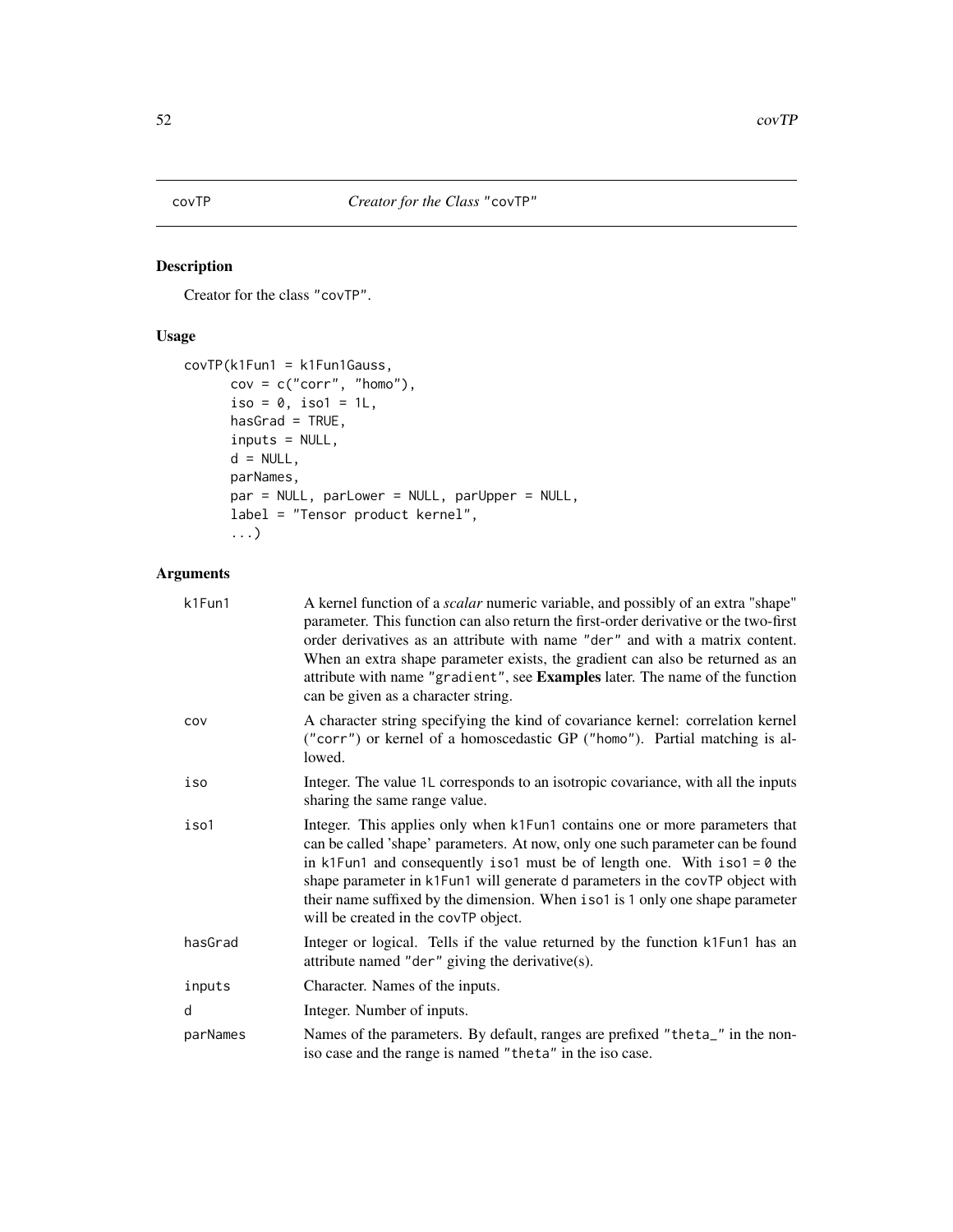covTP — *Creator for the Class* "covTP"

## Description

Creator for the class "covTP".

## Usage

```
covTP(k1Fun1 = k1Fun1Gauss,
      cov = c("corr", "homo"),
      iso = 0, iso1 = 1L,
      hasGrad = TRUE,
      inputs = NULL,
      d = NULL,
      parNames,
      par = NULL, parLower = NULL, parUpper = NULL,
      label = "Tensor product kernel",
      ...)
```

## Arguments

| | |
|---|---|
| k1Fun1 | A kernel function of a *scalar* numeric variable, and possibly of an extra "shape" parameter. This function can also return the first-order derivative or the two-first order derivatives as an attribute with name "der" and with a matrix content. When an extra shape parameter exists, the gradient can also be returned as an attribute with name "gradient", see **Examples** later. The name of the function can be given as a character string. |
| cov | A character string specifying the kind of covariance kernel: correlation kernel ("corr") or kernel of a homoscedastic GP ("homo"). Partial matching is allowed. |
| iso | Integer. The value 1L corresponds to an isotropic covariance, with all the inputs sharing the same range value. |
| iso1 | Integer. This applies only when k1Fun1 contains one or more parameters that can be called 'shape' parameters. At now, only one such parameter can be found in k1Fun1 and consequently iso1 must be of length one. With iso1 = 0 the shape parameter in k1Fun1 will generate d parameters in the covTP object with their name suffixed by the dimension. When iso1 is 1 only one shape parameter will be created in the covTP object. |
| hasGrad | Integer or logical. Tells if the value returned by the function k1Fun1 has an attribute named "der" giving the derivative(s). |
| inputs | Character. Names of the inputs. |
| d | Integer. Number of inputs. |
| parNames | Names of the parameters. By default, ranges are prefixed "theta_" in the non-iso case and the range is named "theta" in the iso case. |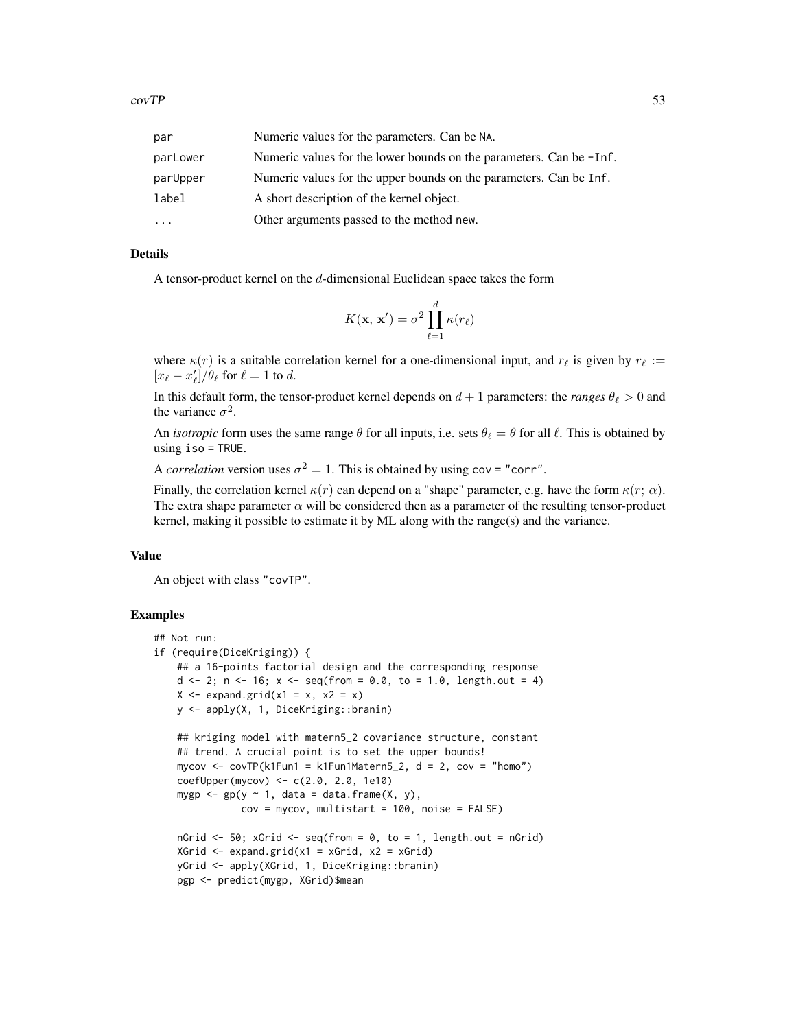| | |
|---|---|
| `par` | Numeric values for the parameters. Can be `NA`. |
| `parLower` | Numeric values for the lower bounds on the parameters. Can be `-Inf`. |
| `parUpper` | Numeric values for the upper bounds on the parameters. Can be `Inf`. |
| `label` | A short description of the kernel object. |
| `...` | Other arguments passed to the method `new`. |

## Details

A tensor-product kernel on the $d$-dimensional Euclidean space takes the form

$$K(\mathbf{x},\, \mathbf{x}') = \sigma^2 \prod_{\ell=1}^{d} \kappa(r_\ell)$$

where $\kappa(r)$ is a suitable correlation kernel for a one-dimensional input, and $r_\ell$ is given by $r_\ell := [x_\ell - x'_\ell]/\theta_\ell$ for $\ell = 1$ to $d$.

In this default form, the tensor-product kernel depends on $d + 1$ parameters: the *ranges* $\theta_\ell > 0$ and the variance $\sigma^2$.

An *isotropic* form uses the same range $\theta$ for all inputs, i.e. sets $\theta_\ell = \theta$ for all $\ell$. This is obtained by using `iso = TRUE`.

A *correlation* version uses $\sigma^2 = 1$. This is obtained by using `cov = "corr"`.

Finally, the correlation kernel $\kappa(r)$ can depend on a "shape" parameter, e.g. have the form $\kappa(r;\, \alpha)$. The extra shape parameter $\alpha$ will be considered then as a parameter of the resulting tensor-product kernel, making it possible to estimate it by ML along with the range(s) and the variance.

## Value

An object with class `"covTP"`.

## Examples

```
## Not run:
if (require(DiceKriging)) {
    ## a 16-points factorial design and the corresponding response
    d <- 2; n <- 16; x <- seq(from = 0.0, to = 1.0, length.out = 4)
    X <- expand.grid(x1 = x, x2 = x)
    y <- apply(X, 1, DiceKriging::branin)

    ## kriging model with matern5_2 covariance structure, constant
    ## trend. A crucial point is to set the upper bounds!
    mycov <- covTP(k1Fun1 = k1Fun1Matern5_2, d = 2, cov = "homo")
    coefUpper(mycov) <- c(2.0, 2.0, 1e10)
    mygp <- gp(y ~ 1, data = data.frame(X, y),
               cov = mycov, multistart = 100, noise = FALSE)

    nGrid <- 50; xGrid <- seq(from = 0, to = 1, length.out = nGrid)
    XGrid <- expand.grid(x1 = xGrid, x2 = xGrid)
    yGrid <- apply(XGrid, 1, DiceKriging::branin)
    pgp <- predict(mygp, XGrid)$mean
```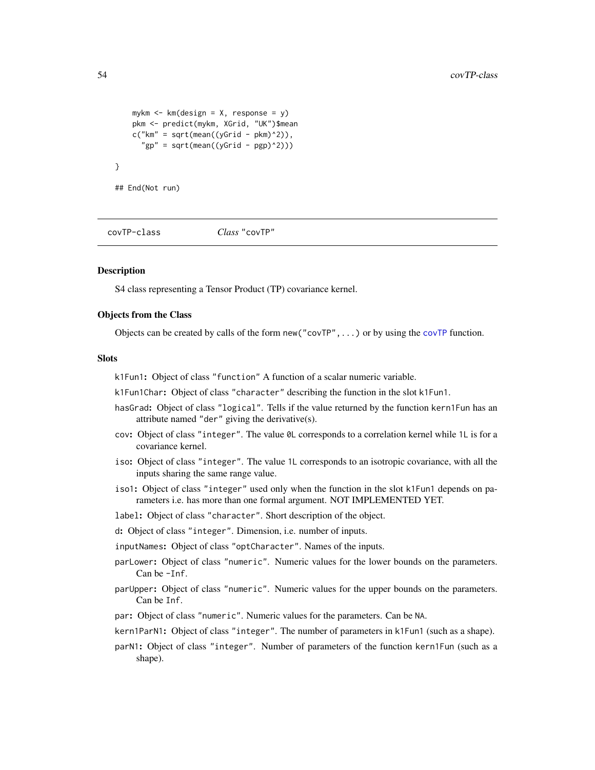```
    mykm <- km(design = X, response = y)
    pkm <- predict(mykm, XGrid, "UK")$mean
    c("km" = sqrt(mean((yGrid - pkm)^2)),
      "gp" = sqrt(mean((yGrid - pgp)^2)))

}

## End(Not run)
```

---

covTP-class    *Class* "covTP"

---

### Description

S4 class representing a Tensor Product (TP) covariance kernel.

### Objects from the Class

Objects can be created by calls of the form `new("covTP",...)` or by using the `covTP` function.

### Slots

`k1Fun1`: Object of class "function" A function of a scalar numeric variable.

`k1Fun1Char`: Object of class "character" describing the function in the slot `k1Fun1`.

`hasGrad`: Object of class "logical". Tells if the value returned by the function `kern1Fun` has an attribute named "der" giving the derivative(s).

`cov`: Object of class "integer". The value `0L` corresponds to a correlation kernel while `1L` is for a covariance kernel.

`iso`: Object of class "integer". The value `1L` corresponds to an isotropic covariance, with all the inputs sharing the same range value.

`iso1`: Object of class "integer" used only when the function in the slot `k1Fun1` depends on parameters i.e. has more than one formal argument. NOT IMPLEMENTED YET.

`label`: Object of class "character". Short description of the object.

`d`: Object of class "integer". Dimension, i.e. number of inputs.

`inputNames`: Object of class "optCharacter". Names of the inputs.

`parLower`: Object of class "numeric". Numeric values for the lower bounds on the parameters. Can be `-Inf`.

`parUpper`: Object of class "numeric". Numeric values for the upper bounds on the parameters. Can be `Inf`.

`par`: Object of class "numeric". Numeric values for the parameters. Can be `NA`.

`kern1ParN1`: Object of class "integer". The number of parameters in `k1Fun1` (such as a shape).

`parN1`: Object of class "integer". Number of parameters of the function `kern1Fun` (such as a shape).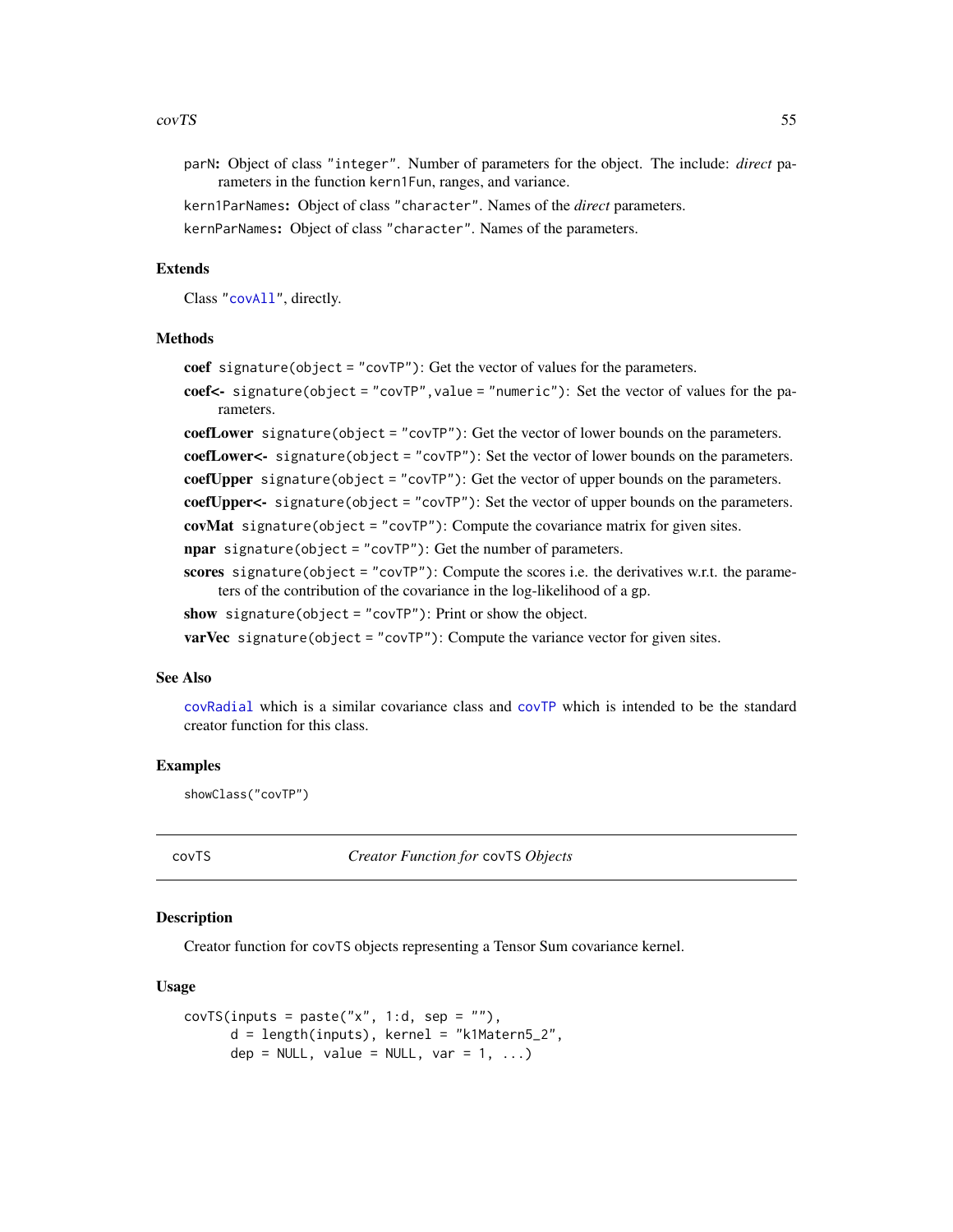parN: Object of class "integer". Number of parameters for the object. The include: *direct* parameters in the function kern1Fun, ranges, and variance.

kern1ParNames: Object of class "character". Names of the *direct* parameters.

kernParNames: Object of class "character". Names of the parameters.

### Extends

Class "covAll", directly.

### Methods

**coef** signature(object = "covTP"): Get the vector of values for the parameters.

**coef<-** signature(object = "covTP",value = "numeric"): Set the vector of values for the parameters.

**coefLower** signature(object = "covTP"): Get the vector of lower bounds on the parameters.

**coefLower<-** signature(object = "covTP"): Set the vector of lower bounds on the parameters.

**coefUpper** signature(object = "covTP"): Get the vector of upper bounds on the parameters.

**coefUpper<-** signature(object = "covTP"): Set the vector of upper bounds on the parameters.

**covMat** signature(object = "covTP"): Compute the covariance matrix for given sites.

**npar** signature(object = "covTP"): Get the number of parameters.

**scores** signature(object = "covTP"): Compute the scores i.e. the derivatives w.r.t. the parameters of the contribution of the covariance in the log-likelihood of a gp.

**show** signature(object = "covTP"): Print or show the object.

**varVec** signature(object = "covTP"): Compute the variance vector for given sites.

### See Also

covRadial which is a similar covariance class and covTP which is intended to be the standard creator function for this class.

### Examples

```
showClass("covTP")
```

---

## covTS — *Creator Function for* covTS *Objects*

### Description

Creator function for covTS objects representing a Tensor Sum covariance kernel.

### Usage

```
covTS(inputs = paste("x", 1:d, sep = ""),
      d = length(inputs), kernel = "k1Matern5_2",
      dep = NULL, value = NULL, var = 1, ...)
```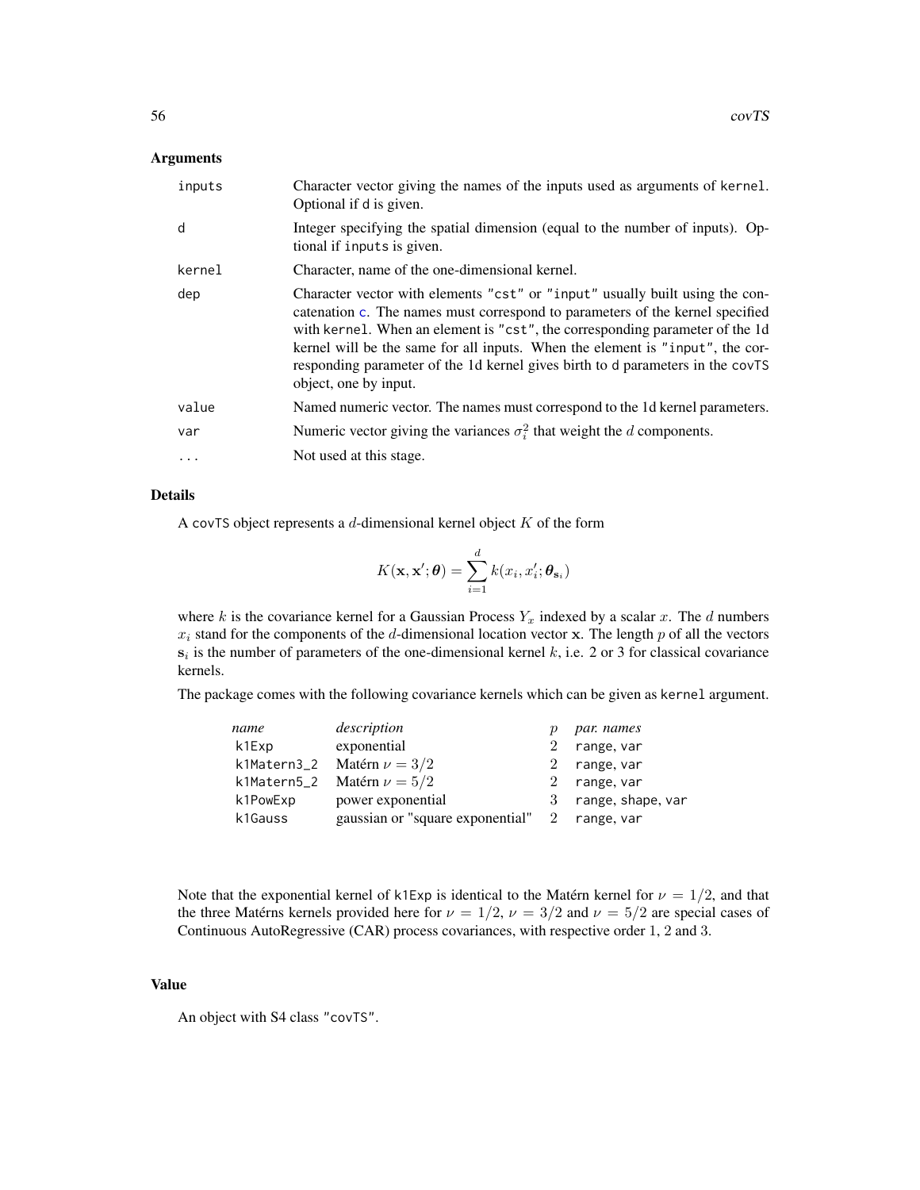## Arguments

| | |
|---|---|
| `inputs` | Character vector giving the names of the inputs used as arguments of `kernel`. Optional if `d` is given. |
| `d` | Integer specifying the spatial dimension (equal to the number of inputs). Optional if `inputs` is given. |
| `kernel` | Character, name of the one-dimensional kernel. |
| `dep` | Character vector with elements `"cst"` or `"input"` usually built using the concatenation `c`. The names must correspond to parameters of the kernel specified with `kernel`. When an element is `"cst"`, the corresponding parameter of the 1d kernel will be the same for all inputs. When the element is `"input"`, the corresponding parameter of the 1d kernel gives birth to `d` parameters in the `covTS` object, one by input. |
| `value` | Named numeric vector. The names must correspond to the 1d kernel parameters. |
| `var` | Numeric vector giving the variances $\sigma_i^2$ that weight the $d$ components. |
| `...` | Not used at this stage. |

## Details

A `covTS` object represents a $d$-dimensional kernel object $K$ of the form

$$K(\mathbf{x}, \mathbf{x}'; \boldsymbol{\theta}) = \sum_{i=1}^{d} k(x_i, x_i'; \boldsymbol{\theta}_{\mathbf{s}_i})$$

where $k$ is the covariance kernel for a Gaussian Process $Y_x$ indexed by a scalar $x$. The $d$ numbers $x_i$ stand for the components of the $d$-dimensional location vector $\mathbf{x}$. The length $p$ of all the vectors $\mathbf{s}_i$ is the number of parameters of the one-dimensional kernel $k$, i.e. 2 or 3 for classical covariance kernels.

The package comes with the following covariance kernels which can be given as `kernel` argument.

| *name* | *description* | $p$ | *par. names* |
|---|---|---|---|
| `k1Exp` | exponential | 2 | `range, var` |
| `k1Matern3_2` | Matérn $\nu = 3/2$ | 2 | `range, var` |
| `k1Matern5_2` | Matérn $\nu = 5/2$ | 2 | `range, var` |
| `k1PowExp` | power exponential | 3 | `range, shape, var` |
| `k1Gauss` | gaussian or "square exponential" | 2 | `range, var` |

Note that the exponential kernel of `k1Exp` is identical to the Matérn kernel for $\nu = 1/2$, and that the three Matérns kernels provided here for $\nu = 1/2$, $\nu = 3/2$ and $\nu = 5/2$ are special cases of Continuous AutoRegressive (CAR) process covariances, with respective order 1, 2 and 3.

## Value

An object with S4 class `"covTS"`.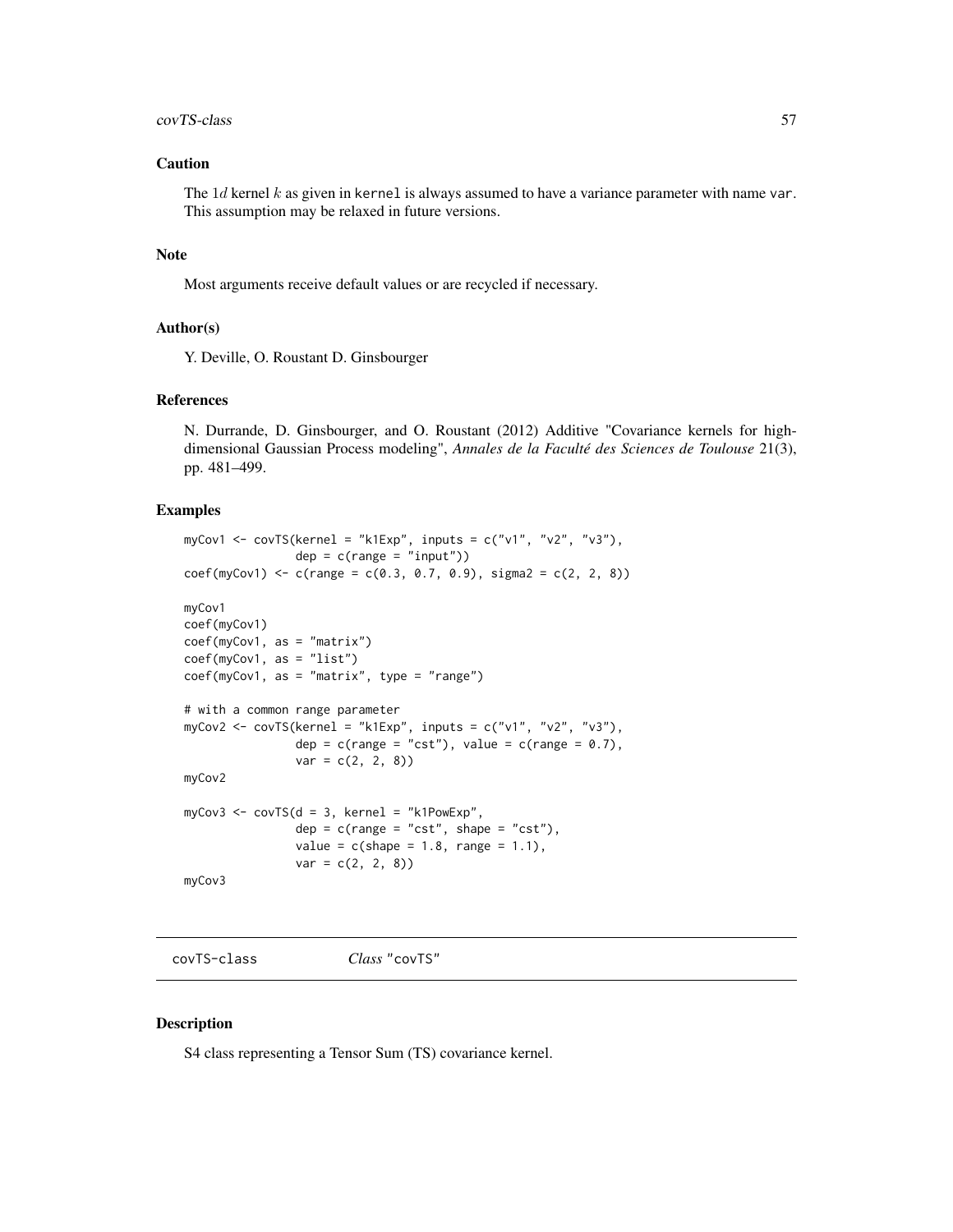## Caution

The $1d$ kernel $k$ as given in `kernel` is always assumed to have a variance parameter with name `var`. This assumption may be relaxed in future versions.

## Note

Most arguments receive default values or are recycled if necessary.

## Author(s)

Y. Deville, O. Roustant D. Ginsbourger

## References

N. Durrande, D. Ginsbourger, and O. Roustant (2012) Additive "Covariance kernels for high-dimensional Gaussian Process modeling", *Annales de la Faculté des Sciences de Toulouse* 21(3), pp. 481–499.

## Examples

```
myCov1 <- covTS(kernel = "k1Exp", inputs = c("v1", "v2", "v3"),
                dep = c(range = "input"))
coef(myCov1) <- c(range = c(0.3, 0.7, 0.9), sigma2 = c(2, 2, 8))

myCov1
coef(myCov1)
coef(myCov1, as = "matrix")
coef(myCov1, as = "list")
coef(myCov1, as = "matrix", type = "range")

# with a common range parameter
myCov2 <- covTS(kernel = "k1Exp", inputs = c("v1", "v2", "v3"),
                dep = c(range = "cst"), value = c(range = 0.7),
                var = c(2, 2, 8))
myCov2

myCov3 <- covTS(d = 3, kernel = "k1PowExp",
                dep = c(range = "cst", shape = "cst"),
                value = c(shape = 1.8, range = 1.1),
                var = c(2, 2, 8))
myCov3
```

---

# covTS-class *Class* "covTS"

## Description

S4 class representing a Tensor Sum (TS) covariance kernel.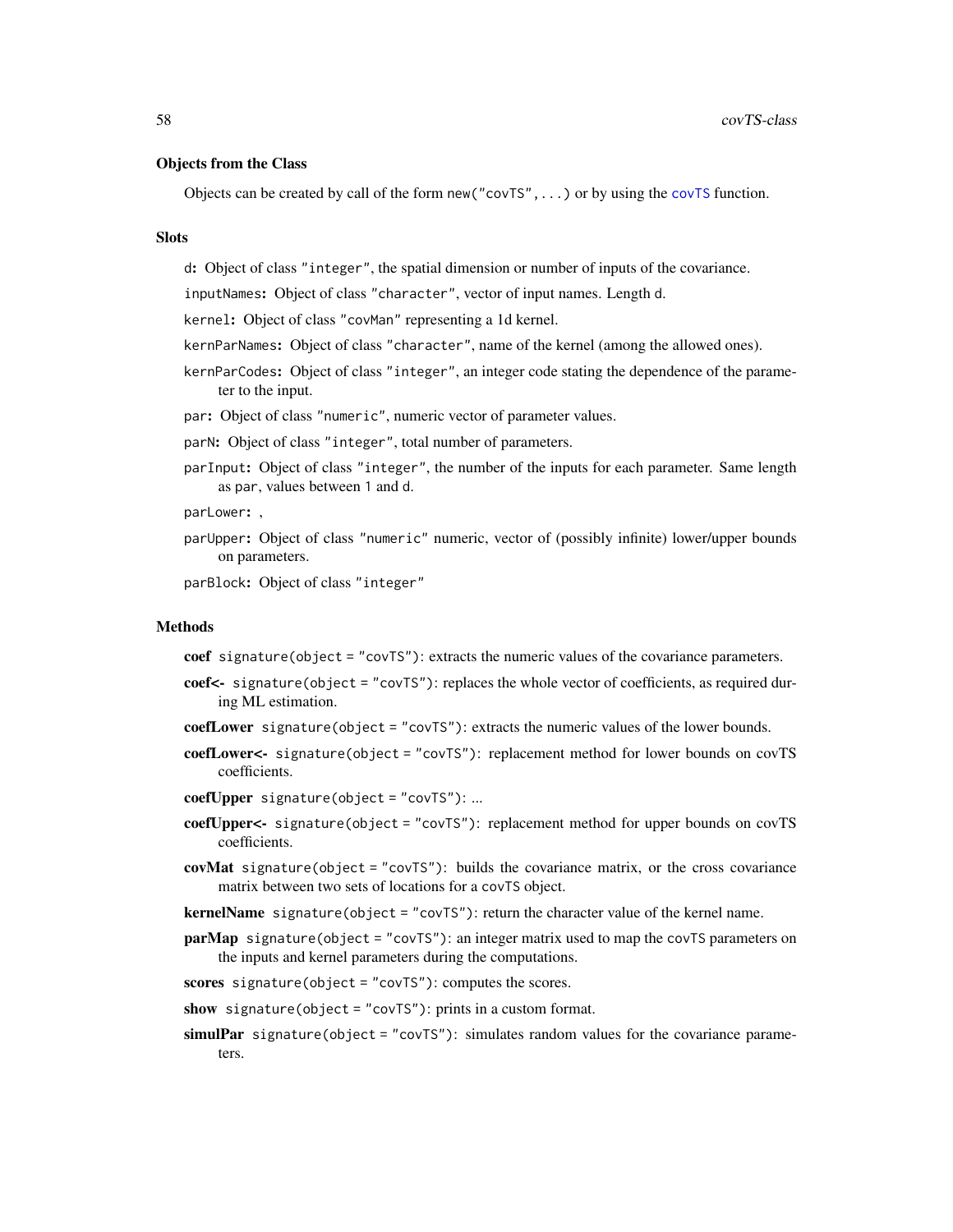### Objects from the Class

Objects can be created by call of the form `new("covTS", ...)` or by using the `covTS` function.

### Slots

`d`: Object of class `"integer"`, the spatial dimension or number of inputs of the covariance.

`inputNames`: Object of class `"character"`, vector of input names. Length `d`.

`kernel`: Object of class `"covMan"` representing a 1d kernel.

`kernParNames`: Object of class `"character"`, name of the kernel (among the allowed ones).

`kernParCodes`: Object of class `"integer"`, an integer code stating the dependence of the parameter to the input.

`par`: Object of class `"numeric"`, numeric vector of parameter values.

`parN`: Object of class `"integer"`, total number of parameters.

`parInput`: Object of class `"integer"`, the number of the inputs for each parameter. Same length as `par`, values between `1` and `d`.

`parLower`: ,

`parUpper`: Object of class `"numeric"` numeric, vector of (possibly infinite) lower/upper bounds on parameters.

`parBlock`: Object of class `"integer"`

### Methods

**coef** `signature(object = "covTS")`: extracts the numeric values of the covariance parameters.

**coef<-** `signature(object = "covTS")`: replaces the whole vector of coefficients, as required during ML estimation.

**coefLower** `signature(object = "covTS")`: extracts the numeric values of the lower bounds.

**coefLower<-** `signature(object = "covTS")`: replacement method for lower bounds on covTS coefficients.

**coefUpper** `signature(object = "covTS")`: ...

**coefUpper<-** `signature(object = "covTS")`: replacement method for upper bounds on covTS coefficients.

**covMat** `signature(object = "covTS")`: builds the covariance matrix, or the cross covariance matrix between two sets of locations for a `covTS` object.

**kernelName** `signature(object = "covTS")`: return the character value of the kernel name.

**parMap** `signature(object = "covTS")`: an integer matrix used to map the `covTS` parameters on the inputs and kernel parameters during the computations.

**scores** `signature(object = "covTS")`: computes the scores.

**show** `signature(object = "covTS")`: prints in a custom format.

**simulPar** `signature(object = "covTS")`: simulates random values for the covariance parameters.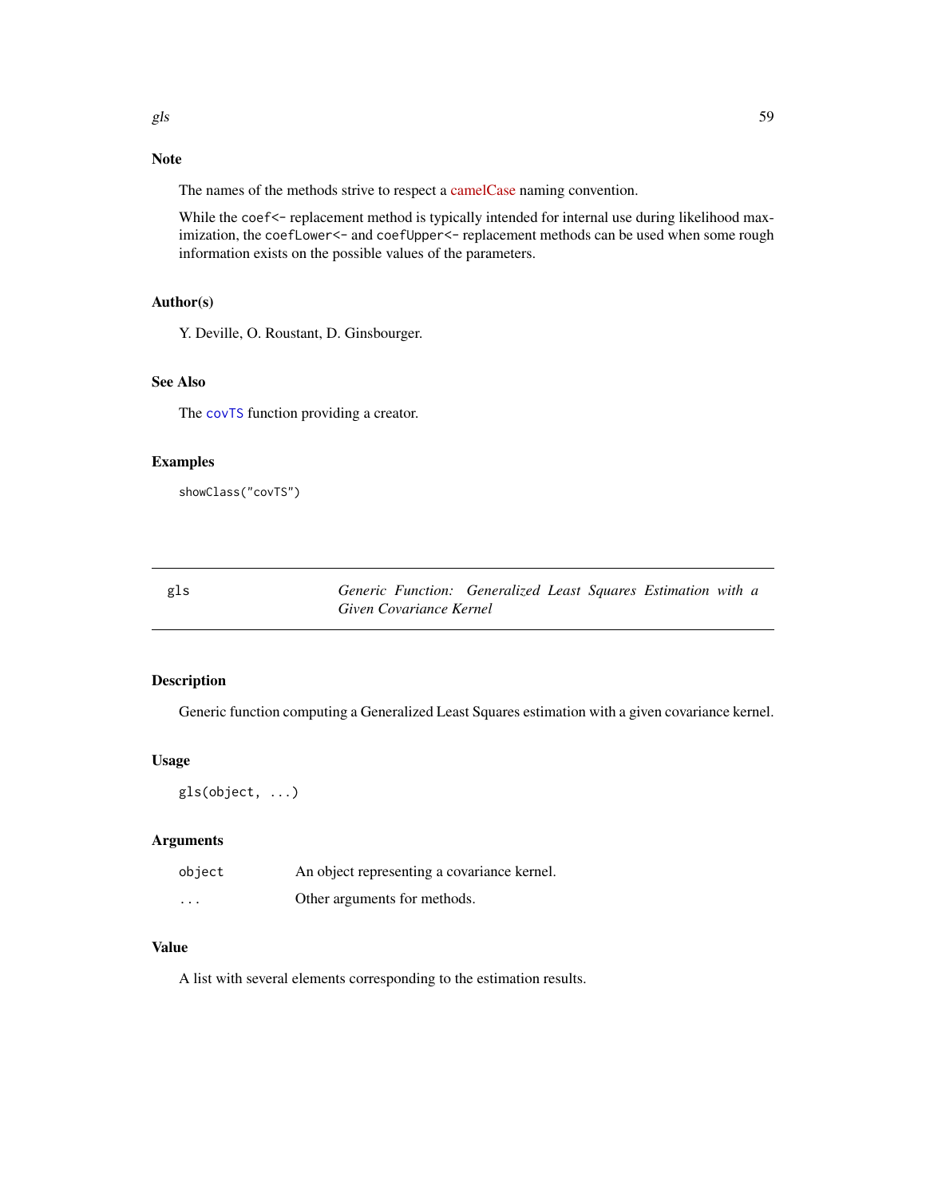## Note

The names of the methods strive to respect a camelCase naming convention.

While the `coef<-` replacement method is typically intended for internal use during likelihood maximization, the `coefLower<-` and `coefUpper<-` replacement methods can be used when some rough information exists on the possible values of the parameters.

## Author(s)

Y. Deville, O. Roustant, D. Ginsbourger.

## See Also

The `covTS` function providing a creator.

## Examples

```
showClass("covTS")
```

---

# gls — *Generic Function: Generalized Least Squares Estimation with a Given Covariance Kernel*

---

## Description

Generic function computing a Generalized Least Squares estimation with a given covariance kernel.

## Usage

```
gls(object, ...)
```

## Arguments

| | |
|---|---|
| `object` | An object representing a covariance kernel. |
| `...` | Other arguments for methods. |

## Value

A list with several elements corresponding to the estimation results.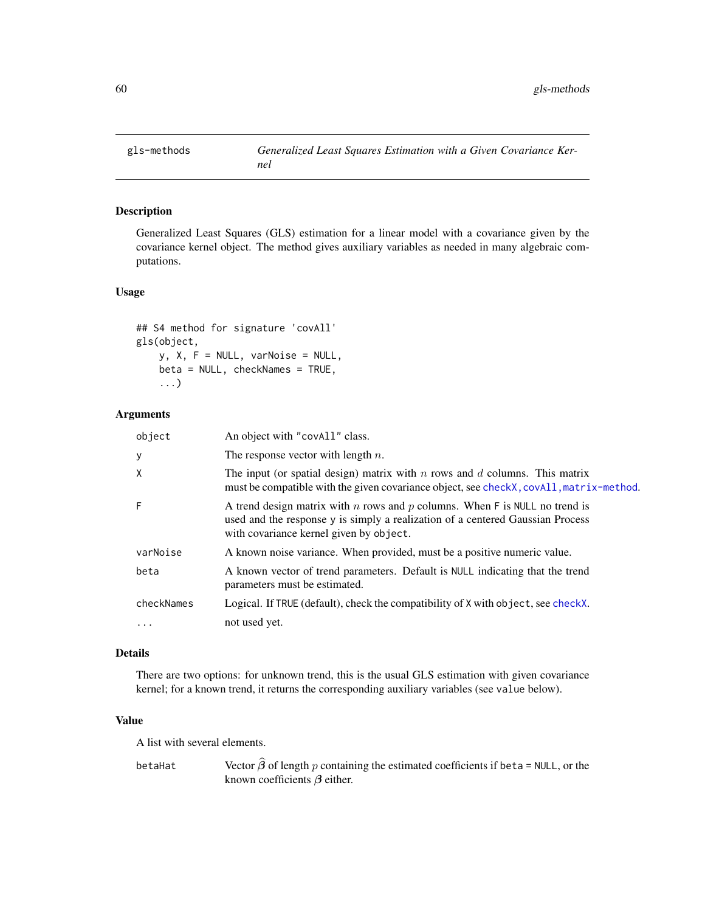## gls-methods — *Generalized Least Squares Estimation with a Given Covariance Kernel*

### Description

Generalized Least Squares (GLS) estimation for a linear model with a covariance given by the covariance kernel object. The method gives auxiliary variables as needed in many algebraic computations.

### Usage

```
## S4 method for signature 'covAll'
gls(object,
    y, X, F = NULL, varNoise = NULL,
    beta = NULL, checkNames = TRUE,
    ...)
```

### Arguments

| | |
|---|---|
| `object` | An object with "covAll" class. |
| `y` | The response vector with length $n$. |
| `X` | The input (or spatial design) matrix with $n$ rows and $d$ columns. This matrix must be compatible with the given covariance object, see `checkX,covAll,matrix-method`. |
| `F` | A trend design matrix with $n$ rows and $p$ columns. When `F` is `NULL` no trend is used and the response `y` is simply a realization of a centered Gaussian Process with covariance kernel given by `object`. |
| `varNoise` | A known noise variance. When provided, must be a positive numeric value. |
| `beta` | A known vector of trend parameters. Default is `NULL` indicating that the trend parameters must be estimated. |
| `checkNames` | Logical. If `TRUE` (default), check the compatibility of `X` with `object`, see `checkX`. |
| `...` | not used yet. |

### Details

There are two options: for unknown trend, this is the usual GLS estimation with given covariance kernel; for a known trend, it returns the corresponding auxiliary variables (see `value` below).

### Value

A list with several elements.

| | |
|---|---|
| `betaHat` | Vector $\widehat{\boldsymbol{\beta}}$ of length $p$ containing the estimated coefficients if `beta = NULL`, or the known coefficients $\boldsymbol{\beta}$ either. |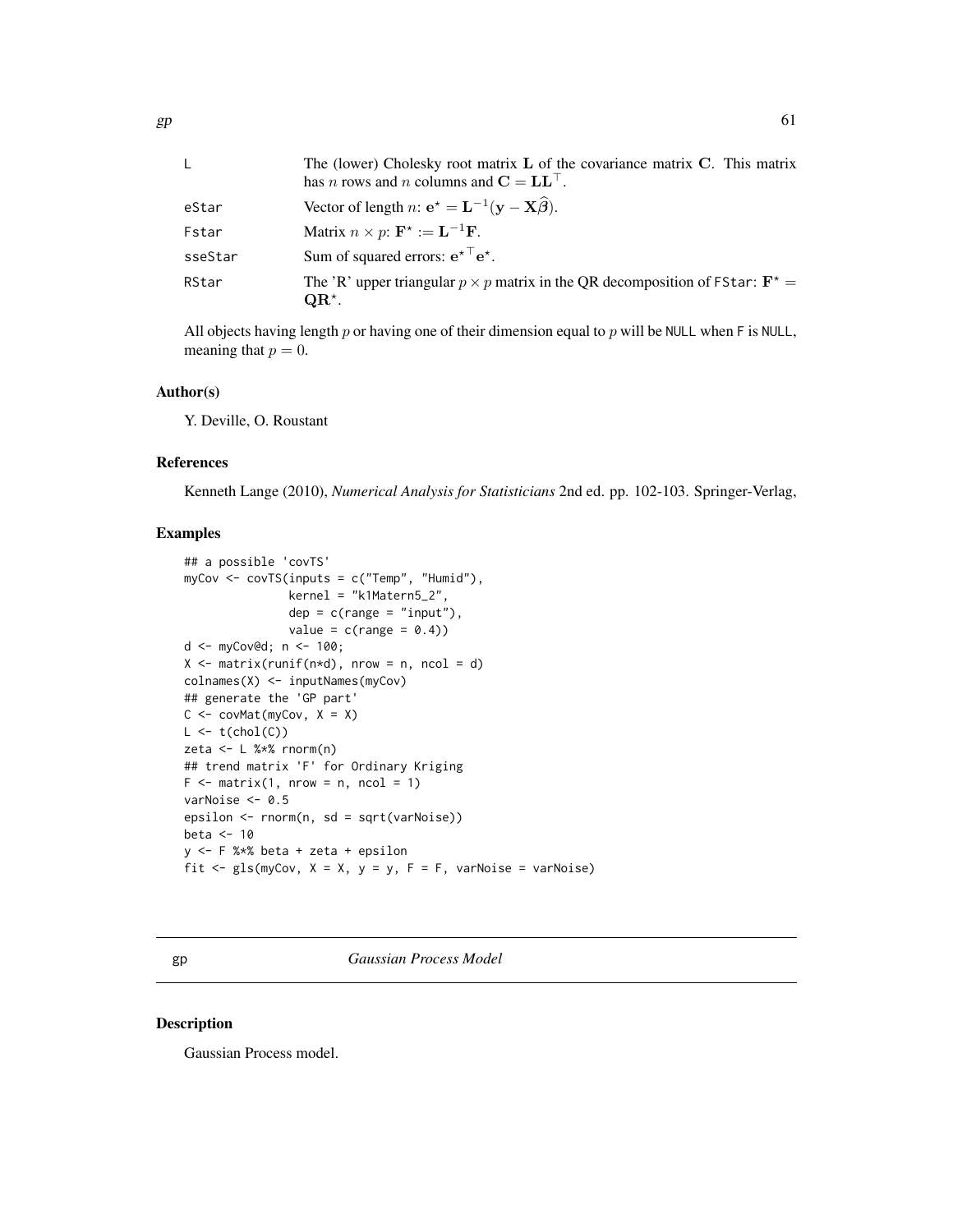| | |
|---|---|
| L | The (lower) Cholesky root matrix $\mathbf{L}$ of the covariance matrix $\mathbf{C}$. This matrix has $n$ rows and $n$ columns and $\mathbf{C} = \mathbf{L}\mathbf{L}^\top$. |
| eStar | Vector of length $n$: $\mathbf{e}^\star = \mathbf{L}^{-1}(\mathbf{y} - \mathbf{X}\widehat{\boldsymbol{\beta}})$. |
| Fstar | Matrix $n \times p$: $\mathbf{F}^\star := \mathbf{L}^{-1}\mathbf{F}$. |
| sseStar | Sum of squared errors: $\mathbf{e}^{\star\top}\mathbf{e}^\star$. |
| RStar | The 'R' upper triangular $p \times p$ matrix in the QR decomposition of FStar: $\mathbf{F}^\star = \mathbf{Q}\mathbf{R}^\star$. |

All objects having length $p$ or having one of their dimension equal to $p$ will be NULL when F is NULL, meaning that $p = 0$.

## Author(s)

Y. Deville, O. Roustant

## References

Kenneth Lange (2010), *Numerical Analysis for Statisticians* 2nd ed. pp. 102-103. Springer-Verlag,

## Examples

```
## a possible 'covTS'
myCov <- covTS(inputs = c("Temp", "Humid"),
               kernel = "k1Matern5_2",
               dep = c(range = "input"),
               value = c(range = 0.4))
d <- myCov@d; n <- 100;
X <- matrix(runif(n*d), nrow = n, ncol = d)
colnames(X) <- inputNames(myCov)
## generate the 'GP part'
C <- covMat(myCov, X = X)
L <- t(chol(C))
zeta <- L %*% rnorm(n)
## trend matrix 'F' for Ordinary Kriging
F <- matrix(1, nrow = n, ncol = 1)
varNoise <- 0.5
epsilon <- rnorm(n, sd = sqrt(varNoise))
beta <- 10
y <- F %*% beta + zeta + epsilon
fit <- gls(myCov, X = X, y = y, F = F, varNoise = varNoise)
```

---

# gp *Gaussian Process Model*

---

## Description

Gaussian Process model.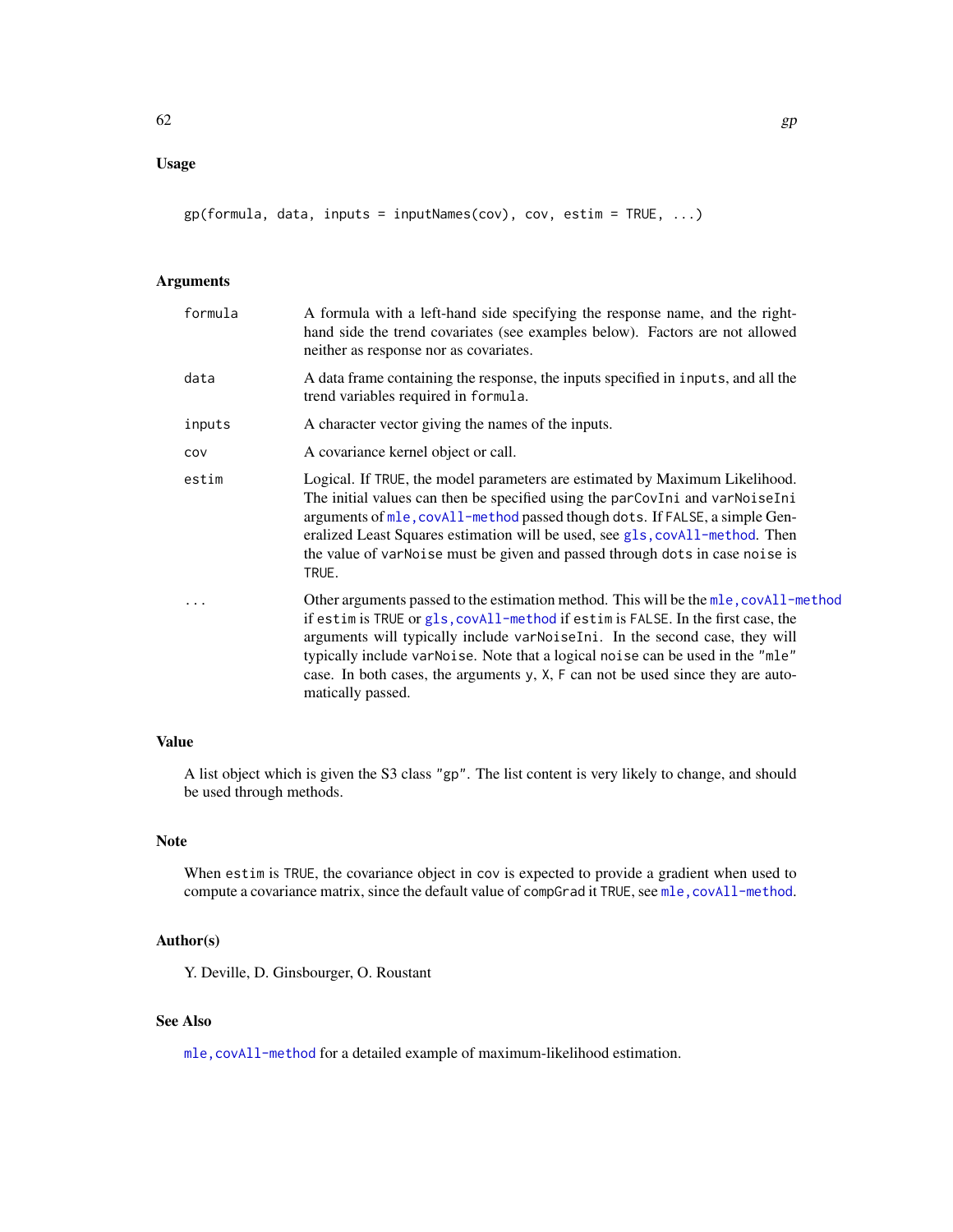## Usage

```
gp(formula, data, inputs = inputNames(cov), cov, estim = TRUE, ...)
```

## Arguments

| | |
|---|---|
| `formula` | A formula with a left-hand side specifying the response name, and the right-hand side the trend covariates (see examples below). Factors are not allowed neither as response nor as covariates. |
| `data` | A data frame containing the response, the inputs specified in `inputs`, and all the trend variables required in `formula`. |
| `inputs` | A character vector giving the names of the inputs. |
| `cov` | A covariance kernel object or call. |
| `estim` | Logical. If `TRUE`, the model parameters are estimated by Maximum Likelihood. The initial values can then be specified using the `parCovIni` and `varNoiseIni` arguments of `mle,covAll-method` passed though `dots`. If `FALSE`, a simple Generalized Least Squares estimation will be used, see `gls,covAll-method`. Then the value of `varNoise` must be given and passed through `dots` in case `noise` is `TRUE`. |
| `...` | Other arguments passed to the estimation method. This will be the `mle,covAll-method` if `estim` is `TRUE` or `gls,covAll-method` if `estim` is `FALSE`. In the first case, the arguments will typically include `varNoiseIni`. In the second case, they will typically include `varNoise`. Note that a logical `noise` can be used in the `"mle"` case. In both cases, the arguments `y`, `X`, `F` can not be used since they are automatically passed. |

## Value

A list object which is given the S3 class `"gp"`. The list content is very likely to change, and should be used through methods.

## Note

When `estim` is `TRUE`, the covariance object in `cov` is expected to provide a gradient when used to compute a covariance matrix, since the default value of `compGrad` it `TRUE`, see `mle,covAll-method`.

## Author(s)

Y. Deville, D. Ginsbourger, O. Roustant

## See Also

`mle,covAll-method` for a detailed example of maximum-likelihood estimation.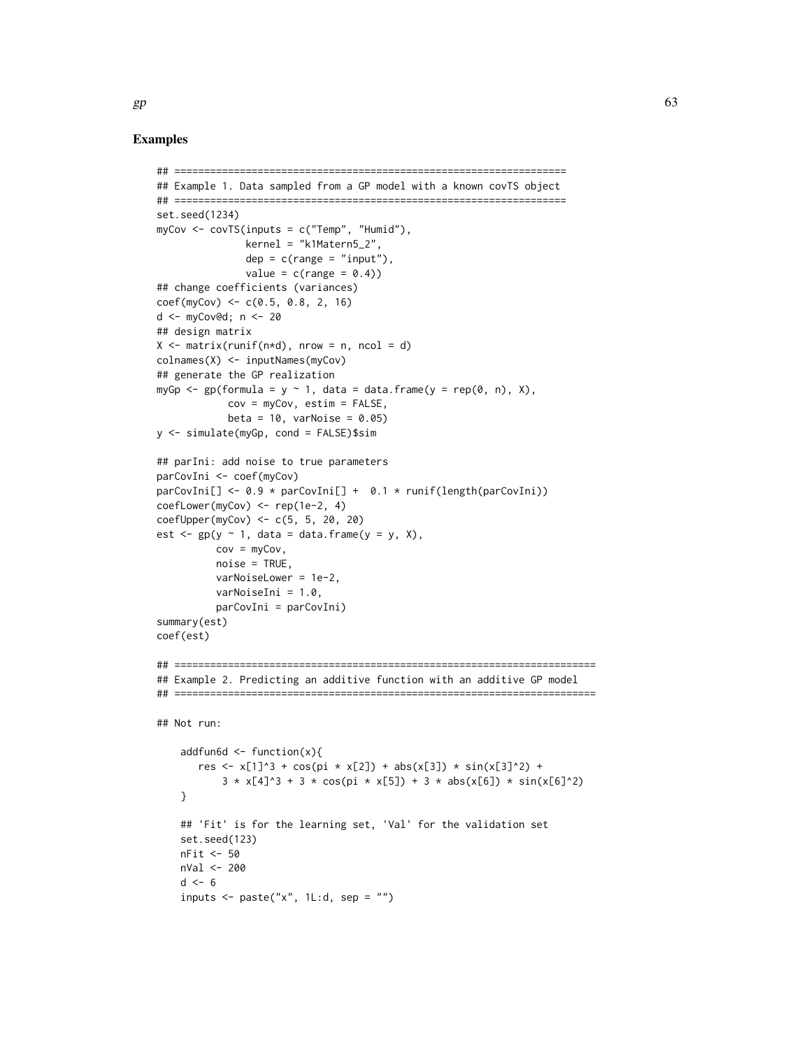### Examples

```
## ==================================================================
## Example 1. Data sampled from a GP model with a known covTS object
## ==================================================================
set.seed(1234)
myCov <- covTS(inputs = c("Temp", "Humid"),
               kernel = "k1Matern5_2",
               dep = c(range = "input"),
               value = c(range = 0.4))
## change coefficients (variances)
coef(myCov) <- c(0.5, 0.8, 2, 16)
d <- myCov@d; n <- 20
## design matrix
X <- matrix(runif(n*d), nrow = n, ncol = d)
colnames(X) <- inputNames(myCov)
## generate the GP realization
myGp <- gp(formula = y ~ 1, data = data.frame(y = rep(0, n), X),
           cov = myCov, estim = FALSE,
           beta = 10, varNoise = 0.05)
y <- simulate(myGp, cond = FALSE)$sim

## parIni: add noise to true parameters
parCovIni <- coef(myCov)
parCovIni[] <- 0.9 * parCovIni[] +  0.1 * runif(length(parCovIni))
coefLower(myCov) <- rep(1e-2, 4)
coefUpper(myCov) <- c(5, 5, 20, 20)
est <- gp(y ~ 1, data = data.frame(y = y, X),
          cov = myCov,
          noise = TRUE,
          varNoiseLower = 1e-2,
          varNoiseIni = 1.0,
          parCovIni = parCovIni)
summary(est)
coef(est)

## =======================================================================
## Example 2. Predicting an additive function with an additive GP model
## =======================================================================

## Not run:

    addfun6d <- function(x){
       res <- x[1]^3 + cos(pi * x[2]) + abs(x[3]) * sin(x[3]^2) +
           3 * x[4]^3 + 3 * cos(pi * x[5]) + 3 * abs(x[6]) * sin(x[6]^2)
    }

    ## 'Fit' is for the learning set, 'Val' for the validation set
    set.seed(123)
    nFit <- 50
    nVal <- 200
    d <- 6
    inputs <- paste("x", 1L:d, sep = "")
```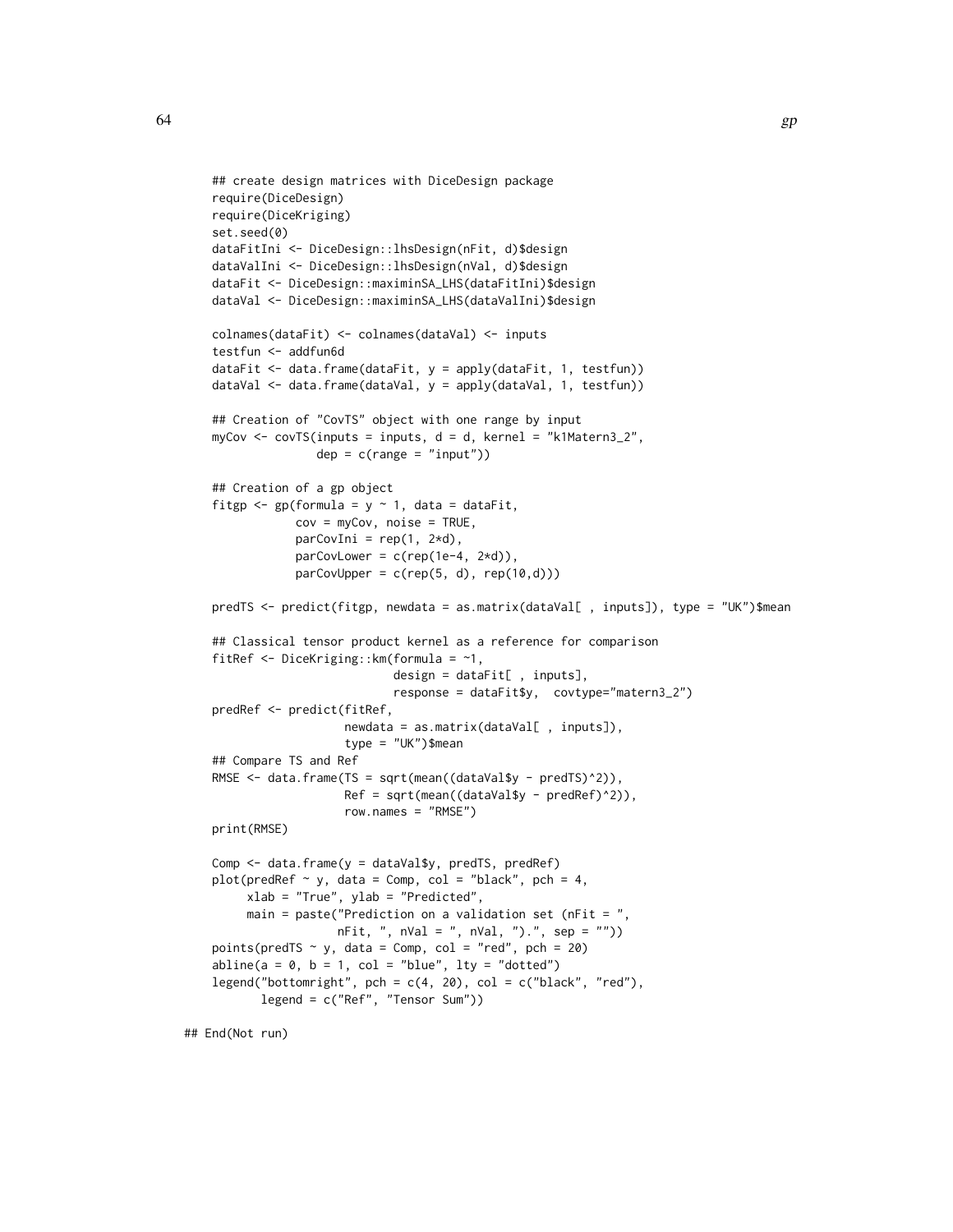```
## create design matrices with DiceDesign package
require(DiceDesign)
require(DiceKriging)
set.seed(0)
dataFitIni <- DiceDesign::lhsDesign(nFit, d)$design
dataValIni <- DiceDesign::lhsDesign(nVal, d)$design
dataFit <- DiceDesign::maximinSA_LHS(dataFitIni)$design
dataVal <- DiceDesign::maximinSA_LHS(dataValIni)$design

colnames(dataFit) <- colnames(dataVal) <- inputs
testfun <- addfun6d
dataFit <- data.frame(dataFit, y = apply(dataFit, 1, testfun))
dataVal <- data.frame(dataVal, y = apply(dataVal, 1, testfun))

## Creation of "CovTS" object with one range by input
myCov <- covTS(inputs = inputs, d = d, kernel = "k1Matern3_2",
               dep = c(range = "input"))

## Creation of a gp object
fitgp <- gp(formula = y ~ 1, data = dataFit,
            cov = myCov, noise = TRUE,
            parCovIni = rep(1, 2*d),
            parCovLower = c(rep(1e-4, 2*d)),
            parCovUpper = c(rep(5, d), rep(10,d)))

predTS <- predict(fitgp, newdata = as.matrix(dataVal[ , inputs]), type = "UK")$mean

## Classical tensor product kernel as a reference for comparison
fitRef <- DiceKriging::km(formula = ~1,
                          design = dataFit[ , inputs],
                          response = dataFit$y,  covtype="matern3_2")
predRef <- predict(fitRef,
                   newdata = as.matrix(dataVal[ , inputs]),
                   type = "UK")$mean
## Compare TS and Ref
RMSE <- data.frame(TS = sqrt(mean((dataVal$y - predTS)^2)),
                   Ref = sqrt(mean((dataVal$y - predRef)^2)),
                   row.names = "RMSE")
print(RMSE)

Comp <- data.frame(y = dataVal$y, predTS, predRef)
plot(predRef ~ y, data = Comp, col = "black", pch = 4,
     xlab = "True", ylab = "Predicted",
     main = paste("Prediction on a validation set (nFit = ",
                  nFit, ", nVal = ", nVal, ").", sep = ""))
points(predTS ~ y, data = Comp, col = "red", pch = 20)
abline(a = 0, b = 1, col = "blue", lty = "dotted")
legend("bottomright", pch = c(4, 20), col = c("black", "red"),
       legend = c("Ref", "Tensor Sum"))

## End(Not run)
```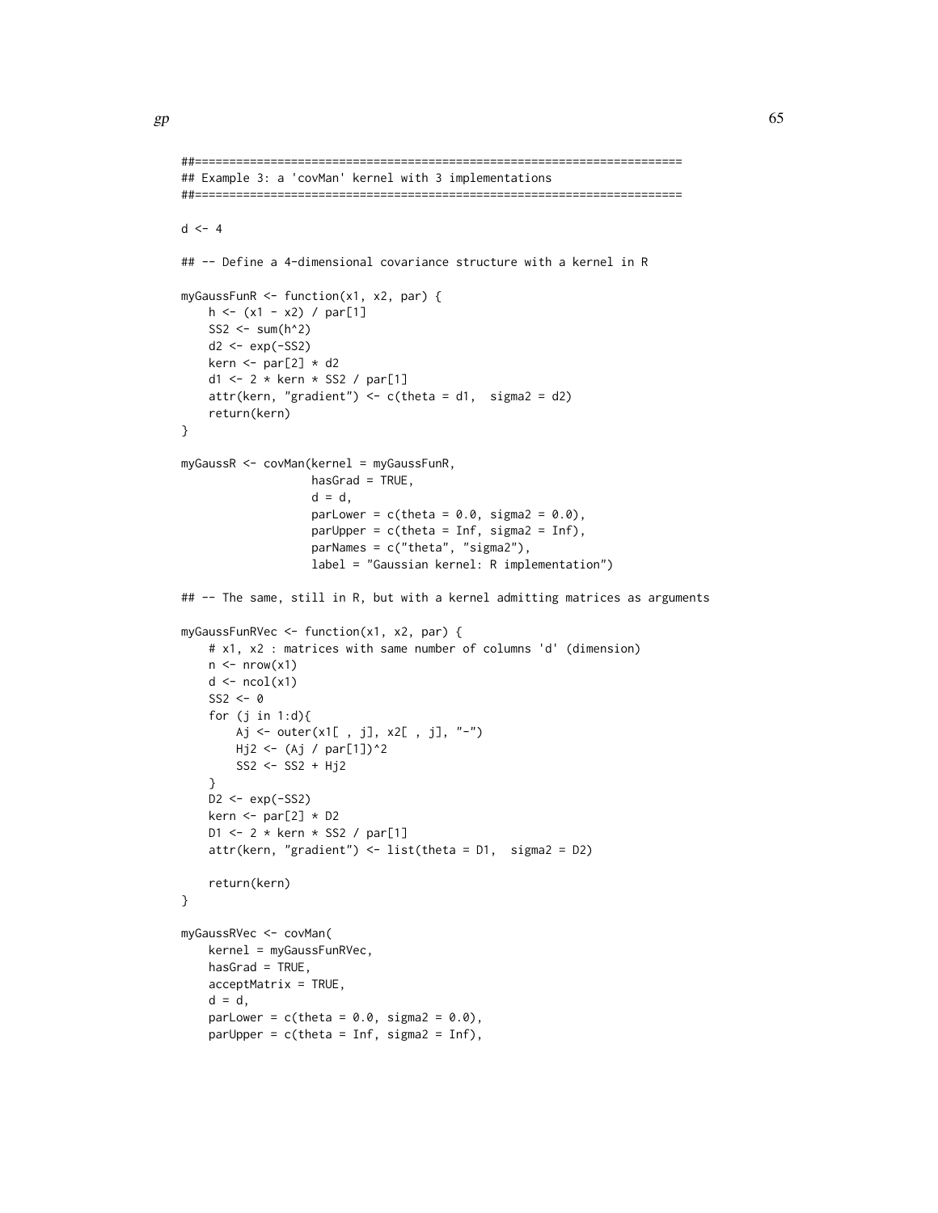```
##======================================================================
## Example 3: a 'covMan' kernel with 3 implementations
##======================================================================

d <- 4

## -- Define a 4-dimensional covariance structure with a kernel in R

myGaussFunR <- function(x1, x2, par) {
    h <- (x1 - x2) / par[1]
    SS2 <- sum(h^2)
    d2 <- exp(-SS2)
    kern <- par[2] * d2
    d1 <- 2 * kern * SS2 / par[1]
    attr(kern, "gradient") <- c(theta = d1,  sigma2 = d2)
    return(kern)
}

myGaussR <- covMan(kernel = myGaussFunR,
                   hasGrad = TRUE,
                   d = d,
                   parLower = c(theta = 0.0, sigma2 = 0.0),
                   parUpper = c(theta = Inf, sigma2 = Inf),
                   parNames = c("theta", "sigma2"),
                   label = "Gaussian kernel: R implementation")

## -- The same, still in R, but with a kernel admitting matrices as arguments

myGaussFunRVec <- function(x1, x2, par) {
    # x1, x2 : matrices with same number of columns 'd' (dimension)
    n <- nrow(x1)
    d <- ncol(x1)
    SS2 <- 0
    for (j in 1:d){
        Aj <- outer(x1[ , j], x2[ , j], "-")
        Hj2 <- (Aj / par[1])^2
        SS2 <- SS2 + Hj2
    }
    D2 <- exp(-SS2)
    kern <- par[2] * D2
    D1 <- 2 * kern * SS2 / par[1]
    attr(kern, "gradient") <- list(theta = D1,  sigma2 = D2)

    return(kern)
}

myGaussRVec <- covMan(
    kernel = myGaussFunRVec,
    hasGrad = TRUE,
    acceptMatrix = TRUE,
    d = d,
    parLower = c(theta = 0.0, sigma2 = 0.0),
    parUpper = c(theta = Inf, sigma2 = Inf),
```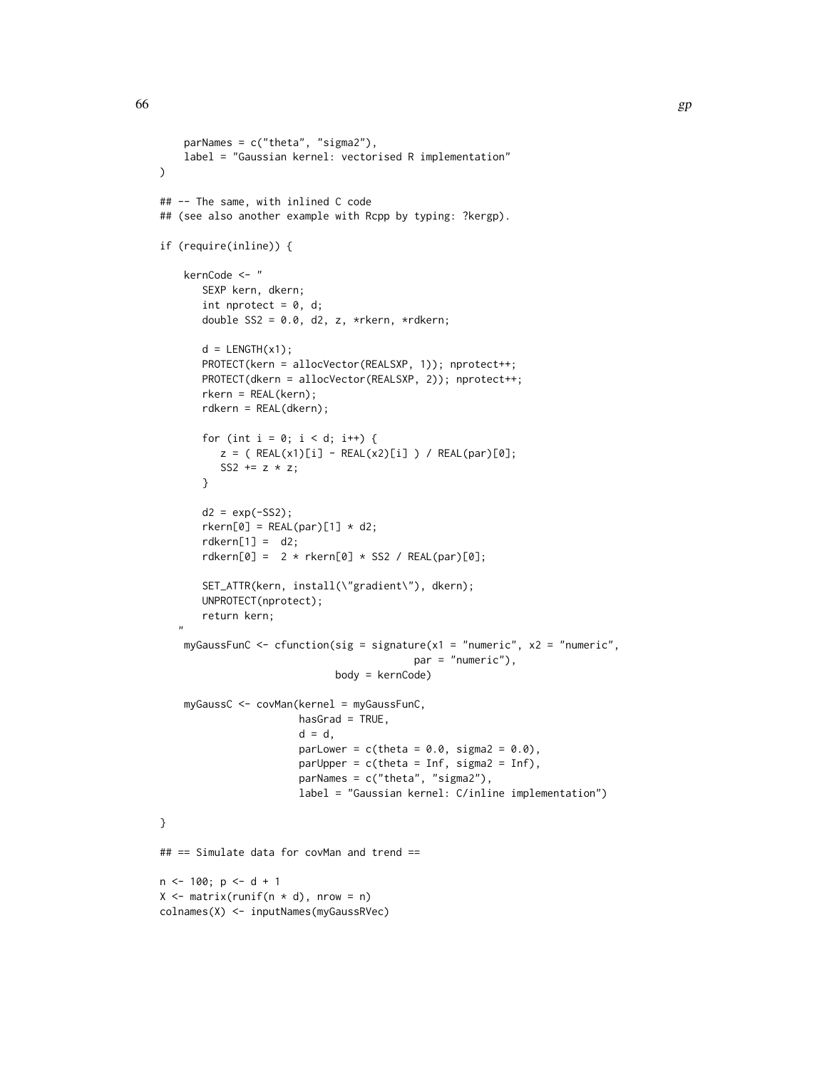```
    parNames = c("theta", "sigma2"),
    label = "Gaussian kernel: vectorised R implementation"
)

## -- The same, with inlined C code
## (see also another example with Rcpp by typing: ?kergp).

if (require(inline)) {

    kernCode <- "
       SEXP kern, dkern;
       int nprotect = 0, d;
       double SS2 = 0.0, d2, z, *rkern, *rdkern;

       d = LENGTH(x1);
       PROTECT(kern = allocVector(REALSXP, 1)); nprotect++;
       PROTECT(dkern = allocVector(REALSXP, 2)); nprotect++;
       rkern = REAL(kern);
       rdkern = REAL(dkern);

       for (int i = 0; i < d; i++) {
          z = ( REAL(x1)[i] - REAL(x2)[i] ) / REAL(par)[0];
          SS2 += z * z;
       }

       d2 = exp(-SS2);
       rkern[0] = REAL(par)[1] * d2;
       rdkern[1] =  d2;
       rdkern[0] =  2 * rkern[0] * SS2 / REAL(par)[0];

       SET_ATTR(kern, install(\"gradient\"), dkern);
       UNPROTECT(nprotect);
       return kern;
   "
    myGaussFunC <- cfunction(sig = signature(x1 = "numeric", x2 = "numeric",
                                             par = "numeric"),
                             body = kernCode)

    myGaussC <- covMan(kernel = myGaussFunC,
                       hasGrad = TRUE,
                       d = d,
                       parLower = c(theta = 0.0, sigma2 = 0.0),
                       parUpper = c(theta = Inf, sigma2 = Inf),
                       parNames = c("theta", "sigma2"),
                       label = "Gaussian kernel: C/inline implementation")

}

## == Simulate data for covMan and trend ==

n <- 100; p <- d + 1
X <- matrix(runif(n * d), nrow = n)
colnames(X) <- inputNames(myGaussRVec)
```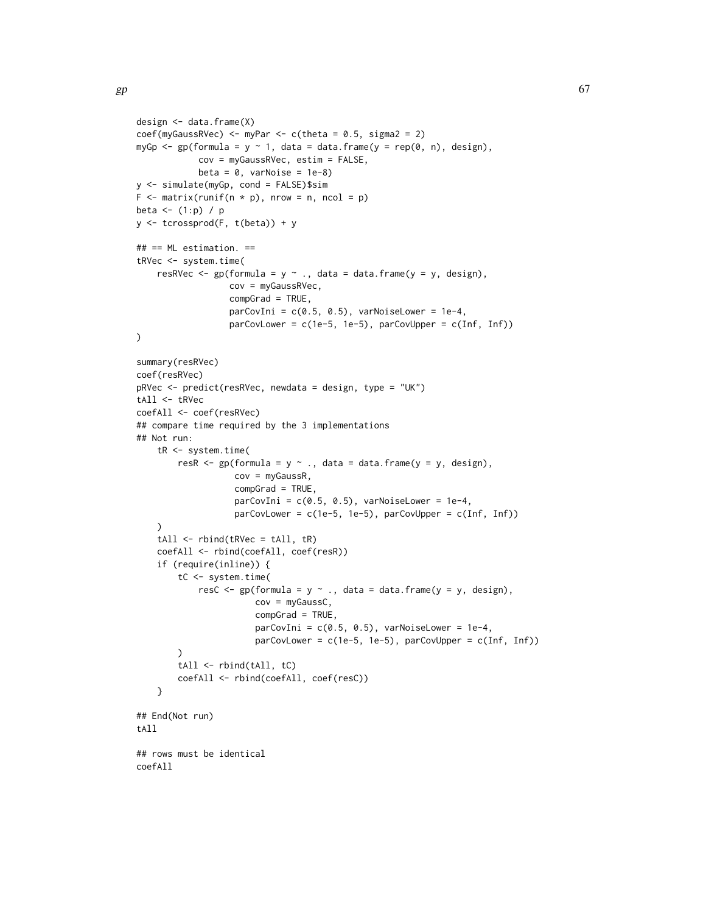```
design <- data.frame(X)
coef(myGaussRVec) <- myPar <- c(theta = 0.5, sigma2 = 2)
myGp <- gp(formula = y ~ 1, data = data.frame(y = rep(0, n), design),
           cov = myGaussRVec, estim = FALSE,
           beta = 0, varNoise = 1e-8)
y <- simulate(myGp, cond = FALSE)$sim
F <- matrix(runif(n * p), nrow = n, ncol = p)
beta <- (1:p) / p
y <- tcrossprod(F, t(beta)) + y

## == ML estimation. ==
tRVec <- system.time(
    resRVec <- gp(formula = y ~ ., data = data.frame(y = y, design),
                  cov = myGaussRVec,
                  compGrad = TRUE,
                  parCovIni = c(0.5, 0.5), varNoiseLower = 1e-4,
                  parCovLower = c(1e-5, 1e-5), parCovUpper = c(Inf, Inf))
)

summary(resRVec)
coef(resRVec)
pRVec <- predict(resRVec, newdata = design, type = "UK")
tAll <- tRVec
coefAll <- coef(resRVec)
## compare time required by the 3 implementations
## Not run:
    tR <- system.time(
        resR <- gp(formula = y ~ ., data = data.frame(y = y, design),
                   cov = myGaussR,
                   compGrad = TRUE,
                   parCovIni = c(0.5, 0.5), varNoiseLower = 1e-4,
                   parCovLower = c(1e-5, 1e-5), parCovUpper = c(Inf, Inf))
    )
    tAll <- rbind(tRVec = tAll, tR)
    coefAll <- rbind(coefAll, coef(resR))
    if (require(inline)) {
        tC <- system.time(
            resC <- gp(formula = y ~ ., data = data.frame(y = y, design),
                       cov = myGaussC,
                       compGrad = TRUE,
                       parCovIni = c(0.5, 0.5), varNoiseLower = 1e-4,
                       parCovLower = c(1e-5, 1e-5), parCovUpper = c(Inf, Inf))
        )
        tAll <- rbind(tAll, tC)
        coefAll <- rbind(coefAll, coef(resC))
    }

## End(Not run)
tAll

## rows must be identical
coefAll
```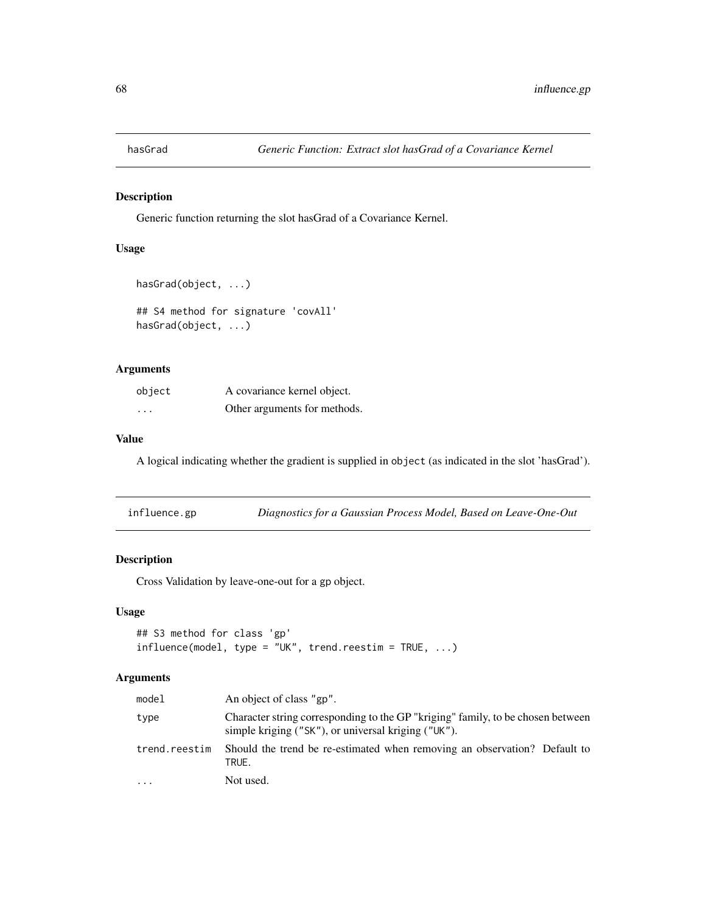## hasGrad — *Generic Function: Extract slot hasGrad of a Covariance Kernel*

### Description

Generic function returning the slot hasGrad of a Covariance Kernel.

### Usage

```
hasGrad(object, ...)

## S4 method for signature 'covAll'
hasGrad(object, ...)
```

### Arguments

| | |
|---|---|
| object | A covariance kernel object. |
| ... | Other arguments for methods. |

### Value

A logical indicating whether the gradient is supplied in `object` (as indicated in the slot 'hasGrad').

## influence.gp — *Diagnostics for a Gaussian Process Model, Based on Leave-One-Out*

### Description

Cross Validation by leave-one-out for a gp object.

### Usage

```
## S3 method for class 'gp'
influence(model, type = "UK", trend.reestim = TRUE, ...)
```

### Arguments

| | |
|---|---|
| model | An object of class "gp". |
| type | Character string corresponding to the GP "kriging" family, to be chosen between simple kriging ("SK"), or universal kriging ("UK"). |
| trend.reestim | Should the trend be re-estimated when removing an observation? Default to TRUE. |
| ... | Not used. |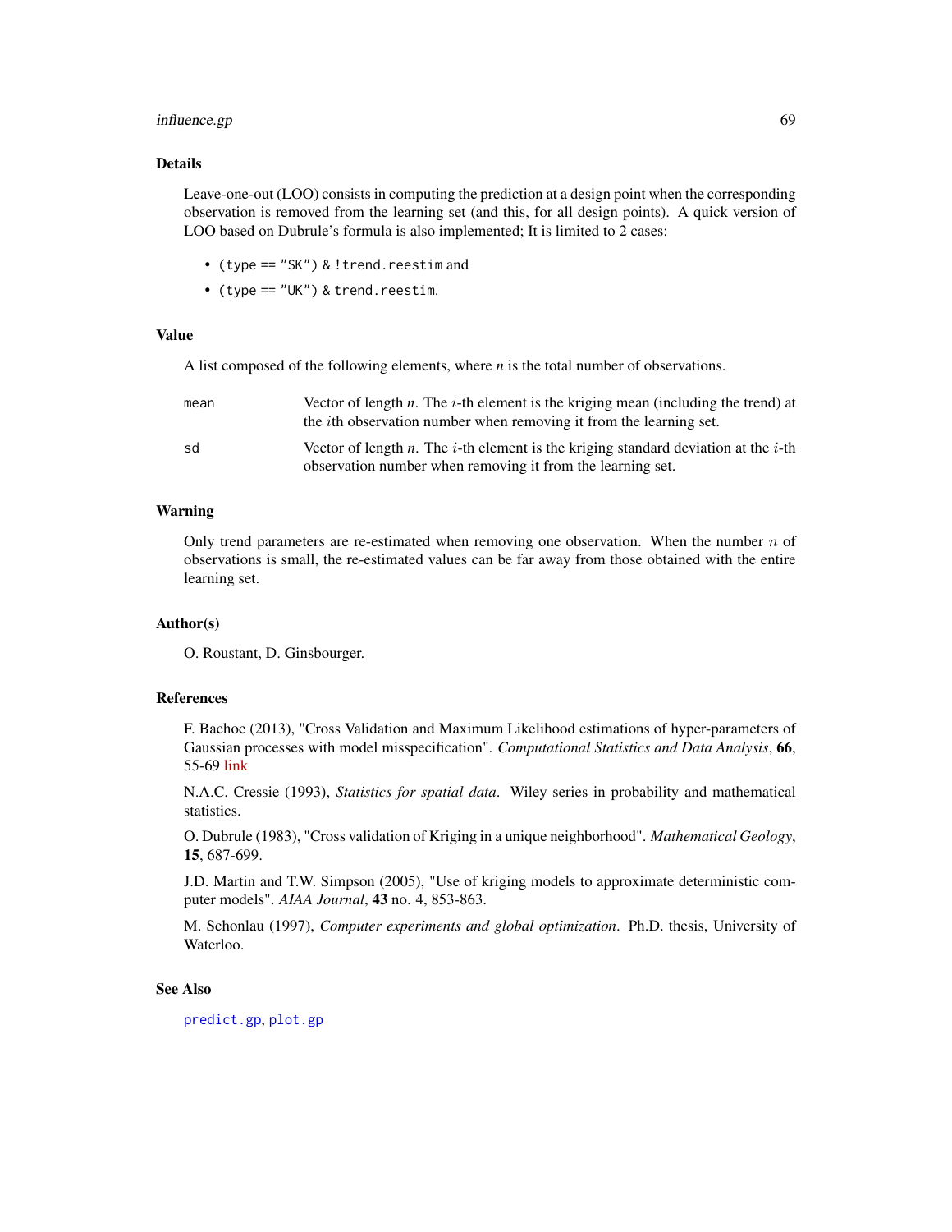## Details

Leave-one-out (LOO) consists in computing the prediction at a design point when the corresponding observation is removed from the learning set (and this, for all design points). A quick version of LOO based on Dubrule's formula is also implemented; It is limited to 2 cases:

- `(type == "SK") & !trend.reestim` and
- `(type == "UK") & trend.reestim`.

## Value

A list composed of the following elements, where *n* is the total number of observations.

| | |
|---|---|
| `mean` | Vector of length *n*. The $i$-th element is the kriging mean (including the trend) at the $i$th observation number when removing it from the learning set. |
| `sd` | Vector of length *n*. The $i$-th element is the kriging standard deviation at the $i$-th observation number when removing it from the learning set. |

## Warning

Only trend parameters are re-estimated when removing one observation. When the number $n$ of observations is small, the re-estimated values can be far away from those obtained with the entire learning set.

## Author(s)

O. Roustant, D. Ginsbourger.

## References

F. Bachoc (2013), "Cross Validation and Maximum Likelihood estimations of hyper-parameters of Gaussian processes with model misspecification". *Computational Statistics and Data Analysis*, **66**, 55-69 link

N.A.C. Cressie (1993), *Statistics for spatial data*. Wiley series in probability and mathematical statistics.

O. Dubrule (1983), "Cross validation of Kriging in a unique neighborhood". *Mathematical Geology*, **15**, 687-699.

J.D. Martin and T.W. Simpson (2005), "Use of kriging models to approximate deterministic computer models". *AIAA Journal*, **43** no. 4, 853-863.

M. Schonlau (1997), *Computer experiments and global optimization*. Ph.D. thesis, University of Waterloo.

## See Also

`predict.gp`, `plot.gp`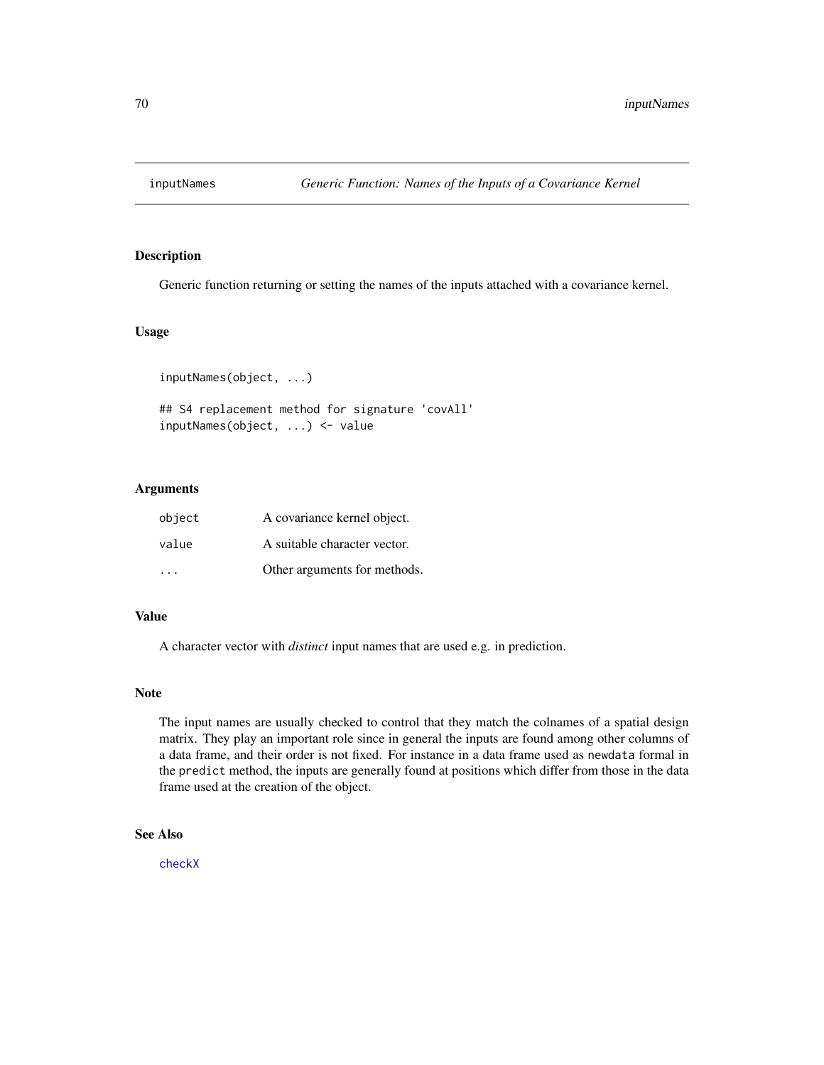# inputNames — *Generic Function: Names of the Inputs of a Covariance Kernel*

## Description

Generic function returning or setting the names of the inputs attached with a covariance kernel.

## Usage

```
inputNames(object, ...)

## S4 replacement method for signature 'covAll'
inputNames(object, ...) <- value
```

## Arguments

| | |
|---|---|
| object | A covariance kernel object. |
| value | A suitable character vector. |
| ... | Other arguments for methods. |

## Value

A character vector with *distinct* input names that are used e.g. in prediction.

## Note

The input names are usually checked to control that they match the colnames of a spatial design matrix. They play an important role since in general the inputs are found among other columns of a data frame, and their order is not fixed. For instance in a data frame used as `newdata` formal in the `predict` method, the inputs are generally found at positions which differ from those in the data frame used at the creation of the object.

## See Also

`checkX`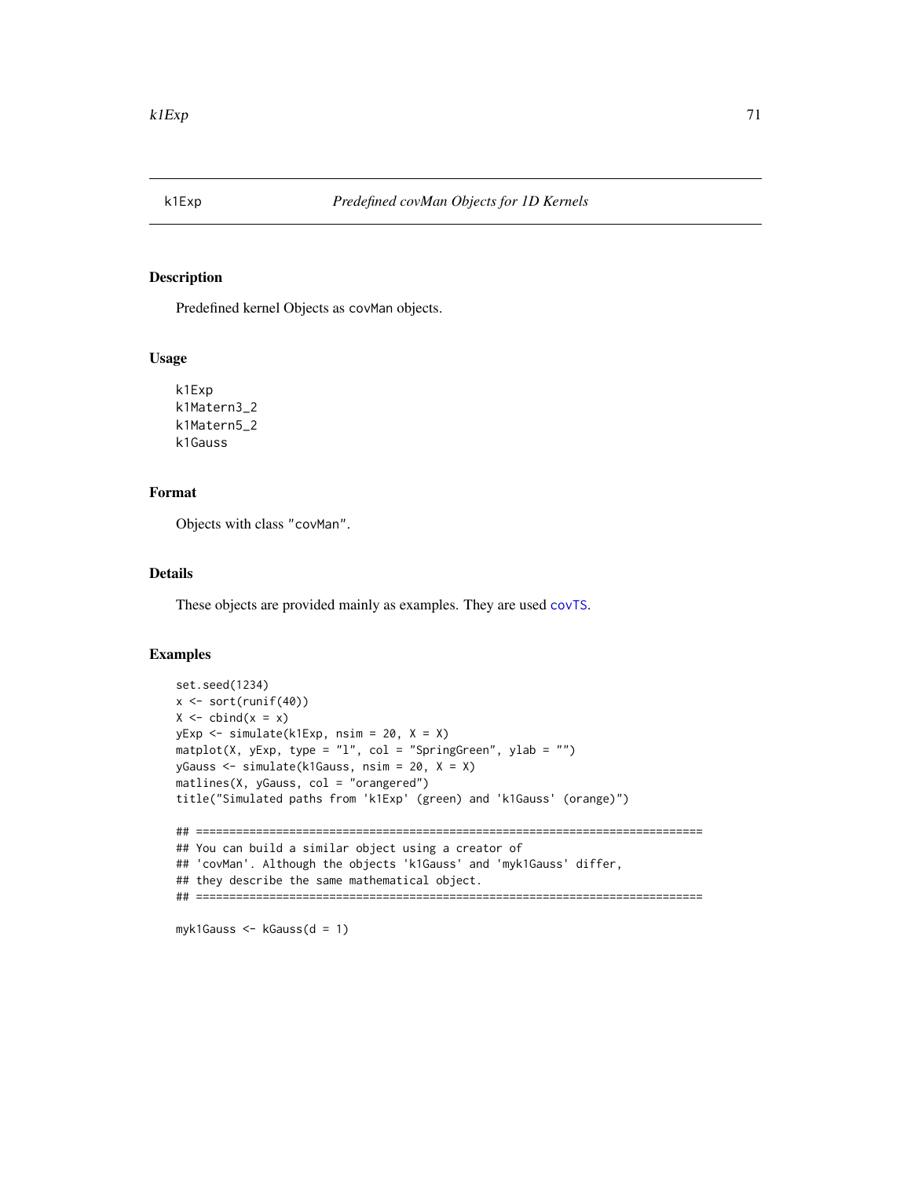# k1Exp — *Predefined covMan Objects for 1D Kernels*

## Description

Predefined kernel Objects as `covMan` objects.

## Usage

```
k1Exp
k1Matern3_2
k1Matern5_2
k1Gauss
```

## Format

Objects with class `"covMan"`.

## Details

These objects are provided mainly as examples. They are used `covTS`.

## Examples

```
set.seed(1234)
x <- sort(runif(40))
X <- cbind(x = x)
yExp <- simulate(k1Exp, nsim = 20, X = X)
matplot(X, yExp, type = "l", col = "SpringGreen", ylab = "")
yGauss <- simulate(k1Gauss, nsim = 20, X = X)
matlines(X, yGauss, col = "orangered")
title("Simulated paths from 'k1Exp' (green) and 'k1Gauss' (orange)")

## ============================================================================
## You can build a similar object using a creator of
## 'covMan'. Although the objects 'k1Gauss' and 'myk1Gauss' differ,
## they describe the same mathematical object.
## ============================================================================

myk1Gauss <- kGauss(d = 1)
```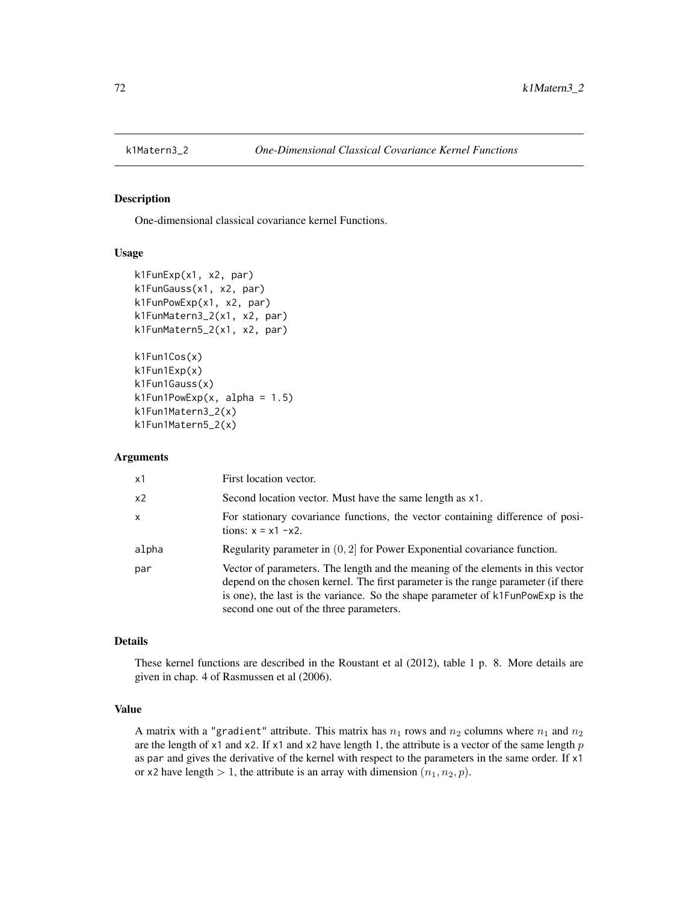# k1Matern3_2 — *One-Dimensional Classical Covariance Kernel Functions*

## Description

One-dimensional classical covariance kernel Functions.

## Usage

```
k1FunExp(x1, x2, par)
k1FunGauss(x1, x2, par)
k1FunPowExp(x1, x2, par)
k1FunMatern3_2(x1, x2, par)
k1FunMatern5_2(x1, x2, par)

k1Fun1Cos(x)
k1Fun1Exp(x)
k1Fun1Gauss(x)
k1Fun1PowExp(x, alpha = 1.5)
k1Fun1Matern3_2(x)
k1Fun1Matern5_2(x)
```

## Arguments

| | |
|---|---|
| x1 | First location vector. |
| x2 | Second location vector. Must have the same length as x1. |
| x | For stationary covariance functions, the vector containing difference of positions: x = x1 -x2. |
| alpha | Regularity parameter in $(0, 2]$ for Power Exponential covariance function. |
| par | Vector of parameters. The length and the meaning of the elements in this vector depend on the chosen kernel. The first parameter is the range parameter (if there is one), the last is the variance. So the shape parameter of k1FunPowExp is the second one out of the three parameters. |

## Details

These kernel functions are described in the Roustant et al (2012), table 1 p. 8. More details are given in chap. 4 of Rasmussen et al (2006).

## Value

A matrix with a "gradient" attribute. This matrix has $n_1$ rows and $n_2$ columns where $n_1$ and $n_2$ are the length of x1 and x2. If x1 and x2 have length 1, the attribute is a vector of the same length $p$ as par and gives the derivative of the kernel with respect to the parameters in the same order. If x1 or x2 have length $> 1$, the attribute is an array with dimension $(n_1, n_2, p)$.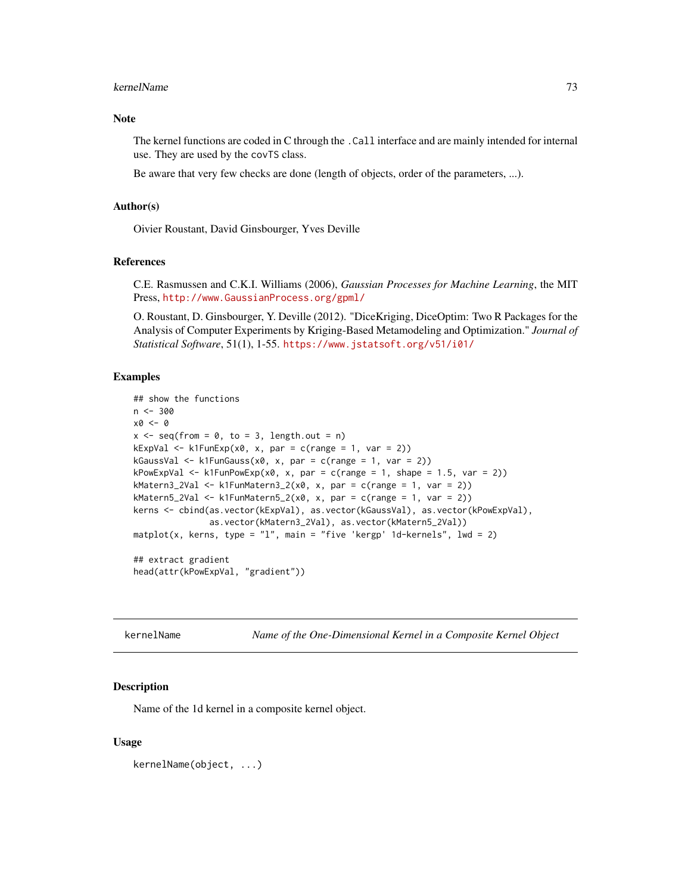### Note

The kernel functions are coded in C through the `.Call` interface and are mainly intended for internal use. They are used by the `covTS` class.

Be aware that very few checks are done (length of objects, order of the parameters, ...).

### Author(s)

Oivier Roustant, David Ginsbourger, Yves Deville

### References

C.E. Rasmussen and C.K.I. Williams (2006), *Gaussian Processes for Machine Learning*, the MIT Press, http://www.GaussianProcess.org/gpml/

O. Roustant, D. Ginsbourger, Y. Deville (2012). "DiceKriging, DiceOptim: Two R Packages for the Analysis of Computer Experiments by Kriging-Based Metamodeling and Optimization." *Journal of Statistical Software*, 51(1), 1-55. https://www.jstatsoft.org/v51/i01/

### Examples

```
## show the functions
n <- 300
x0 <- 0
x <- seq(from = 0, to = 3, length.out = n)
kExpVal <- k1FunExp(x0, x, par = c(range = 1, var = 2))
kGaussVal <- k1FunGauss(x0, x, par = c(range = 1, var = 2))
kPowExpVal <- k1FunPowExp(x0, x, par = c(range = 1, shape = 1.5, var = 2))
kMatern3_2Val <- k1FunMatern3_2(x0, x, par = c(range = 1, var = 2))
kMatern5_2Val <- k1FunMatern5_2(x0, x, par = c(range = 1, var = 2))
kerns <- cbind(as.vector(kExpVal), as.vector(kGaussVal), as.vector(kPowExpVal),
               as.vector(kMatern3_2Val), as.vector(kMatern5_2Val))
matplot(x, kerns, type = "l", main = "five 'kergp' 1d-kernels", lwd = 2)

## extract gradient
head(attr(kPowExpVal, "gradient"))
```

---

## kernelName — *Name of the One-Dimensional Kernel in a Composite Kernel Object*

### Description

Name of the 1d kernel in a composite kernel object.

### Usage

```
kernelName(object, ...)
```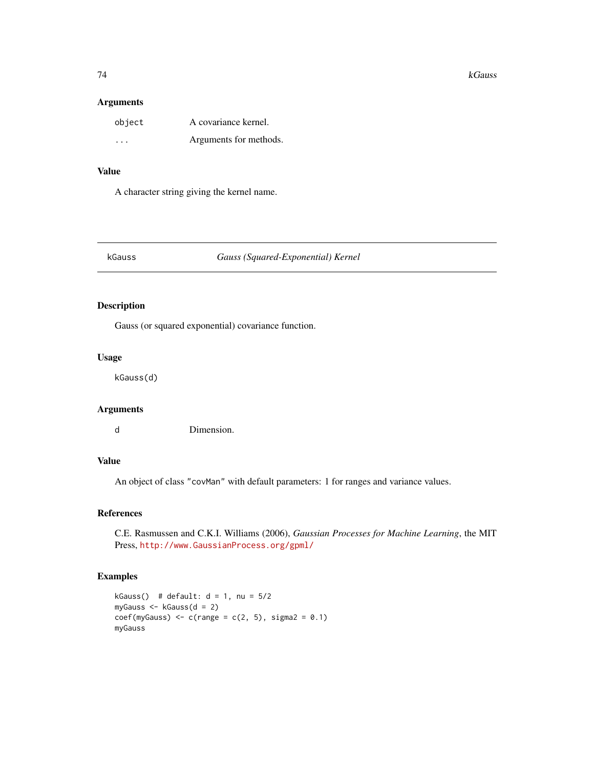## Arguments

| | |
|---|---|
| `object` | A covariance kernel. |
| `...` | Arguments for methods. |

## Value

A character string giving the kernel name.

---

# kGauss — *Gauss (Squared-Exponential) Kernel*

## Description

Gauss (or squared exponential) covariance function.

## Usage

```
kGauss(d)
```

## Arguments

| | |
|---|---|
| `d` | Dimension. |

## Value

An object of class `"covMan"` with default parameters: 1 for ranges and variance values.

## References

C.E. Rasmussen and C.K.I. Williams (2006), *Gaussian Processes for Machine Learning*, the MIT Press, http://www.GaussianProcess.org/gpml/

## Examples

```
kGauss()  # default: d = 1, nu = 5/2
myGauss <- kGauss(d = 2)
coef(myGauss) <- c(range = c(2, 5), sigma2 = 0.1)
myGauss
```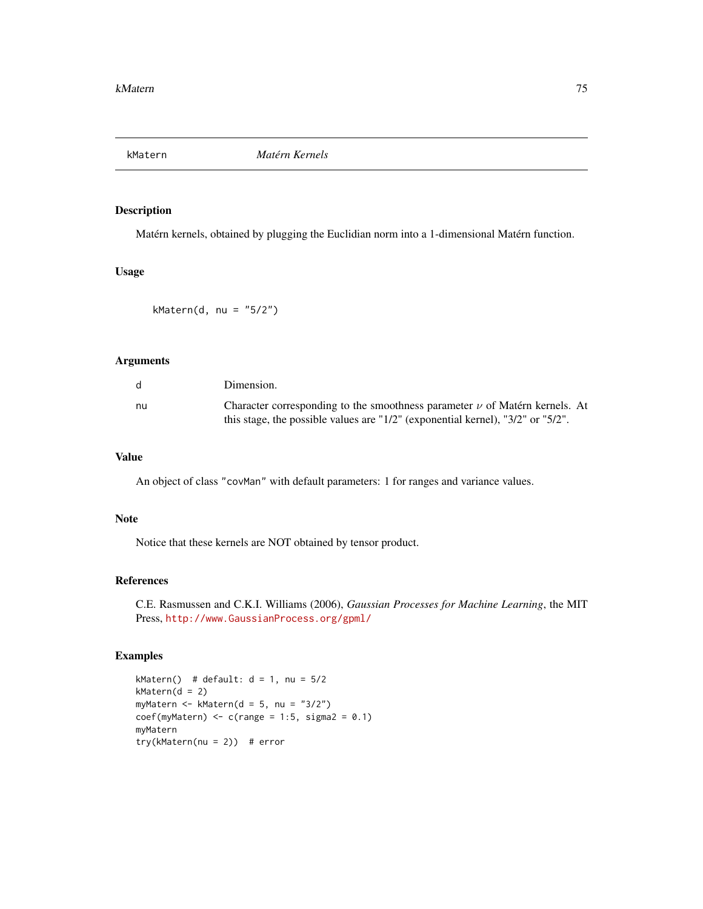# kMatern — *Matérn Kernels*

## Description

Matérn kernels, obtained by plugging the Euclidian norm into a 1-dimensional Matérn function.

## Usage

```
kMatern(d, nu = "5/2")
```

## Arguments

| | |
|---|---|
| d | Dimension. |
| nu | Character corresponding to the smoothness parameter $\nu$ of Matérn kernels. At this stage, the possible values are "1/2" (exponential kernel), "3/2" or "5/2". |

## Value

An object of class "covMan" with default parameters: 1 for ranges and variance values.

## Note

Notice that these kernels are NOT obtained by tensor product.

## References

C.E. Rasmussen and C.K.I. Williams (2006), *Gaussian Processes for Machine Learning*, the MIT Press, http://www.GaussianProcess.org/gpml/

## Examples

```
kMatern()  # default: d = 1, nu = 5/2
kMatern(d = 2)
myMatern <- kMatern(d = 5, nu = "3/2")
coef(myMatern) <- c(range = 1:5, sigma2 = 0.1)
myMatern
try(kMatern(nu = 2))  # error
```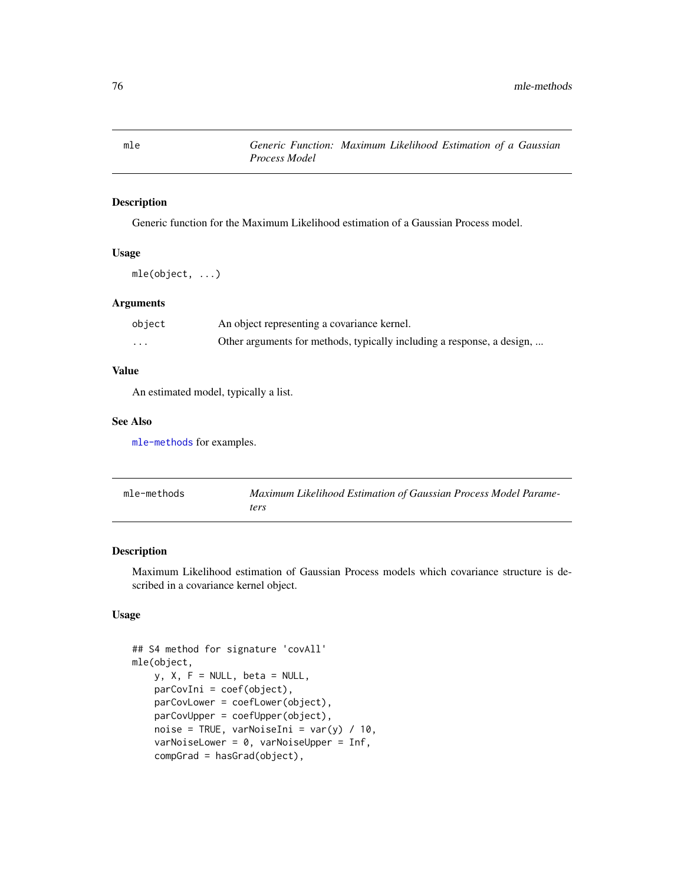## mle — *Generic Function: Maximum Likelihood Estimation of a Gaussian Process Model*

### Description

Generic function for the Maximum Likelihood estimation of a Gaussian Process model.

### Usage

```
mle(object, ...)
```

### Arguments

| | |
|---|---|
| `object` | An object representing a covariance kernel. |
| `...` | Other arguments for methods, typically including a response, a design, ... |

### Value

An estimated model, typically a list.

### See Also

`mle-methods` for examples.

## mle-methods — *Maximum Likelihood Estimation of Gaussian Process Model Parameters*

### Description

Maximum Likelihood estimation of Gaussian Process models which covariance structure is described in a covariance kernel object.

### Usage

```
## S4 method for signature 'covAll'
mle(object,
    y, X, F = NULL, beta = NULL,
    parCovIni = coef(object),
    parCovLower = coefLower(object),
    parCovUpper = coefUpper(object),
    noise = TRUE, varNoiseIni = var(y) / 10,
    varNoiseLower = 0, varNoiseUpper = Inf,
    compGrad = hasGrad(object),
```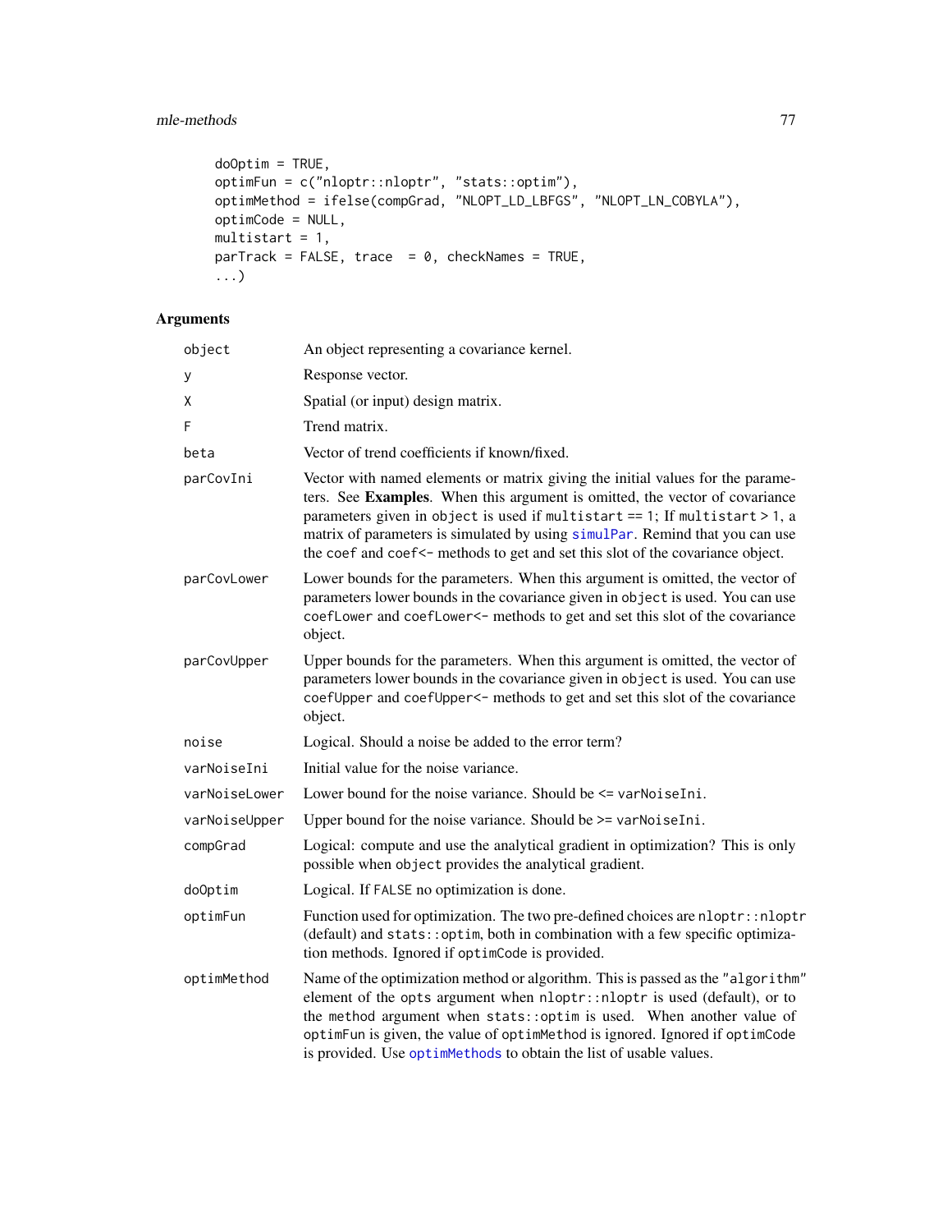```
    doOptim = TRUE,
    optimFun = c("nloptr::nloptr", "stats::optim"),
    optimMethod = ifelse(compGrad, "NLOPT_LD_LBFGS", "NLOPT_LN_COBYLA"),
    optimCode = NULL,
    multistart = 1,
    parTrack = FALSE, trace  = 0, checkNames = TRUE,
    ...)
```

## Arguments

| | |
|---|---|
| `object` | An object representing a covariance kernel. |
| `y` | Response vector. |
| `X` | Spatial (or input) design matrix. |
| `F` | Trend matrix. |
| `beta` | Vector of trend coefficients if known/fixed. |
| `parCovIni` | Vector with named elements or matrix giving the initial values for the parameters. See **Examples**. When this argument is omitted, the vector of covariance parameters given in `object` is used if `multistart == 1`; If `multistart > 1`, a matrix of parameters is simulated by using `simulPar`. Remind that you can use the `coef` and `coef<-` methods to get and set this slot of the covariance object. |
| `parCovLower` | Lower bounds for the parameters. When this argument is omitted, the vector of parameters lower bounds in the covariance given in `object` is used. You can use `coefLower` and `coefLower<-` methods to get and set this slot of the covariance object. |
| `parCovUpper` | Upper bounds for the parameters. When this argument is omitted, the vector of parameters lower bounds in the covariance given in `object` is used. You can use `coefUpper` and `coefUpper<-` methods to get and set this slot of the covariance object. |
| `noise` | Logical. Should a noise be added to the error term? |
| `varNoiseIni` | Initial value for the noise variance. |
| `varNoiseLower` | Lower bound for the noise variance. Should be <= `varNoiseIni`. |
| `varNoiseUpper` | Upper bound for the noise variance. Should be >= `varNoiseIni`. |
| `compGrad` | Logical: compute and use the analytical gradient in optimization? This is only possible when `object` provides the analytical gradient. |
| `doOptim` | Logical. If `FALSE` no optimization is done. |
| `optimFun` | Function used for optimization. The two pre-defined choices are `nloptr::nloptr` (default) and `stats::optim`, both in combination with a few specific optimization methods. Ignored if `optimCode` is provided. |
| `optimMethod` | Name of the optimization method or algorithm. This is passed as the `"algorithm"` element of the `opts` argument when `nloptr::nloptr` is used (default), or to the `method` argument when `stats::optim` is used. When another value of `optimFun` is given, the value of `optimMethod` is ignored. Ignored if `optimCode` is provided. Use `optimMethods` to obtain the list of usable values. |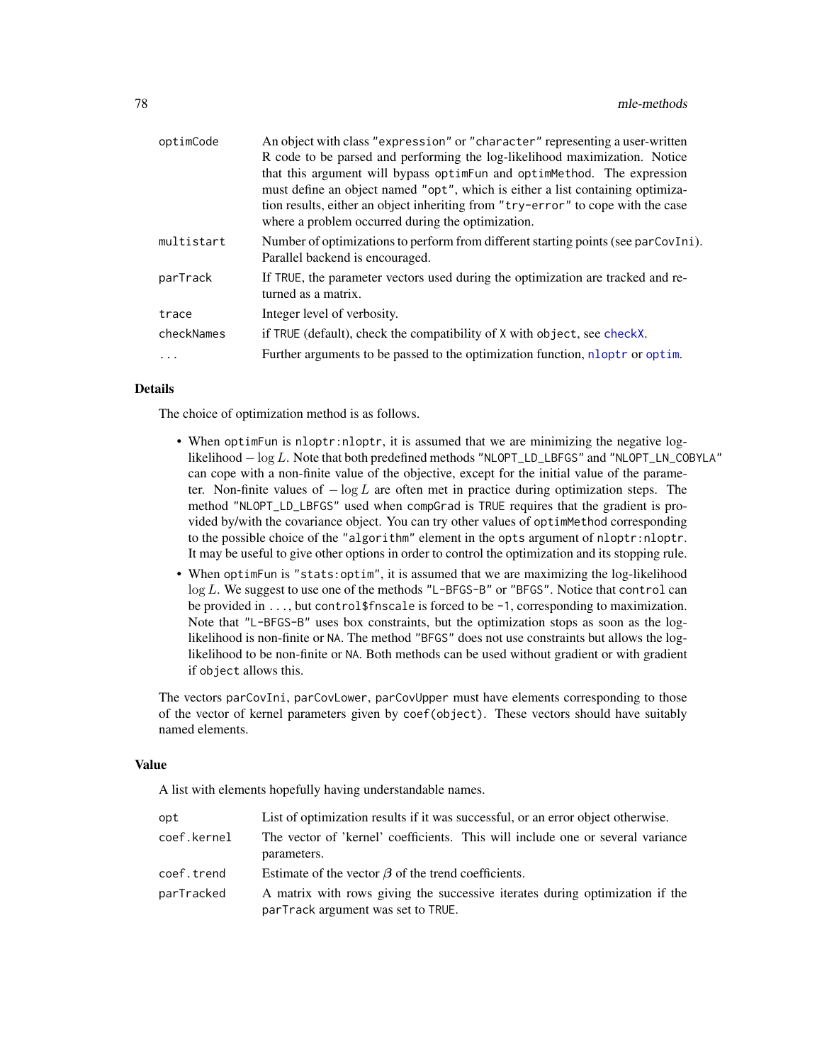| | |
|---|---|
| optimCode | An object with class "expression" or "character" representing a user-written R code to be parsed and performing the log-likelihood maximization. Notice that this argument will bypass optimFun and optimMethod. The expression must define an object named "opt", which is either a list containing optimization results, either an object inheriting from "try-error" to cope with the case where a problem occurred during the optimization. |
| multistart | Number of optimizations to perform from different starting points (see parCovIni). Parallel backend is encouraged. |
| parTrack | If TRUE, the parameter vectors used during the optimization are tracked and returned as a matrix. |
| trace | Integer level of verbosity. |
| checkNames | if TRUE (default), check the compatibility of X with object, see checkX. |
| ... | Further arguments to be passed to the optimization function, nloptr or optim. |

## Details

The choice of optimization method is as follows.

- When optimFun is nloptr:nloptr, it is assumed that we are minimizing the negative log-likelihood $-\log L$. Note that both predefined methods "NLOPT_LD_LBFGS" and "NLOPT_LN_COBYLA" can cope with a non-finite value of the objective, except for the initial value of the parameter. Non-finite values of $-\log L$ are often met in practice during optimization steps. The method "NLOPT_LD_LBFGS" used when compGrad is TRUE requires that the gradient is provided by/with the covariance object. You can try other values of optimMethod corresponding to the possible choice of the "algorithm" element in the opts argument of nloptr:nloptr. It may be useful to give other options in order to control the optimization and its stopping rule.
- When optimFun is "stats:optim", it is assumed that we are maximizing the log-likelihood $\log L$. We suggest to use one of the methods "L-BFGS-B" or "BFGS". Notice that control can be provided in ..., but control$fnscale is forced to be -1, corresponding to maximization. Note that "L-BFGS-B" uses box constraints, but the optimization stops as soon as the log-likelihood is non-finite or NA. The method "BFGS" does not use constraints but allows the log-likelihood to be non-finite or NA. Both methods can be used without gradient or with gradient if object allows this.

The vectors parCovIni, parCovLower, parCovUpper must have elements corresponding to those of the vector of kernel parameters given by coef(object). These vectors should have suitably named elements.

## Value

A list with elements hopefully having understandable names.

| | |
|---|---|
| opt | List of optimization results if it was successful, or an error object otherwise. |
| coef.kernel | The vector of 'kernel' coefficients. This will include one or several variance parameters. |
| coef.trend | Estimate of the vector $\beta$ of the trend coefficients. |
| parTracked | A matrix with rows giving the successive iterates during optimization if the parTrack argument was set to TRUE. |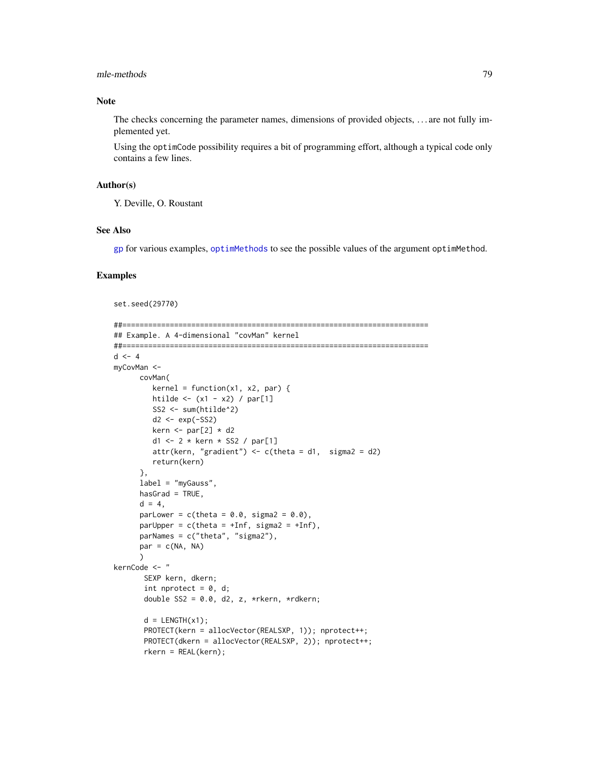## Note

The checks concerning the parameter names, dimensions of provided objects, ... are not fully implemented yet.

Using the optimCode possibility requires a bit of programming effort, although a typical code only contains a few lines.

## Author(s)

Y. Deville, O. Roustant

## See Also

gp for various examples, optimMethods to see the possible values of the argument optimMethod.

## Examples

```
set.seed(29770)

##=======================================================================
## Example. A 4-dimensional "covMan" kernel
##=======================================================================
d <- 4
myCovMan <-
      covMan(
         kernel = function(x1, x2, par) {
         htilde <- (x1 - x2) / par[1]
         SS2 <- sum(htilde^2)
         d2 <- exp(-SS2)
         kern <- par[2] * d2
         d1 <- 2 * kern * SS2 / par[1]
         attr(kern, "gradient") <- c(theta = d1,  sigma2 = d2)
         return(kern)
      },
      label = "myGauss",
      hasGrad = TRUE,
      d = 4,
      parLower = c(theta = 0.0, sigma2 = 0.0),
      parUpper = c(theta = +Inf, sigma2 = +Inf),
      parNames = c("theta", "sigma2"),
      par = c(NA, NA)
      )
kernCode <- "
       SEXP kern, dkern;
       int nprotect = 0, d;
       double SS2 = 0.0, d2, z, *rkern, *rdkern;

       d = LENGTH(x1);
       PROTECT(kern = allocVector(REALSXP, 1)); nprotect++;
       PROTECT(dkern = allocVector(REALSXP, 2)); nprotect++;
       rkern = REAL(kern);
```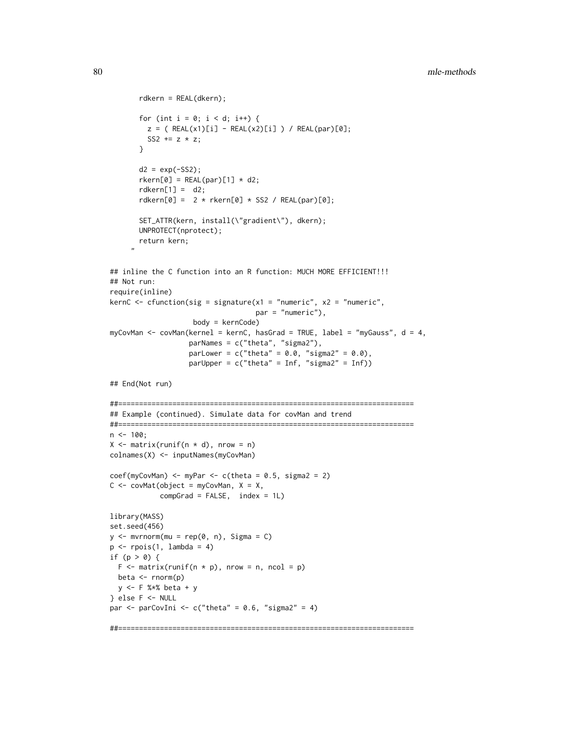```
      rdkern = REAL(dkern);

      for (int i = 0; i < d; i++) {
        z = ( REAL(x1)[i] - REAL(x2)[i] ) / REAL(par)[0];
        SS2 += z * z;
      }

      d2 = exp(-SS2);
      rkern[0] = REAL(par)[1] * d2;
      rdkern[1] =  d2;
      rdkern[0] =  2 * rkern[0] * SS2 / REAL(par)[0];

      SET_ATTR(kern, install(\"gradient\"), dkern);
      UNPROTECT(nprotect);
      return kern;
    "

## inline the C function into an R function: MUCH MORE EFFICIENT!!!
## Not run:
require(inline)
kernC <- cfunction(sig = signature(x1 = "numeric", x2 = "numeric",
                                   par = "numeric"),
                    body = kernCode)
myCovMan <- covMan(kernel = kernC, hasGrad = TRUE, label = "myGauss", d = 4,
                   parNames = c("theta", "sigma2"),
                   parLower = c("theta" = 0.0, "sigma2" = 0.0),
                   parUpper = c("theta" = Inf, "sigma2" = Inf))

## End(Not run)

##=======================================================================
## Example (continued). Simulate data for covMan and trend
##=======================================================================
n <- 100;
X <- matrix(runif(n * d), nrow = n)
colnames(X) <- inputNames(myCovMan)

coef(myCovMan) <- myPar <- c(theta = 0.5, sigma2 = 2)
C <- covMat(object = myCovMan, X = X,
            compGrad = FALSE,  index = 1L)

library(MASS)
set.seed(456)
y <- mvrnorm(mu = rep(0, n), Sigma = C)
p <- rpois(1, lambda = 4)
if (p > 0) {
  F <- matrix(runif(n * p), nrow = n, ncol = p)
  beta <- rnorm(p)
  y <- F %*% beta + y
} else F <- NULL
par <- parCovIni <- c("theta" = 0.6, "sigma2" = 4)

##=======================================================================
```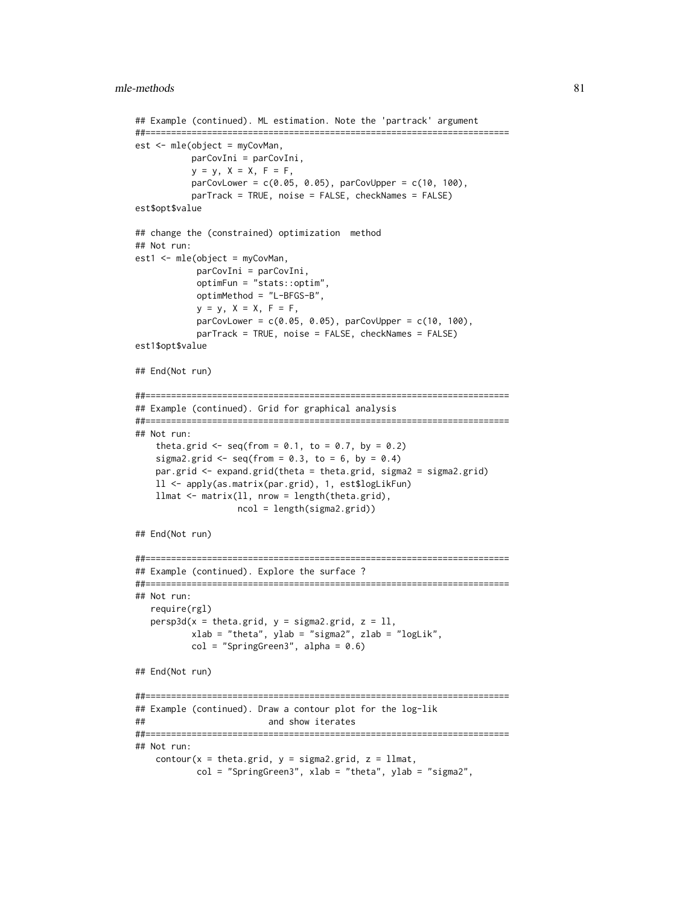```
## Example (continued). ML estimation. Note the 'partrack' argument
##======================================================================
est <- mle(object = myCovMan,
           parCovIni = parCovIni,
           y = y, X = X, F = F,
           parCovLower = c(0.05, 0.05), parCovUpper = c(10, 100),
           parTrack = TRUE, noise = FALSE, checkNames = FALSE)
est$opt$value

## change the (constrained) optimization  method
## Not run:
est1 <- mle(object = myCovMan,
            parCovIni = parCovIni,
            optimFun = "stats::optim",
            optimMethod = "L-BFGS-B",
            y = y, X = X, F = F,
            parCovLower = c(0.05, 0.05), parCovUpper = c(10, 100),
            parTrack = TRUE, noise = FALSE, checkNames = FALSE)
est1$opt$value

## End(Not run)

##======================================================================
## Example (continued). Grid for graphical analysis
##======================================================================
## Not run:
    theta.grid <- seq(from = 0.1, to = 0.7, by = 0.2)
    sigma2.grid <- seq(from = 0.3, to = 6, by = 0.4)
    par.grid <- expand.grid(theta = theta.grid, sigma2 = sigma2.grid)
    ll <- apply(as.matrix(par.grid), 1, est$logLikFun)
    llmat <- matrix(ll, nrow = length(theta.grid),
                    ncol = length(sigma2.grid))

## End(Not run)

##======================================================================
## Example (continued). Explore the surface ?
##======================================================================
## Not run:
   require(rgl)
   persp3d(x = theta.grid, y = sigma2.grid, z = ll,
           xlab = "theta", ylab = "sigma2", zlab = "logLik",
           col = "SpringGreen3", alpha = 0.6)

## End(Not run)

##======================================================================
## Example (continued). Draw a contour plot for the log-lik
##                        and show iterates
##======================================================================
## Not run:
    contour(x = theta.grid, y = sigma2.grid, z = llmat,
            col = "SpringGreen3", xlab = "theta", ylab = "sigma2",
```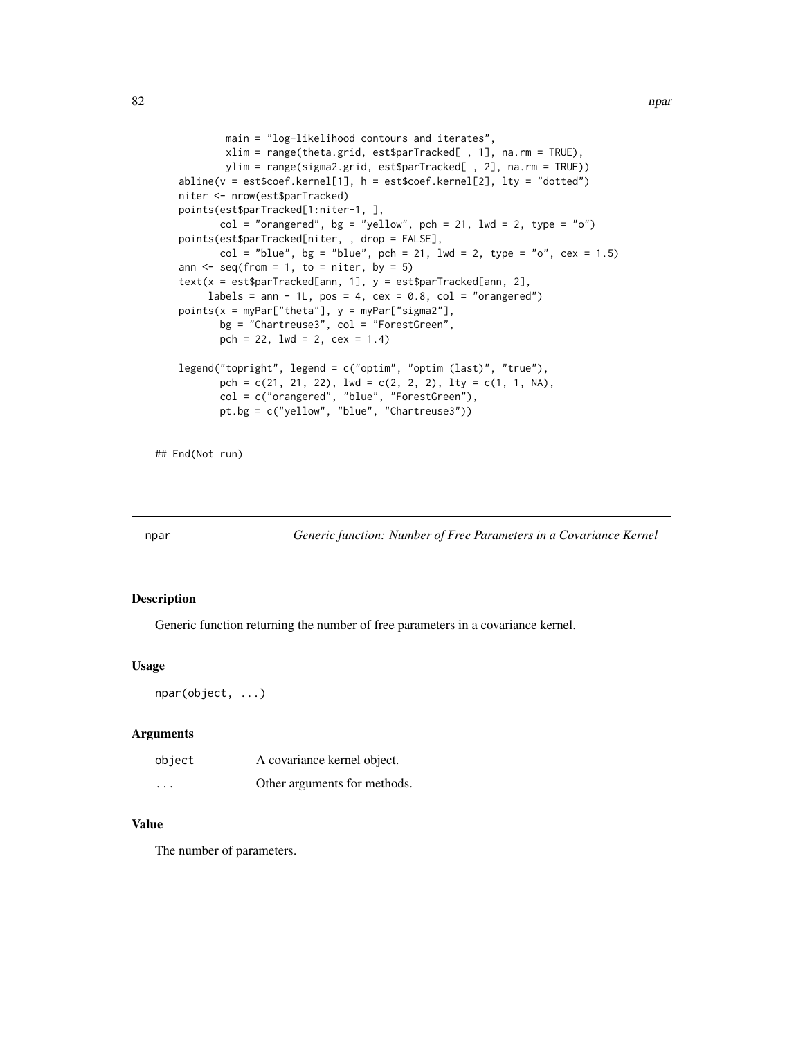```
           main = "log-likelihood contours and iterates",
           xlim = range(theta.grid, est$parTracked[ , 1], na.rm = TRUE),
           ylim = range(sigma2.grid, est$parTracked[ , 2], na.rm = TRUE))
    abline(v = est$coef.kernel[1], h = est$coef.kernel[2], lty = "dotted")
    niter <- nrow(est$parTracked)
    points(est$parTracked[1:niter-1, ],
           col = "orangered", bg = "yellow", pch = 21, lwd = 2, type = "o")
    points(est$parTracked[niter, , drop = FALSE],
           col = "blue", bg = "blue", pch = 21, lwd = 2, type = "o", cex = 1.5)
    ann <- seq(from = 1, to = niter, by = 5)
    text(x = est$parTracked[ann, 1], y = est$parTracked[ann, 2],
         labels = ann - 1L, pos = 4, cex = 0.8, col = "orangered")
    points(x = myPar["theta"], y = myPar["sigma2"],
           bg = "Chartreuse3", col = "ForestGreen",
           pch = 22, lwd = 2, cex = 1.4)

    legend("topright", legend = c("optim", "optim (last)", "true"),
           pch = c(21, 21, 22), lwd = c(2, 2, 2), lty = c(1, 1, NA),
           col = c("orangered", "blue", "ForestGreen"),
           pt.bg = c("yellow", "blue", "Chartreuse3"))

## End(Not run)
```

---

npar *Generic function: Number of Free Parameters in a Covariance Kernel*

---

### Description

Generic function returning the number of free parameters in a covariance kernel.

### Usage

```
npar(object, ...)
```

### Arguments

| | |
|---|---|
| `object` | A covariance kernel object. |
| `...` | Other arguments for methods. |

### Value

The number of parameters.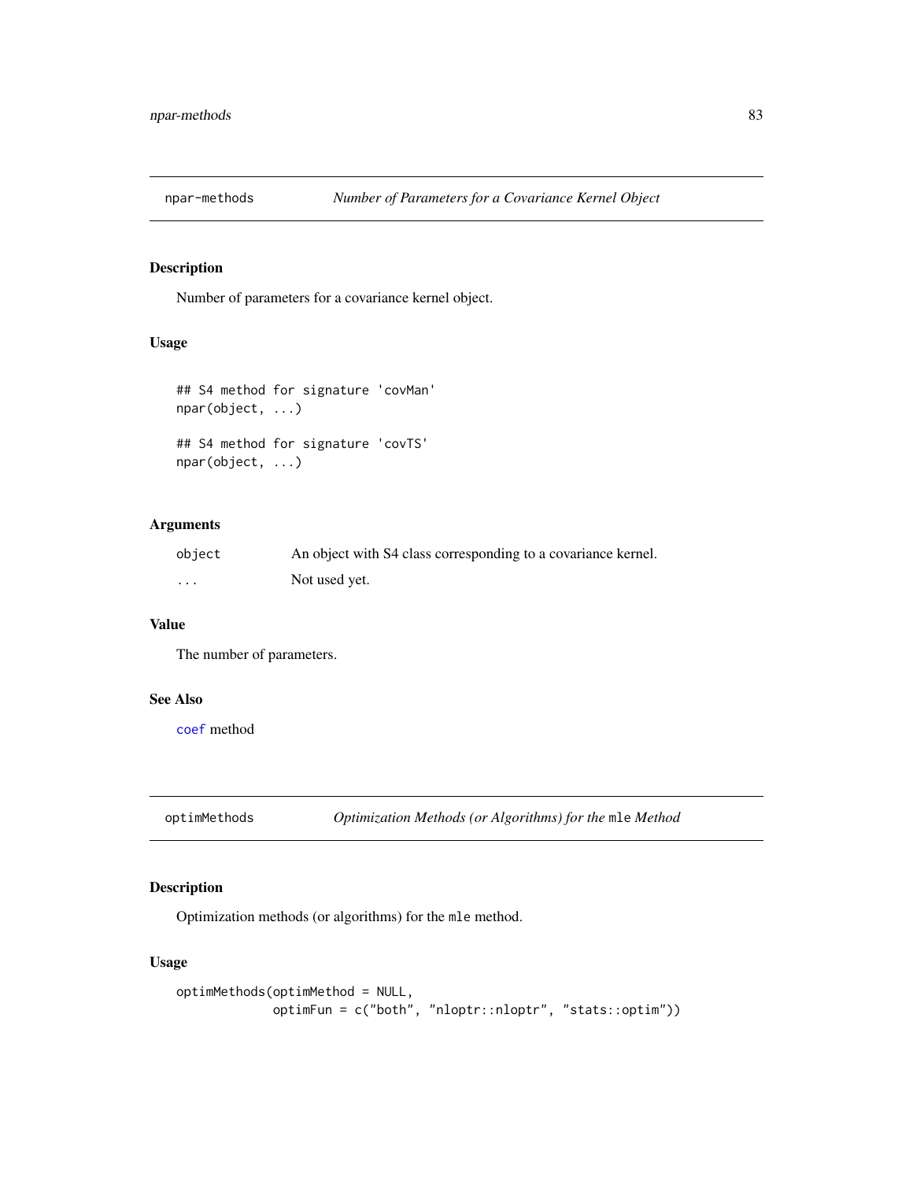## npar-methods — *Number of Parameters for a Covariance Kernel Object*

### Description

Number of parameters for a covariance kernel object.

### Usage

```
## S4 method for signature 'covMan'
npar(object, ...)

## S4 method for signature 'covTS'
npar(object, ...)
```

### Arguments

| | |
|---|---|
| `object` | An object with S4 class corresponding to a covariance kernel. |
| `...` | Not used yet. |

### Value

The number of parameters.

### See Also

`coef` method

## optimMethods — *Optimization Methods (or Algorithms) for the `mle` Method*

### Description

Optimization methods (or algorithms) for the `mle` method.

### Usage

```
optimMethods(optimMethod = NULL,
             optimFun = c("both", "nloptr::nloptr", "stats::optim"))
```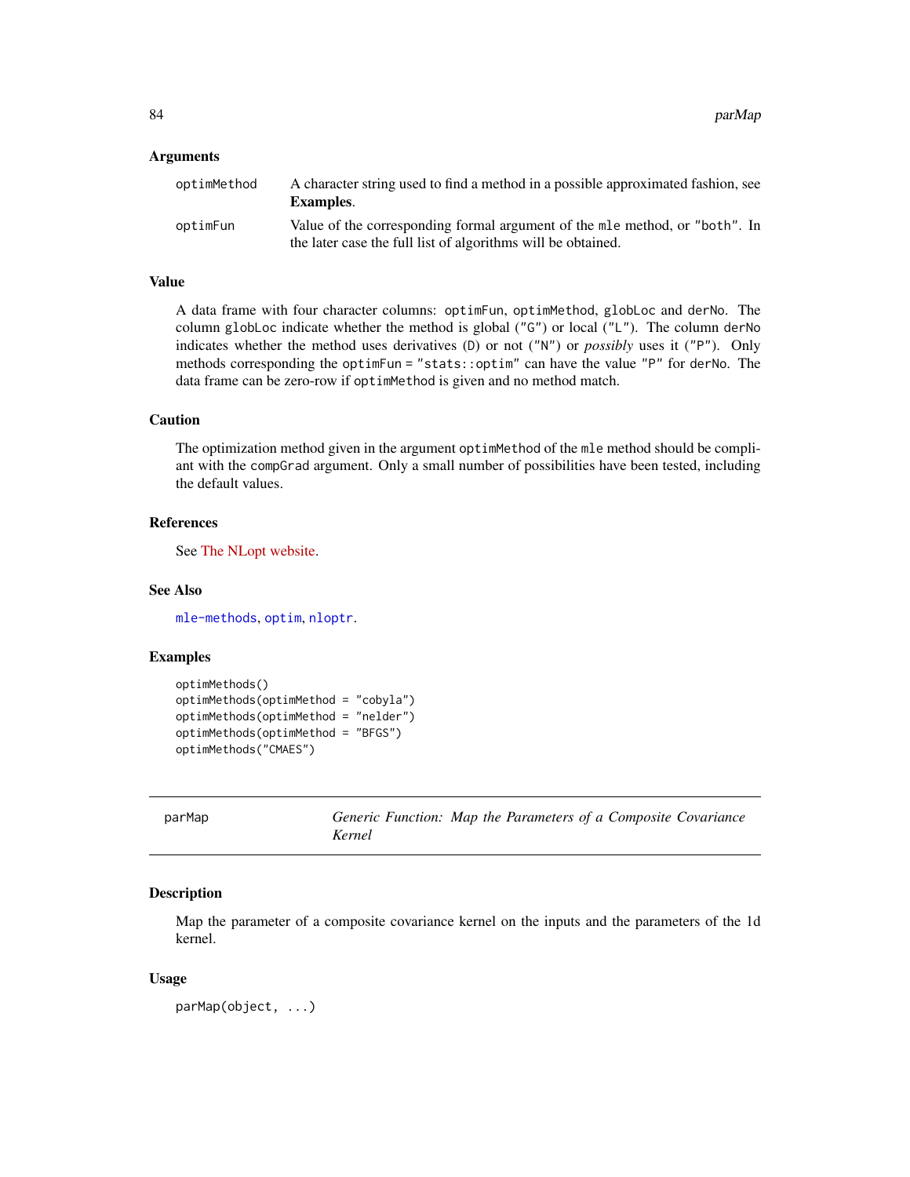### Arguments

**optimMethod** A character string used to find a method in a possible approximated fashion, see **Examples**.

**optimFun** Value of the corresponding formal argument of the `mle` method, or `"both"`. In the later case the full list of algorithms will be obtained.

### Value

A data frame with four character columns: `optimFun`, `optimMethod`, `globLoc` and `derNo`. The column `globLoc` indicate whether the method is global (`"G"`) or local (`"L"`). The column `derNo` indicates whether the method uses derivatives (`D`) or not (`"N"`) or *possibly* uses it (`"P"`). Only methods corresponding the `optimFun = "stats::optim"` can have the value `"P"` for `derNo`. The data frame can be zero-row if `optimMethod` is given and no method match.

### Caution

The optimization method given in the argument `optimMethod` of the `mle` method should be compliant with the `compGrad` argument. Only a small number of possibilities have been tested, including the default values.

### References

See The NLopt website.

### See Also

`mle-methods`, `optim`, `nloptr`.

### Examples

```
optimMethods()
optimMethods(optimMethod = "cobyla")
optimMethods(optimMethod = "nelder")
optimMethods(optimMethod = "BFGS")
optimMethods("CMAES")
```

---

## parMap — *Generic Function: Map the Parameters of a Composite Covariance Kernel*

### Description

Map the parameter of a composite covariance kernel on the inputs and the parameters of the 1d kernel.

### Usage

```
parMap(object, ...)
```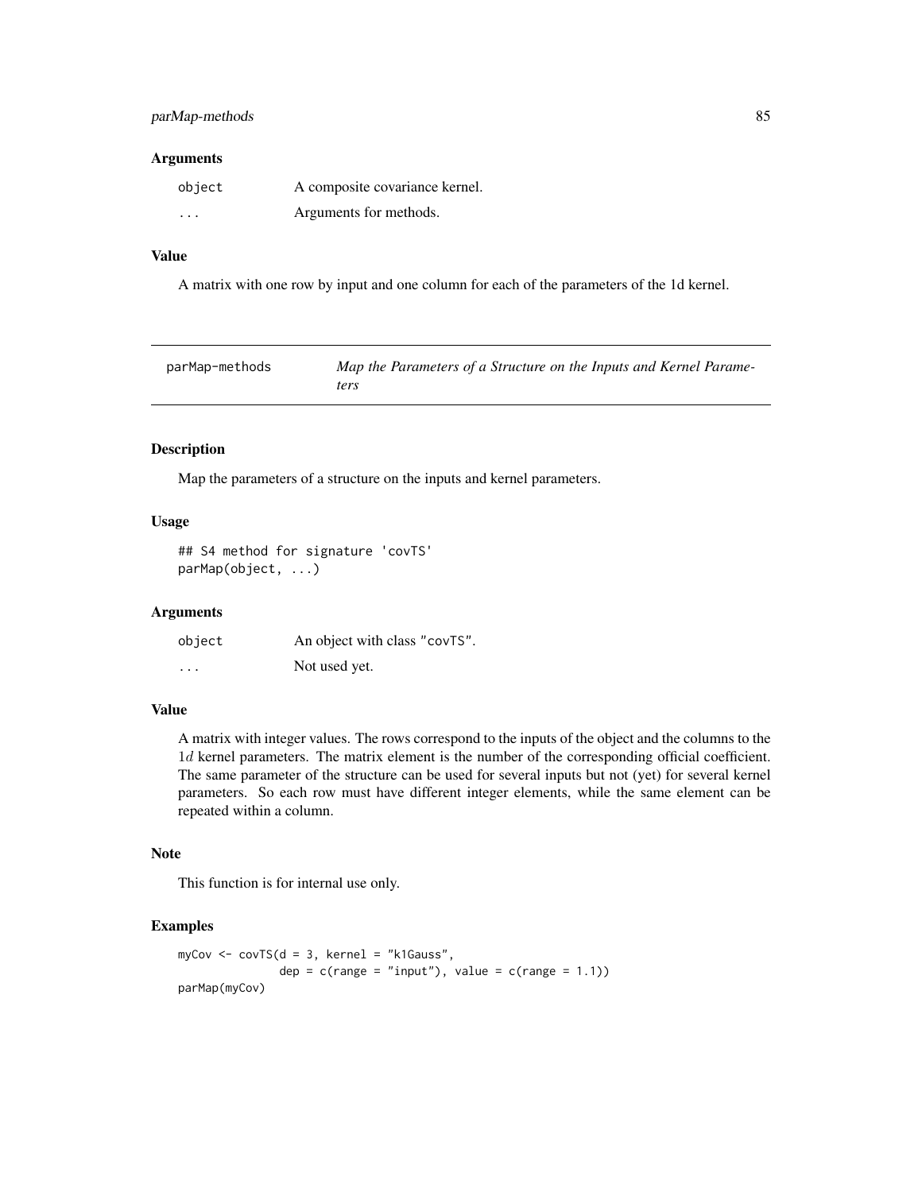### Arguments

| | |
|---|---|
| `object` | A composite covariance kernel. |
| `...` | Arguments for methods. |

### Value

A matrix with one row by input and one column for each of the parameters of the 1d kernel.

---

## parMap-methods — *Map the Parameters of a Structure on the Inputs and Kernel Parameters*

---

### Description

Map the parameters of a structure on the inputs and kernel parameters.

### Usage

```
## S4 method for signature 'covTS'
parMap(object, ...)
```

### Arguments

| | |
|---|---|
| `object` | An object with class "`covTS`". |
| `...` | Not used yet. |

### Value

A matrix with integer values. The rows correspond to the inputs of the object and the columns to the $1d$ kernel parameters. The matrix element is the number of the corresponding official coefficient. The same parameter of the structure can be used for several inputs but not (yet) for several kernel parameters. So each row must have different integer elements, while the same element can be repeated within a column.

### Note

This function is for internal use only.

### Examples

```
myCov <- covTS(d = 3, kernel = "k1Gauss",
               dep = c(range = "input"), value = c(range = 1.1))
parMap(myCov)
```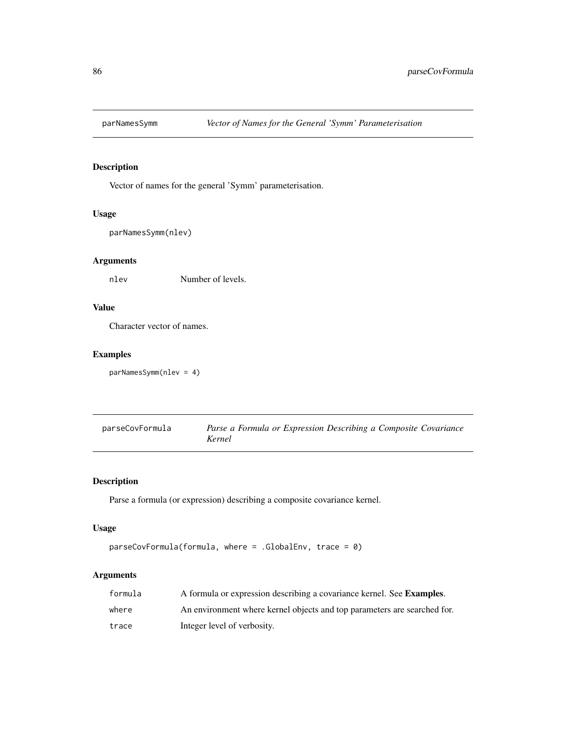## parNamesSymm — *Vector of Names for the General 'Symm' Parameterisation*

### Description

Vector of names for the general 'Symm' parameterisation.

### Usage

```
parNamesSymm(nlev)
```

### Arguments

| | |
|---|---|
| nlev | Number of levels. |

### Value

Character vector of names.

### Examples

```
parNamesSymm(nlev = 4)
```

## parseCovFormula — *Parse a Formula or Expression Describing a Composite Covariance Kernel*

### Description

Parse a formula (or expression) describing a composite covariance kernel.

### Usage

```
parseCovFormula(formula, where = .GlobalEnv, trace = 0)
```

### Arguments

| | |
|---|---|
| formula | A formula or expression describing a covariance kernel. See **Examples**. |
| where | An environment where kernel objects and top parameters are searched for. |
| trace | Integer level of verbosity. |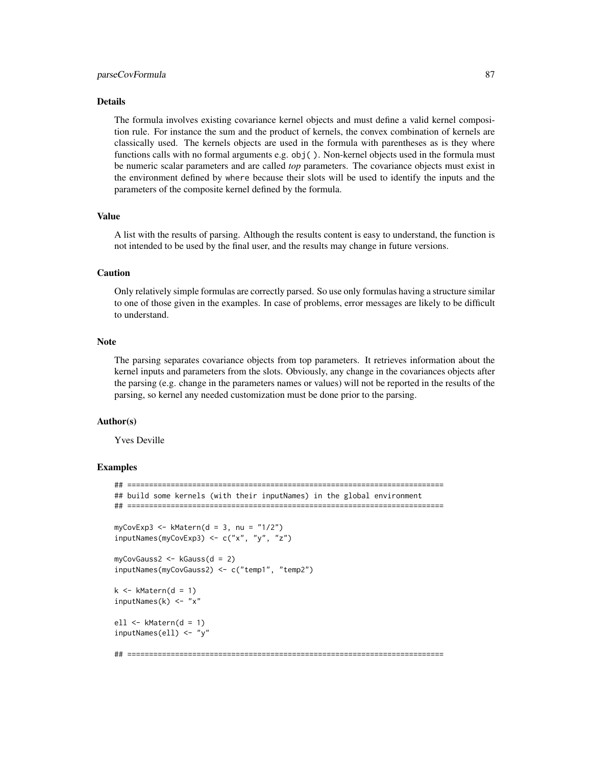### Details

The formula involves existing covariance kernel objects and must define a valid kernel composition rule. For instance the sum and the product of kernels, the convex combination of kernels are classically used. The kernels objects are used in the formula with parentheses as is they where functions calls with no formal arguments e.g. `obj( )`. Non-kernel objects used in the formula must be numeric scalar parameters and are called *top* parameters. The covariance objects must exist in the environment defined by `where` because their slots will be used to identify the inputs and the parameters of the composite kernel defined by the formula.

### Value

A list with the results of parsing. Although the results content is easy to understand, the function is not intended to be used by the final user, and the results may change in future versions.

### Caution

Only relatively simple formulas are correctly parsed. So use only formulas having a structure similar to one of those given in the examples. In case of problems, error messages are likely to be difficult to understand.

### Note

The parsing separates covariance objects from top parameters. It retrieves information about the kernel inputs and parameters from the slots. Obviously, any change in the covariances objects after the parsing (e.g. change in the parameters names or values) will not be reported in the results of the parsing, so kernel any needed customization must be done prior to the parsing.

### Author(s)

Yves Deville

### Examples

```
## =========================================================================
## build some kernels (with their inputNames) in the global environment
## =========================================================================

myCovExp3 <- kMatern(d = 3, nu = "1/2")
inputNames(myCovExp3) <- c("x", "y", "z")

myCovGauss2 <- kGauss(d = 2)
inputNames(myCovGauss2) <- c("temp1", "temp2")

k <- kMatern(d = 1)
inputNames(k) <- "x"

ell <- kMatern(d = 1)
inputNames(ell) <- "y"

## =========================================================================
```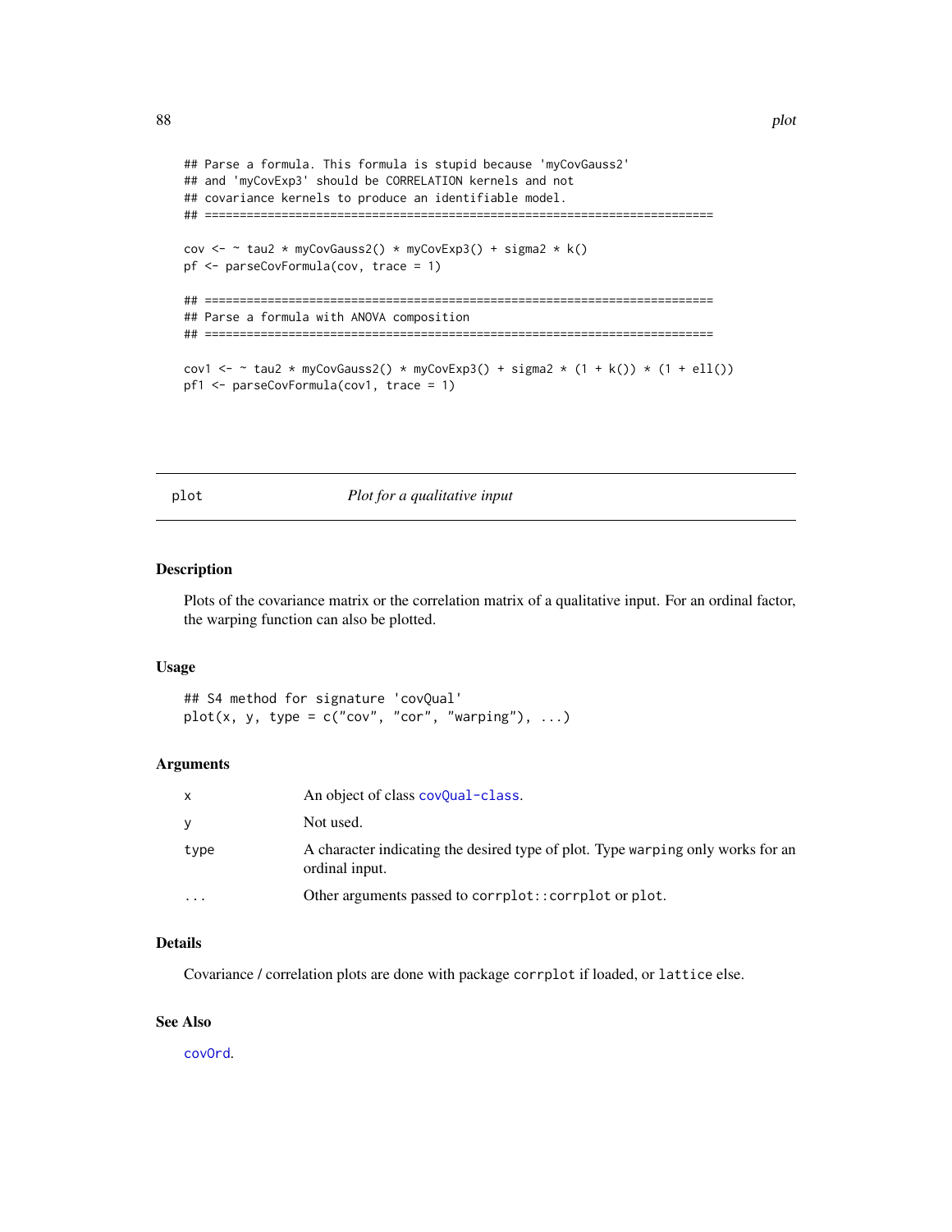```
## Parse a formula. This formula is stupid because 'myCovGauss2'
## and 'myCovExp3' should be CORRELATION kernels and not
## covariance kernels to produce an identifiable model.
## =========================================================================

cov <- ~ tau2 * myCovGauss2() * myCovExp3() + sigma2 * k()
pf <- parseCovFormula(cov, trace = 1)

## =========================================================================
## Parse a formula with ANOVA composition
## =========================================================================

cov1 <- ~ tau2 * myCovGauss2() * myCovExp3() + sigma2 * (1 + k()) * (1 + ell())
pf1 <- parseCovFormula(cov1, trace = 1)
```

---

## plot — *Plot for a qualitative input*

---

### Description

Plots of the covariance matrix or the correlation matrix of a qualitative input. For an ordinal factor, the warping function can also be plotted.

### Usage

```
## S4 method for signature 'covQual'
plot(x, y, type = c("cov", "cor", "warping"), ...)
```

### Arguments

| | |
|---|---|
| x | An object of class covQual-class. |
| y | Not used. |
| type | A character indicating the desired type of plot. Type warping only works for an ordinal input. |
| ... | Other arguments passed to corrplot::corrplot or plot. |

### Details

Covariance / correlation plots are done with package corrplot if loaded, or lattice else.

### See Also

covOrd.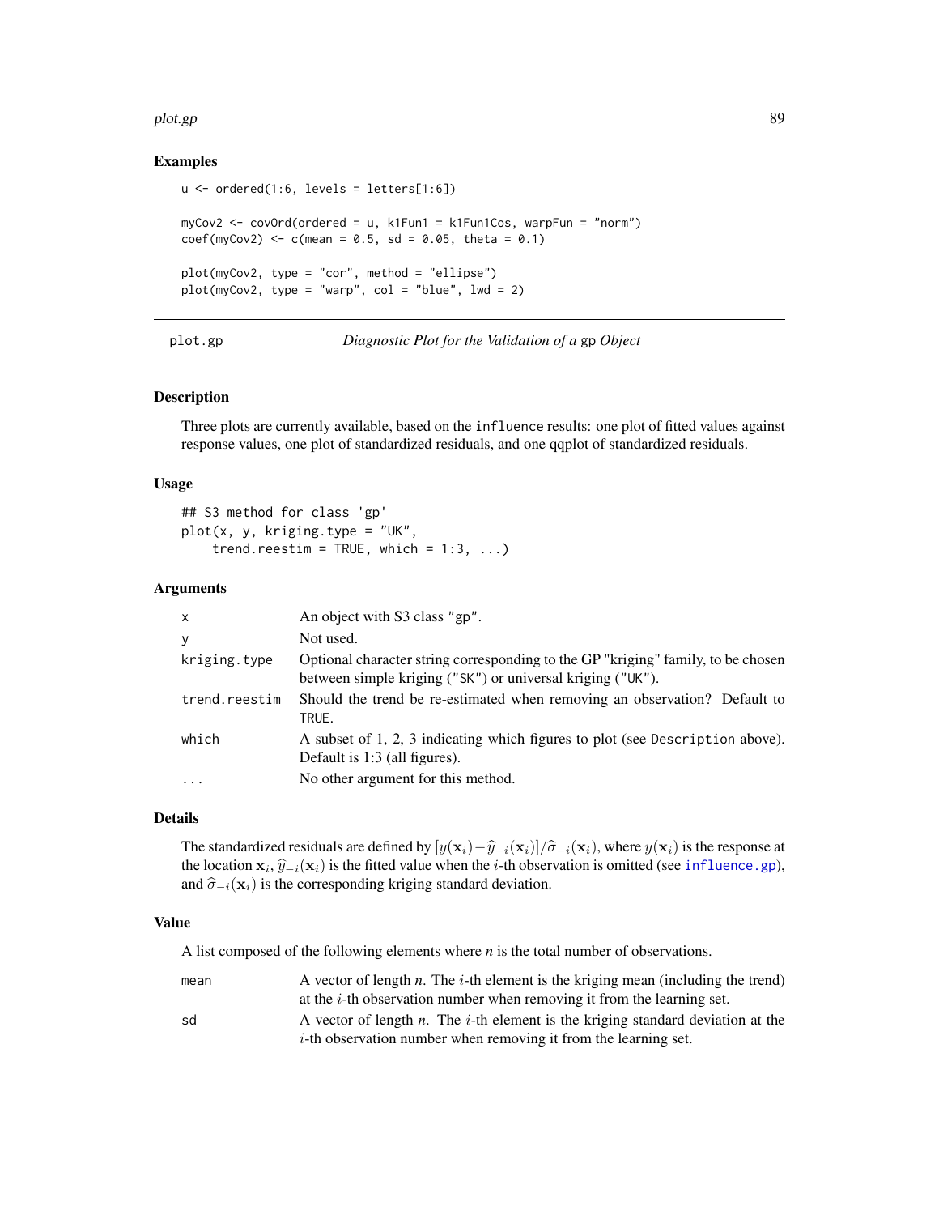## Examples

```
u <- ordered(1:6, levels = letters[1:6])

myCov2 <- covOrd(ordered = u, k1Fun1 = k1Fun1Cos, warpFun = "norm")
coef(myCov2) <- c(mean = 0.5, sd = 0.05, theta = 0.1)

plot(myCov2, type = "cor", method = "ellipse")
plot(myCov2, type = "warp", col = "blue", lwd = 2)
```

---

# plot.gp — *Diagnostic Plot for the Validation of a* gp *Object*

## Description

Three plots are currently available, based on the `influence` results: one plot of fitted values against response values, one plot of standardized residuals, and one qqplot of standardized residuals.

## Usage

```
## S3 method for class 'gp'
plot(x, y, kriging.type = "UK",
    trend.reestim = TRUE, which = 1:3, ...)
```

## Arguments

| | |
|---|---|
| `x` | An object with S3 class "gp". |
| `y` | Not used. |
| `kriging.type` | Optional character string corresponding to the GP "kriging" family, to be chosen between simple kriging ("SK") or universal kriging ("UK"). |
| `trend.reestim` | Should the trend be re-estimated when removing an observation? Default to `TRUE`. |
| `which` | A subset of 1, 2, 3 indicating which figures to plot (see `Description` above). Default is 1:3 (all figures). |
| `...` | No other argument for this method. |

## Details

The standardized residuals are defined by $[y(\mathbf{x}_i) - \widehat{y}_{-i}(\mathbf{x}_i)]/\widehat{\sigma}_{-i}(\mathbf{x}_i)$, where $y(\mathbf{x}_i)$ is the response at the location $\mathbf{x}_i$, $\widehat{y}_{-i}(\mathbf{x}_i)$ is the fitted value when the $i$-th observation is omitted (see `influence.gp`), and $\widehat{\sigma}_{-i}(\mathbf{x}_i)$ is the corresponding kriging standard deviation.

## Value

A list composed of the following elements where *n* is the total number of observations.

| | |
|---|---|
| `mean` | A vector of length *n*. The $i$-th element is the kriging mean (including the trend) at the $i$-th observation number when removing it from the learning set. |
| `sd` | A vector of length *n*. The $i$-th element is the kriging standard deviation at the $i$-th observation number when removing it from the learning set. |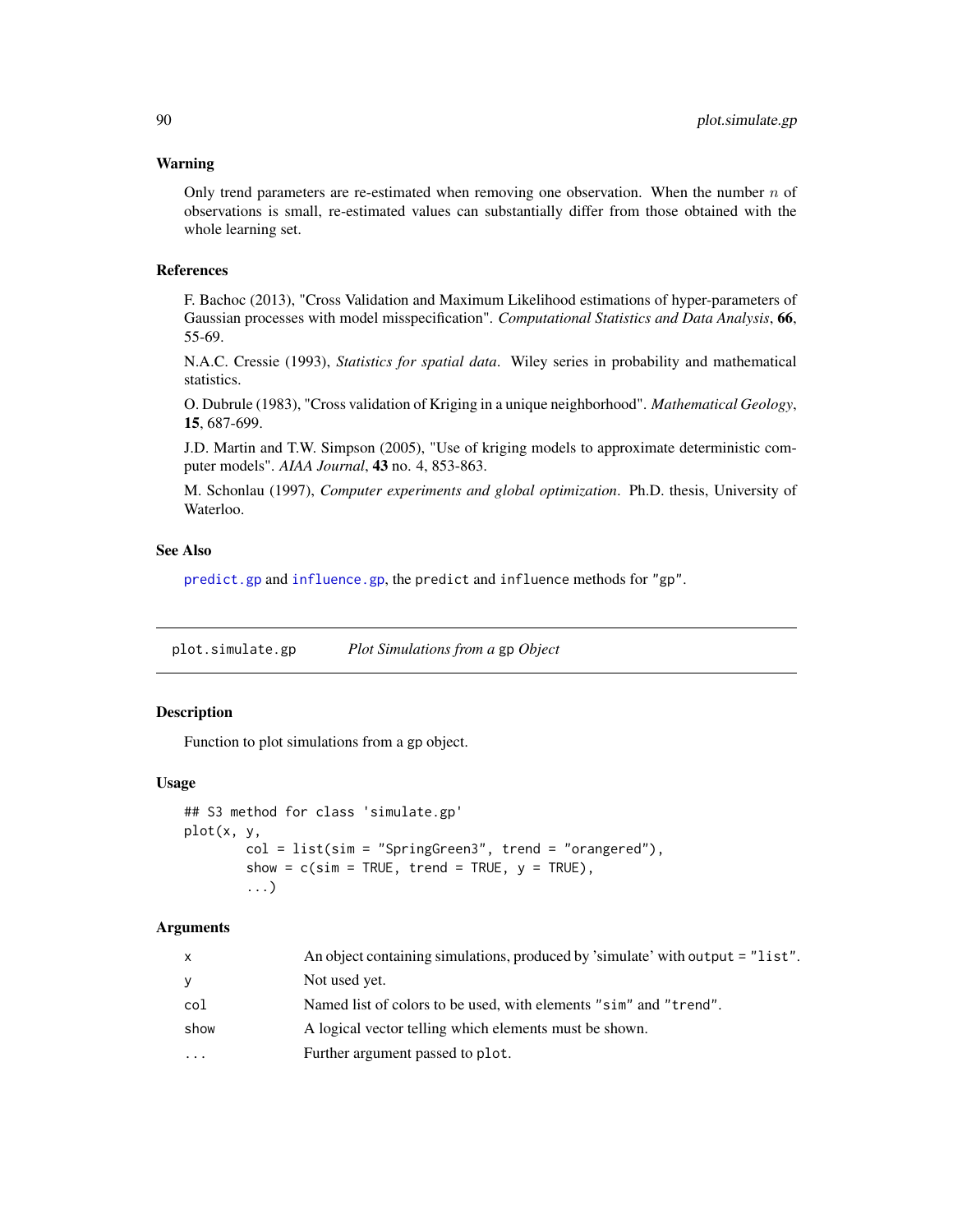### Warning

Only trend parameters are re-estimated when removing one observation. When the number $n$ of observations is small, re-estimated values can substantially differ from those obtained with the whole learning set.

### References

F. Bachoc (2013), "Cross Validation and Maximum Likelihood estimations of hyper-parameters of Gaussian processes with model misspecification". *Computational Statistics and Data Analysis*, **66**, 55-69.

N.A.C. Cressie (1993), *Statistics for spatial data*. Wiley series in probability and mathematical statistics.

O. Dubrule (1983), "Cross validation of Kriging in a unique neighborhood". *Mathematical Geology*, **15**, 687-699.

J.D. Martin and T.W. Simpson (2005), "Use of kriging models to approximate deterministic computer models". *AIAA Journal*, **43** no. 4, 853-863.

M. Schonlau (1997), *Computer experiments and global optimization*. Ph.D. thesis, University of Waterloo.

### See Also

`predict.gp` and `influence.gp`, the `predict` and `influence` methods for `"gp"`.

---

## plot.simulate.gp — *Plot Simulations from a* gp *Object*

### Description

Function to plot simulations from a gp object.

### Usage

```
## S3 method for class 'simulate.gp'
plot(x, y,
        col = list(sim = "SpringGreen3", trend = "orangered"),
        show = c(sim = TRUE, trend = TRUE, y = TRUE),
        ...)
```

### Arguments

| | |
|---|---|
| `x` | An object containing simulations, produced by 'simulate' with `output = "list"`. |
| `y` | Not used yet. |
| `col` | Named list of colors to be used, with elements `"sim"` and `"trend"`. |
| `show` | A logical vector telling which elements must be shown. |
| `...` | Further argument passed to `plot`. |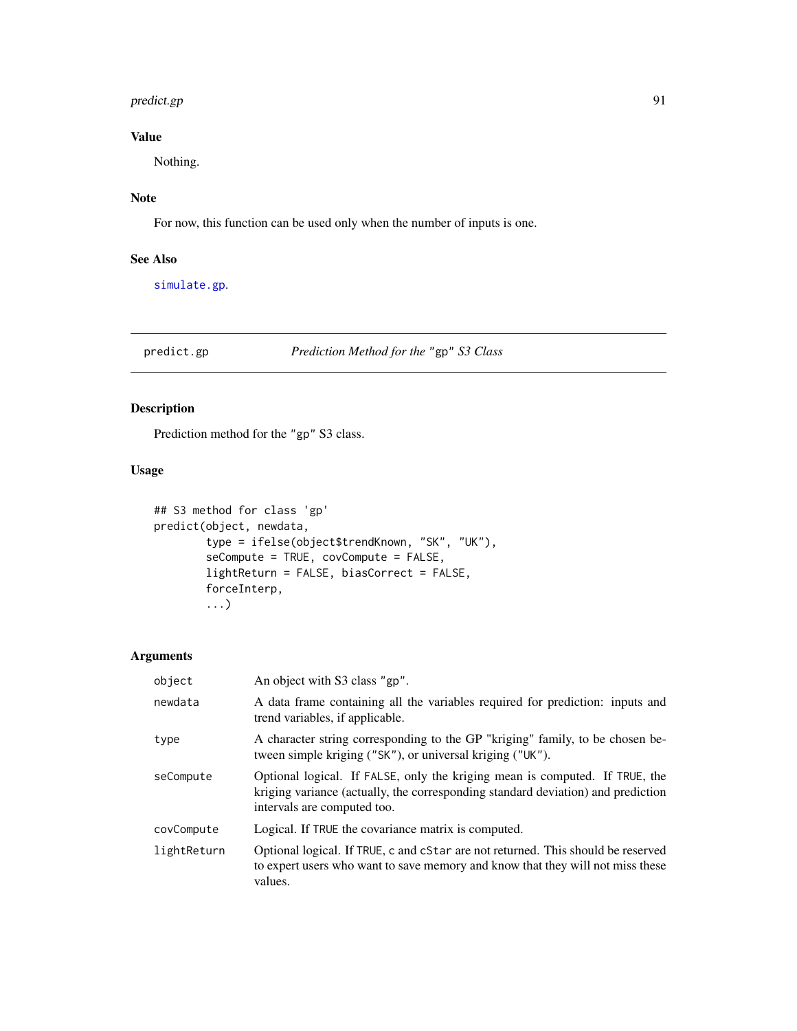### Value

Nothing.

### Note

For now, this function can be used only when the number of inputs is one.

### See Also

simulate.gp.

---

## predict.gp — *Prediction Method for the "gp" S3 Class*

---

### Description

Prediction method for the "gp" S3 class.

### Usage

```
## S3 method for class 'gp'
predict(object, newdata,
        type = ifelse(object$trendKnown, "SK", "UK"),
        seCompute = TRUE, covCompute = FALSE,
        lightReturn = FALSE, biasCorrect = FALSE,
        forceInterp,
        ...)
```

### Arguments

| | |
|---|---|
| `object` | An object with S3 class "gp". |
| `newdata` | A data frame containing all the variables required for prediction: inputs and trend variables, if applicable. |
| `type` | A character string corresponding to the GP "kriging" family, to be chosen between simple kriging ("SK"), or universal kriging ("UK"). |
| `seCompute` | Optional logical. If FALSE, only the kriging mean is computed. If TRUE, the kriging variance (actually, the corresponding standard deviation) and prediction intervals are computed too. |
| `covCompute` | Logical. If TRUE the covariance matrix is computed. |
| `lightReturn` | Optional logical. If TRUE, c and cStar are not returned. This should be reserved to expert users who want to save memory and know that they will not miss these values. |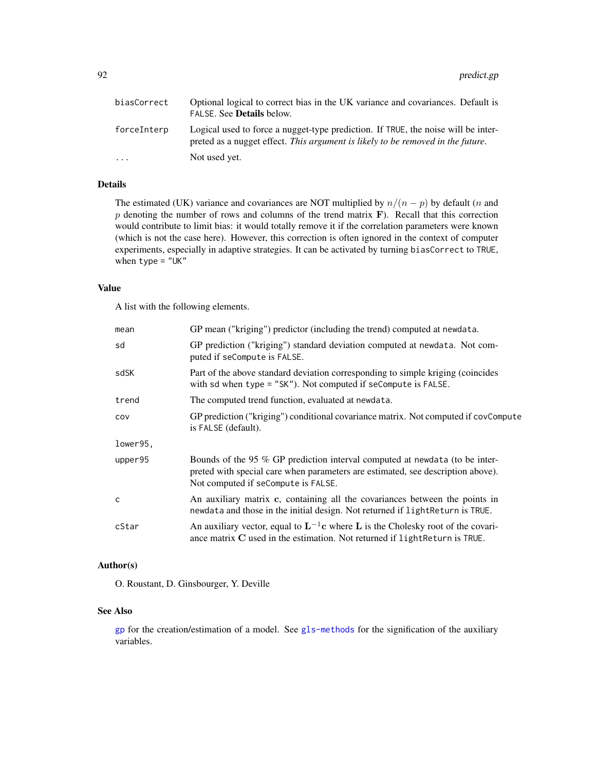| | |
|---|---|
| `biasCorrect` | Optional logical to correct bias in the UK variance and covariances. Default is `FALSE`. See **Details** below. |
| `forceInterp` | Logical used to force a nugget-type prediction. If `TRUE`, the noise will be interpreted as a nugget effect. *This argument is likely to be removed in the future.* |
| `...` | Not used yet. |

## Details

The estimated (UK) variance and covariances are NOT multiplied by $n/(n-p)$ by default ($n$ and $p$ denoting the number of rows and columns of the trend matrix $\mathbf{F}$). Recall that this correction would contribute to limit bias: it would totally remove it if the correlation parameters were known (which is not the case here). However, this correction is often ignored in the context of computer experiments, especially in adaptive strategies. It can be activated by turning `biasCorrect` to `TRUE`, when `type = "UK"`

## Value

A list with the following elements.

| | |
|---|---|
| `mean` | GP mean ("kriging") predictor (including the trend) computed at `newdata`. |
| `sd` | GP prediction ("kriging") standard deviation computed at `newdata`. Not computed if `seCompute` is `FALSE`. |
| `sdSK` | Part of the above standard deviation corresponding to simple kriging (coincides with `sd` when `type = "SK"`). Not computed if `seCompute` is `FALSE`. |
| `trend` | The computed trend function, evaluated at `newdata`. |
| `cov` | GP prediction ("kriging") conditional covariance matrix. Not computed if `covCompute` is `FALSE` (default). |
| `lower95`, `upper95` | Bounds of the 95 % GP prediction interval computed at `newdata` (to be interpreted with special care when parameters are estimated, see description above). Not computed if `seCompute` is `FALSE`. |
| `c` | An auxiliary matrix **c**, containing all the covariances between the points in `newdata` and those in the initial design. Not returned if `lightReturn` is `TRUE`. |
| `cStar` | An auxiliary vector, equal to $\mathbf{L}^{-1}\mathbf{c}$ where $\mathbf{L}$ is the Cholesky root of the covariance matrix $\mathbf{C}$ used in the estimation. Not returned if `lightReturn` is `TRUE`. |

## Author(s)

O. Roustant, D. Ginsbourger, Y. Deville

## See Also

`gp` for the creation/estimation of a model. See `gls-methods` for the signification of the auxiliary variables.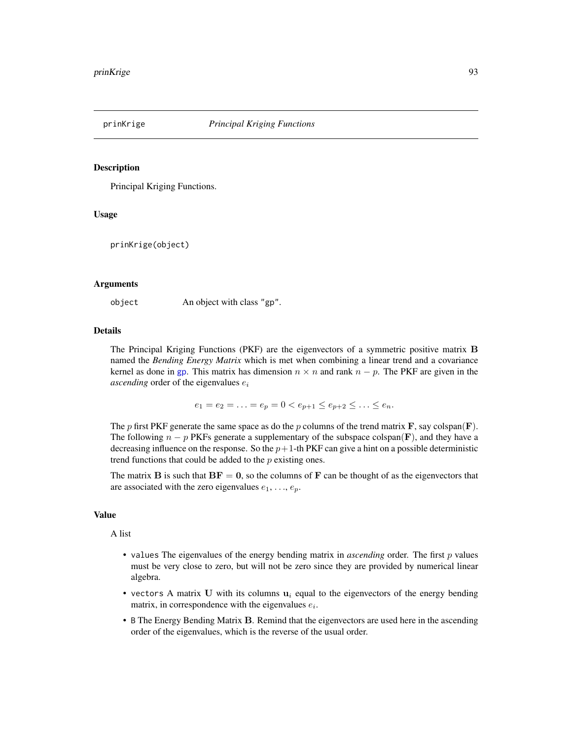## prinKrige — *Principal Kriging Functions*

### Description

Principal Kriging Functions.

### Usage

```
prinKrige(object)
```

### Arguments

| | |
|---|---|
| `object` | An object with class "gp". |

### Details

The Principal Kriging Functions (PKF) are the eigenvectors of a symmetric positive matrix $\mathbf{B}$ named the *Bending Energy Matrix* which is met when combining a linear trend and a covariance kernel as done in gp. This matrix has dimension $n \times n$ and rank $n - p$. The PKF are given in the *ascending* order of the eigenvalues $e_i$

$$e_1 = e_2 = \ldots = e_p = 0 < e_{p+1} \leq e_{p+2} \leq \ldots \leq e_n.$$

The $p$ first PKF generate the same space as do the $p$ columns of the trend matrix $\mathbf{F}$, say colspan($\mathbf{F}$). The following $n - p$ PKFs generate a supplementary of the subspace colspan($\mathbf{F}$), and they have a decreasing influence on the response. So the $p+1$-th PKF can give a hint on a possible deterministic trend functions that could be added to the $p$ existing ones.

The matrix $\mathbf{B}$ is such that $\mathbf{BF} = \mathbf{0}$, so the columns of $\mathbf{F}$ can be thought of as the eigenvectors that are associated with the zero eigenvalues $e_1, \ldots, e_p$.

### Value

A list

- `values` The eigenvalues of the energy bending matrix in *ascending* order. The first $p$ values must be very close to zero, but will not be zero since they are provided by numerical linear algebra.
- `vectors` A matrix $\mathbf{U}$ with its columns $\mathbf{u}_i$ equal to the eigenvectors of the energy bending matrix, in correspondence with the eigenvalues $e_i$.
- `B` The Energy Bending Matrix $\mathbf{B}$. Remind that the eigenvectors are used here in the ascending order of the eigenvalues, which is the reverse of the usual order.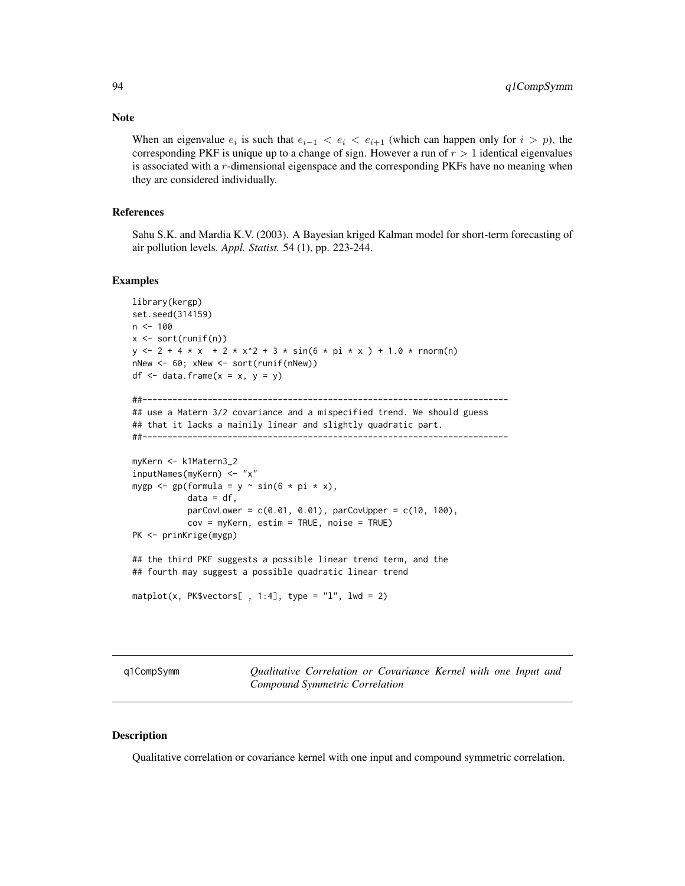## Note

When an eigenvalue $e_i$ is such that $e_{i-1} < e_i < e_{i+1}$ (which can happen only for $i > p$), the corresponding PKF is unique up to a change of sign. However a run of $r > 1$ identical eigenvalues is associated with a $r$-dimensional eigenspace and the corresponding PKFs have no meaning when they are considered individually.

## References

Sahu S.K. and Mardia K.V. (2003). A Bayesian kriged Kalman model for short-term forecasting of air pollution levels. *Appl. Statist.* 54 (1), pp. 223-244.

## Examples

```
library(kergp)
set.seed(314159)
n <- 100
x <- sort(runif(n))
y <- 2 + 4 * x  + 2 * x^2 + 3 * sin(6 * pi * x ) + 1.0 * rnorm(n)
nNew <- 60; xNew <- sort(runif(nNew))
df <- data.frame(x = x, y = y)

##-------------------------------------------------------------------------
## use a Matern 3/2 covariance and a mispecified trend. We should guess
## that it lacks a mainily linear and slightly quadratic part.
##-------------------------------------------------------------------------

myKern <- k1Matern3_2
inputNames(myKern) <- "x"
mygp <- gp(formula = y ~ sin(6 * pi * x),
           data = df,
           parCovLower = c(0.01, 0.01), parCovUpper = c(10, 100),
           cov = myKern, estim = TRUE, noise = TRUE)
PK <- prinKrige(mygp)

## the third PKF suggests a possible linear trend term, and the
## fourth may suggest a possible quadratic linear trend

matplot(x, PK$vectors[ , 1:4], type = "l", lwd = 2)
```

---

# q1CompSymm — *Qualitative Correlation or Covariance Kernel with one Input and Compound Symmetric Correlation*

## Description

Qualitative correlation or covariance kernel with one input and compound symmetric correlation.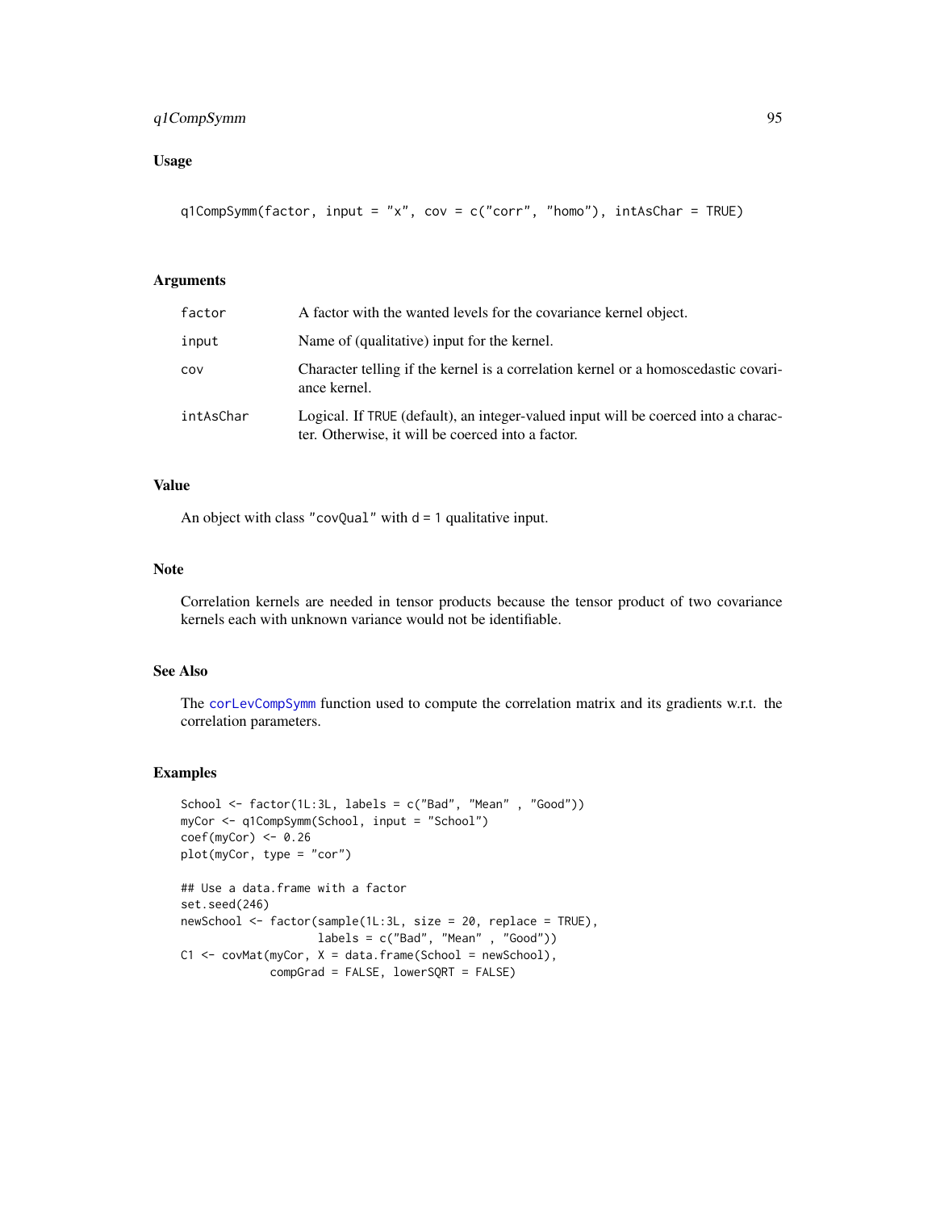## Usage

```
q1CompSymm(factor, input = "x", cov = c("corr", "homo"), intAsChar = TRUE)
```

## Arguments

| | |
|---|---|
| `factor` | A factor with the wanted levels for the covariance kernel object. |
| `input` | Name of (qualitative) input for the kernel. |
| `cov` | Character telling if the kernel is a correlation kernel or a homoscedastic covariance kernel. |
| `intAsChar` | Logical. If `TRUE` (default), an integer-valued input will be coerced into a character. Otherwise, it will be coerced into a factor. |

## Value

An object with class `"covQual"` with `d = 1` qualitative input.

## Note

Correlation kernels are needed in tensor products because the tensor product of two covariance kernels each with unknown variance would not be identifiable.

## See Also

The `corLevCompSymm` function used to compute the correlation matrix and its gradients w.r.t. the correlation parameters.

## Examples

```
School <- factor(1L:3L, labels = c("Bad", "Mean" , "Good"))
myCor <- q1CompSymm(School, input = "School")
coef(myCor) <- 0.26
plot(myCor, type = "cor")

## Use a data.frame with a factor
set.seed(246)
newSchool <- factor(sample(1L:3L, size = 20, replace = TRUE),
                    labels = c("Bad", "Mean" , "Good"))
C1 <- covMat(myCor, X = data.frame(School = newSchool),
             compGrad = FALSE, lowerSQRT = FALSE)
```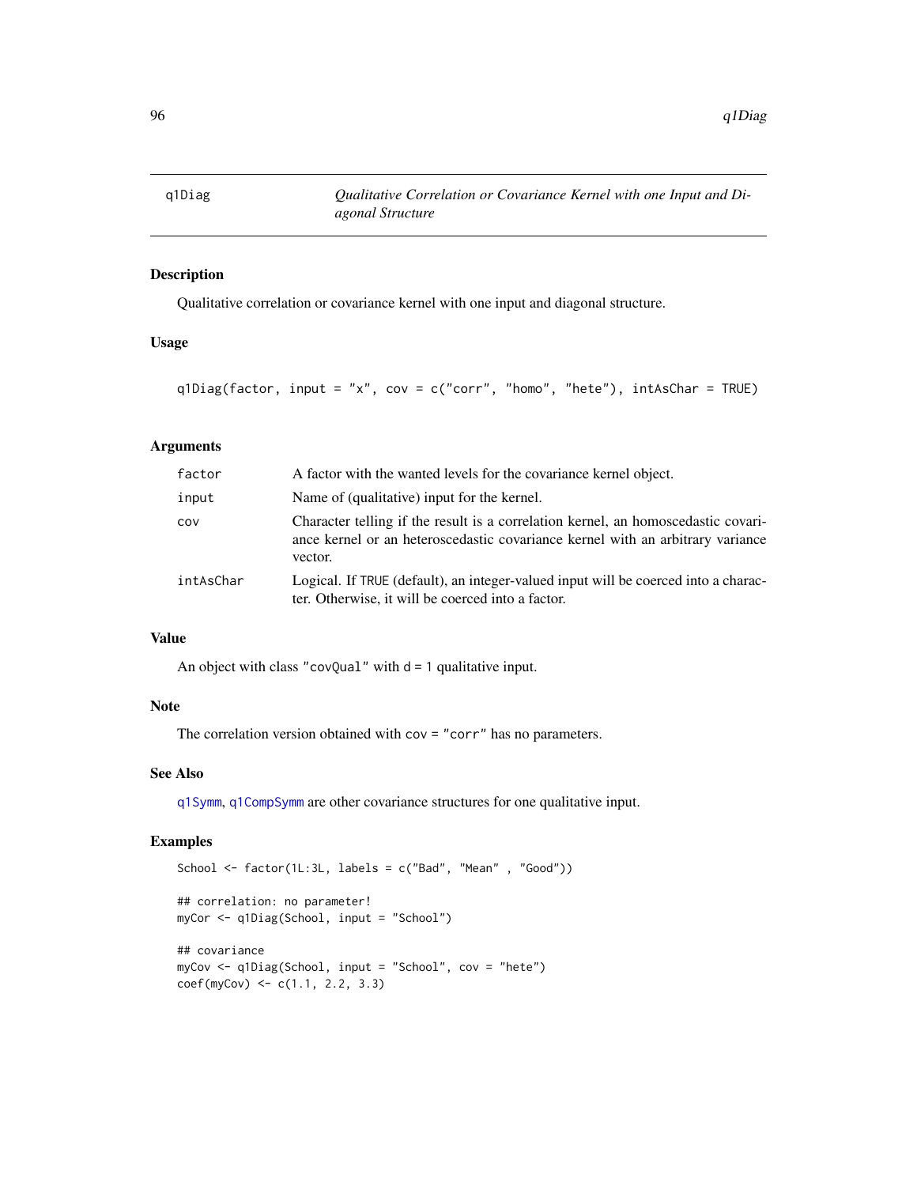q1Diag — *Qualitative Correlation or Covariance Kernel with one Input and Diagonal Structure*

## Description

Qualitative correlation or covariance kernel with one input and diagonal structure.

## Usage

```
q1Diag(factor, input = "x", cov = c("corr", "homo", "hete"), intAsChar = TRUE)
```

## Arguments

| | |
|---|---|
| factor | A factor with the wanted levels for the covariance kernel object. |
| input | Name of (qualitative) input for the kernel. |
| cov | Character telling if the result is a correlation kernel, an homoscedastic covariance kernel or an heteroscedastic covariance kernel with an arbitrary variance vector. |
| intAsChar | Logical. If TRUE (default), an integer-valued input will be coerced into a character. Otherwise, it will be coerced into a factor. |

## Value

An object with class "covQual" with d = 1 qualitative input.

## Note

The correlation version obtained with cov = "corr" has no parameters.

## See Also

q1Symm, q1CompSymm are other covariance structures for one qualitative input.

## Examples

```
School <- factor(1L:3L, labels = c("Bad", "Mean" , "Good"))

## correlation: no parameter!
myCor <- q1Diag(School, input = "School")

## covariance
myCov <- q1Diag(School, input = "School", cov = "hete")
coef(myCov) <- c(1.1, 2.2, 3.3)
```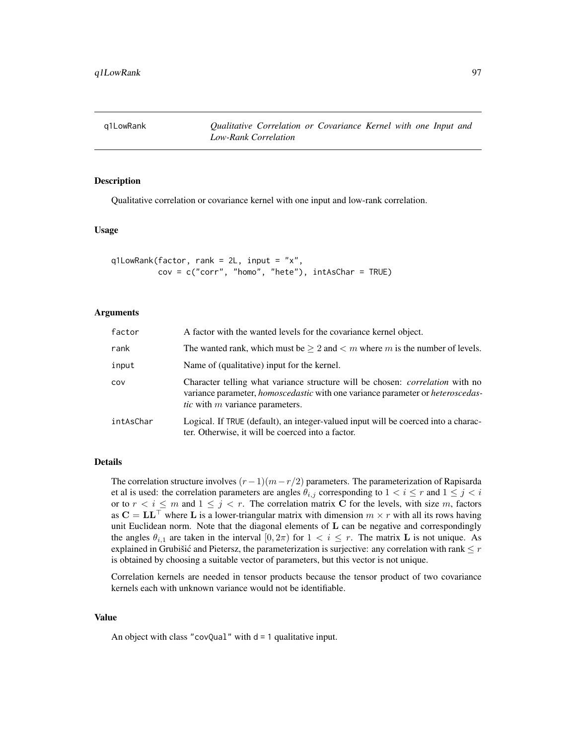# q1LowRank — *Qualitative Correlation or Covariance Kernel with one Input and Low-Rank Correlation*

## Description

Qualitative correlation or covariance kernel with one input and low-rank correlation.

## Usage

```
q1LowRank(factor, rank = 2L, input = "x",
          cov = c("corr", "homo", "hete"), intAsChar = TRUE)
```

## Arguments

| | |
|---|---|
| factor | A factor with the wanted levels for the covariance kernel object. |
| rank | The wanted rank, which must be $\geq 2$ and $< m$ where $m$ is the number of levels. |
| input | Name of (qualitative) input for the kernel. |
| cov | Character telling what variance structure will be chosen: *correlation* with no variance parameter, *homoscedastic* with one variance parameter or *heteroscedastic* with $m$ variance parameters. |
| intAsChar | Logical. If TRUE (default), an integer-valued input will be coerced into a character. Otherwise, it will be coerced into a factor. |

## Details

The correlation structure involves $(r-1)(m-r/2)$ parameters. The parameterization of Rapisarda et al is used: the correlation parameters are angles $\theta_{i,j}$ corresponding to $1 < i \leq r$ and $1 \leq j < i$ or to $r < i \leq m$ and $1 \leq j < r$. The correlation matrix $\mathbf{C}$ for the levels, with size $m$, factors as $\mathbf{C} = \mathbf{L}\mathbf{L}^\top$ where $\mathbf{L}$ is a lower-triangular matrix with dimension $m \times r$ with all its rows having unit Euclidean norm. Note that the diagonal elements of $\mathbf{L}$ can be negative and correspondingly the angles $\theta_{i,1}$ are taken in the interval $[0, 2\pi)$ for $1 < i \leq r$. The matrix $\mathbf{L}$ is not unique. As explained in Grubišić and Pietersz, the parameterization is surjective: any correlation with rank $\leq r$ is obtained by choosing a suitable vector of parameters, but this vector is not unique.

Correlation kernels are needed in tensor products because the tensor product of two covariance kernels each with unknown variance would not be identifiable.

## Value

An object with class "covQual" with d = 1 qualitative input.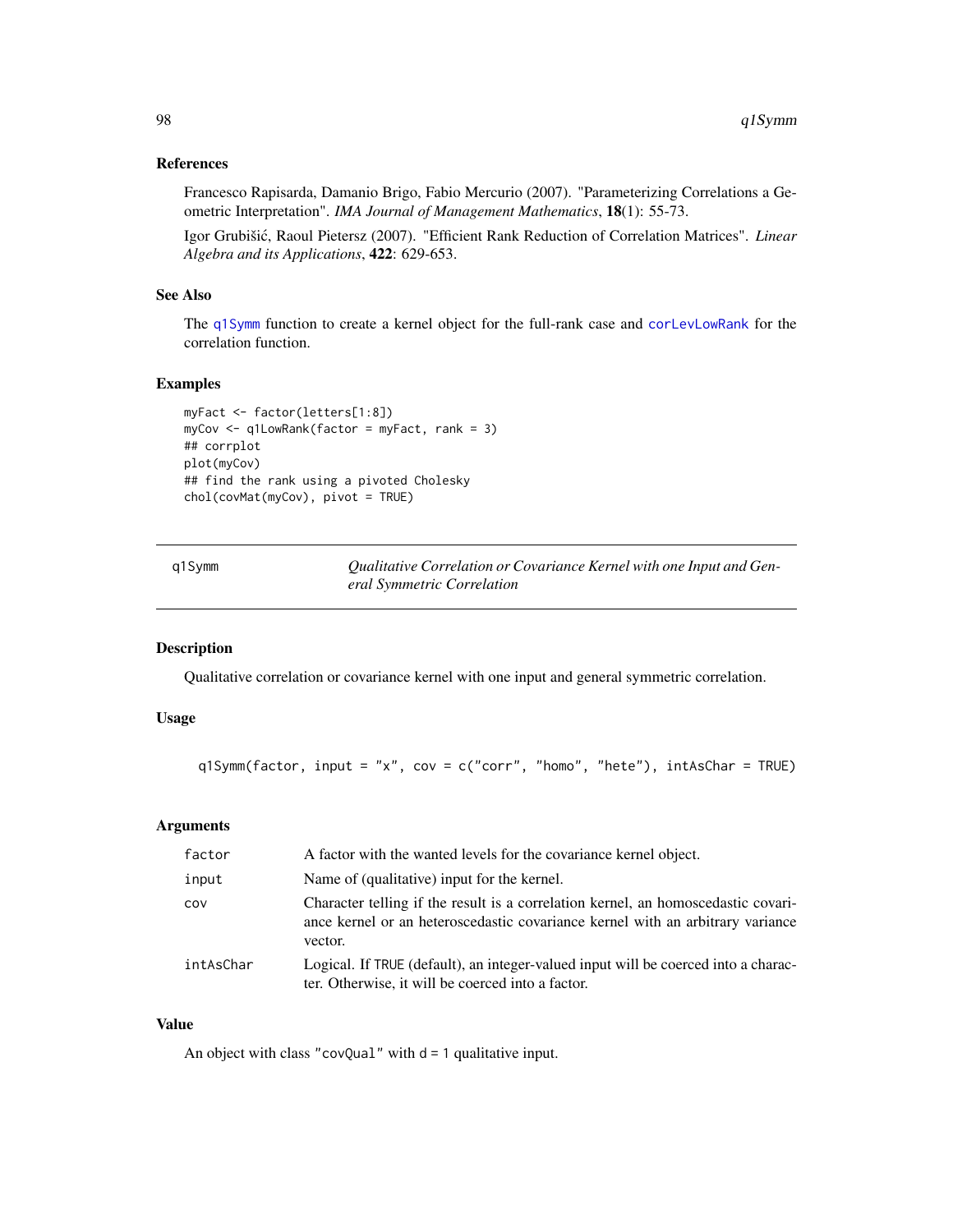### References

Francesco Rapisarda, Damanio Brigo, Fabio Mercurio (2007). "Parameterizing Correlations a Geometric Interpretation". *IMA Journal of Management Mathematics*, **18**(1): 55-73.

Igor Grubišić, Raoul Pietersz (2007). "Efficient Rank Reduction of Correlation Matrices". *Linear Algebra and its Applications*, **422**: 629-653.

### See Also

The q1Symm function to create a kernel object for the full-rank case and corLevLowRank for the correlation function.

### Examples

```
myFact <- factor(letters[1:8])
myCov <- q1LowRank(factor = myFact, rank = 3)
## corrplot
plot(myCov)
## find the rank using a pivoted Cholesky
chol(covMat(myCov), pivot = TRUE)
```

---

## q1Symm — *Qualitative Correlation or Covariance Kernel with one Input and General Symmetric Correlation*

### Description

Qualitative correlation or covariance kernel with one input and general symmetric correlation.

### Usage

```
q1Symm(factor, input = "x", cov = c("corr", "homo", "hete"), intAsChar = TRUE)
```

### Arguments

| | |
|---|---|
| `factor` | A factor with the wanted levels for the covariance kernel object. |
| `input` | Name of (qualitative) input for the kernel. |
| `cov` | Character telling if the result is a correlation kernel, an homoscedastic covariance kernel or an heteroscedastic covariance kernel with an arbitrary variance vector. |
| `intAsChar` | Logical. If TRUE (default), an integer-valued input will be coerced into a character. Otherwise, it will be coerced into a factor. |

### Value

An object with class "covQual" with d = 1 qualitative input.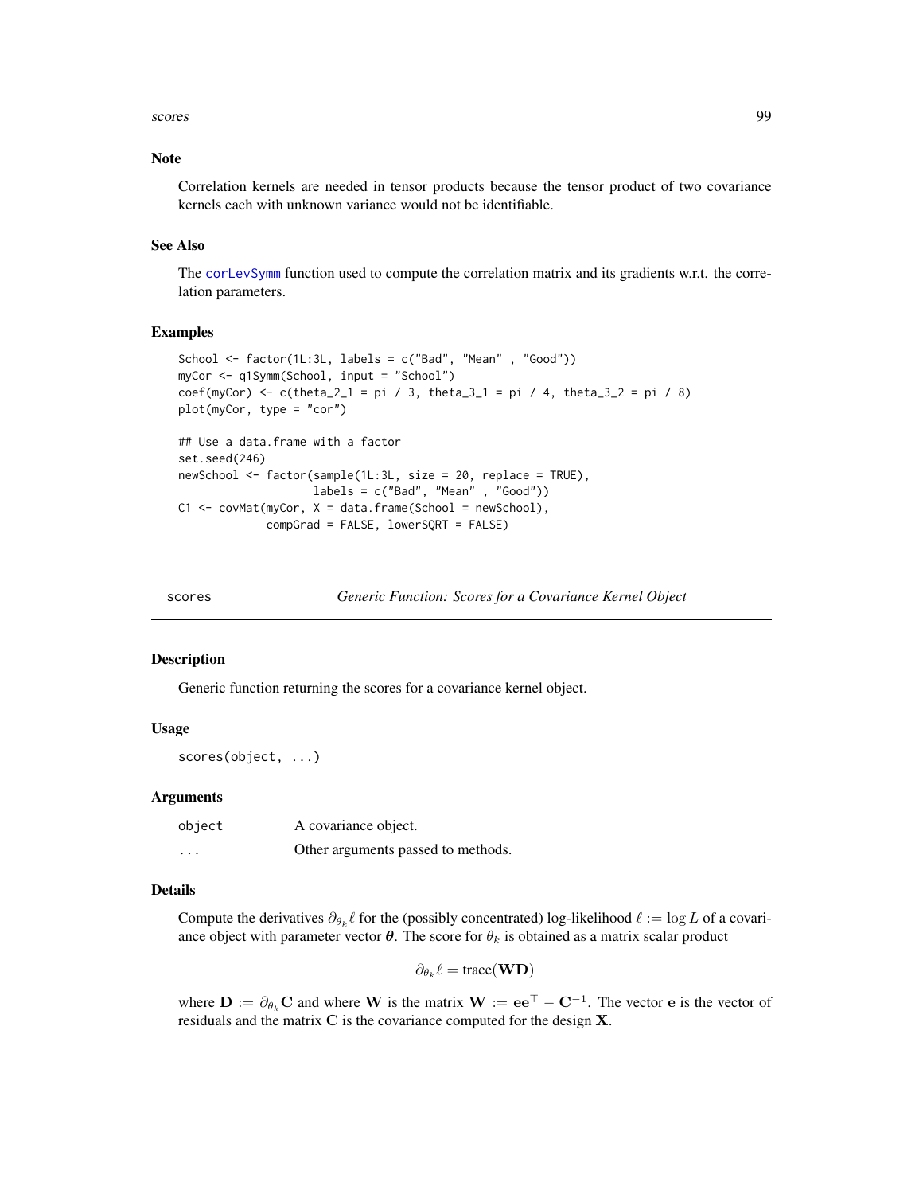### Note

Correlation kernels are needed in tensor products because the tensor product of two covariance kernels each with unknown variance would not be identifiable.

### See Also

The corLevSymm function used to compute the correlation matrix and its gradients w.r.t. the correlation parameters.

### Examples

```
School <- factor(1L:3L, labels = c("Bad", "Mean" , "Good"))
myCor <- q1Symm(School, input = "School")
coef(myCor) <- c(theta_2_1 = pi / 3, theta_3_1 = pi / 4, theta_3_2 = pi / 8)
plot(myCor, type = "cor")

## Use a data.frame with a factor
set.seed(246)
newSchool <- factor(sample(1L:3L, size = 20, replace = TRUE),
                    labels = c("Bad", "Mean" , "Good"))
C1 <- covMat(myCor, X = data.frame(School = newSchool),
             compGrad = FALSE, lowerSQRT = FALSE)
```

---

## scores — *Generic Function: Scores for a Covariance Kernel Object*

### Description

Generic function returning the scores for a covariance kernel object.

### Usage

```
scores(object, ...)
```

### Arguments

| | |
|---|---|
| object | A covariance object. |
| ... | Other arguments passed to methods. |

### Details

Compute the derivatives $\partial_{\theta_k}\ell$ for the (possibly concentrated) log-likelihood $\ell := \log L$ of a covariance object with parameter vector $\boldsymbol{\theta}$. The score for $\theta_k$ is obtained as a matrix scalar product

$$\partial_{\theta_k}\ell = \text{trace}(\mathbf{WD})$$

where $\mathbf{D} := \partial_{\theta_k}\mathbf{C}$ and where $\mathbf{W}$ is the matrix $\mathbf{W} := \mathbf{e}\mathbf{e}^\top - \mathbf{C}^{-1}$. The vector $\mathbf{e}$ is the vector of residuals and the matrix $\mathbf{C}$ is the covariance computed for the design $\mathbf{X}$.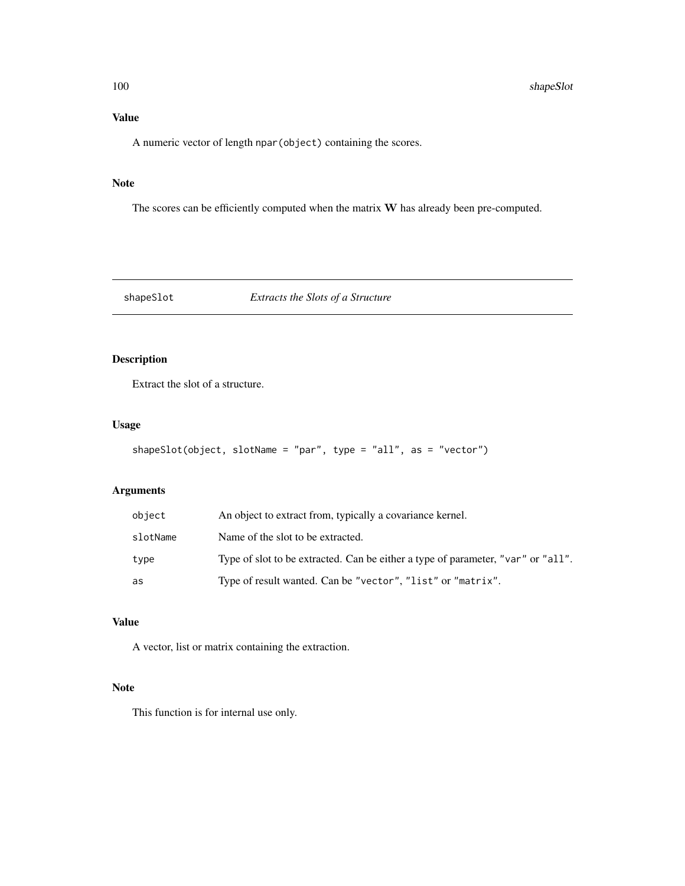### Value

A numeric vector of length `npar(object)` containing the scores.

### Note

The scores can be efficiently computed when the matrix $\mathbf{W}$ has already been pre-computed.

---

## shapeSlot — *Extracts the Slots of a Structure*

---

### Description

Extract the slot of a structure.

### Usage

```
shapeSlot(object, slotName = "par", type = "all", as = "vector")
```

### Arguments

| | |
|---|---|
| `object` | An object to extract from, typically a covariance kernel. |
| `slotName` | Name of the slot to be extracted. |
| `type` | Type of slot to be extracted. Can be either a type of parameter, `"var"` or `"all"`. |
| `as` | Type of result wanted. Can be `"vector"`, `"list"` or `"matrix"`. |

### Value

A vector, list or matrix containing the extraction.

### Note

This function is for internal use only.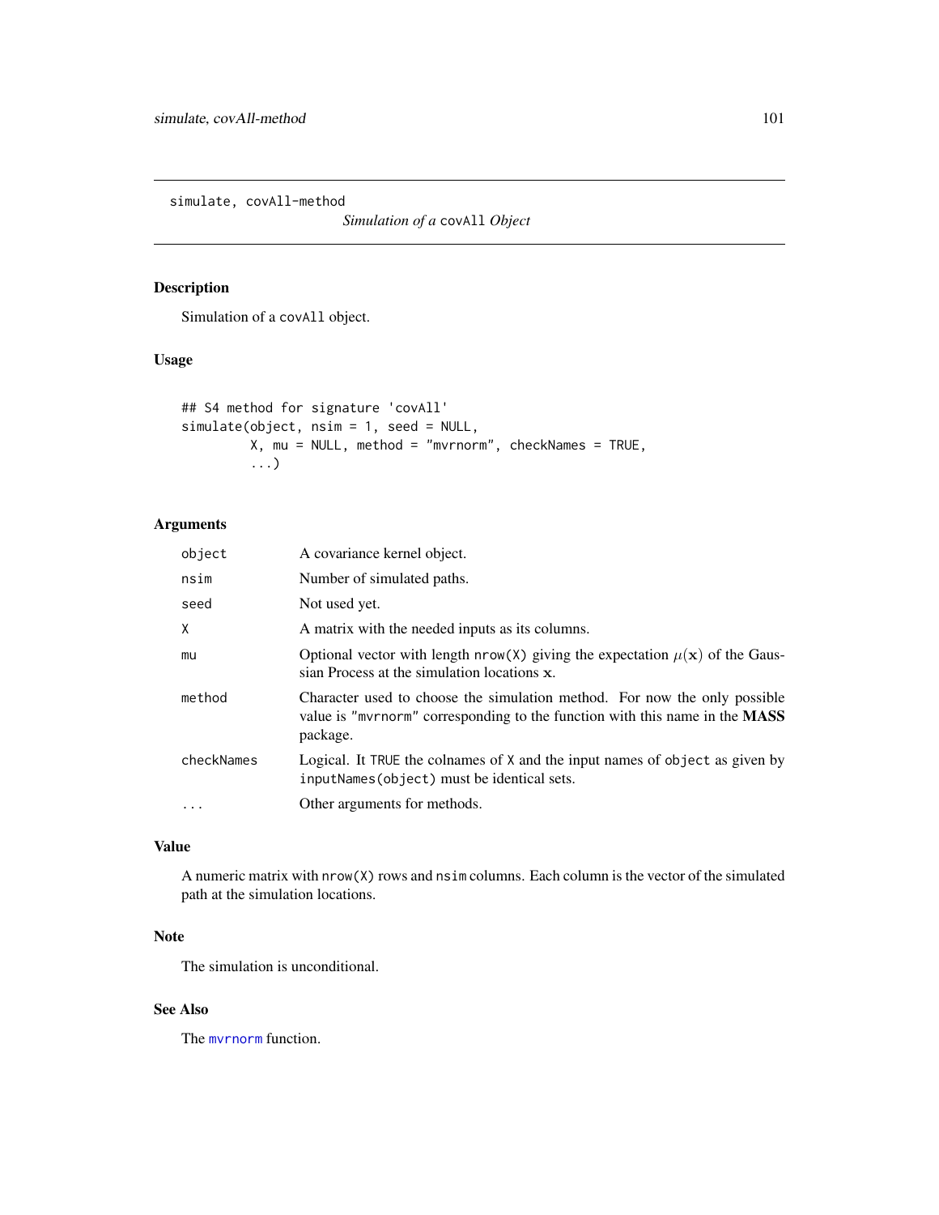simulate, covAll-method

*Simulation of a* `covAll` *Object*

## Description

Simulation of a `covAll` object.

## Usage

```
## S4 method for signature 'covAll'
simulate(object, nsim = 1, seed = NULL,
         X, mu = NULL, method = "mvrnorm", checkNames = TRUE,
         ...)
```

## Arguments

| | |
|---|---|
| `object` | A covariance kernel object. |
| `nsim` | Number of simulated paths. |
| `seed` | Not used yet. |
| `X` | A matrix with the needed inputs as its columns. |
| `mu` | Optional vector with length `nrow(X)` giving the expectation $\mu(\mathbf{x})$ of the Gaussian Process at the simulation locations $\mathbf{x}$. |
| `method` | Character used to choose the simulation method. For now the only possible value is `"mvrnorm"` corresponding to the function with this name in the **MASS** package. |
| `checkNames` | Logical. It `TRUE` the colnames of `X` and the input names of `object` as given by `inputNames(object)` must be identical sets. |
| `...` | Other arguments for methods. |

## Value

A numeric matrix with `nrow(X)` rows and `nsim` columns. Each column is the vector of the simulated path at the simulation locations.

## Note

The simulation is unconditional.

## See Also

The `mvrnorm` function.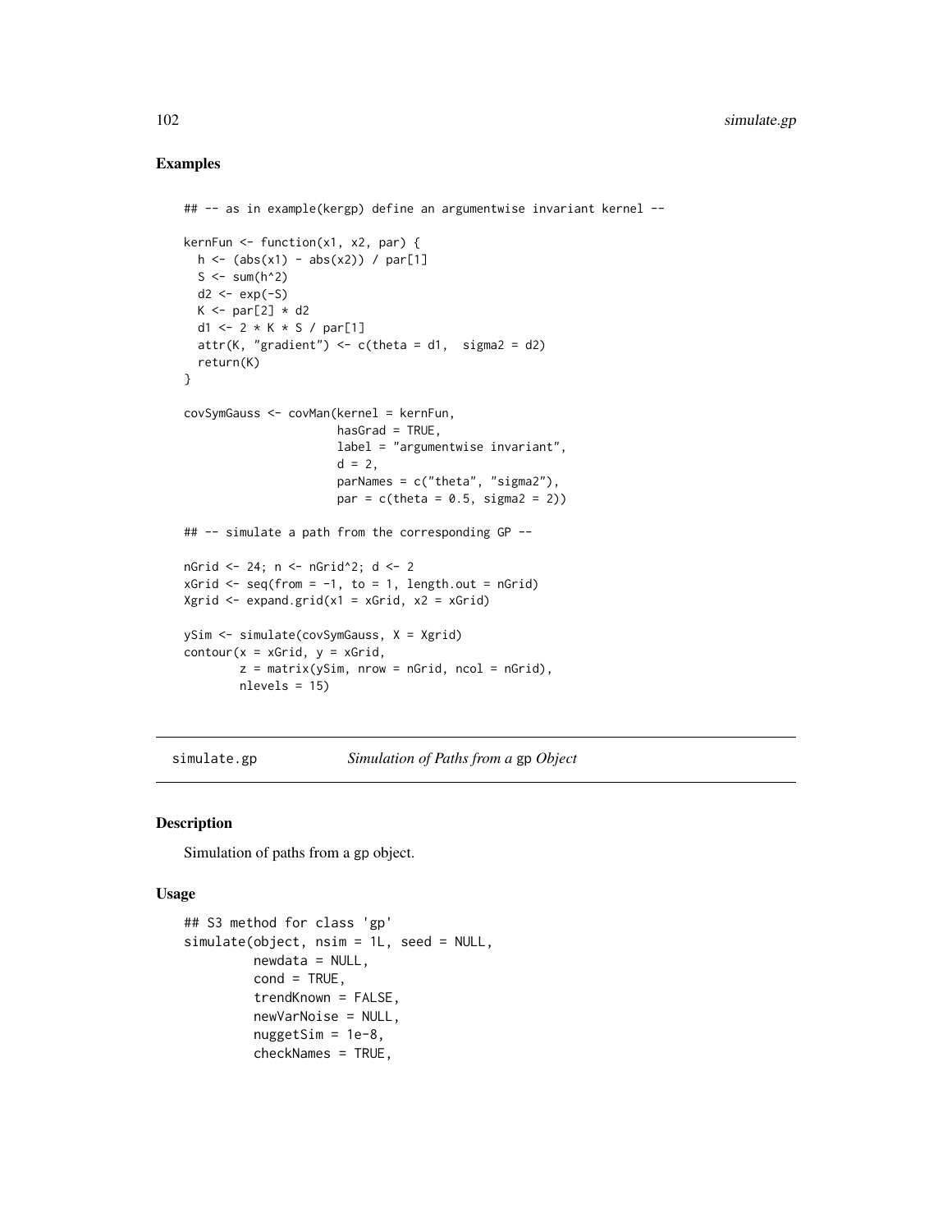## Examples

```
## -- as in example(kergp) define an argumentwise invariant kernel --

kernFun <- function(x1, x2, par) {
  h <- (abs(x1) - abs(x2)) / par[1]
  S <- sum(h^2)
  d2 <- exp(-S)
  K <- par[2] * d2
  d1 <- 2 * K * S / par[1]
  attr(K, "gradient") <- c(theta = d1,  sigma2 = d2)
  return(K)
}

covSymGauss <- covMan(kernel = kernFun,
                      hasGrad = TRUE,
                      label = "argumentwise invariant",
                      d = 2,
                      parNames = c("theta", "sigma2"),
                      par = c(theta = 0.5, sigma2 = 2))

## -- simulate a path from the corresponding GP --

nGrid <- 24; n <- nGrid^2; d <- 2
xGrid <- seq(from = -1, to = 1, length.out = nGrid)
Xgrid <- expand.grid(x1 = xGrid, x2 = xGrid)

ySim <- simulate(covSymGauss, X = Xgrid)
contour(x = xGrid, y = xGrid,
        z = matrix(ySim, nrow = nGrid, ncol = nGrid),
        nlevels = 15)
```

---

simulate.gp &nbsp;&nbsp;&nbsp;&nbsp; *Simulation of Paths from a* `gp` *Object*

---

## Description

Simulation of paths from a gp object.

## Usage

```
## S3 method for class 'gp'
simulate(object, nsim = 1L, seed = NULL,
         newdata = NULL,
         cond = TRUE,
         trendKnown = FALSE,
         newVarNoise = NULL,
         nuggetSim = 1e-8,
         checkNames = TRUE,
```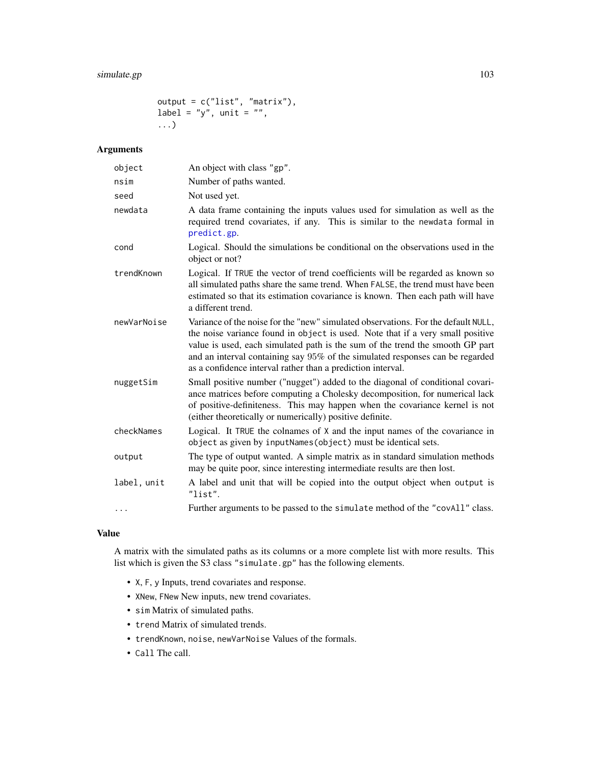```
          output = c("list", "matrix"),
          label = "y", unit = "",
          ...)
```

## Arguments

| | |
|---|---|
| `object` | An object with class "gp". |
| `nsim` | Number of paths wanted. |
| `seed` | Not used yet. |
| `newdata` | A data frame containing the inputs values used for simulation as well as the required trend covariates, if any. This is similar to the `newdata` formal in `predict.gp`. |
| `cond` | Logical. Should the simulations be conditional on the observations used in the object or not? |
| `trendKnown` | Logical. If `TRUE` the vector of trend coefficients will be regarded as known so all simulated paths share the same trend. When `FALSE`, the trend must have been estimated so that its estimation covariance is known. Then each path will have a different trend. |
| `newVarNoise` | Variance of the noise for the "new" simulated observations. For the default `NULL`, the noise variance found in `object` is used. Note that if a very small positive value is used, each simulated path is the sum of the trend the smooth GP part and an interval containing say 95% of the simulated responses can be regarded as a confidence interval rather than a prediction interval. |
| `nuggetSim` | Small positive number ("nugget") added to the diagonal of conditional covariance matrices before computing a Cholesky decomposition, for numerical lack of positive-definiteness. This may happen when the covariance kernel is not (either theoretically or numerically) positive definite. |
| `checkNames` | Logical. It `TRUE` the colnames of `X` and the input names of the covariance in `object` as given by `inputNames(object)` must be identical sets. |
| `output` | The type of output wanted. A simple matrix as in standard simulation methods may be quite poor, since interesting intermediate results are then lost. |
| `label, unit` | A label and unit that will be copied into the output object when `output` is "list". |
| `...` | Further arguments to be passed to the `simulate` method of the "covAll" class. |

## Value

A matrix with the simulated paths as its columns or a more complete list with more results. This list which is given the S3 class "simulate.gp" has the following elements.

- `X`, `F`, `y` Inputs, trend covariates and response.
- `XNew`, `FNew` New inputs, new trend covariates.
- `sim` Matrix of simulated paths.
- `trend` Matrix of simulated trends.
- `trendKnown`, `noise`, `newVarNoise` Values of the formals.
- `Call` The call.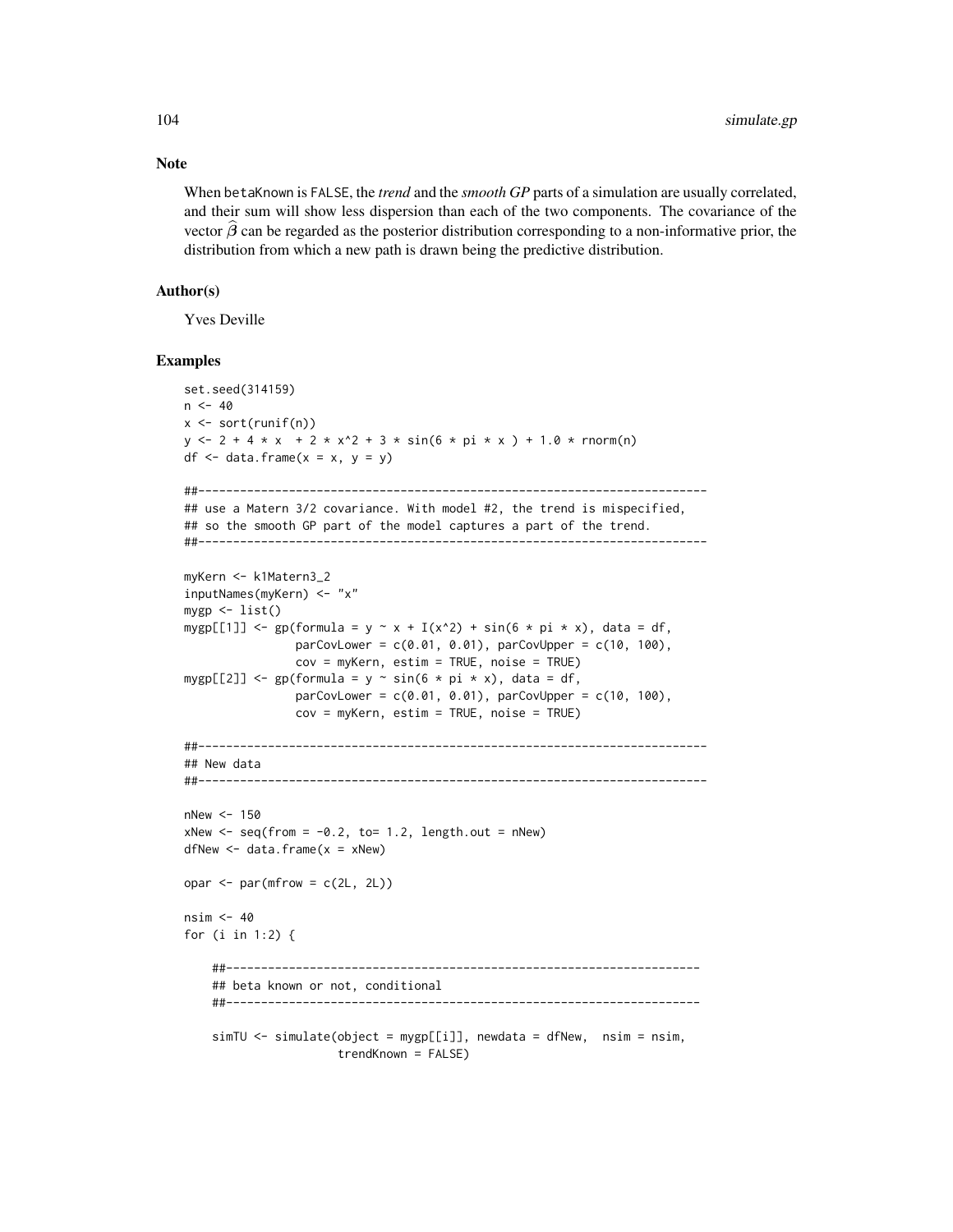## Note

When `betaKnown` is `FALSE`, the *trend* and the *smooth GP* parts of a simulation are usually correlated, and their sum will show less dispersion than each of the two components. The covariance of the vector $\widehat{\boldsymbol{\beta}}$ can be regarded as the posterior distribution corresponding to a non-informative prior, the distribution from which a new path is drawn being the predictive distribution.

## Author(s)

Yves Deville

## Examples

```
set.seed(314159)
n <- 40
x <- sort(runif(n))
y <- 2 + 4 * x  + 2 * x^2 + 3 * sin(6 * pi * x ) + 1.0 * rnorm(n)
df <- data.frame(x = x, y = y)

##-------------------------------------------------------------------------
## use a Matern 3/2 covariance. With model #2, the trend is mispecified,
## so the smooth GP part of the model captures a part of the trend.
##-------------------------------------------------------------------------

myKern <- k1Matern3_2
inputNames(myKern) <- "x"
mygp <- list()
mygp[[1]] <- gp(formula = y ~ x + I(x^2) + sin(6 * pi * x), data = df,
                parCovLower = c(0.01, 0.01), parCovUpper = c(10, 100),
                cov = myKern, estim = TRUE, noise = TRUE)
mygp[[2]] <- gp(formula = y ~ sin(6 * pi * x), data = df,
                parCovLower = c(0.01, 0.01), parCovUpper = c(10, 100),
                cov = myKern, estim = TRUE, noise = TRUE)

##-------------------------------------------------------------------------
## New data
##-------------------------------------------------------------------------

nNew <- 150
xNew <- seq(from = -0.2, to= 1.2, length.out = nNew)
dfNew <- data.frame(x = xNew)

opar <- par(mfrow = c(2L, 2L))

nsim <- 40
for (i in 1:2) {

    ##--------------------------------------------------------------------
    ## beta known or not, conditional
    ##--------------------------------------------------------------------

    simTU <- simulate(object = mygp[[i]], newdata = dfNew,  nsim = nsim,
                      trendKnown = FALSE)
```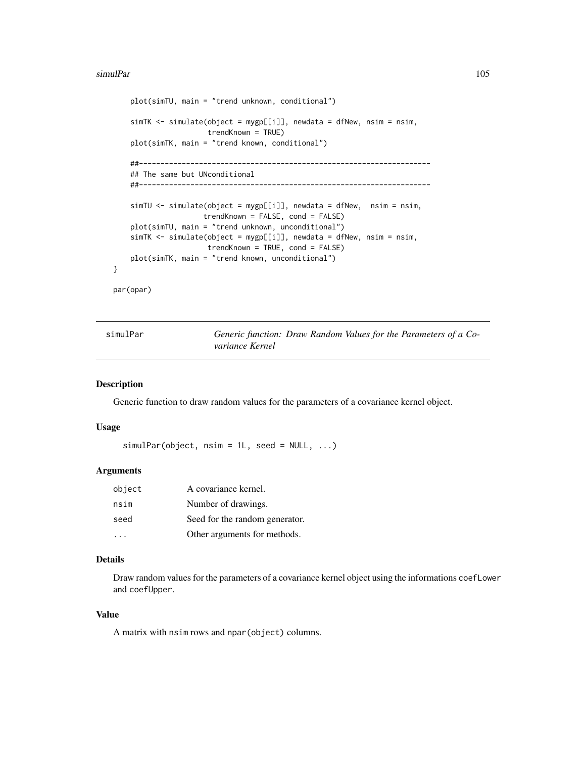```
    plot(simTU, main = "trend unknown, conditional")

    simTK <- simulate(object = mygp[[i]], newdata = dfNew, nsim = nsim,
                      trendKnown = TRUE)
    plot(simTK, main = "trend known, conditional")

    ##-------------------------------------------------------------------
    ## The same but UNconditional
    ##-------------------------------------------------------------------

    simTU <- simulate(object = mygp[[i]], newdata = dfNew,  nsim = nsim,
                     trendKnown = FALSE, cond = FALSE)
    plot(simTU, main = "trend unknown, unconditional")
    simTK <- simulate(object = mygp[[i]], newdata = dfNew, nsim = nsim,
                      trendKnown = TRUE, cond = FALSE)
    plot(simTK, main = "trend known, unconditional")
}

par(opar)
```

---

simulPar — *Generic function: Draw Random Values for the Parameters of a Covariance Kernel*

---

## Description

Generic function to draw random values for the parameters of a covariance kernel object.

## Usage

```
simulPar(object, nsim = 1L, seed = NULL, ...)
```

## Arguments

| | |
|---|---|
| object | A covariance kernel. |
| nsim | Number of drawings. |
| seed | Seed for the random generator. |
| ... | Other arguments for methods. |

## Details

Draw random values for the parameters of a covariance kernel object using the informations `coefLower` and `coefUpper`.

## Value

A matrix with `nsim` rows and `npar(object)` columns.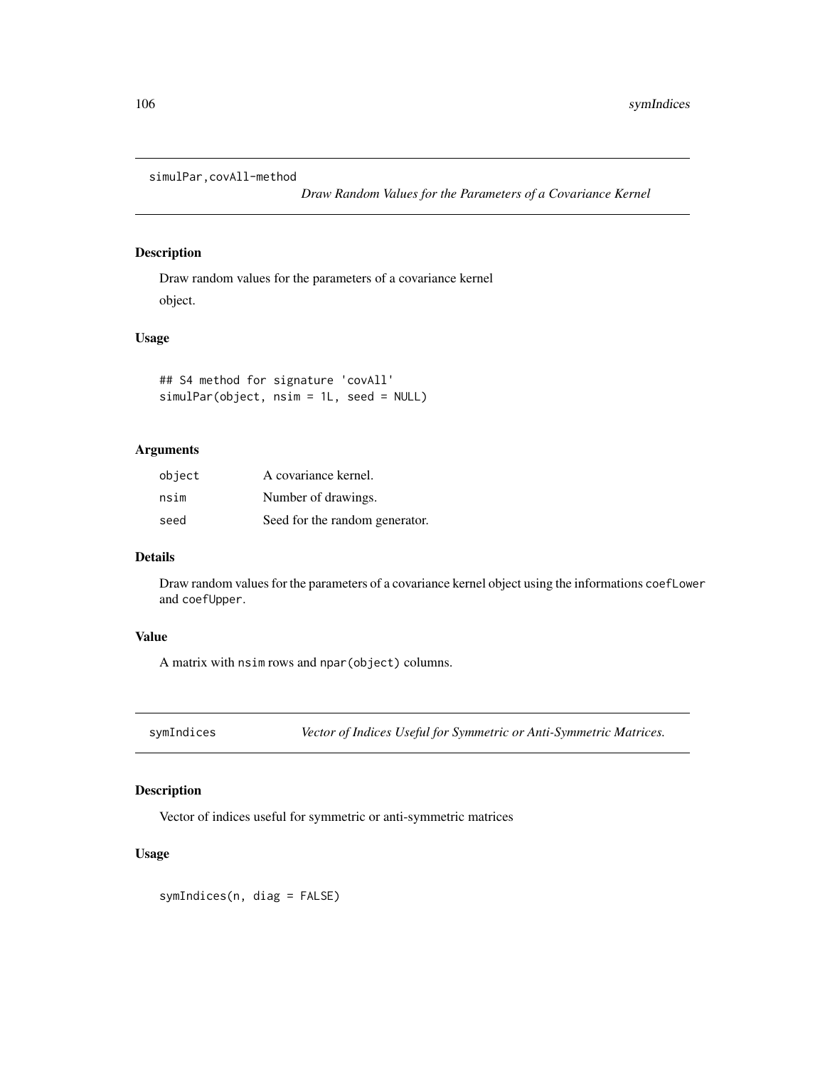## simulPar,covAll-method

*Draw Random Values for the Parameters of a Covariance Kernel*

### Description

Draw random values for the parameters of a covariance kernel object.

### Usage

```
## S4 method for signature 'covAll'
simulPar(object, nsim = 1L, seed = NULL)
```

### Arguments

| | |
|---|---|
| object | A covariance kernel. |
| nsim | Number of drawings. |
| seed | Seed for the random generator. |

### Details

Draw random values for the parameters of a covariance kernel object using the informations `coefLower` and `coefUpper`.

### Value

A matrix with `nsim` rows and `npar(object)` columns.

## symIndices

*Vector of Indices Useful for Symmetric or Anti-Symmetric Matrices.*

### Description

Vector of indices useful for symmetric or anti-symmetric matrices

### Usage

```
symIndices(n, diag = FALSE)
```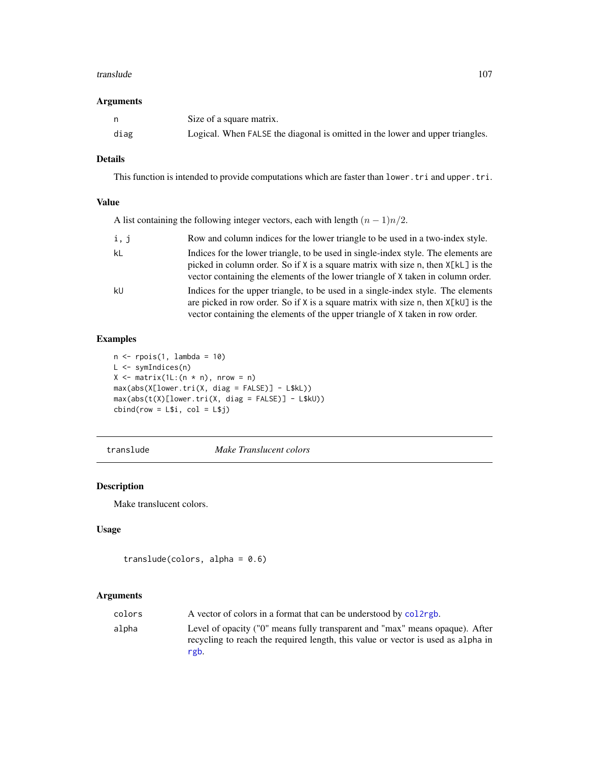## Arguments

| | |
|---|---|
| n | Size of a square matrix. |
| diag | Logical. When FALSE the diagonal is omitted in the lower and upper triangles. |

## Details

This function is intended to provide computations which are faster than `lower.tri` and `upper.tri`.

## Value

A list containing the following integer vectors, each with length $(n-1)n/2$.

| | |
|---|---|
| i, j | Row and column indices for the lower triangle to be used in a two-index style. |
| kL | Indices for the lower triangle, to be used in single-index style. The elements are picked in column order. So if X is a square matrix with size n, then X[kL] is the vector containing the elements of the lower triangle of X taken in column order. |
| kU | Indices for the upper triangle, to be used in a single-index style. The elements are picked in row order. So if X is a square matrix with size n, then X[kU] is the vector containing the elements of the upper triangle of X taken in row order. |

## Examples

```
n <- rpois(1, lambda = 10)
L <- symIndices(n)
X <- matrix(1L:(n * n), nrow = n)
max(abs(X[lower.tri(X, diag = FALSE)] - L$kL))
max(abs(t(X)[lower.tri(X, diag = FALSE)] - L$kU))
cbind(row = L$i, col = L$j)
```

---

# translude *Make Translucent colors*

## Description

Make translucent colors.

## Usage

```
translude(colors, alpha = 0.6)
```

## Arguments

| | |
|---|---|
| colors | A vector of colors in a format that can be understood by col2rgb. |
| alpha | Level of opacity ("0" means fully transparent and "max" means opaque). After recycling to reach the required length, this value or vector is used as alpha in rgb. |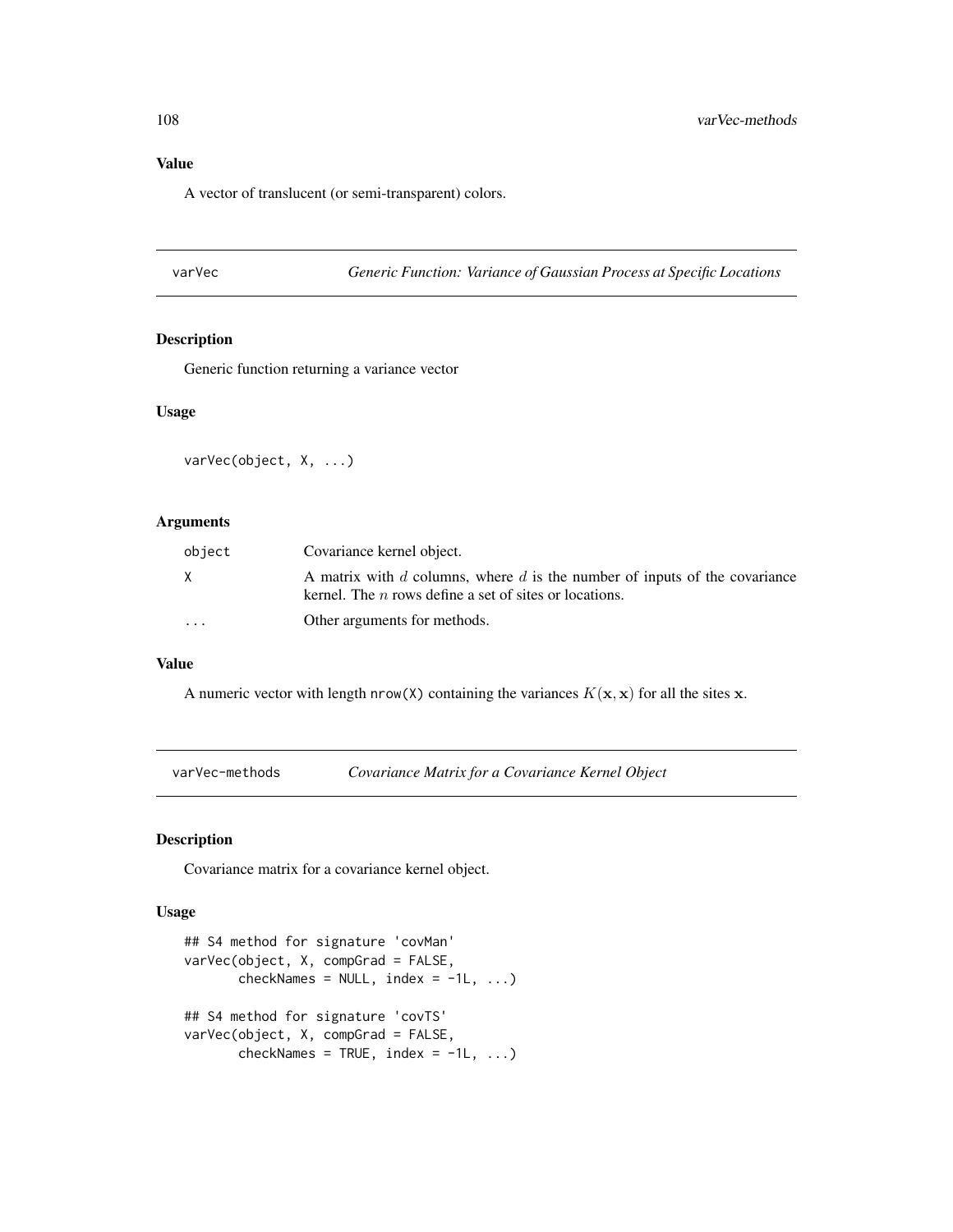## Value

A vector of translucent (or semi-transparent) colors.

---

`varVec` *Generic Function: Variance of Gaussian Process at Specific Locations*

---

## Description

Generic function returning a variance vector

## Usage

```
varVec(object, X, ...)
```

## Arguments

| | |
|---|---|
| `object` | Covariance kernel object. |
| `X` | A matrix with $d$ columns, where $d$ is the number of inputs of the covariance kernel. The $n$ rows define a set of sites or locations. |
| `...` | Other arguments for methods. |

## Value

A numeric vector with length `nrow(X)` containing the variances $K(\mathbf{x}, \mathbf{x})$ for all the sites $\mathbf{x}$.

---

`varVec-methods` *Covariance Matrix for a Covariance Kernel Object*

---

## Description

Covariance matrix for a covariance kernel object.

## Usage

```
## S4 method for signature 'covMan'
varVec(object, X, compGrad = FALSE,
       checkNames = NULL, index = -1L, ...)

## S4 method for signature 'covTS'
varVec(object, X, compGrad = FALSE,
       checkNames = TRUE, index = -1L, ...)
```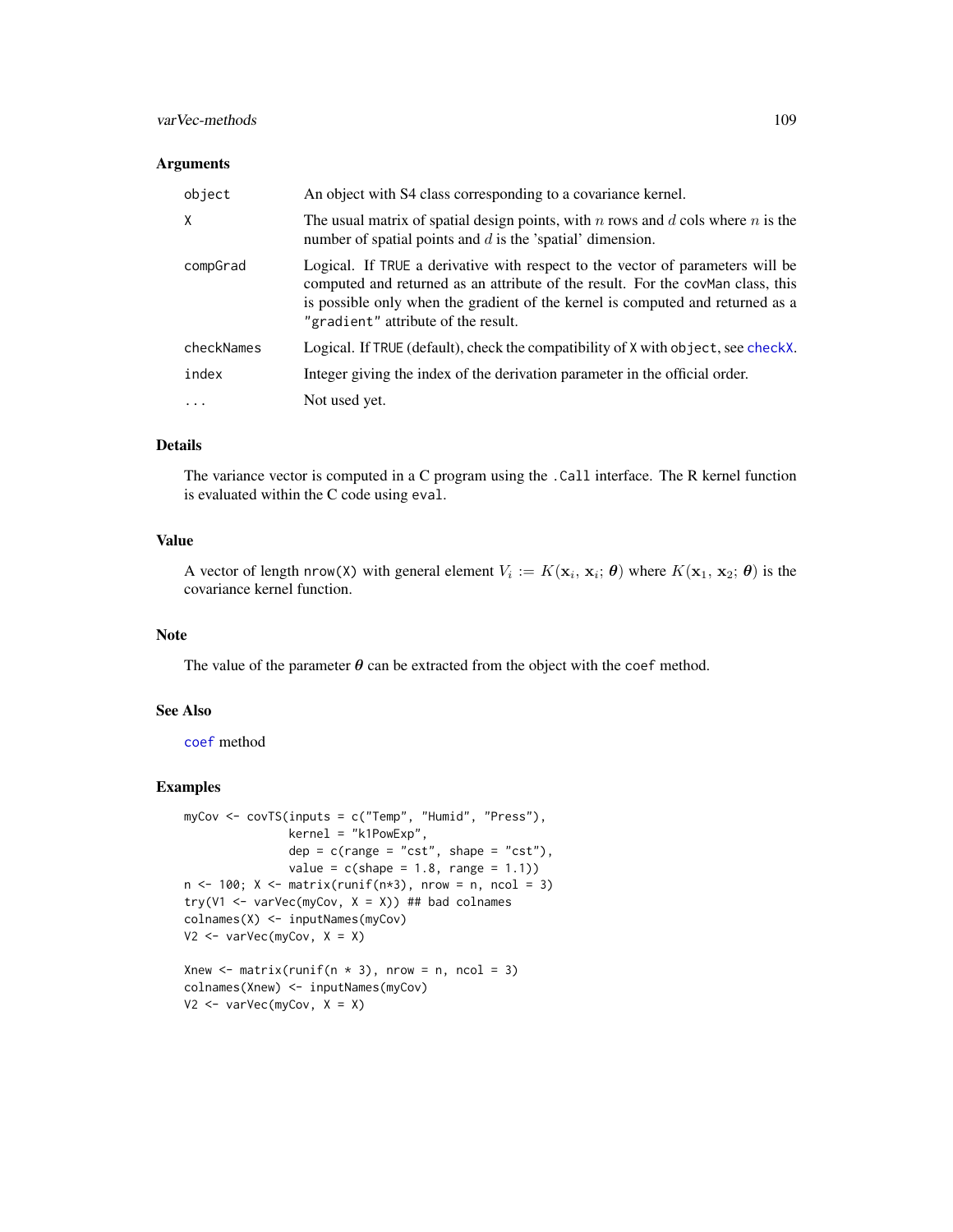## Arguments

| | |
|---|---|
| `object` | An object with S4 class corresponding to a covariance kernel. |
| `X` | The usual matrix of spatial design points, with $n$ rows and $d$ cols where $n$ is the number of spatial points and $d$ is the 'spatial' dimension. |
| `compGrad` | Logical. If `TRUE` a derivative with respect to the vector of parameters will be computed and returned as an attribute of the result. For the `covMan` class, this is possible only when the gradient of the kernel is computed and returned as a `"gradient"` attribute of the result. |
| `checkNames` | Logical. If `TRUE` (default), check the compatibility of `X` with `object`, see `checkX`. |
| `index` | Integer giving the index of the derivation parameter in the official order. |
| `...` | Not used yet. |

## Details

The variance vector is computed in a C program using the `.Call` interface. The R kernel function is evaluated within the C code using `eval`.

## Value

A vector of length `nrow(X)` with general element $V_i := K(\mathbf{x}_i, \mathbf{x}_i; \boldsymbol{\theta})$ where $K(\mathbf{x}_1, \mathbf{x}_2; \boldsymbol{\theta})$ is the covariance kernel function.

## Note

The value of the parameter $\boldsymbol{\theta}$ can be extracted from the object with the `coef` method.

## See Also

`coef` method

## Examples

```
myCov <- covTS(inputs = c("Temp", "Humid", "Press"),
               kernel = "k1PowExp",
               dep = c(range = "cst", shape = "cst"),
               value = c(shape = 1.8, range = 1.1))
n <- 100; X <- matrix(runif(n*3), nrow = n, ncol = 3)
try(V1 <- varVec(myCov, X = X)) ## bad colnames
colnames(X) <- inputNames(myCov)
V2 <- varVec(myCov, X = X)

Xnew <- matrix(runif(n * 3), nrow = n, ncol = 3)
colnames(Xnew) <- inputNames(myCov)
V2 <- varVec(myCov, X = X)
```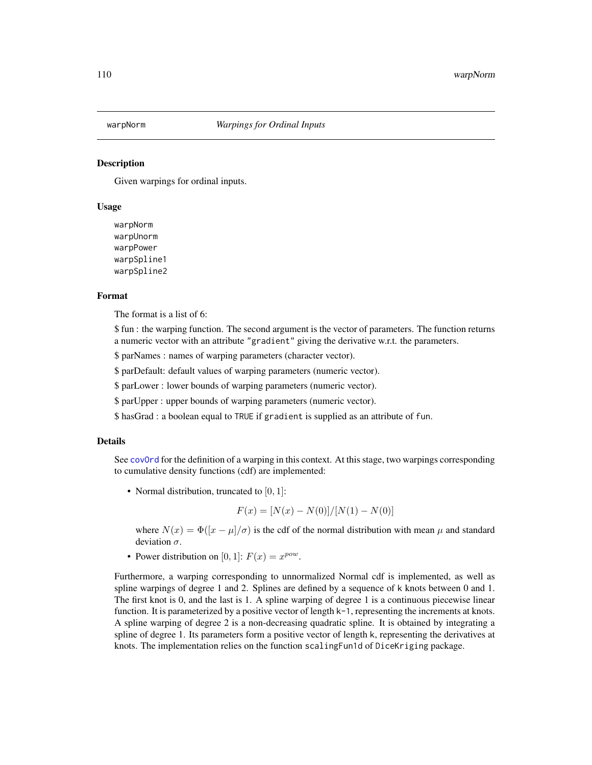## warpNorm *Warpings for Ordinal Inputs*

### Description

Given warpings for ordinal inputs.

### Usage

```
warpNorm
warpUnorm
warpPower
warpSpline1
warpSpline2
```

### Format

The format is a list of 6:

$ fun : the warping function. The second argument is the vector of parameters. The function returns a numeric vector with an attribute `"gradient"` giving the derivative w.r.t. the parameters.

$ parNames : names of warping parameters (character vector).

$ parDefault: default values of warping parameters (numeric vector).

$ parLower : lower bounds of warping parameters (numeric vector).

$ parUpper : upper bounds of warping parameters (numeric vector).

$ hasGrad : a boolean equal to `TRUE` if `gradient` is supplied as an attribute of `fun`.

### Details

See `covOrd` for the definition of a warping in this context. At this stage, two warpings corresponding to cumulative density functions (cdf) are implemented:

- Normal distribution, truncated to $[0, 1]$:

$$F(x) = [N(x) - N(0)]/[N(1) - N(0)]$$

  where $N(x) = \Phi([x - \mu]/\sigma)$ is the cdf of the normal distribution with mean $\mu$ and standard deviation $\sigma$.

- Power distribution on $[0, 1]$: $F(x) = x^{pow}$.

Furthermore, a warping corresponding to unnormalized Normal cdf is implemented, as well as spline warpings of degree 1 and 2. Splines are defined by a sequence of `k` knots between 0 and 1. The first knot is 0, and the last is 1. A spline warping of degree 1 is a continuous piecewise linear function. It is parameterized by a positive vector of length `k-1`, representing the increments at knots. A spline warping of degree 2 is a non-decreasing quadratic spline. It is obtained by integrating a spline of degree 1. Its parameters form a positive vector of length `k`, representing the derivatives at knots. The implementation relies on the function `scalingFun1d` of `DiceKriging` package.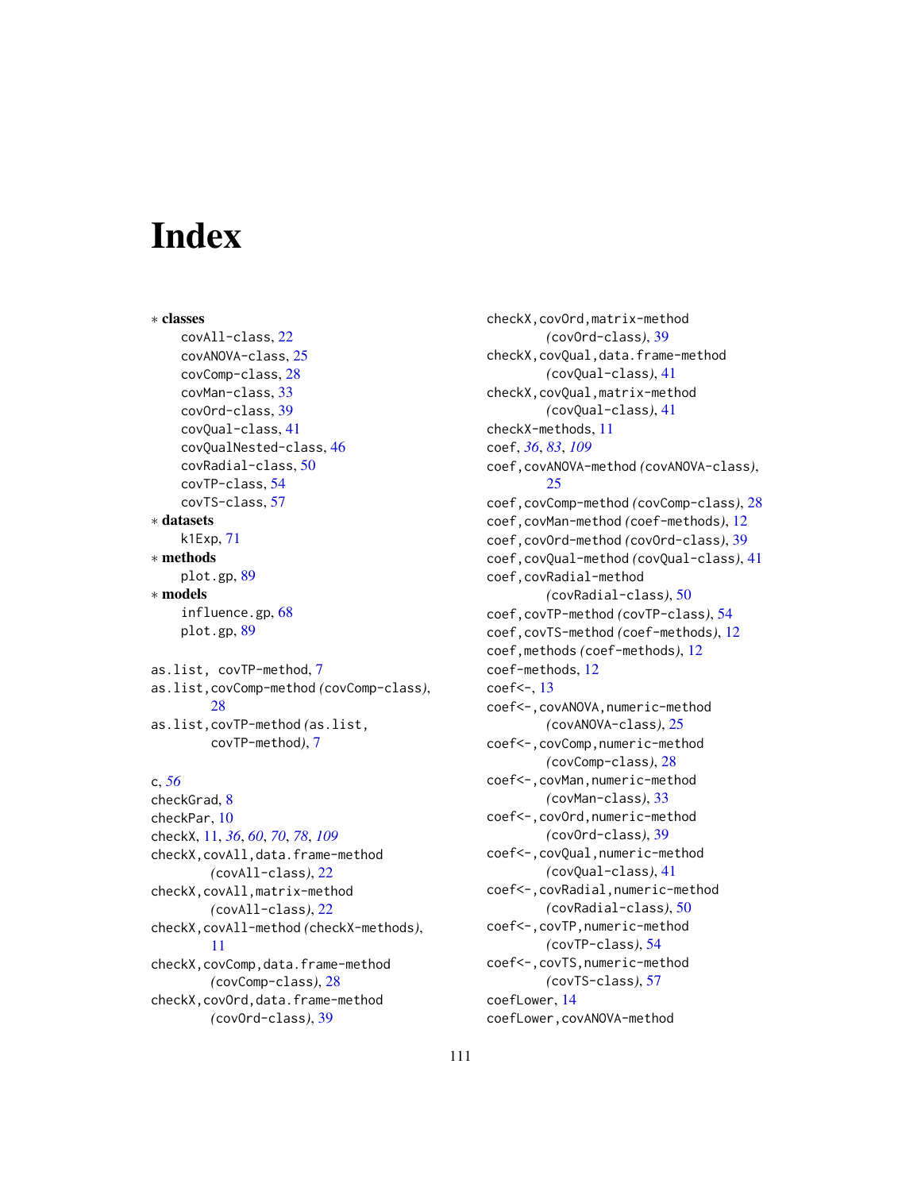# Index

∗ **classes**
- covAll-class, 22
- covANOVA-class, 25
- covComp-class, 28
- covMan-class, 33
- covOrd-class, 39
- covQual-class, 41
- covQualNested-class, 46
- covRadial-class, 50
- covTP-class, 54
- covTS-class, 57

∗ **datasets**
- k1Exp, 71

∗ **methods**
- plot.gp, 89

∗ **models**
- influence.gp, 68
- plot.gp, 89

as.list, covTP-method, 7
as.list,covComp-method *(*covComp-class*)*, 28
as.list,covTP-method *(*as.list, covTP-method*)*, 7

c, *56*
checkGrad, 8
checkPar, 10
checkX, 11, *36*, *60*, *70*, *78*, *109*
checkX,covAll,data.frame-method *(*covAll-class*)*, 22
checkX,covAll,matrix-method *(*covAll-class*)*, 22
checkX,covAll-method *(*checkX-methods*)*, 11
checkX,covComp,data.frame-method *(*covComp-class*)*, 28
checkX,covOrd,data.frame-method *(*covOrd-class*)*, 39
checkX,covOrd,matrix-method *(*covOrd-class*)*, 39
checkX,covQual,data.frame-method *(*covQual-class*)*, 41
checkX,covQual,matrix-method *(*covQual-class*)*, 41
checkX-methods, 11
coef, *36*, *83*, *109*
coef,covANOVA-method *(*covANOVA-class*)*, 25
coef,covComp-method *(*covComp-class*)*, 28
coef,covMan-method *(*coef-methods*)*, 12
coef,covOrd-method *(*covOrd-class*)*, 39
coef,covQual-method *(*covQual-class*)*, 41
coef,covRadial-method *(*covRadial-class*)*, 50
coef,covTP-method *(*covTP-class*)*, 54
coef,covTS-method *(*coef-methods*)*, 12
coef,methods *(*coef-methods*)*, 12
coef-methods, 12
coef<-, 13
coef<-,covANOVA,numeric-method *(*covANOVA-class*)*, 25
coef<-,covComp,numeric-method *(*covComp-class*)*, 28
coef<-,covMan,numeric-method *(*covMan-class*)*, 33
coef<-,covOrd,numeric-method *(*covOrd-class*)*, 39
coef<-,covQual,numeric-method *(*covQual-class*)*, 41
coef<-,covRadial,numeric-method *(*covRadial-class*)*, 50
coef<-,covTP,numeric-method *(*covTP-class*)*, 54
coef<-,covTS,numeric-method *(*covTS-class*)*, 57
coefLower, 14
coefLower,covANOVA-method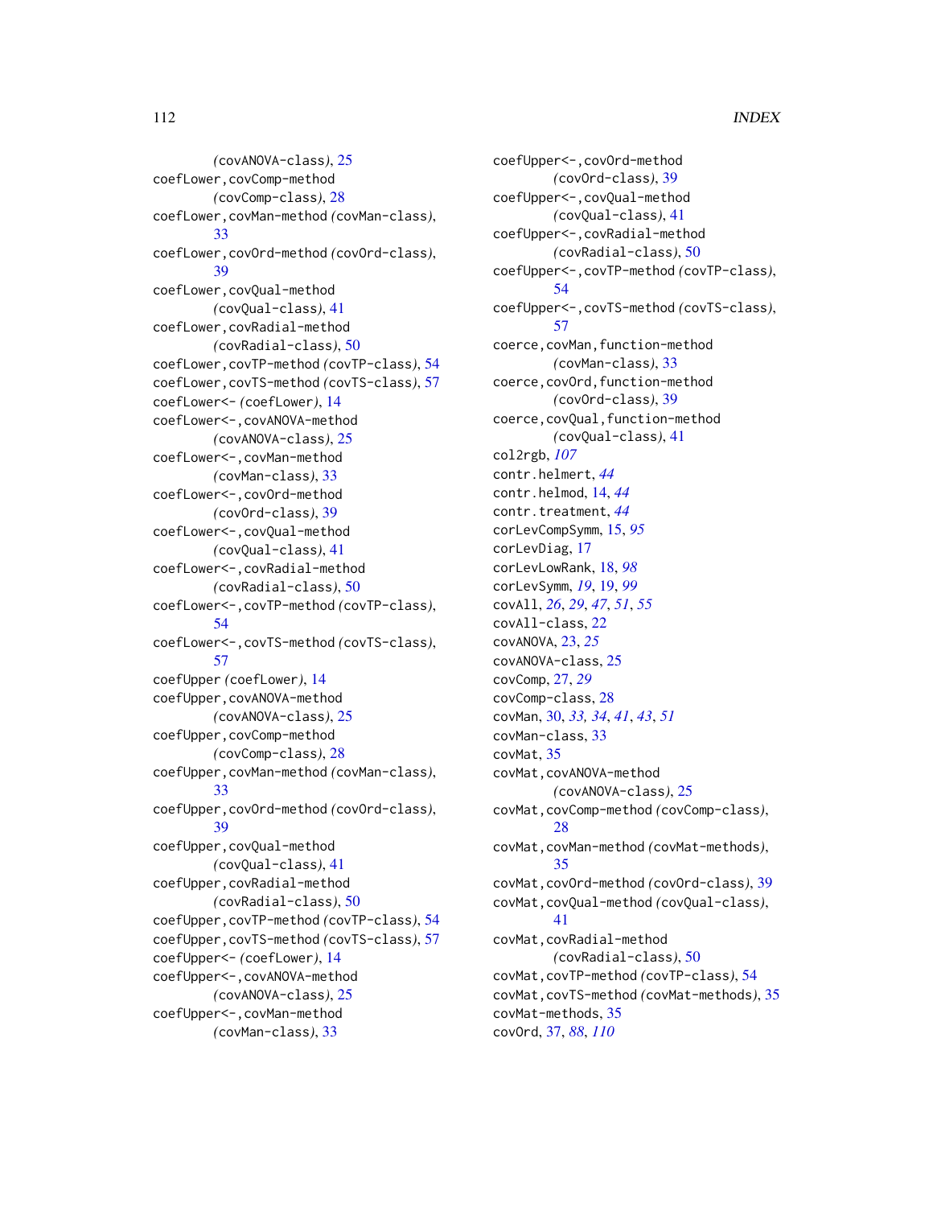(covANOVA-class), 25
coefLower,covComp-method (covComp-class), 28
coefLower,covMan-method (covMan-class), 33
coefLower,covOrd-method (covOrd-class), 39
coefLower,covQual-method (covQual-class), 41
coefLower,covRadial-method (covRadial-class), 50
coefLower,covTP-method (covTP-class), 54
coefLower,covTS-method (covTS-class), 57
coefLower<- (coefLower), 14
coefLower<-,covANOVA-method (covANOVA-class), 25
coefLower<-,covMan-method (covMan-class), 33
coefLower<-,covOrd-method (covOrd-class), 39
coefLower<-,covQual-method (covQual-class), 41
coefLower<-,covRadial-method (covRadial-class), 50
coefLower<-,covTP-method (covTP-class), 54
coefLower<-,covTS-method (covTS-class), 57
coefUpper (coefLower), 14
coefUpper,covANOVA-method (covANOVA-class), 25
coefUpper,covComp-method (covComp-class), 28
coefUpper,covMan-method (covMan-class), 33
coefUpper,covOrd-method (covOrd-class), 39
coefUpper,covQual-method (covQual-class), 41
coefUpper,covRadial-method (covRadial-class), 50
coefUpper,covTP-method (covTP-class), 54
coefUpper,covTS-method (covTS-class), 57
coefUpper<- (coefLower), 14
coefUpper<-,covANOVA-method (covANOVA-class), 25
coefUpper<-,covMan-method (covMan-class), 33
coefUpper<-,covOrd-method (covOrd-class), 39
coefUpper<-,covQual-method (covQual-class), 41
coefUpper<-,covRadial-method (covRadial-class), 50
coefUpper<-,covTP-method (covTP-class), 54
coefUpper<-,covTS-method (covTS-class), 57
coerce,covMan,function-method (covMan-class), 33
coerce,covOrd,function-method (covOrd-class), 39
coerce,covQual,function-method (covQual-class), 41
col2rgb, *107*
contr.helmert, *44*
contr.helmod, 14, *44*
contr.treatment, *44*
corLevCompSymm, 15, *95*
corLevDiag, 17
corLevLowRank, 18, *98*
corLevSymm, *19*, 19, *99*
covAll, *26*, *29*, *47*, *51*, *55*
covAll-class, 22
covANOVA, 23, *25*
covANOVA-class, 25
covComp, 27, *29*
covComp-class, 28
covMan, 30, *33, 34*, *41*, *43*, *51*
covMan-class, 33
covMat, 35
covMat,covANOVA-method (covANOVA-class), 25
covMat,covComp-method (covComp-class), 28
covMat,covMan-method (covMat-methods), 35
covMat,covOrd-method (covOrd-class), 39
covMat,covQual-method (covQual-class), 41
covMat,covRadial-method (covRadial-class), 50
covMat,covTP-method (covTP-class), 54
covMat,covTS-method (covMat-methods), 35
covMat-methods, 35
covOrd, 37, *88*, *110*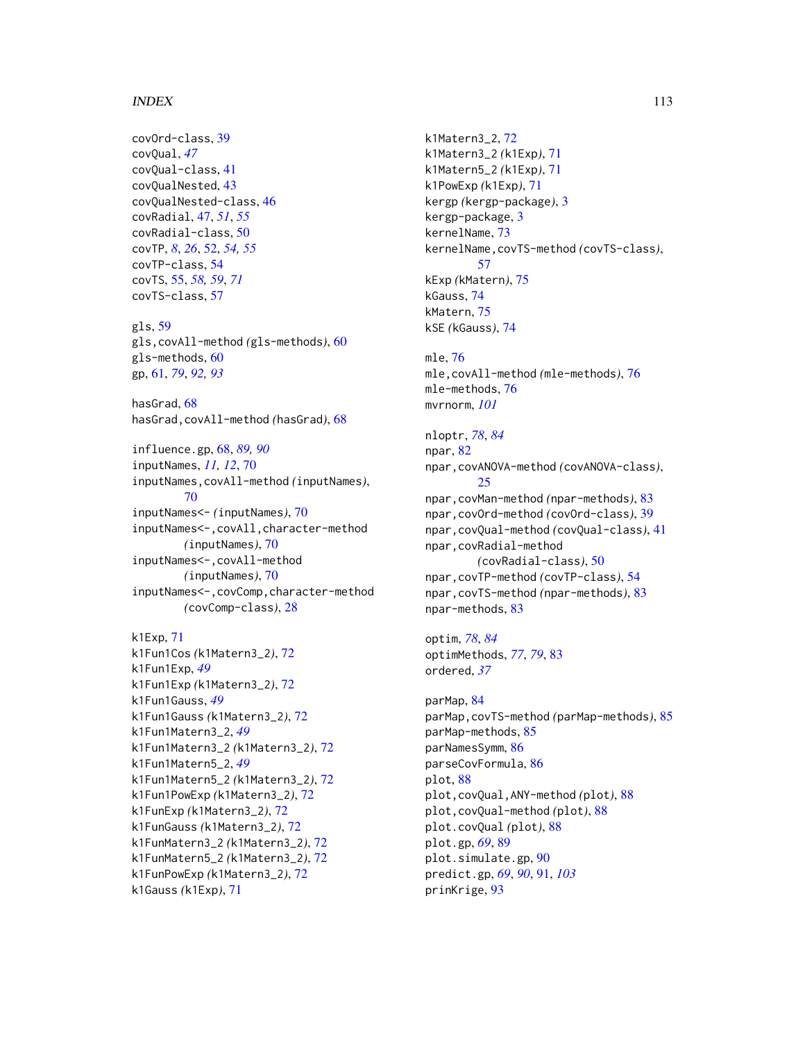covOrd-class, 39
covQual, *47*
covQual-class, 41
covQualNested, 43
covQualNested-class, 46
covRadial, 47, *51*, *55*
covRadial-class, 50
covTP, *8*, *26*, 52, *54, 55*
covTP-class, 54
covTS, 55, *58, 59*, *71*
covTS-class, 57

gls, 59
gls,covAll-method *(*gls-methods*)*, 60
gls-methods, 60
gp, 61, *79*, *92, 93*

hasGrad, 68
hasGrad,covAll-method *(*hasGrad*)*, 68

influence.gp, 68, *89, 90*
inputNames, *11, 12*, 70
inputNames,covAll-method *(*inputNames*)*, 70
inputNames<- *(*inputNames*)*, 70
inputNames<-,covAll,character-method *(*inputNames*)*, 70
inputNames<-,covAll-method *(*inputNames*)*, 70
inputNames<-,covComp,character-method *(*covComp-class*)*, 28

k1Exp, 71
k1Fun1Cos *(*k1Matern3_2*)*, 72
k1Fun1Exp, *49*
k1Fun1Exp *(*k1Matern3_2*)*, 72
k1Fun1Gauss, *49*
k1Fun1Gauss *(*k1Matern3_2*)*, 72
k1Fun1Matern3_2, *49*
k1Fun1Matern3_2 *(*k1Matern3_2*)*, 72
k1Fun1Matern5_2, *49*
k1Fun1Matern5_2 *(*k1Matern3_2*)*, 72
k1Fun1PowExp *(*k1Matern3_2*)*, 72
k1FunExp *(*k1Matern3_2*)*, 72
k1FunGauss *(*k1Matern3_2*)*, 72
k1FunMatern3_2 *(*k1Matern3_2*)*, 72
k1FunMatern5_2 *(*k1Matern3_2*)*, 72
k1FunPowExp *(*k1Matern3_2*)*, 72
k1Gauss *(*k1Exp*)*, 71
k1Matern3_2, 72
k1Matern3_2 *(*k1Exp*)*, 71
k1Matern5_2 *(*k1Exp*)*, 71
k1PowExp *(*k1Exp*)*, 71
kergp *(*kergp-package*)*, 3
kergp-package, 3
kernelName, 73
kernelName,covTS-method *(*covTS-class*)*, 57
kExp *(*kMatern*)*, 75
kGauss, 74
kMatern, 75
kSE *(*kGauss*)*, 74

mle, 76
mle,covAll-method *(*mle-methods*)*, 76
mle-methods, 76
mvrnorm, *101*

nloptr, *78*, *84*
npar, 82
npar,covANOVA-method *(*covANOVA-class*)*, 25
npar,covMan-method *(*npar-methods*)*, 83
npar,covOrd-method *(*covOrd-class*)*, 39
npar,covQual-method *(*covQual-class*)*, 41
npar,covRadial-method *(*covRadial-class*)*, 50
npar,covTP-method *(*covTP-class*)*, 54
npar,covTS-method *(*npar-methods*)*, 83
npar-methods, 83

optim, *78*, *84*
optimMethods, *77*, *79*, 83
ordered, *37*

parMap, 84
parMap,covTS-method *(*parMap-methods*)*, 85
parMap-methods, 85
parNamesSymm, 86
parseCovFormula, 86
plot, 88
plot,covQual,ANY-method *(*plot*)*, 88
plot,covQual-method *(*plot*)*, 88
plot.covQual *(*plot*)*, 88
plot.gp, *69*, 89
plot.simulate.gp, 90
predict.gp, *69*, *90*, 91, *103*
prinKrige, 93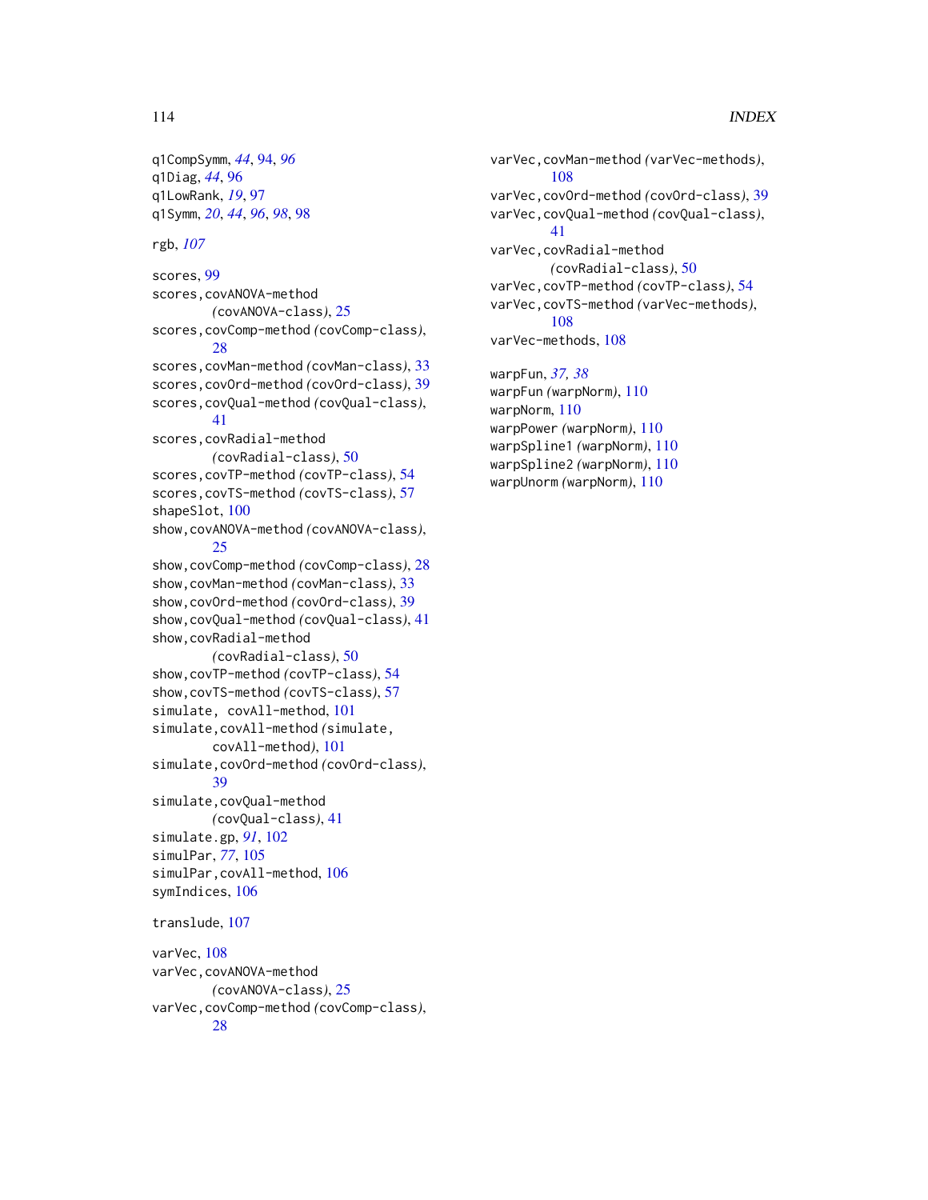q1CompSymm, *44*, 94, *96*
q1Diag, *44*, 96
q1LowRank, *19*, 97
q1Symm, *20*, *44*, *96*, *98*, 98

rgb, *107*

scores, 99
scores,covANOVA-method (covANOVA-class), 25
scores,covComp-method (covComp-class), 28
scores,covMan-method (covMan-class), 33
scores,covOrd-method (covOrd-class), 39
scores,covQual-method (covQual-class), 41
scores,covRadial-method (covRadial-class), 50
scores,covTP-method (covTP-class), 54
scores,covTS-method (covTS-class), 57
shapeSlot, 100
show,covANOVA-method (covANOVA-class), 25
show,covComp-method (covComp-class), 28
show,covMan-method (covMan-class), 33
show,covOrd-method (covOrd-class), 39
show,covQual-method (covQual-class), 41
show,covRadial-method (covRadial-class), 50
show,covTP-method (covTP-class), 54
show,covTS-method (covTS-class), 57
simulate, covAll-method, 101
simulate,covAll-method (simulate, covAll-method), 101
simulate,covOrd-method (covOrd-class), 39
simulate,covQual-method (covQual-class), 41
simulate.gp, *91*, 102
simulPar, *77*, 105
simulPar,covAll-method, 106
symIndices, 106

translude, 107

varVec, 108
varVec,covANOVA-method (covANOVA-class), 25
varVec,covComp-method (covComp-class), 28
varVec,covMan-method (varVec-methods), 108
varVec,covOrd-method (covOrd-class), 39
varVec,covQual-method (covQual-class), 41
varVec,covRadial-method (covRadial-class), 50
varVec,covTP-method (covTP-class), 54
varVec,covTS-method (varVec-methods), 108
varVec-methods, 108

warpFun, *37, 38*
warpFun (warpNorm), 110
warpNorm, 110
warpPower (warpNorm), 110
warpSpline1 (warpNorm), 110
warpSpline2 (warpNorm), 110
warpUnorm (warpNorm), 110